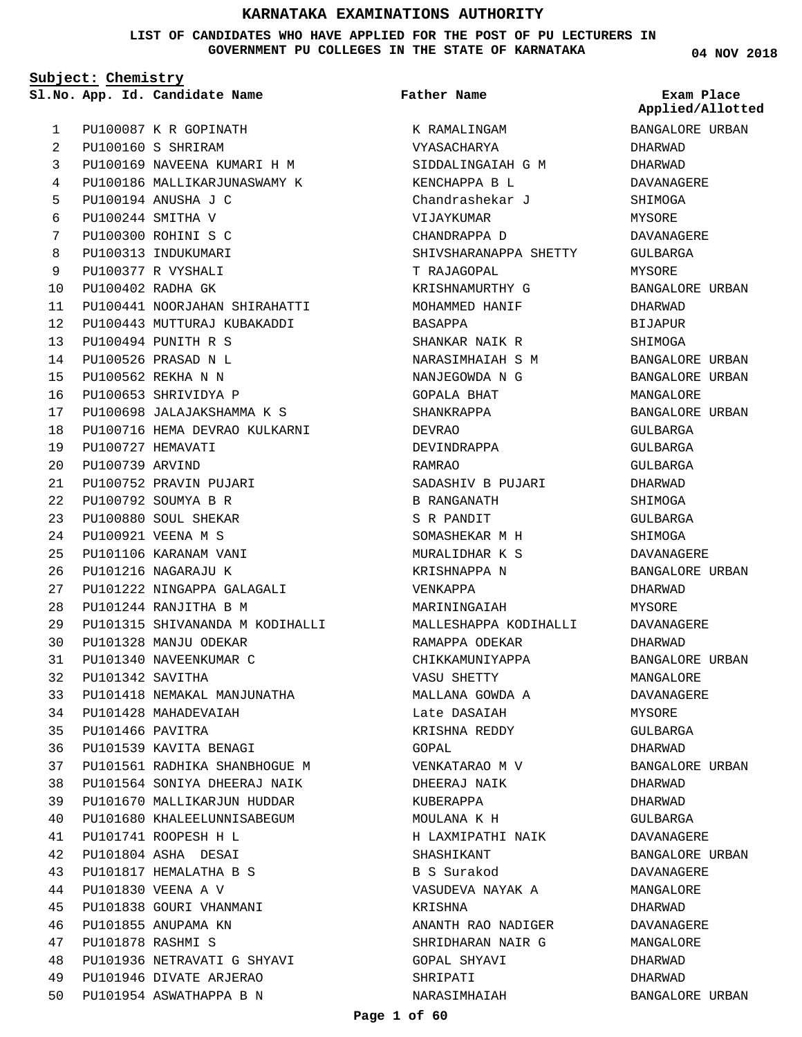# KARNATAKA EXAMINATIONS AUTHORITY

**LIST OF CANDIDATES WHO HAVE APPLIED FOR THE POST OF PU LECTURERS IN GOVERNMENT PU COLLEGES IN THE STATE OF KARNATAKA**

**04 NOV 2018**

**Subject: Chemistry**

| Sl.No. | App. Id. | Candidate Name | Father Name | Exam Place Applied/Allotted |
|---|---|---|---|---|
| 1 | PU100087 | K R GOPINATH | K RAMALINGAM | BANGALORE URBAN |
| 2 | PU100160 | S SHRIRAM | VYASACHARYA | DHARWAD |
| 3 | PU100169 | NAVEENA KUMARI H M | SIDDALINGAIAH G M | DHARWAD |
| 4 | PU100186 | MALLIKARJUNASWAMY K | KENCHAPPA B L | DAVANAGERE |
| 5 | PU100194 | ANUSHA J C | Chandrashekar J | SHIMOGA |
| 6 | PU100244 | SMITHA V | VIJAYKUMAR | MYSORE |
| 7 | PU100300 | ROHINI S C | CHANDRAPPA D | DAVANAGERE |
| 8 | PU100313 | INDUKUMARI | SHIVSHARANAPPA SHETTY | GULBARGA |
| 9 | PU100377 | R VYSHALI | T RAJAGOPAL | MYSORE |
| 10 | PU100402 | RADHA GK | KRISHNAMURTHY G | BANGALORE URBAN |
| 11 | PU100441 | NOORJAHAN SHIRAHATTI | MOHAMMED HANIF | DHARWAD |
| 12 | PU100443 | MUTTURAJ KUBAKADDI | BASAPPA | BIJAPUR |
| 13 | PU100494 | PUNITH R S | SHANKAR NAIK R | SHIMOGA |
| 14 | PU100526 | PRASAD N L | NARASIMHAIAH S M | BANGALORE URBAN |
| 15 | PU100562 | REKHA N N | NANJEGOWDA N G | BANGALORE URBAN |
| 16 | PU100653 | SHRIVIDYA P | GOPALA BHAT | MANGALORE |
| 17 | PU100698 | JALAJAKSHAMMA K S | SHANKRAPPA | BANGALORE URBAN |
| 18 | PU100716 | HEMA DEVRAO KULKARNI | DEVRAO | GULBARGA |
| 19 | PU100727 | HEMAVATI | DEVINDRAPPA | GULBARGA |
| 20 | PU100739 | ARVIND | RAMRAO | GULBARGA |
| 21 | PU100752 | PRAVIN PUJARI | SADASHIV B PUJARI | DHARWAD |
| 22 | PU100792 | SOUMYA B R | B RANGANATH | SHIMOGA |
| 23 | PU100880 | SOUL SHEKAR | S R PANDIT | GULBARGA |
| 24 | PU100921 | VEENA M S | SOMASHEKAR M H | SHIMOGA |
| 25 | PU101106 | KARANAM VANI | MURALIDHAR K S | DAVANAGERE |
| 26 | PU101216 | NAGARAJU K | KRISHNAPPA N | BANGALORE URBAN |
| 27 | PU101222 | NINGAPPA GALAGALI | VENKAPPA | DHARWAD |
| 28 | PU101244 | RANJITHA B M | MARININGAIAH | MYSORE |
| 29 | PU101315 | SHIVANANDA M KODIHALLI | MALLESHAPPA KODIHALLI | DAVANAGERE |
| 30 | PU101328 | MANJU ODEKAR | RAMAPPA ODEKAR | DHARWAD |
| 31 | PU101340 | NAVEENKUMAR C | CHIKKAMUNIYAPPA | BANGALORE URBAN |
| 32 | PU101342 | SAVITHA | VASU SHETTY | MANGALORE |
| 33 | PU101418 | NEMAKAL MANJUNATHA | MALLANA GOWDA A | DAVANAGERE |
| 34 | PU101428 | MAHADEVAIAH | Late DASAIAH | MYSORE |
| 35 | PU101466 | PAVITRA | KRISHNA REDDY | GULBARGA |
| 36 | PU101539 | KAVITA BENAGI | GOPAL | DHARWAD |
| 37 | PU101561 | RADHIKA SHANBHOGUE M | VENKATARAO M V | BANGALORE URBAN |
| 38 | PU101564 | SONIYA DHEERAJ NAIK | DHEERAJ NAIK | DHARWAD |
| 39 | PU101670 | MALLIKARJUN HUDDAR | KUBERAPPA | DHARWAD |
| 40 | PU101680 | KHALEELUNNISABEGUM | MOULANA K H | GULBARGA |
| 41 | PU101741 | ROOPESH H L | H LAXMIPATHI NAIK | DAVANAGERE |
| 42 | PU101804 | ASHA DESAI | SHASHIKANT | BANGALORE URBAN |
| 43 | PU101817 | HEMALATHA B S | B S Surakod | DAVANAGERE |
| 44 | PU101830 | VEENA A V | VASUDEVA NAYAK A | MANGALORE |
| 45 | PU101838 | GOURI VHANMANI | KRISHNA | DHARWAD |
| 46 | PU101855 | ANUPAMA KN | ANANTH RAO NADIGER | DAVANAGERE |
| 47 | PU101878 | RASHMI S | SHRIDHARAN NAIR G | MANGALORE |
| 48 | PU101936 | NETRAVATI G SHYAVI | GOPAL SHYAVI | DHARWAD |
| 49 | PU101946 | DIVATE ARJERAO | SHRIPATI | DHARWAD |
| 50 | PU101954 | ASWATHAPPA B N | NARASIMHAIAH | BANGALORE URBAN |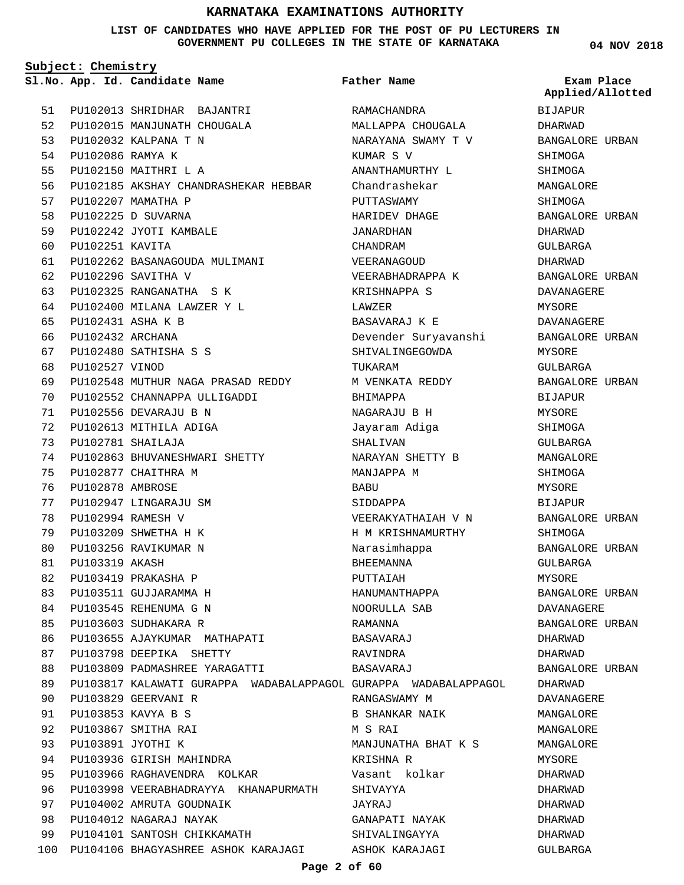# KARNATAKA EXAMINATIONS AUTHORITY

**LIST OF CANDIDATES WHO HAVE APPLIED FOR THE POST OF PU LECTURERS IN GOVERNMENT PU COLLEGES IN THE STATE OF KARNATAKA**

**04 NOV 2018**

**Subject: Chemistry**

| Sl.No. | App. Id. | Candidate Name | Father Name | Exam Place Applied/Allotted |
|---|---|---|---|---|
| 51 | PU102013 | SHRIDHAR BAJANTRI | RAMACHANDRA | BIJAPUR |
| 52 | PU102015 | MANJUNATH CHOUGALA | MALLAPPA CHOUGALA | DHARWAD |
| 53 | PU102032 | KALPANA T N | NARAYANA SWAMY T V | BANGALORE URBAN |
| 54 | PU102086 | RAMYA K | KUMAR S V | SHIMOGA |
| 55 | PU102150 | MAITHRI L A | ANANTHAMURTHY L | SHIMOGA |
| 56 | PU102185 | AKSHAY CHANDRASHEKAR HEBBAR | Chandrashekar | MANGALORE |
| 57 | PU102207 | MAMATHA P | PUTTASWAMY | SHIMOGA |
| 58 | PU102225 | D SUVARNA | HARIDEV DHAGE | BANGALORE URBAN |
| 59 | PU102242 | JYOTI KAMBALE | JANARDHAN | DHARWAD |
| 60 | PU102251 | KAVITA | CHANDRAM | GULBARGA |
| 61 | PU102262 | BASANAGOUDA MULIMANI | VEERANAGOUD | DHARWAD |
| 62 | PU102296 | SAVITHA V | VEERABHADRAPPA K | BANGALORE URBAN |
| 63 | PU102325 | RANGANATHA S K | KRISHNAPPA S | DAVANAGERE |
| 64 | PU102400 | MILANA LAWZER Y L | LAWZER | MYSORE |
| 65 | PU102431 | ASHA K B | BASAVARAJ K E | DAVANAGERE |
| 66 | PU102432 | ARCHANA | Devender Suryavanshi | BANGALORE URBAN |
| 67 | PU102480 | SATHISHA S S | SHIVALINGEGOWDA | MYSORE |
| 68 | PU102527 | VINOD | TUKARAM | GULBARGA |
| 69 | PU102548 | MUTHUR NAGA PRASAD REDDY | M VENKATA REDDY | BANGALORE URBAN |
| 70 | PU102552 | CHANNAPPA ULLIGADDI | BHIMAPPA | BIJAPUR |
| 71 | PU102556 | DEVARAJU B N | NAGARAJU B H | MYSORE |
| 72 | PU102613 | MITHILA ADIGA | Jayaram Adiga | SHIMOGA |
| 73 | PU102781 | SHAILAJA | SHALIVAN | GULBARGA |
| 74 | PU102863 | BHUVANESHWARI SHETTY | NARAYAN SHETTY B | MANGALORE |
| 75 | PU102877 | CHAITHRA M | MANJAPPA M | SHIMOGA |
| 76 | PU102878 | AMBROSE | BABU | MYSORE |
| 77 | PU102947 | LINGARAJU SM | SIDDAPPA | BIJAPUR |
| 78 | PU102994 | RAMESH V | VEERAKYATHAIAH V N | BANGALORE URBAN |
| 79 | PU103209 | SHWETHA H K | H M KRISHNAMURTHY | SHIMOGA |
| 80 | PU103256 | RAVIKUMAR N | Narasimhappa | BANGALORE URBAN |
| 81 | PU103319 | AKASH | BHEEMANNA | GULBARGA |
| 82 | PU103419 | PRAKASHA P | PUTTAIAH | MYSORE |
| 83 | PU103511 | GUJJARAMMA H | HANUMANTHAPPA | BANGALORE URBAN |
| 84 | PU103545 | REHENUMA G N | NOORULLA SAB | DAVANAGERE |
| 85 | PU103603 | SUDHAKARA R | RAMANNA | BANGALORE URBAN |
| 86 | PU103655 | AJAYKUMAR MATHAPATI | BASAVARAJ | DHARWAD |
| 87 | PU103798 | DEEPIKA SHETTY | RAVINDRA | DHARWAD |
| 88 | PU103809 | PADMASHREE YARAGATTI | BASAVARAJ | BANGALORE URBAN |
| 89 | PU103817 | KALAWATI GURAPPA WADABALAPPAGOL | GURAPPA WADABALAPPAGOL | DHARWAD |
| 90 | PU103829 | GEERVANI R | RANGASWAMY M | DAVANAGERE |
| 91 | PU103853 | KAVYA B S | B SHANKAR NAIK | MANGALORE |
| 92 | PU103867 | SMITHA RAI | M S RAI | MANGALORE |
| 93 | PU103891 | JYOTHI K | MANJUNATHA BHAT K S | MANGALORE |
| 94 | PU103936 | GIRISH MAHINDRA | KRISHNA R | MYSORE |
| 95 | PU103966 | RAGHAVENDRA KOLKAR | Vasant kolkar | DHARWAD |
| 96 | PU103998 | VEERABHADRAYYA KHANAPURMATH | SHIVAYYA | DHARWAD |
| 97 | PU104002 | AMRUTA GOUDNAIK | JAYRAJ | DHARWAD |
| 98 | PU104012 | NAGARAJ NAYAK | GANAPATI NAYAK | DHARWAD |
| 99 | PU104101 | SANTOSH CHIKKAMATH | SHIVALINGAYYA | DHARWAD |
| 100 | PU104106 | BHAGYASHREE ASHOK KARAJAGI | ASHOK KARAJAGI | GULBARGA |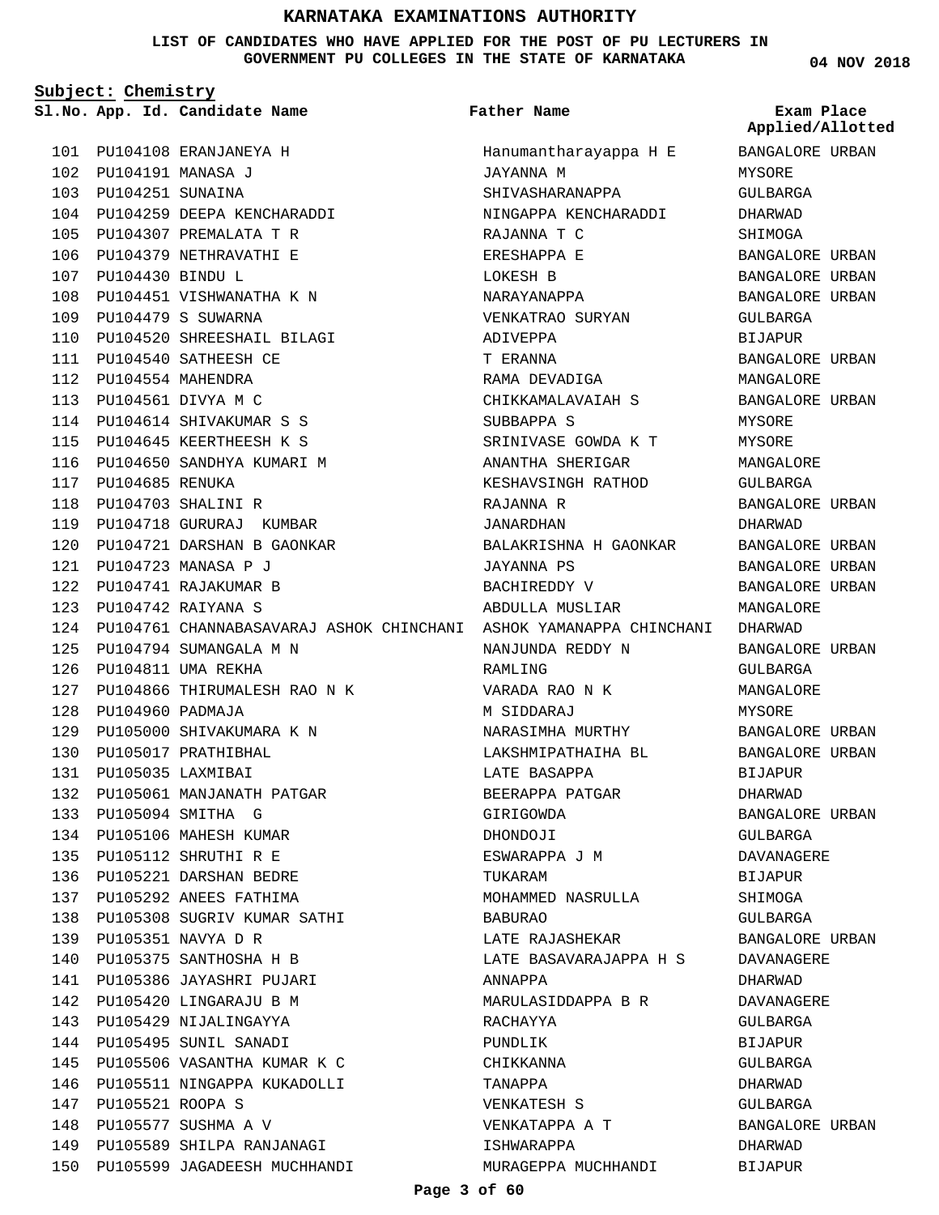# KARNATAKA EXAMINATIONS AUTHORITY

**LIST OF CANDIDATES WHO HAVE APPLIED FOR THE POST OF PU LECTURERS IN GOVERNMENT PU COLLEGES IN THE STATE OF KARNATAKA**

04 NOV 2018

**Subject: Chemistry**

| Sl.No. | App. Id. | Candidate Name | Father Name | Exam Place Applied/Allotted |
|---|---|---|---|---|
| 101 | PU104108 | ERANJANEYA H | Hanumantharayappa H E | BANGALORE URBAN |
| 102 | PU104191 | MANASA J | JAYANNA M | MYSORE |
| 103 | PU104251 | SUNAINA | SHIVASHARANAPPA | GULBARGA |
| 104 | PU104259 | DEEPA KENCHARADDI | NINGAPPA KENCHARADDI | DHARWAD |
| 105 | PU104307 | PREMALATA T R | RAJANNA T C | SHIMOGA |
| 106 | PU104379 | NETHRAVATHI E | ERESHAPPA E | BANGALORE URBAN |
| 107 | PU104430 | BINDU L | LOKESH B | BANGALORE URBAN |
| 108 | PU104451 | VISHWANATHA K N | NARAYANAPPA | BANGALORE URBAN |
| 109 | PU104479 | S SUWARNA | VENKATRAO SURYAN | GULBARGA |
| 110 | PU104520 | SHREESHAIL BILAGI | ADIVEPPA | BIJAPUR |
| 111 | PU104540 | SATHEESH CE | T ERANNA | BANGALORE URBAN |
| 112 | PU104554 | MAHENDRA | RAMA DEVADIGA | MANGALORE |
| 113 | PU104561 | DIVYA M C | CHIKKAMALAVAIAH S | BANGALORE URBAN |
| 114 | PU104614 | SHIVAKUMAR S S | SUBBAPPA S | MYSORE |
| 115 | PU104645 | KEERTHEESH K S | SRINIVASE GOWDA K T | MYSORE |
| 116 | PU104650 | SANDHYA KUMARI M | ANANTHA SHERIGAR | MANGALORE |
| 117 | PU104685 | RENUKA | KESHAVSINGH RATHOD | GULBARGA |
| 118 | PU104703 | SHALINI R | RAJANNA R | BANGALORE URBAN |
| 119 | PU104718 | GURURAJ KUMBAR | JANARDHAN | DHARWAD |
| 120 | PU104721 | DARSHAN B GAONKAR | BALAKRISHNA H GAONKAR | BANGALORE URBAN |
| 121 | PU104723 | MANASA P J | JAYANNA PS | BANGALORE URBAN |
| 122 | PU104741 | RAJAKUMAR B | BACHIREDDY V | BANGALORE URBAN |
| 123 | PU104742 | RAIYANA S | ABDULLA MUSLIAR | MANGALORE |
| 124 | PU104761 | CHANNABASAVARAJ ASHOK CHINCHANI | ASHOK YAMANAPPA CHINCHANI | DHARWAD |
| 125 | PU104794 | SUMANGALA M N | NANJUNDA REDDY N | BANGALORE URBAN |
| 126 | PU104811 | UMA REKHA | RAMLING | GULBARGA |
| 127 | PU104866 | THIRUMALESH RAO N K | VARADA RAO N K | MANGALORE |
| 128 | PU104960 | PADMAJA | M SIDDARAJ | MYSORE |
| 129 | PU105000 | SHIVAKUMARA K N | NARASIMHA MURTHY | BANGALORE URBAN |
| 130 | PU105017 | PRATHIBHAL | LAKSHMIPATHAIHA BL | BANGALORE URBAN |
| 131 | PU105035 | LAXMIBAI | LATE BASAPPA | BIJAPUR |
| 132 | PU105061 | MANJANATH PATGAR | BEERAPPA PATGAR | DHARWAD |
| 133 | PU105094 | SMITHA G | GIRIGOWDA | BANGALORE URBAN |
| 134 | PU105106 | MAHESH KUMAR | DHONDOJI | GULBARGA |
| 135 | PU105112 | SHRUTHI R E | ESWARAPPA J M | DAVANAGERE |
| 136 | PU105221 | DARSHAN BEDRE | TUKARAM | BIJAPUR |
| 137 | PU105292 | ANEES FATHIMA | MOHAMMED NASRULLA | SHIMOGA |
| 138 | PU105308 | SUGRIV KUMAR SATHI | BABURAO | GULBARGA |
| 139 | PU105351 | NAVYA D R | LATE RAJASHEKAR | BANGALORE URBAN |
| 140 | PU105375 | SANTHOSHA H B | LATE BASAVARAJAPPA H S | DAVANAGERE |
| 141 | PU105386 | JAYASHRI PUJARI | ANNAPPA | DHARWAD |
| 142 | PU105420 | LINGARAJU B M | MARULASIDDAPPA B R | DAVANAGERE |
| 143 | PU105429 | NIJALINGAYYA | RACHAYYA | GULBARGA |
| 144 | PU105495 | SUNIL SANADI | PUNDLIK | BIJAPUR |
| 145 | PU105506 | VASANTHA KUMAR K C | CHIKKANNA | GULBARGA |
| 146 | PU105511 | NINGAPPA KUKADOLLI | TANAPPA | DHARWAD |
| 147 | PU105521 | ROOPA S | VENKATESH S | GULBARGA |
| 148 | PU105577 | SUSHMA A V | VENKATAPPA A T | BANGALORE URBAN |
| 149 | PU105589 | SHILPA RANJANAGI | ISHWARAPPA | DHARWAD |
| 150 | PU105599 | JAGADEESH MUCHHANDI | MURAGEPPA MUCHHANDI | BIJAPUR |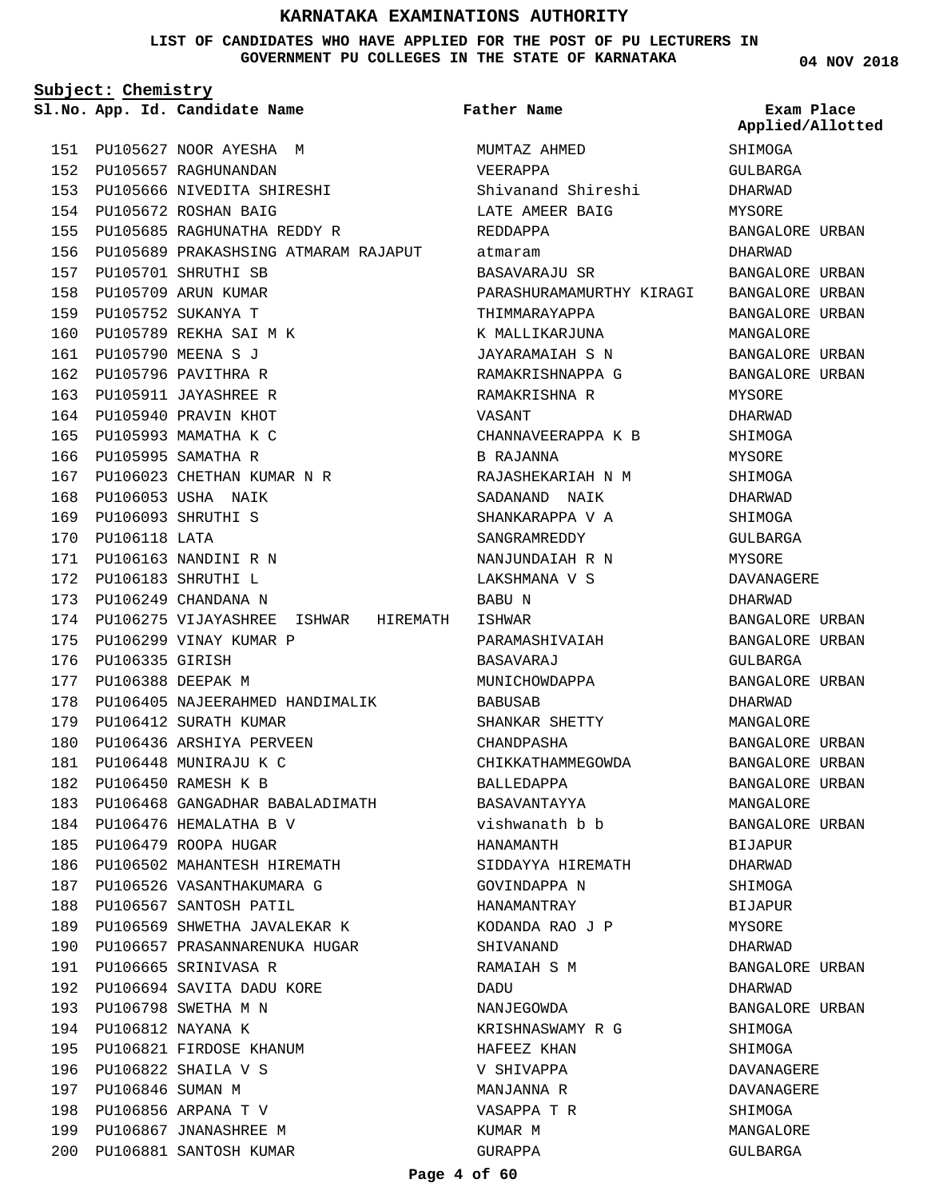# KARNATAKA EXAMINATIONS AUTHORITY

**LIST OF CANDIDATES WHO HAVE APPLIED FOR THE POST OF PU LECTURERS IN GOVERNMENT PU COLLEGES IN THE STATE OF KARNATAKA**

**04 NOV 2018**

**Subject: Chemistry**

| Sl.No. | App. Id. | Candidate Name | Father Name | Exam Place Applied/Allotted |
|---|---|---|---|---|
| 151 | PU105627 | NOOR AYESHA M | MUMTAZ AHMED | SHIMOGA |
| 152 | PU105657 | RAGHUNANDAN | VEERAPPA | GULBARGA |
| 153 | PU105666 | NIVEDITA SHIRESHI | Shivanand Shireshi | DHARWAD |
| 154 | PU105672 | ROSHAN BAIG | LATE AMEER BAIG | MYSORE |
| 155 | PU105685 | RAGHUNATHA REDDY R | REDDAPPA | BANGALORE URBAN |
| 156 | PU105689 | PRAKASHSING ATMARAM RAJAPUT | atmaram | DHARWAD |
| 157 | PU105701 | SHRUTHI SB | BASAVARAJU SR | BANGALORE URBAN |
| 158 | PU105709 | ARUN KUMAR | PARASHURAMAMURTHY KIRAGI | BANGALORE URBAN |
| 159 | PU105752 | SUKANYA T | THIMMARAYAPPA | BANGALORE URBAN |
| 160 | PU105789 | REKHA SAI M K | K MALLIKARJUNA | MANGALORE |
| 161 | PU105790 | MEENA S J | JAYARAMAIAH S N | BANGALORE URBAN |
| 162 | PU105796 | PAVITHRA R | RAMAKRISHNAPPA G | BANGALORE URBAN |
| 163 | PU105911 | JAYASHREE R | RAMAKRISHNA R | MYSORE |
| 164 | PU105940 | PRAVIN KHOT | VASANT | DHARWAD |
| 165 | PU105993 | MAMATHA K C | CHANNAVEERAPPA K B | SHIMOGA |
| 166 | PU105995 | SAMATHA R | B RAJANNA | MYSORE |
| 167 | PU106023 | CHETHAN KUMAR N R | RAJASHEKARIAH N M | SHIMOGA |
| 168 | PU106053 | USHA NAIK | SADANAND NAIK | DHARWAD |
| 169 | PU106093 | SHRUTHI S | SHANKARAPPA V A | SHIMOGA |
| 170 | PU106118 | LATA | SANGRAMREDDY | GULBARGA |
| 171 | PU106163 | NANDINI R N | NANJUNDAIAH R N | MYSORE |
| 172 | PU106183 | SHRUTHI L | LAKSHMANA V S | DAVANAGERE |
| 173 | PU106249 | CHANDANA N | BABU N | DHARWAD |
| 174 | PU106275 | VIJAYASHREE ISHWAR HIREMATH | ISHWAR | BANGALORE URBAN |
| 175 | PU106299 | VINAY KUMAR P | PARAMASHIVAIAH | BANGALORE URBAN |
| 176 | PU106335 | GIRISH | BASAVARAJ | GULBARGA |
| 177 | PU106388 | DEEPAK M | MUNICHOWDAPPA | BANGALORE URBAN |
| 178 | PU106405 | NAJEERAHMED HANDIMALIK | BABUSAB | DHARWAD |
| 179 | PU106412 | SURATH KUMAR | SHANKAR SHETTY | MANGALORE |
| 180 | PU106436 | ARSHIYA PERVEEN | CHANDPASHA | BANGALORE URBAN |
| 181 | PU106448 | MUNIRAJU K C | CHIKKATHAMMEGOWDA | BANGALORE URBAN |
| 182 | PU106450 | RAMESH K B | BALLEDAPPA | BANGALORE URBAN |
| 183 | PU106468 | GANGADHAR BABALADIMATH | BASAVANTAYYA | MANGALORE |
| 184 | PU106476 | HEMALATHA B V | vishwanath b b | BANGALORE URBAN |
| 185 | PU106479 | ROOPA HUGAR | HANAMANTH | BIJAPUR |
| 186 | PU106502 | MAHANTESH HIREMATH | SIDDAYYA HIREMATH | DHARWAD |
| 187 | PU106526 | VASANTHAKUMARA G | GOVINDAPPA N | SHIMOGA |
| 188 | PU106567 | SANTOSH PATIL | HANAMANTRAY | BIJAPUR |
| 189 | PU106569 | SHWETHA JAVALEKAR K | KODANDA RAO J P | MYSORE |
| 190 | PU106657 | PRASANNARENUKA HUGAR | SHIVANAND | DHARWAD |
| 191 | PU106665 | SRINIVASA R | RAMAIAH S M | BANGALORE URBAN |
| 192 | PU106694 | SAVITA DADU KORE | DADU | DHARWAD |
| 193 | PU106798 | SWETHA M N | NANJEGOWDA | BANGALORE URBAN |
| 194 | PU106812 | NAYANA K | KRISHNASWAMY R G | SHIMOGA |
| 195 | PU106821 | FIRDOSE KHANUM | HAFEEZ KHAN | SHIMOGA |
| 196 | PU106822 | SHAILA V S | V SHIVAPPA | DAVANAGERE |
| 197 | PU106846 | SUMAN M | MANJANNA R | DAVANAGERE |
| 198 | PU106856 | ARPANA T V | VASAPPA T R | SHIMOGA |
| 199 | PU106867 | JNANASHREE M | KUMAR M | MANGALORE |
| 200 | PU106881 | SANTOSH KUMAR | GURAPPA | GULBARGA |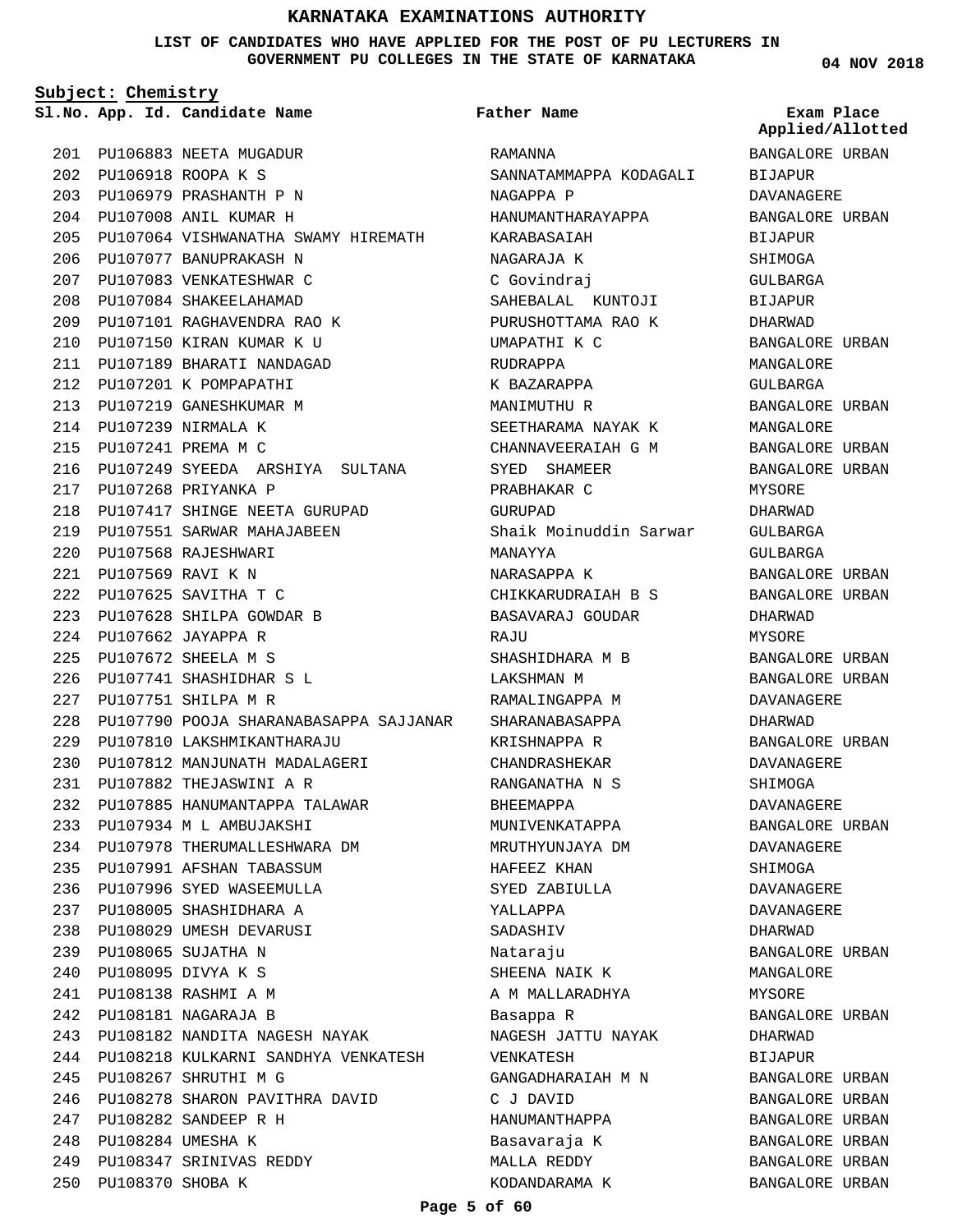# KARNATAKA EXAMINATIONS AUTHORITY

**LIST OF CANDIDATES WHO HAVE APPLIED FOR THE POST OF PU LECTURERS IN GOVERNMENT PU COLLEGES IN THE STATE OF KARNATAKA**

04 NOV 2018

**Subject: Chemistry**

| Sl.No. | App. Id. | Candidate Name | Father Name | Exam Place Applied/Allotted |
|---|---|---|---|---|
| 201 | PU106883 | NEETA MUGADUR | RAMANNA | BANGALORE URBAN |
| 202 | PU106918 | ROOPA K S | SANNATAMMAPPA KODAGALI | BIJAPUR |
| 203 | PU106979 | PRASHANTH P N | NAGAPPA P | DAVANAGERE |
| 204 | PU107008 | ANIL KUMAR H | HANUMANTHARAYAPPA | BANGALORE URBAN |
| 205 | PU107064 | VISHWANATHA SWAMY HIREMATH | KARABASAIAH | BIJAPUR |
| 206 | PU107077 | BANUPRAKASH N | NAGARAJA K | SHIMOGA |
| 207 | PU107083 | VENKATESHWAR C | C Govindraj | GULBARGA |
| 208 | PU107084 | SHAKEELAHAMAD | SAHEBALAL KUNTOJI | BIJAPUR |
| 209 | PU107101 | RAGHAVENDRA RAO K | PURUSHOTTAMA RAO K | DHARWAD |
| 210 | PU107150 | KIRAN KUMAR K U | UMAPATHI K C | BANGALORE URBAN |
| 211 | PU107189 | BHARATI NANDAGAD | RUDRAPPA | MANGALORE |
| 212 | PU107201 | K POMPAPATHI | K BAZARAPPA | GULBARGA |
| 213 | PU107219 | GANESHKUMAR M | MANIMUTHU R | BANGALORE URBAN |
| 214 | PU107239 | NIRMALA K | SEETHARAMA NAYAK K | MANGALORE |
| 215 | PU107241 | PREMA M C | CHANNAVEERAIAH G M | BANGALORE URBAN |
| 216 | PU107249 | SYEEDA ARSHIYA SULTANA | SYED SHAMEER | BANGALORE URBAN |
| 217 | PU107268 | PRIYANKA P | PRABHAKAR C | MYSORE |
| 218 | PU107417 | SHINGE NEETA GURUPAD | GURUPAD | DHARWAD |
| 219 | PU107551 | SARWAR MAHAJABEEN | Shaik Moinuddin Sarwar | GULBARGA |
| 220 | PU107568 | RAJESHWARI | MANAYYA | GULBARGA |
| 221 | PU107569 | RAVI K N | NARASAPPA K | BANGALORE URBAN |
| 222 | PU107625 | SAVITHA T C | CHIKKARUDRAIAH B S | BANGALORE URBAN |
| 223 | PU107628 | SHILPA GOWDAR B | BASAVARAJ GOUDAR | DHARWAD |
| 224 | PU107662 | JAYAPPA R | RAJU | MYSORE |
| 225 | PU107672 | SHEELA M S | SHASHIDHARA M B | BANGALORE URBAN |
| 226 | PU107741 | SHASHIDHAR S L | LAKSHMAN M | BANGALORE URBAN |
| 227 | PU107751 | SHILPA M R | RAMALINGAPPA M | DAVANAGERE |
| 228 | PU107790 | POOJA SHARANABASAPPA SAJJANAR | SHARANABASAPPA | DHARWAD |
| 229 | PU107810 | LAKSHMIKANTHARAJU | KRISHNAPPA R | BANGALORE URBAN |
| 230 | PU107812 | MANJUNATH MADALAGERI | CHANDRASHEKAR | DAVANAGERE |
| 231 | PU107882 | THEJASWINI A R | RANGANATHA N S | SHIMOGA |
| 232 | PU107885 | HANUMANTAPPA TALAWAR | BHEEMAPPA | DAVANAGERE |
| 233 | PU107934 | M L AMBUJAKSHI | MUNIVENKATAPPA | BANGALORE URBAN |
| 234 | PU107978 | THERUMALLESHWARA DM | MRUTHYUNJAYA DM | DAVANAGERE |
| 235 | PU107991 | AFSHAN TABASSUM | HAFEEZ KHAN | SHIMOGA |
| 236 | PU107996 | SYED WASEEMULLA | SYED ZABIULLA | DAVANAGERE |
| 237 | PU108005 | SHASHIDHARA A | YALLAPPA | DAVANAGERE |
| 238 | PU108029 | UMESH DEVARUSI | SADASHIV | DHARWAD |
| 239 | PU108065 | SUJATHA N | Nataraju | BANGALORE URBAN |
| 240 | PU108095 | DIVYA K S | SHEENA NAIK K | MANGALORE |
| 241 | PU108138 | RASHMI A M | A M MALLARADHYA | MYSORE |
| 242 | PU108181 | NAGARAJA B | Basappa R | BANGALORE URBAN |
| 243 | PU108182 | NANDITA NAGESH NAYAK | NAGESH JATTU NAYAK | DHARWAD |
| 244 | PU108218 | KULKARNI SANDHYA VENKATESH | VENKATESH | BIJAPUR |
| 245 | PU108267 | SHRUTHI M G | GANGADHARAIAH M N | BANGALORE URBAN |
| 246 | PU108278 | SHARON PAVITHRA DAVID | C J DAVID | BANGALORE URBAN |
| 247 | PU108282 | SANDEEP R H | HANUMANTHAPPA | BANGALORE URBAN |
| 248 | PU108284 | UMESHA K | Basavaraja K | BANGALORE URBAN |
| 249 | PU108347 | SRINIVAS REDDY | MALLA REDDY | BANGALORE URBAN |
| 250 | PU108370 | SHOBA K | KODANDARAMA K | BANGALORE URBAN |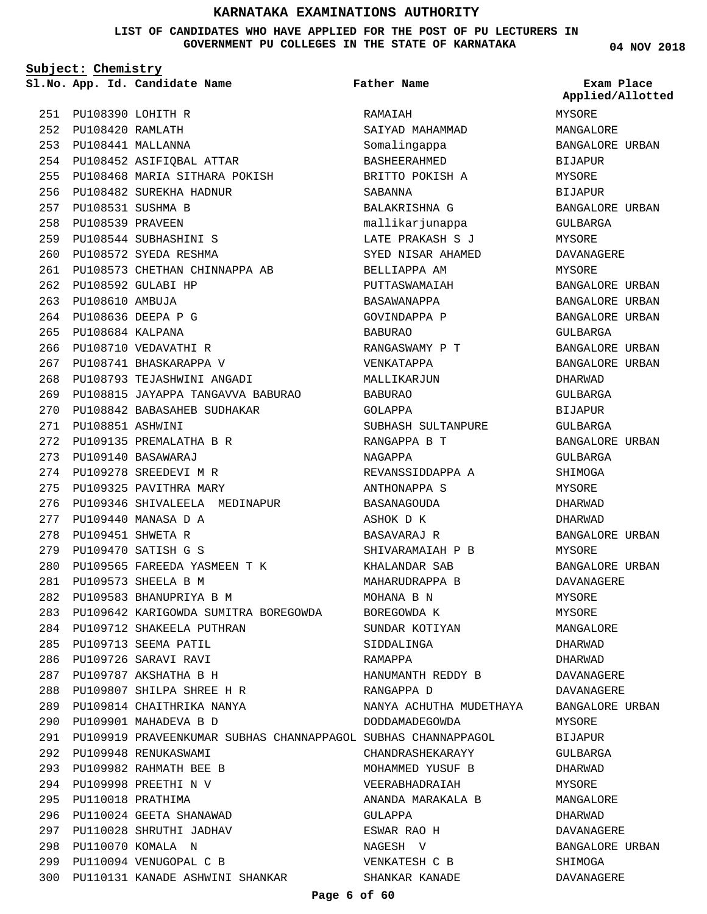# KARNATAKA EXAMINATIONS AUTHORITY

**LIST OF CANDIDATES WHO HAVE APPLIED FOR THE POST OF PU LECTURERS IN GOVERNMENT PU COLLEGES IN THE STATE OF KARNATAKA**

**04 NOV 2018**

**Subject: Chemistry**

| Sl.No. | App. Id. | Candidate Name | Father Name | Exam Place Applied/Allotted |
|---|---|---|---|---|
| 251 | PU108390 | LOHITH R | RAMAIAH | MYSORE |
| 252 | PU108420 | RAMLATH | SAIYAD MAHAMMAD | MANGALORE |
| 253 | PU108441 | MALLANNA | Somalingappa | BANGALORE URBAN |
| 254 | PU108452 | ASIFIQBAL ATTAR | BASHEERAHMED | BIJAPUR |
| 255 | PU108468 | MARIA SITHARA POKISH | BRITTO POKISH A | MYSORE |
| 256 | PU108482 | SUREKHA HADNUR | SABANNA | BIJAPUR |
| 257 | PU108531 | SUSHMA B | BALAKRISHNA G | BANGALORE URBAN |
| 258 | PU108539 | PRAVEEN | mallikarjunappa | GULBARGA |
| 259 | PU108544 | SUBHASHINI S | LATE PRAKASH S J | MYSORE |
| 260 | PU108572 | SYEDA RESHMA | SYED NISAR AHAMED | DAVANAGERE |
| 261 | PU108573 | CHETHAN CHINNAPPA AB | BELLIAPPA AM | MYSORE |
| 262 | PU108592 | GULABI HP | PUTTASWAMAIAH | BANGALORE URBAN |
| 263 | PU108610 | AMBUJA | BASAWANAPPA | BANGALORE URBAN |
| 264 | PU108636 | DEEPA P G | GOVINDAPPA P | BANGALORE URBAN |
| 265 | PU108684 | KALPANA | BABURAO | GULBARGA |
| 266 | PU108710 | VEDAVATHI R | RANGASWAMY P T | BANGALORE URBAN |
| 267 | PU108741 | BHASKARAPPA V | VENKATAPPA | BANGALORE URBAN |
| 268 | PU108793 | TEJASHWINI ANGADI | MALLIKARJUN | DHARWAD |
| 269 | PU108815 | JAYAPPA TANGAVVA BABURAO | BABURAO | GULBARGA |
| 270 | PU108842 | BABASAHEB SUDHAKAR | GOLAPPA | BIJAPUR |
| 271 | PU108851 | ASHWINI | SUBHASH SULTANPURE | GULBARGA |
| 272 | PU109135 | PREMALATHA B R | RANGAPPA B T | BANGALORE URBAN |
| 273 | PU109140 | BASAWARAJ | NAGAPPA | GULBARGA |
| 274 | PU109278 | SREEDEVI M R | REVANSSIDDAPPA A | SHIMOGA |
| 275 | PU109325 | PAVITHRA MARY | ANTHONAPPA S | MYSORE |
| 276 | PU109346 | SHIVALEELA MEDINAPUR | BASANAGOUDA | DHARWAD |
| 277 | PU109440 | MANASA D A | ASHOK D K | DHARWAD |
| 278 | PU109451 | SHWETA R | BASAVARAJ R | BANGALORE URBAN |
| 279 | PU109470 | SATISH G S | SHIVARAMAIAH P B | MYSORE |
| 280 | PU109565 | FAREEDA YASMEEN T K | KHALANDAR SAB | BANGALORE URBAN |
| 281 | PU109573 | SHEELA B M | MAHARUDRAPPA B | DAVANAGERE |
| 282 | PU109583 | BHANUPRIYA B M | MOHANA B N | MYSORE |
| 283 | PU109642 | KARIGOWDA SUMITRA BOREGOWDA | BOREGOWDA K | MYSORE |
| 284 | PU109712 | SHAKEELA PUTHRAN | SUNDAR KOTIYAN | MANGALORE |
| 285 | PU109713 | SEEMA PATIL | SIDDALINGA | DHARWAD |
| 286 | PU109726 | SARAVI RAVI | RAMAPPA | DHARWAD |
| 287 | PU109787 | AKSHATHA B H | HANUMANTH REDDY B | DAVANAGERE |
| 288 | PU109807 | SHILPA SHREE H R | RANGAPPA D | DAVANAGERE |
| 289 | PU109814 | CHAITHRIKA NANYA | NANYA ACHUTHA MUDETHAYA | BANGALORE URBAN |
| 290 | PU109901 | MAHADEVA B D | DODDAMADEGOWDA | MYSORE |
| 291 | PU109919 | PRAVEENKUMAR SUBHAS CHANNAPPAGOL | SUBHAS CHANNAPPAGOL | BIJAPUR |
| 292 | PU109948 | RENUKASWAMI | CHANDRASHEKARAYY | GULBARGA |
| 293 | PU109982 | RAHMATH BEE B | MOHAMMED YUSUF B | DHARWAD |
| 294 | PU109998 | PREETHI N V | VEERABHADRAIAH | MYSORE |
| 295 | PU110018 | PRATHIMA | ANANDA MARAKALA B | MANGALORE |
| 296 | PU110024 | GEETA SHANAWAD | GULAPPA | DHARWAD |
| 297 | PU110028 | SHRUTHI JADHAV | ESWAR RAO H | DAVANAGERE |
| 298 | PU110070 | KOMALA N | NAGESH V | BANGALORE URBAN |
| 299 | PU110094 | VENUGOPAL C B | VENKATESH C B | SHIMOGA |
| 300 | PU110131 | KANADE ASHWINI SHANKAR | SHANKAR KANADE | DAVANAGERE |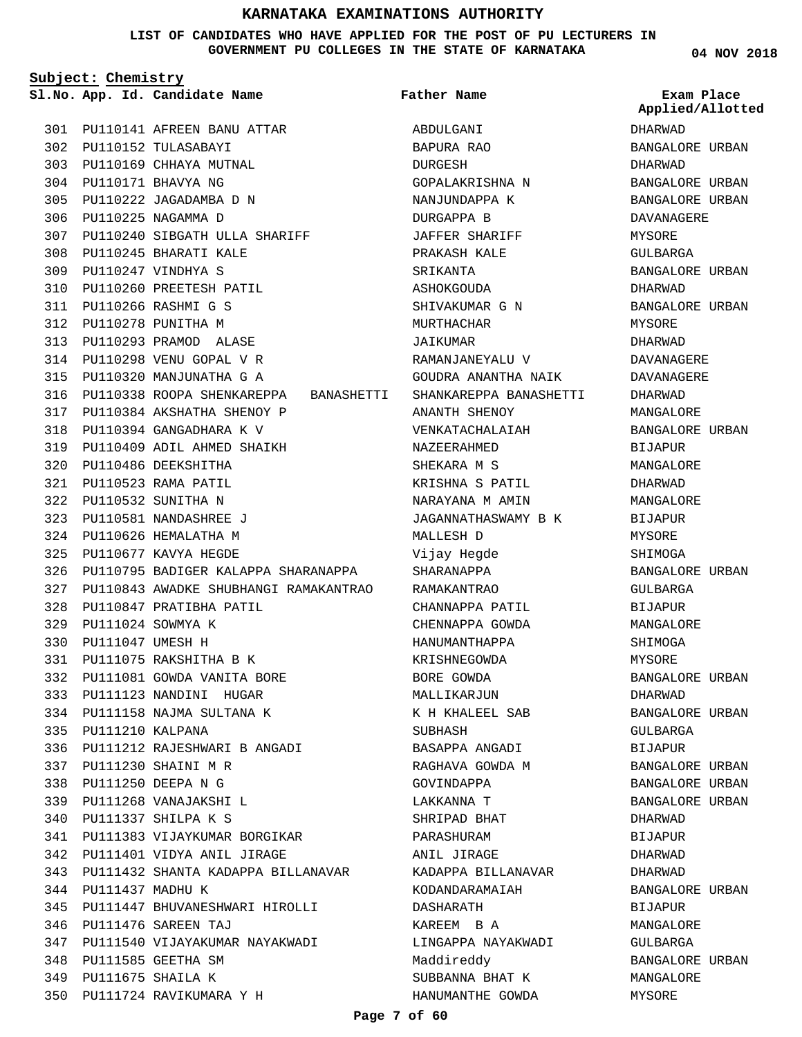# KARNATAKA EXAMINATIONS AUTHORITY

**LIST OF CANDIDATES WHO HAVE APPLIED FOR THE POST OF PU LECTURERS IN GOVERNMENT PU COLLEGES IN THE STATE OF KARNATAKA**

**04 NOV 2018**

**Subject: Chemistry**

| Sl.No. | App. Id. | Candidate Name | Father Name | Exam Place Applied/Allotted |
|---|---|---|---|---|
| 301 | PU110141 | AFREEN BANU ATTAR | ABDULGANI | DHARWAD |
| 302 | PU110152 | TULASABAYI | BAPURA RAO | BANGALORE URBAN |
| 303 | PU110169 | CHHAYA MUTNAL | DURGESH | DHARWAD |
| 304 | PU110171 | BHAVYA NG | GOPALAKRISHNA N | BANGALORE URBAN |
| 305 | PU110222 | JAGADAMBA D N | NANJUNDAPPA K | BANGALORE URBAN |
| 306 | PU110225 | NAGAMMA D | DURGAPPA B | DAVANAGERE |
| 307 | PU110240 | SIBGATH ULLA SHARIFF | JAFFER SHARIFF | MYSORE |
| 308 | PU110245 | BHARATI KALE | PRAKASH KALE | GULBARGA |
| 309 | PU110247 | VINDHYA S | SRIKANTA | BANGALORE URBAN |
| 310 | PU110260 | PREETESH PATIL | ASHOKGOUDA | DHARWAD |
| 311 | PU110266 | RASHMI G S | SHIVAKUMAR G N | BANGALORE URBAN |
| 312 | PU110278 | PUNITHA M | MURTHACHAR | MYSORE |
| 313 | PU110293 | PRAMOD ALASE | JAIKUMAR | DHARWAD |
| 314 | PU110298 | VENU GOPAL V R | RAMANJANEYALU V | DAVANAGERE |
| 315 | PU110320 | MANJUNATHA G A | GOUDRA ANANTHA NAIK | DAVANAGERE |
| 316 | PU110338 | ROOPA SHENKAREPPA BANASHETTI | SHANKAREPPA BANASHETTI | DHARWAD |
| 317 | PU110384 | AKSHATHA SHENOY P | ANANTH SHENOY | MANGALORE |
| 318 | PU110394 | GANGADHARA K V | VENKATACHALAIAH | BANGALORE URBAN |
| 319 | PU110409 | ADIL AHMED SHAIKH | NAZEERAHMED | BIJAPUR |
| 320 | PU110486 | DEEKSHITHA | SHEKARA M S | MANGALORE |
| 321 | PU110523 | RAMA PATIL | KRISHNA S PATIL | DHARWAD |
| 322 | PU110532 | SUNITHA N | NARAYANA M AMIN | MANGALORE |
| 323 | PU110581 | NANDASHREE J | JAGANNATHASWAMY B K | BIJAPUR |
| 324 | PU110626 | HEMALATHA M | MALLESH D | MYSORE |
| 325 | PU110677 | KAVYA HEGDE | Vijay Hegde | SHIMOGA |
| 326 | PU110795 | BADIGER KALAPPA SHARANAPPA | SHARANAPPA | BANGALORE URBAN |
| 327 | PU110843 | AWADKE SHUBHANGI RAMAKANTRAO | RAMAKANTRAO | GULBARGA |
| 328 | PU110847 | PRATIBHA PATIL | CHANNAPPA PATIL | BIJAPUR |
| 329 | PU111024 | SOWMYA K | CHENNAPPA GOWDA | MANGALORE |
| 330 | PU111047 | UMESH H | HANUMANTHAPPA | SHIMOGA |
| 331 | PU111075 | RAKSHITHA B K | KRISHNEGOWDA | MYSORE |
| 332 | PU111081 | GOWDA VANITA BORE | BORE GOWDA | BANGALORE URBAN |
| 333 | PU111123 | NANDINI HUGAR | MALLIKARJUN | DHARWAD |
| 334 | PU111158 | NAJMA SULTANA K | K H KHALEEL SAB | BANGALORE URBAN |
| 335 | PU111210 | KALPANA | SUBHASH | GULBARGA |
| 336 | PU111212 | RAJESHWARI B ANGADI | BASAPPA ANGADI | BIJAPUR |
| 337 | PU111230 | SHAINI M R | RAGHAVA GOWDA M | BANGALORE URBAN |
| 338 | PU111250 | DEEPA N G | GOVINDAPPA | BANGALORE URBAN |
| 339 | PU111268 | VANAJAKSHI L | LAKKANNA T | BANGALORE URBAN |
| 340 | PU111337 | SHILPA K S | SHRIPAD BHAT | DHARWAD |
| 341 | PU111383 | VIJAYKUMAR BORGIKAR | PARASHURAM | BIJAPUR |
| 342 | PU111401 | VIDYA ANIL JIRAGE | ANIL JIRAGE | DHARWAD |
| 343 | PU111432 | SHANTA KADAPPA BILLANAVAR | KADAPPA BILLANAVAR | DHARWAD |
| 344 | PU111437 | MADHU K | KODANDARAMAIAH | BANGALORE URBAN |
| 345 | PU111447 | BHUVANESHWARI HIROLLI | DASHARATH | BIJAPUR |
| 346 | PU111476 | SAREEN TAJ | KAREEM B A | MANGALORE |
| 347 | PU111540 | VIJAYAKUMAR NAYAKWADI | LINGAPPA NAYAKWADI | GULBARGA |
| 348 | PU111585 | GEETHA SM | Maddireddy | BANGALORE URBAN |
| 349 | PU111675 | SHAILA K | SUBBANNA BHAT K | MANGALORE |
| 350 | PU111724 | RAVIKUMARA Y H | HANUMANTHE GOWDA | MYSORE |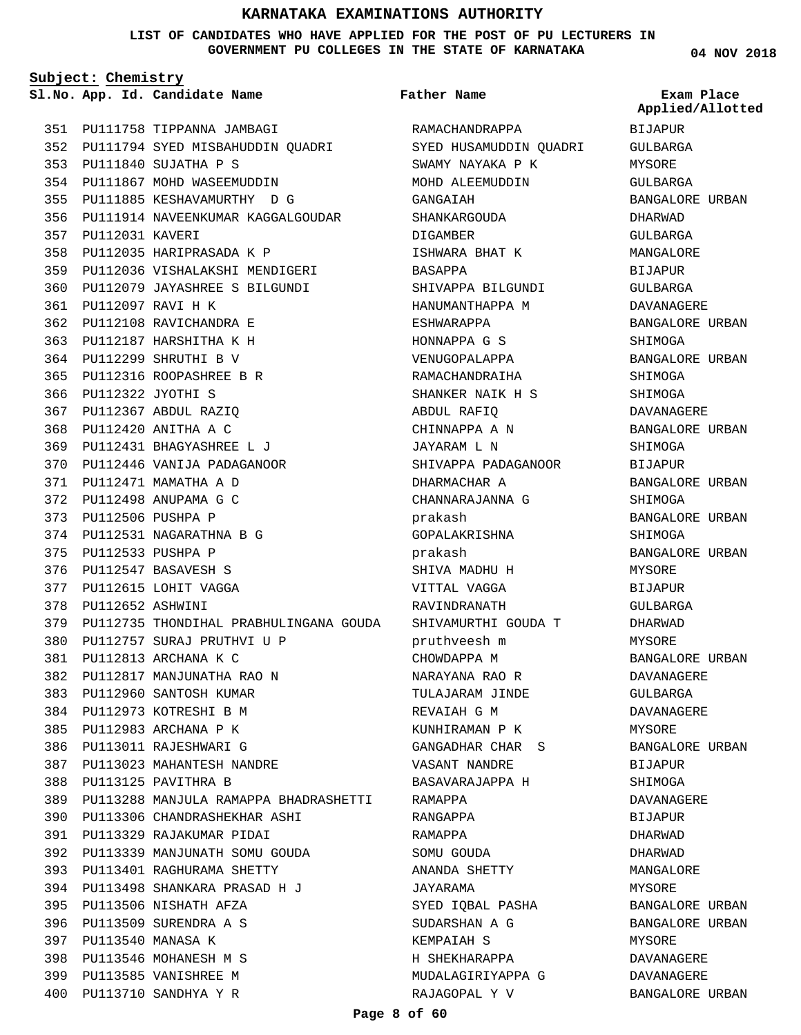# KARNATAKA EXAMINATIONS AUTHORITY

**LIST OF CANDIDATES WHO HAVE APPLIED FOR THE POST OF PU LECTURERS IN GOVERNMENT PU COLLEGES IN THE STATE OF KARNATAKA**

**04 NOV 2018**

**Subject: Chemistry**

| Sl.No. | App. Id. | Candidate Name | Father Name | Exam Place Applied/Allotted |
|---|---|---|---|---|
| 351 | PU111758 | TIPPANNA JAMBAGI | RAMACHANDRAPPA | BIJAPUR |
| 352 | PU111794 | SYED MISBAHUDDIN QUADRI | SYED HUSAMUDDIN QUADRI | GULBARGA |
| 353 | PU111840 | SUJATHA P S | SWAMY NAYAKA P K | MYSORE |
| 354 | PU111867 | MOHD WASEEMUDDIN | MOHD ALEEMUDDIN | GULBARGA |
| 355 | PU111885 | KESHAVAMURTHY D G | GANGAIAH | BANGALORE URBAN |
| 356 | PU111914 | NAVEENKUMAR KAGGALGOUDAR | SHANKARGOUDA | DHARWAD |
| 357 | PU112031 | KAVERI | DIGAMBER | GULBARGA |
| 358 | PU112035 | HARIPRASADA K P | ISHWARA BHAT K | MANGALORE |
| 359 | PU112036 | VISHALAKSHI MENDIGERI | BASAPPA | BIJAPUR |
| 360 | PU112079 | JAYASHREE S BILGUNDI | SHIVAPPA BILGUNDI | GULBARGA |
| 361 | PU112097 | RAVI H K | HANUMANTHAPPA M | DAVANAGERE |
| 362 | PU112108 | RAVICHANDRA E | ESHWARAPPA | BANGALORE URBAN |
| 363 | PU112187 | HARSHITHA K H | HONNAPPA G S | SHIMOGA |
| 364 | PU112299 | SHRUTHI B V | VENUGOPALAPPA | BANGALORE URBAN |
| 365 | PU112316 | ROOPASHREE B R | RAMACHANDRAIHA | SHIMOGA |
| 366 | PU112322 | JYOTHI S | SHANKER NAIK H S | SHIMOGA |
| 367 | PU112367 | ABDUL RAZIQ | ABDUL RAFIQ | DAVANAGERE |
| 368 | PU112420 | ANITHA A C | CHINNAPPA A N | BANGALORE URBAN |
| 369 | PU112431 | BHAGYASHREE L J | JAYARAM L N | SHIMOGA |
| 370 | PU112446 | VANIJA PADAGANOOR | SHIVAPPA PADAGANOOR | BIJAPUR |
| 371 | PU112471 | MAMATHA A D | DHARMACHAR A | BANGALORE URBAN |
| 372 | PU112498 | ANUPAMA G C | CHANNARAJANNA G | SHIMOGA |
| 373 | PU112506 | PUSHPA P | prakash | BANGALORE URBAN |
| 374 | PU112531 | NAGARATHNA B G | GOPALAKRISHNA | SHIMOGA |
| 375 | PU112533 | PUSHPA P | prakash | BANGALORE URBAN |
| 376 | PU112547 | BASAVESH S | SHIVA MADHU H | MYSORE |
| 377 | PU112615 | LOHIT VAGGA | VITTAL VAGGA | BIJAPUR |
| 378 | PU112652 | ASHWINI | RAVINDRANATH | GULBARGA |
| 379 | PU112735 | THONDIHAL PRABHULINGANA GOUDA | SHIVAMURTHI GOUDA T | DHARWAD |
| 380 | PU112757 | SURAJ PRUTHVI U P | pruthveesh m | MYSORE |
| 381 | PU112813 | ARCHANA K C | CHOWDAPPA M | BANGALORE URBAN |
| 382 | PU112817 | MANJUNATHA RAO N | NARAYANA RAO R | DAVANAGERE |
| 383 | PU112960 | SANTOSH KUMAR | TULAJARAM JINDE | GULBARGA |
| 384 | PU112973 | KOTRESHI B M | REVAIAH G M | DAVANAGERE |
| 385 | PU112983 | ARCHANA P K | KUNHIRAMAN P K | MYSORE |
| 386 | PU113011 | RAJESHWARI G | GANGADHAR CHAR S | BANGALORE URBAN |
| 387 | PU113023 | MAHANTESH NANDRE | VASANT NANDRE | BIJAPUR |
| 388 | PU113125 | PAVITHRA B | BASAVARAJAPPA H | SHIMOGA |
| 389 | PU113288 | MANJULA RAMAPPA BHADRASHETTI | RAMAPPA | DAVANAGERE |
| 390 | PU113306 | CHANDRASHEKHAR ASHI | RANGAPPA | BIJAPUR |
| 391 | PU113329 | RAJAKUMAR PIDAI | RAMAPPA | DHARWAD |
| 392 | PU113339 | MANJUNATH SOMU GOUDA | SOMU GOUDA | DHARWAD |
| 393 | PU113401 | RAGHURAMA SHETTY | ANANDA SHETTY | MANGALORE |
| 394 | PU113498 | SHANKARA PRASAD H J | JAYARAMA | MYSORE |
| 395 | PU113506 | NISHATH AFZA | SYED IQBAL PASHA | BANGALORE URBAN |
| 396 | PU113509 | SURENDRA A S | SUDARSHAN A G | BANGALORE URBAN |
| 397 | PU113540 | MANASA K | KEMPAIAH S | MYSORE |
| 398 | PU113546 | MOHANESH M S | H SHEKHARAPPA | DAVANAGERE |
| 399 | PU113585 | VANISHREE M | MUDALAGIRIYAPPA G | DAVANAGERE |
| 400 | PU113710 | SANDHYA Y R | RAJAGOPAL Y V | BANGALORE URBAN |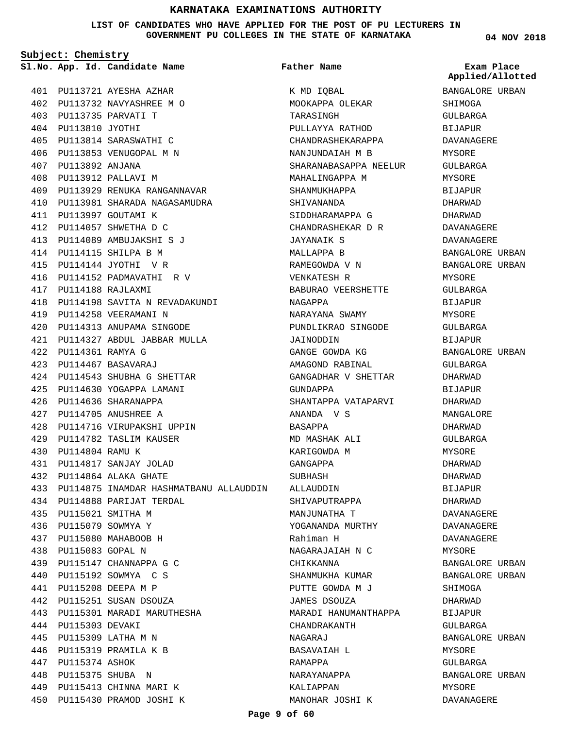# KARNATAKA EXAMINATIONS AUTHORITY

**LIST OF CANDIDATES WHO HAVE APPLIED FOR THE POST OF PU LECTURERS IN GOVERNMENT PU COLLEGES IN THE STATE OF KARNATAKA**

**04 NOV 2018**

**Subject: Chemistry**

| Sl.No. | App. Id. | Candidate Name | Father Name | Exam Place Applied/Allotted |
|---|---|---|---|---|
| 401 | PU113721 | AYESHA AZHAR | K MD IQBAL | BANGALORE URBAN |
| 402 | PU113732 | NAVYASHREE M O | MOOKAPPA OLEKAR | SHIMOGA |
| 403 | PU113735 | PARVATI T | TARASINGH | GULBARGA |
| 404 | PU113810 | JYOTHI | PULLAYYA RATHOD | BIJAPUR |
| 405 | PU113814 | SARASWATHI C | CHANDRASHEKARAPPA | DAVANAGERE |
| 406 | PU113853 | VENUGOPAL M N | NANJUNDAIAH M B | MYSORE |
| 407 | PU113892 | ANJANA | SHARANABASAPPA NEELUR | GULBARGA |
| 408 | PU113912 | PALLAVI M | MAHALINGAPPA M | MYSORE |
| 409 | PU113929 | RENUKA RANGANNAVAR | SHANMUKHAPPA | BIJAPUR |
| 410 | PU113981 | SHARADA NAGASAMUDRA | SHIVANANDA | DHARWAD |
| 411 | PU113997 | GOUTAMI K | SIDDHARAMAPPA G | DHARWAD |
| 412 | PU114057 | SHWETHA D C | CHANDRASHEKAR D R | DAVANAGERE |
| 413 | PU114089 | AMBUJAKSHI S J | JAYANAIK S | DAVANAGERE |
| 414 | PU114115 | SHILPA B M | MALLAPPA B | BANGALORE URBAN |
| 415 | PU114144 | JYOTHI V R | RAMEGOWDA V N | BANGALORE URBAN |
| 416 | PU114152 | PADMAVATHI R V | VENKATESH R | MYSORE |
| 417 | PU114188 | RAJLAXMI | BABURAO VEERSHETTE | GULBARGA |
| 418 | PU114198 | SAVITA N REVADAKUNDI | NAGAPPA | BIJAPUR |
| 419 | PU114258 | VEERAMANI N | NARAYANA SWAMY | MYSORE |
| 420 | PU114313 | ANUPAMA SINGODE | PUNDLIKRAO SINGODE | GULBARGA |
| 421 | PU114327 | ABDUL JABBAR MULLA | JAINODDIN | BIJAPUR |
| 422 | PU114361 | RAMYA G | GANGE GOWDA KG | BANGALORE URBAN |
| 423 | PU114467 | BASAVARAJ | AMAGOND RABINAL | GULBARGA |
| 424 | PU114543 | SHUBHA G SHETTAR | GANGADHAR V SHETTAR | DHARWAD |
| 425 | PU114630 | YOGAPPA LAMANI | GUNDAPPA | BIJAPUR |
| 426 | PU114636 | SHARANAPPA | SHANTAPPA VATAPARVI | DHARWAD |
| 427 | PU114705 | ANUSHREE A | ANANDA V S | MANGALORE |
| 428 | PU114716 | VIRUPAKSHI UPPIN | BASAPPA | DHARWAD |
| 429 | PU114782 | TASLIM KAUSER | MD MASHAK ALI | GULBARGA |
| 430 | PU114804 | RAMU K | KARIGOWDA M | MYSORE |
| 431 | PU114817 | SANJAY JOLAD | GANGAPPA | DHARWAD |
| 432 | PU114864 | ALAKA GHATE | SUBHASH | DHARWAD |
| 433 | PU114875 | INAMDAR HASHMATBANU ALLAUDDIN | ALLAUDDIN | BIJAPUR |
| 434 | PU114888 | PARIJAT TERDAL | SHIVAPUTRAPPA | DHARWAD |
| 435 | PU115021 | SMITHA M | MANJUNATHA T | DAVANAGERE |
| 436 | PU115079 | SOWMYA Y | YOGANANDA MURTHY | DAVANAGERE |
| 437 | PU115080 | MAHABOOB H | Rahiman H | DAVANAGERE |
| 438 | PU115083 | GOPAL N | NAGARAJAIAH N C | MYSORE |
| 439 | PU115147 | CHANNAPPA G C | CHIKKANNA | BANGALORE URBAN |
| 440 | PU115192 | SOWMYA C S | SHANMUKHA KUMAR | BANGALORE URBAN |
| 441 | PU115208 | DEEPA M P | PUTTE GOWDA M J | SHIMOGA |
| 442 | PU115251 | SUSAN DSOUZA | JAMES DSOUZA | DHARWAD |
| 443 | PU115301 | MARADI MARUTHESHA | MARADI HANUMANTHAPPA | BIJAPUR |
| 444 | PU115303 | DEVAKI | CHANDRAKANTH | GULBARGA |
| 445 | PU115309 | LATHA M N | NAGARAJ | BANGALORE URBAN |
| 446 | PU115319 | PRAMILA K B | BASAVAIAH L | MYSORE |
| 447 | PU115374 | ASHOK | RAMAPPA | GULBARGA |
| 448 | PU115375 | SHUBA N | NARAYANAPPA | BANGALORE URBAN |
| 449 | PU115413 | CHINNA MARI K | KALIAPPAN | MYSORE |
| 450 | PU115430 | PRAMOD JOSHI K | MANOHAR JOSHI K | DAVANAGERE |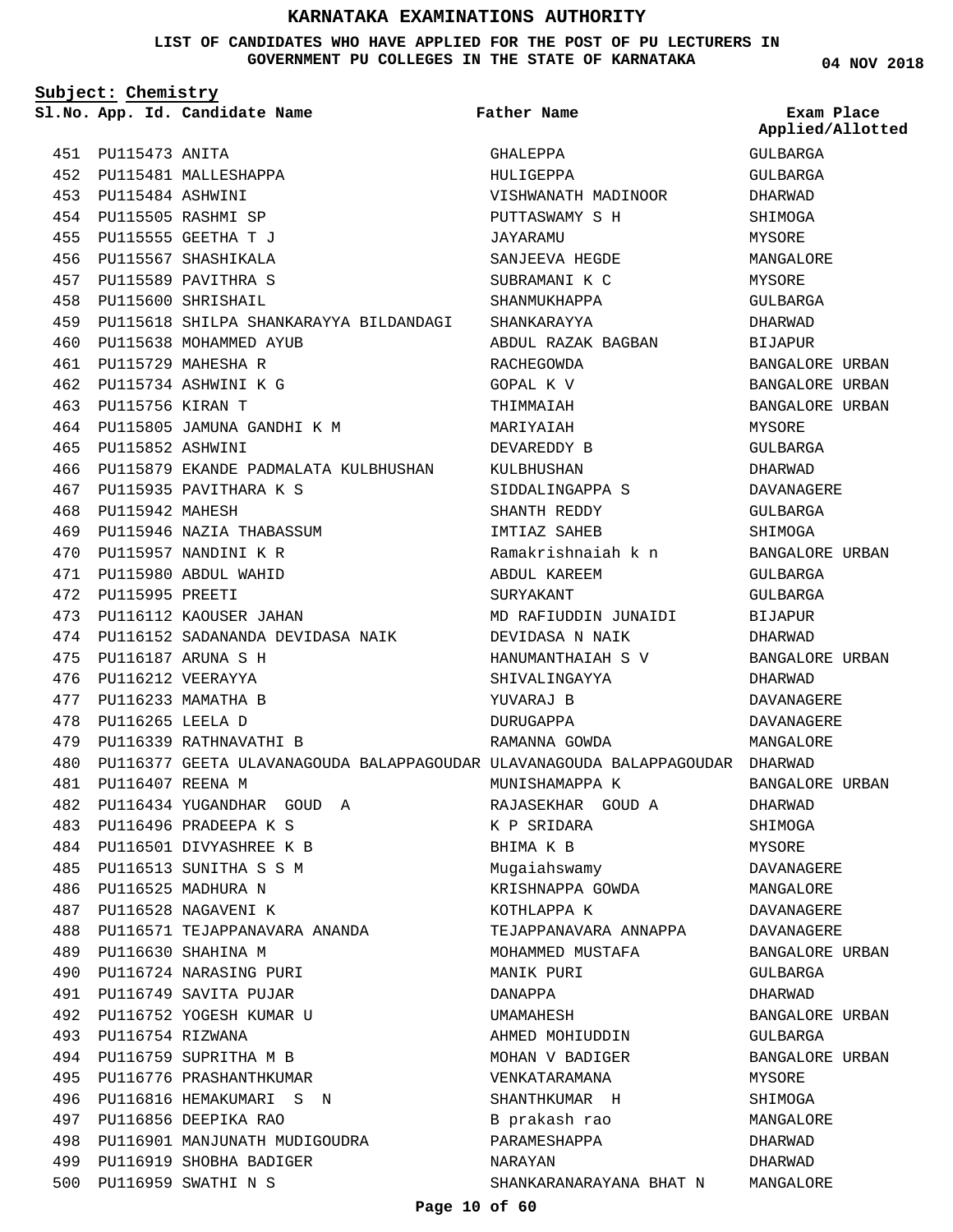# KARNATAKA EXAMINATIONS AUTHORITY

**LIST OF CANDIDATES WHO HAVE APPLIED FOR THE POST OF PU LECTURERS IN GOVERNMENT PU COLLEGES IN THE STATE OF KARNATAKA**

04 NOV 2018

**Subject: Chemistry**

| Sl.No. | App. Id. | Candidate Name | Father Name | Exam Place Applied/Allotted |
|---|---|---|---|---|
| 451 | PU115473 | ANITA | GHALEPPA | GULBARGA |
| 452 | PU115481 | MALLESHAPPA | HULIGEPPA | GULBARGA |
| 453 | PU115484 | ASHWINI | VISHWANATH MADINOOR | DHARWAD |
| 454 | PU115505 | RASHMI SP | PUTTASWAMY S H | SHIMOGA |
| 455 | PU115555 | GEETHA T J | JAYARAMU | MYSORE |
| 456 | PU115567 | SHASHIKALA | SANJEEVA HEGDE | MANGALORE |
| 457 | PU115589 | PAVITHRA S | SUBRAMANI K C | MYSORE |
| 458 | PU115600 | SHRISHAIL | SHANMUKHAPPA | GULBARGA |
| 459 | PU115618 | SHILPA SHANKARAYYA BILDANDAGI | SHANKARAYYA | DHARWAD |
| 460 | PU115638 | MOHAMMED AYUB | ABDUL RAZAK BAGBAN | BIJAPUR |
| 461 | PU115729 | MAHESHA R | RACHEGOWDA | BANGALORE URBAN |
| 462 | PU115734 | ASHWINI K G | GOPAL K V | BANGALORE URBAN |
| 463 | PU115756 | KIRAN T | THIMMAIAH | BANGALORE URBAN |
| 464 | PU115805 | JAMUNA GANDHI K M | MARIYAIAH | MYSORE |
| 465 | PU115852 | ASHWINI | DEVAREDDY B | GULBARGA |
| 466 | PU115879 | EKANDE PADMALATA KULBHUSHAN | KULBHUSHAN | DHARWAD |
| 467 | PU115935 | PAVITHARA K S | SIDDALINGAPPA S | DAVANAGERE |
| 468 | PU115942 | MAHESH | SHANTH REDDY | GULBARGA |
| 469 | PU115946 | NAZIA THABASSUM | IMTIAZ SAHEB | SHIMOGA |
| 470 | PU115957 | NANDINI K R | Ramakrishnaiah k n | BANGALORE URBAN |
| 471 | PU115980 | ABDUL WAHID | ABDUL KAREEM | GULBARGA |
| 472 | PU115995 | PREETI | SURYAKANT | GULBARGA |
| 473 | PU116112 | KAOUSER JAHAN | MD RAFIUDDIN JUNAIDI | BIJAPUR |
| 474 | PU116152 | SADANANDA DEVIDASA NAIK | DEVIDASA N NAIK | DHARWAD |
| 475 | PU116187 | ARUNA S H | HANUMANTHAIAH S V | BANGALORE URBAN |
| 476 | PU116212 | VEERAYYA | SHIVALINGAYYA | DHARWAD |
| 477 | PU116233 | MAMATHA B | YUVARAJ B | DAVANAGERE |
| 478 | PU116265 | LEELA D | DURUGAPPA | DAVANAGERE |
| 479 | PU116339 | RATHNAVATHI B | RAMANNA GOWDA | MANGALORE |
| 480 | PU116377 | GEETA ULAVANAGOUDA BALAPPAGOUDAR | ULAVANAGOUDA BALAPPAGOUDAR | DHARWAD |
| 481 | PU116407 | REENA M | MUNISHAMAPPA K | BANGALORE URBAN |
| 482 | PU116434 | YUGANDHAR GOUD A | RAJASEKHAR GOUD A | DHARWAD |
| 483 | PU116496 | PRADEEPA K S | K P SRIDARA | SHIMOGA |
| 484 | PU116501 | DIVYASHREE K B | BHIMA K B | MYSORE |
| 485 | PU116513 | SUNITHA S S M | Mugaiahswamy | DAVANAGERE |
| 486 | PU116525 | MADHURA N | KRISHNAPPA GOWDA | MANGALORE |
| 487 | PU116528 | NAGAVENI K | KOTHLAPPA K | DAVANAGERE |
| 488 | PU116571 | TEJAPPANAVARA ANANDA | TEJAPPANAVARA ANNAPPA | DAVANAGERE |
| 489 | PU116630 | SHAHINA M | MOHAMMED MUSTAFA | BANGALORE URBAN |
| 490 | PU116724 | NARASING PURI | MANIK PURI | GULBARGA |
| 491 | PU116749 | SAVITA PUJAR | DANAPPA | DHARWAD |
| 492 | PU116752 | YOGESH KUMAR U | UMAMAHESH | BANGALORE URBAN |
| 493 | PU116754 | RIZWANA | AHMED MOHIUDDIN | GULBARGA |
| 494 | PU116759 | SUPRITHA M B | MOHAN V BADIGER | BANGALORE URBAN |
| 495 | PU116776 | PRASHANTHKUMAR | VENKATARAMANA | MYSORE |
| 496 | PU116816 | HEMAKUMARI S N | SHANTHKUMAR H | SHIMOGA |
| 497 | PU116856 | DEEPIKA RAO | B prakash rao | MANGALORE |
| 498 | PU116901 | MANJUNATH MUDIGOUDRA | PARAMESHAPPA | DHARWAD |
| 499 | PU116919 | SHOBHA BADIGER | NARAYAN | DHARWAD |
| 500 | PU116959 | SWATHI N S | SHANKARANARAYANA BHAT N | MANGALORE |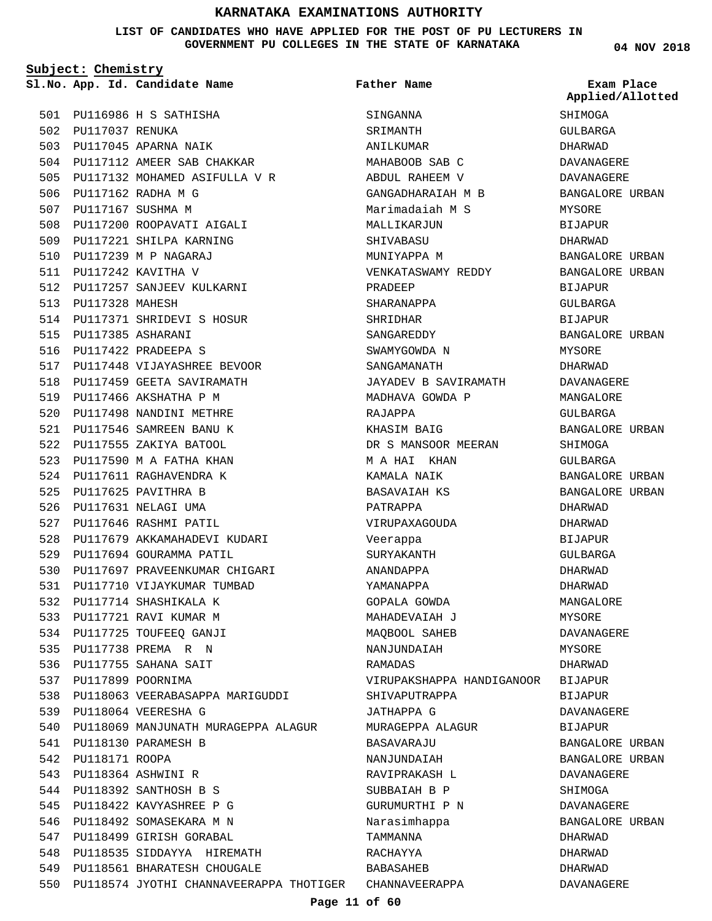# KARNATAKA EXAMINATIONS AUTHORITY

**LIST OF CANDIDATES WHO HAVE APPLIED FOR THE POST OF PU LECTURERS IN GOVERNMENT PU COLLEGES IN THE STATE OF KARNATAKA**

**04 NOV 2018**

**Subject: Chemistry**

| Sl.No. | App. Id. | Candidate Name | Father Name | Exam Place Applied/Allotted |
|---|---|---|---|---|
| 501 | PU116986 | H S SATHISHA | SINGANNA | SHIMOGA |
| 502 | PU117037 | RENUKA | SRIMANTH | GULBARGA |
| 503 | PU117045 | APARNA NAIK | ANILKUMAR | DHARWAD |
| 504 | PU117112 | AMEER SAB CHAKKAR | MAHABOOB SAB C | DAVANAGERE |
| 505 | PU117132 | MOHAMED ASIFULLA V R | ABDUL RAHEEM V | DAVANAGERE |
| 506 | PU117162 | RADHA M G | GANGADHARAIAH M B | BANGALORE URBAN |
| 507 | PU117167 | SUSHMA M | Marimadaiah M S | MYSORE |
| 508 | PU117200 | ROOPAVATI AIGALI | MALLIKARJUN | BIJAPUR |
| 509 | PU117221 | SHILPA KARNING | SHIVABASU | DHARWAD |
| 510 | PU117239 | M P NAGARAJ | MUNIYAPPA M | BANGALORE URBAN |
| 511 | PU117242 | KAVITHA V | VENKATASWAMY REDDY | BANGALORE URBAN |
| 512 | PU117257 | SANJEEV KULKARNI | PRADEEP | BIJAPUR |
| 513 | PU117328 | MAHESH | SHARANAPPA | GULBARGA |
| 514 | PU117371 | SHRIDEVI S HOSUR | SHRIDHAR | BIJAPUR |
| 515 | PU117385 | ASHARANI | SANGAREDDY | BANGALORE URBAN |
| 516 | PU117422 | PRADEEPA S | SWAMYGOWDA N | MYSORE |
| 517 | PU117448 | VIJAYASHREE BEVOOR | SANGAMANATH | DHARWAD |
| 518 | PU117459 | GEETA SAVIRAMATH | JAYADEV B SAVIRAMATH | DAVANAGERE |
| 519 | PU117466 | AKSHATHA P M | MADHAVA GOWDA P | MANGALORE |
| 520 | PU117498 | NANDINI METHRE | RAJAPPA | GULBARGA |
| 521 | PU117546 | SAMREEN BANU K | KHASIM BAIG | BANGALORE URBAN |
| 522 | PU117555 | ZAKIYA BATOOL | DR S MANSOOR MEERAN | SHIMOGA |
| 523 | PU117590 | M A FATHA KHAN | M A HAI KHAN | GULBARGA |
| 524 | PU117611 | RAGHAVENDRA K | KAMALA NAIK | BANGALORE URBAN |
| 525 | PU117625 | PAVITHRA B | BASAVAIAH KS | BANGALORE URBAN |
| 526 | PU117631 | NELAGI UMA | PATRAPPA | DHARWAD |
| 527 | PU117646 | RASHMI PATIL | VIRUPAXAGOUDA | DHARWAD |
| 528 | PU117679 | AKKAMAHADEVI KUDARI | Veerappa | BIJAPUR |
| 529 | PU117694 | GOURAMMA PATIL | SURYAKANTH | GULBARGA |
| 530 | PU117697 | PRAVEENKUMAR CHIGARI | ANANDAPPA | DHARWAD |
| 531 | PU117710 | VIJAYKUMAR TUMBAD | YAMANAPPA | DHARWAD |
| 532 | PU117714 | SHASHIKALA K | GOPALA GOWDA | MANGALORE |
| 533 | PU117721 | RAVI KUMAR M | MAHADEVAIAH J | MYSORE |
| 534 | PU117725 | TOUFEEQ GANJI | MAQBOOL SAHEB | DAVANAGERE |
| 535 | PU117738 | PREMA R N | NANJUNDAIAH | MYSORE |
| 536 | PU117755 | SAHANA SAIT | RAMADAS | DHARWAD |
| 537 | PU117899 | POORNIMA | VIRUPAKSHAPPA HANDIGANOOR | BIJAPUR |
| 538 | PU118063 | VEERABASAPPA MARIGUDDI | SHIVAPUTRAPPA | BIJAPUR |
| 539 | PU118064 | VEERESHA G | JATHAPPA G | DAVANAGERE |
| 540 | PU118069 | MANJUNATH MURAGEPPA ALAGUR | MURAGEPPA ALAGUR | BIJAPUR |
| 541 | PU118130 | PARAMESH B | BASAVARAJU | BANGALORE URBAN |
| 542 | PU118171 | ROOPA | NANJUNDAIAH | BANGALORE URBAN |
| 543 | PU118364 | ASHWINI R | RAVIPRAKASH L | DAVANAGERE |
| 544 | PU118392 | SANTHOSH B S | SUBBAIAH B P | SHIMOGA |
| 545 | PU118422 | KAVYASHREE P G | GURUMURTHI P N | DAVANAGERE |
| 546 | PU118492 | SOMASEKARA M N | Narasimhappa | BANGALORE URBAN |
| 547 | PU118499 | GIRISH GORABAL | TAMMANNA | DHARWAD |
| 548 | PU118535 | SIDDAYYA HIREMATH | RACHAYYA | DHARWAD |
| 549 | PU118561 | BHARATESH CHOUGALE | BABASAHEB | DHARWAD |
| 550 | PU118574 | JYOTHI CHANNAVEERAPPA THOTIGER | CHANNAVEERAPPA | DAVANAGERE |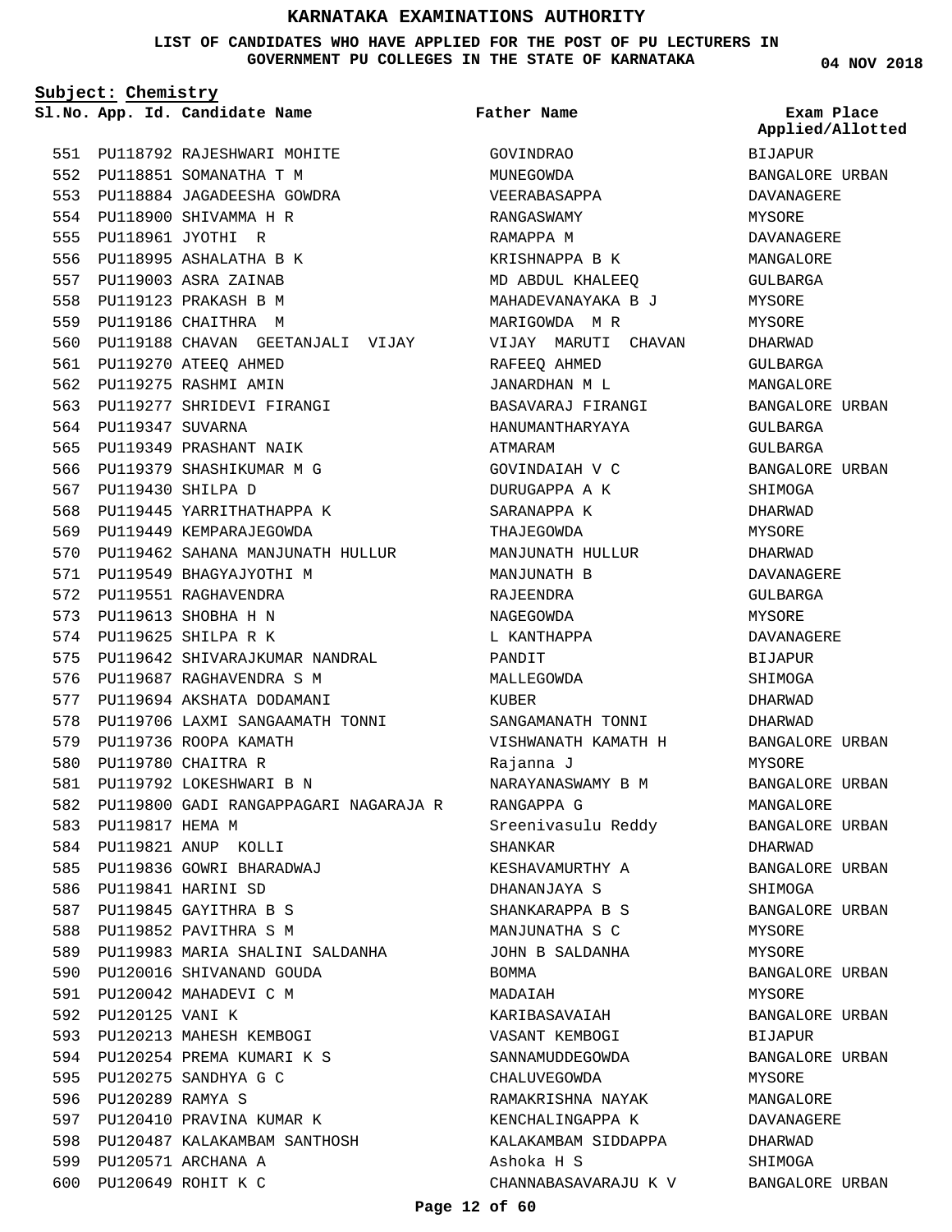# KARNATAKA EXAMINATIONS AUTHORITY

**LIST OF CANDIDATES WHO HAVE APPLIED FOR THE POST OF PU LECTURERS IN GOVERNMENT PU COLLEGES IN THE STATE OF KARNATAKA**

**04 NOV 2018**

**Subject: Chemistry**

| Sl.No. | App. Id. | Candidate Name | Father Name | Exam Place Applied/Allotted |
|---|---|---|---|---|
| 551 | PU118792 | RAJESHWARI MOHITE | GOVINDRAO | BIJAPUR |
| 552 | PU118851 | SOMANATHA T M | MUNEGOWDA | BANGALORE URBAN |
| 553 | PU118884 | JAGADEESHA GOWDRA | VEERABASAPPA | DAVANAGERE |
| 554 | PU118900 | SHIVAMMA H R | RANGASWAMY | MYSORE |
| 555 | PU118961 | JYOTHI R | RAMAPPA M | DAVANAGERE |
| 556 | PU118995 | ASHALATHA B K | KRISHNAPPA B K | MANGALORE |
| 557 | PU119003 | ASRA ZAINAB | MD ABDUL KHALEEQ | GULBARGA |
| 558 | PU119123 | PRAKASH B M | MAHADEVANAYAKA B J | MYSORE |
| 559 | PU119186 | CHAITHRA M | MARIGOWDA M R | MYSORE |
| 560 | PU119188 | CHAVAN GEETANJALI VIJAY | VIJAY MARUTI CHAVAN | DHARWAD |
| 561 | PU119270 | ATEEQ AHMED | RAFEEQ AHMED | GULBARGA |
| 562 | PU119275 | RASHMI AMIN | JANARDHAN M L | MANGALORE |
| 563 | PU119277 | SHRIDEVI FIRANGI | BASAVARAJ FIRANGI | BANGALORE URBAN |
| 564 | PU119347 | SUVARNA | HANUMANTHARYAYA | GULBARGA |
| 565 | PU119349 | PRASHANT NAIK | ATMARAM | GULBARGA |
| 566 | PU119379 | SHASHIKUMAR M G | GOVINDAIAH V C | BANGALORE URBAN |
| 567 | PU119430 | SHILPA D | DURUGAPPA A K | SHIMOGA |
| 568 | PU119445 | YARRITHATHAPPA K | SARANAPPA K | DHARWAD |
| 569 | PU119449 | KEMPARAJEGOWDA | THAJEGOWDA | MYSORE |
| 570 | PU119462 | SAHANA MANJUNATH HULLUR | MANJUNATH HULLUR | DHARWAD |
| 571 | PU119549 | BHAGYAJYOTHI M | MANJUNATH B | DAVANAGERE |
| 572 | PU119551 | RAGHAVENDRA | RAJEENDRA | GULBARGA |
| 573 | PU119613 | SHOBHA H N | NAGEGOWDA | MYSORE |
| 574 | PU119625 | SHILPA R K | L KANTHAPPA | DAVANAGERE |
| 575 | PU119642 | SHIVARAJKUMAR NANDRAL | PANDIT | BIJAPUR |
| 576 | PU119687 | RAGHAVENDRA S M | MALLEGOWDA | SHIMOGA |
| 577 | PU119694 | AKSHATA DODAMANI | KUBER | DHARWAD |
| 578 | PU119706 | LAXMI SANGAAMATH TONNI | SANGAMANATH TONNI | DHARWAD |
| 579 | PU119736 | ROOPA KAMATH | VISHWANATH KAMATH H | BANGALORE URBAN |
| 580 | PU119780 | CHAITRA R | Rajanna J | MYSORE |
| 581 | PU119792 | LOKESHWARI B N | NARAYANASWAMY B M | BANGALORE URBAN |
| 582 | PU119800 | GADI RANGAPPAGARI NAGARAJA R | RANGAPPA G | MANGALORE |
| 583 | PU119817 | HEMA M | Sreenivasulu Reddy | BANGALORE URBAN |
| 584 | PU119821 | ANUP KOLLI | SHANKAR | DHARWAD |
| 585 | PU119836 | GOWRI BHARADWAJ | KESHAVAMURTHY A | BANGALORE URBAN |
| 586 | PU119841 | HARINI SD | DHANANJAYA S | SHIMOGA |
| 587 | PU119845 | GAYITHRA B S | SHANKARAPPA B S | BANGALORE URBAN |
| 588 | PU119852 | PAVITHRA S M | MANJUNATHA S C | MYSORE |
| 589 | PU119983 | MARIA SHALINI SALDANHA | JOHN B SALDANHA | MYSORE |
| 590 | PU120016 | SHIVANAND GOUDA | BOMMA | BANGALORE URBAN |
| 591 | PU120042 | MAHADEVI C M | MADAIAH | MYSORE |
| 592 | PU120125 | VANI K | KARIBASAVAIAH | BANGALORE URBAN |
| 593 | PU120213 | MAHESH KEMBOGI | VASANT KEMBOGI | BIJAPUR |
| 594 | PU120254 | PREMA KUMARI K S | SANNAMUDDEGOWDA | BANGALORE URBAN |
| 595 | PU120275 | SANDHYA G C | CHALUVEGOWDA | MYSORE |
| 596 | PU120289 | RAMYA S | RAMAKRISHNA NAYAK | MANGALORE |
| 597 | PU120410 | PRAVINA KUMAR K | KENCHALINGAPPA K | DAVANAGERE |
| 598 | PU120487 | KALAKAMBAM SANTHOSH | KALAKAMBAM SIDDAPPA | DHARWAD |
| 599 | PU120571 | ARCHANA A | Ashoka H S | SHIMOGA |
| 600 | PU120649 | ROHIT K C | CHANNABASAVARAJU K V | BANGALORE URBAN |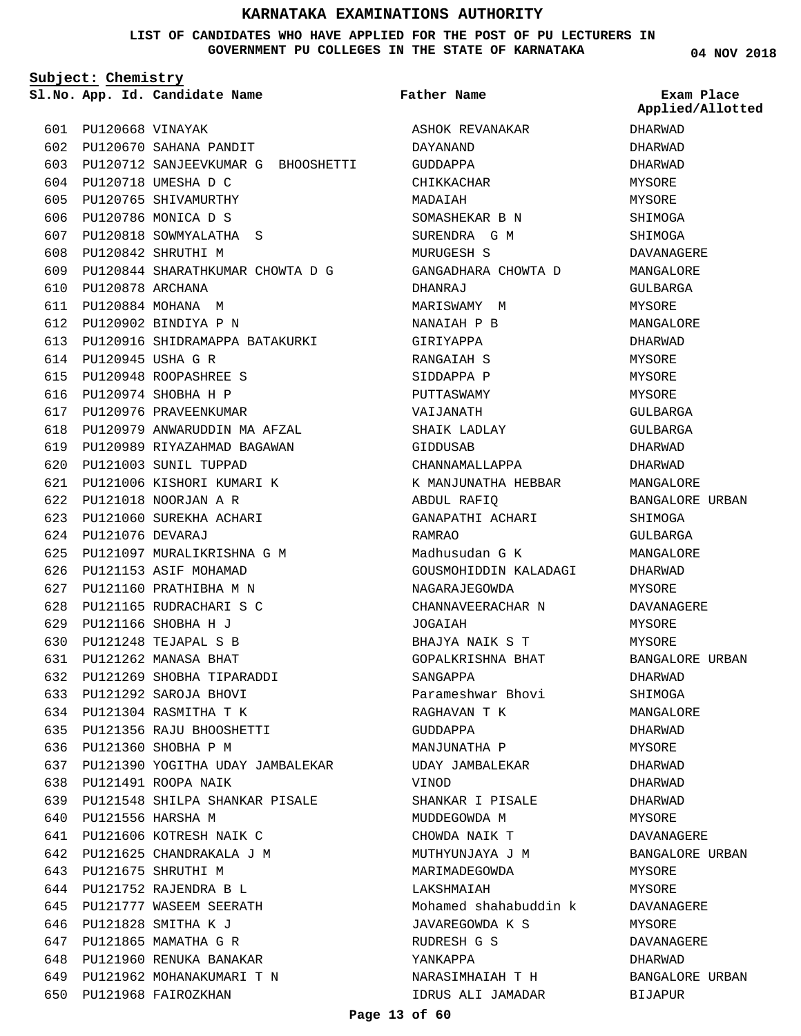# KARNATAKA EXAMINATIONS AUTHORITY

**LIST OF CANDIDATES WHO HAVE APPLIED FOR THE POST OF PU LECTURERS IN GOVERNMENT PU COLLEGES IN THE STATE OF KARNATAKA**

04 NOV 2018

**Subject: Chemistry**

| Sl.No. | App. Id. | Candidate Name | Father Name | Exam Place Applied/Allotted |
|---|---|---|---|---|
| 601 | PU120668 | VINAYAK | ASHOK REVANAKAR | DHARWAD |
| 602 | PU120670 | SAHANA PANDIT | DAYANAND | DHARWAD |
| 603 | PU120712 | SANJEEVKUMAR G BHOOSHETTI | GUDDAPPA | DHARWAD |
| 604 | PU120718 | UMESHA D C | CHIKKACHAR | MYSORE |
| 605 | PU120765 | SHIVAMURTHY | MADAIAH | MYSORE |
| 606 | PU120786 | MONICA D S | SOMASHEKAR B N | SHIMOGA |
| 607 | PU120818 | SOWMYALATHA S | SURENDRA G M | SHIMOGA |
| 608 | PU120842 | SHRUTHI M | MURUGESH S | DAVANAGERE |
| 609 | PU120844 | SHARATHKUMAR CHOWTA D G | GANGADHARA CHOWTA D | MANGALORE |
| 610 | PU120878 | ARCHANA | DHANRAJ | GULBARGA |
| 611 | PU120884 | MOHANA M | MARISWAMY M | MYSORE |
| 612 | PU120902 | BINDIYA P N | NANAIAH P B | MANGALORE |
| 613 | PU120916 | SHIDRAMAPPA BATAKURKI | GIRIYAPPA | DHARWAD |
| 614 | PU120945 | USHA G R | RANGAIAH S | MYSORE |
| 615 | PU120948 | ROOPASHREE S | SIDDAPPA P | MYSORE |
| 616 | PU120974 | SHOBHA H P | PUTTASWAMY | MYSORE |
| 617 | PU120976 | PRAVEENKUMAR | VAIJANATH | GULBARGA |
| 618 | PU120979 | ANWARUDDIN MA AFZAL | SHAIK LADLAY | GULBARGA |
| 619 | PU120989 | RIYAZAHMAD BAGAWAN | GIDDUSAB | DHARWAD |
| 620 | PU121003 | SUNIL TUPPAD | CHANNAMALLAPPA | DHARWAD |
| 621 | PU121006 | KISHORI KUMARI K | K MANJUNATHA HEBBAR | MANGALORE |
| 622 | PU121018 | NOORJAN A R | ABDUL RAFIQ | BANGALORE URBAN |
| 623 | PU121060 | SUREKHA ACHARI | GANAPATHI ACHARI | SHIMOGA |
| 624 | PU121076 | DEVARAJ | RAMRAO | GULBARGA |
| 625 | PU121097 | MURALIKRISHNA G M | Madhusudan G K | MANGALORE |
| 626 | PU121153 | ASIF MOHAMAD | GOUSMOHIDDIN KALADAGI | DHARWAD |
| 627 | PU121160 | PRATHIBHA M N | NAGARAJEGOWDA | MYSORE |
| 628 | PU121165 | RUDRACHARI S C | CHANNAVEERACHAR N | DAVANAGERE |
| 629 | PU121166 | SHOBHA H J | JOGAIAH | MYSORE |
| 630 | PU121248 | TEJAPAL S B | BHAJYA NAIK S T | MYSORE |
| 631 | PU121262 | MANASA BHAT | GOPALKRISHNA BHAT | BANGALORE URBAN |
| 632 | PU121269 | SHOBHA TIPARADDI | SANGAPPA | DHARWAD |
| 633 | PU121292 | SAROJA BHOVI | Parameshwar Bhovi | SHIMOGA |
| 634 | PU121304 | RASMITHA T K | RAGHAVAN T K | MANGALORE |
| 635 | PU121356 | RAJU BHOOSHETTI | GUDDAPPA | DHARWAD |
| 636 | PU121360 | SHOBHA P M | MANJUNATHA P | MYSORE |
| 637 | PU121390 | YOGITHA UDAY JAMBALEKAR | UDAY JAMBALEKAR | DHARWAD |
| 638 | PU121491 | ROOPA NAIK | VINOD | DHARWAD |
| 639 | PU121548 | SHILPA SHANKAR PISALE | SHANKAR I PISALE | DHARWAD |
| 640 | PU121556 | HARSHA M | MUDDEGOWDA M | MYSORE |
| 641 | PU121606 | KOTRESH NAIK C | CHOWDA NAIK T | DAVANAGERE |
| 642 | PU121625 | CHANDRAKALA J M | MUTHYUNJAYA J M | BANGALORE URBAN |
| 643 | PU121675 | SHRUTHI M | MARIMADEGOWDA | MYSORE |
| 644 | PU121752 | RAJENDRA B L | LAKSHMAIAH | MYSORE |
| 645 | PU121777 | WASEEM SEERATH | Mohamed shahabuddin k | DAVANAGERE |
| 646 | PU121828 | SMITHA K J | JAVAREGOWDA K S | MYSORE |
| 647 | PU121865 | MAMATHA G R | RUDRESH G S | DAVANAGERE |
| 648 | PU121960 | RENUKA BANAKAR | YANKAPPA | DHARWAD |
| 649 | PU121962 | MOHANAKUMARI T N | NARASIMHAIAH T H | BANGALORE URBAN |
| 650 | PU121968 | FAIROZKHAN | IDRUS ALI JAMADAR | BIJAPUR |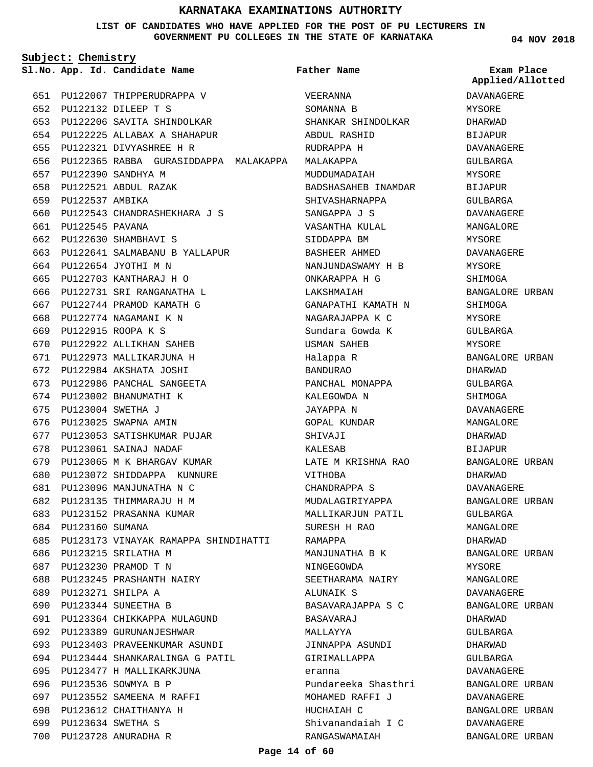# KARNATAKA EXAMINATIONS AUTHORITY

**LIST OF CANDIDATES WHO HAVE APPLIED FOR THE POST OF PU LECTURERS IN GOVERNMENT PU COLLEGES IN THE STATE OF KARNATAKA**

04 NOV 2018

**Subject: Chemistry**

| Sl.No. | App. Id. | Candidate Name | Father Name | Exam Place Applied/Allotted |
|---|---|---|---|---|
| 651 | PU122067 | THIPPERUDRAPPA V | VEERANNA | DAVANAGERE |
| 652 | PU122132 | DILEEP T S | SOMANNA B | MYSORE |
| 653 | PU122206 | SAVITA SHINDOLKAR | SHANKAR SHINDOLKAR | DHARWAD |
| 654 | PU122225 | ALLABAX A SHAHAPUR | ABDUL RASHID | BIJAPUR |
| 655 | PU122321 | DIVYASHREE H R | RUDRAPPA H | DAVANAGERE |
| 656 | PU122365 | RABBA GURASIDDAPPA MALAKAPPA | MALAKAPPA | GULBARGA |
| 657 | PU122390 | SANDHYA M | MUDDUMADAIAH | MYSORE |
| 658 | PU122521 | ABDUL RAZAK | BADSHASAHEB INAMDAR | BIJAPUR |
| 659 | PU122537 | AMBIKA | SHIVASHARNAPPA | GULBARGA |
| 660 | PU122543 | CHANDRASHEKHARA J S | SANGAPPA J S | DAVANAGERE |
| 661 | PU122545 | PAVANA | VASANTHA KULAL | MANGALORE |
| 662 | PU122630 | SHAMBHAVI S | SIDDAPPA BM | MYSORE |
| 663 | PU122641 | SALMABANU B YALLAPUR | BASHEER AHMED | DAVANAGERE |
| 664 | PU122654 | JYOTHI M N | NANJUNDASWAMY H B | MYSORE |
| 665 | PU122703 | KANTHARAJ H O | ONKARAPPA H G | SHIMOGA |
| 666 | PU122731 | SRI RANGANATHA L | LAKSHMAIAH | BANGALORE URBAN |
| 667 | PU122744 | PRAMOD KAMATH G | GANAPATHI KAMATH N | SHIMOGA |
| 668 | PU122774 | NAGAMANI K N | NAGARAJAPPA K C | MYSORE |
| 669 | PU122915 | ROOPA K S | Sundara Gowda K | GULBARGA |
| 670 | PU122922 | ALLIKHAN SAHEB | USMAN SAHEB | MYSORE |
| 671 | PU122973 | MALLIKARJUNA H | Halappa R | BANGALORE URBAN |
| 672 | PU122984 | AKSHATA JOSHI | BANDURAO | DHARWAD |
| 673 | PU122986 | PANCHAL SANGEETA | PANCHAL MONAPPA | GULBARGA |
| 674 | PU123002 | BHANUMATHI K | KALEGOWDA N | SHIMOGA |
| 675 | PU123004 | SWETHA J | JAYAPPA N | DAVANAGERE |
| 676 | PU123025 | SWAPNA AMIN | GOPAL KUNDAR | MANGALORE |
| 677 | PU123053 | SATISHKUMAR PUJAR | SHIVAJI | DHARWAD |
| 678 | PU123061 | SAINAJ NADAF | KALESAB | BIJAPUR |
| 679 | PU123065 | M K BHARGAV KUMAR | LATE M KRISHNA RAO | BANGALORE URBAN |
| 680 | PU123072 | SHIDDAPPA KUNNURE | VITHOBA | DHARWAD |
| 681 | PU123096 | MANJUNATHA N C | CHANDRAPPA S | DAVANAGERE |
| 682 | PU123135 | THIMMARAJU H M | MUDALAGIRIYAPPA | BANGALORE URBAN |
| 683 | PU123152 | PRASANNA KUMAR | MALLIKARJUN PATIL | GULBARGA |
| 684 | PU123160 | SUMANA | SURESH H RAO | MANGALORE |
| 685 | PU123173 | VINAYAK RAMAPPA SHINDIHATTI | RAMAPPA | DHARWAD |
| 686 | PU123215 | SRILATHA M | MANJUNATHA B K | BANGALORE URBAN |
| 687 | PU123230 | PRAMOD T N | NINGEGOWDA | MYSORE |
| 688 | PU123245 | PRASHANTH NAIRY | SEETHARAMA NAIRY | MANGALORE |
| 689 | PU123271 | SHILPA A | ALUNAIK S | DAVANAGERE |
| 690 | PU123344 | SUNEETHA B | BASAVARAJAPPA S C | BANGALORE URBAN |
| 691 | PU123364 | CHIKKAPPA MULAGUND | BASAVARAJ | DHARWAD |
| 692 | PU123389 | GURUNANJESHWAR | MALLAYYA | GULBARGA |
| 693 | PU123403 | PRAVEENKUMAR ASUNDI | JINNAPPA ASUNDI | DHARWAD |
| 694 | PU123444 | SHANKARALINGA G PATIL | GIRIMALLAPPA | GULBARGA |
| 695 | PU123477 | H MALLIKARKJUNA | eranna | DAVANAGERE |
| 696 | PU123536 | SOWMYA B P | Pundareeka Shasthri | BANGALORE URBAN |
| 697 | PU123552 | SAMEENA M RAFFI | MOHAMED RAFFI J | DAVANAGERE |
| 698 | PU123612 | CHAITHANYA H | HUCHAIAH C | BANGALORE URBAN |
| 699 | PU123634 | SWETHA S | Shivanandaiah I C | DAVANAGERE |
| 700 | PU123728 | ANURADHA R | RANGASWAMAIAH | BANGALORE URBAN |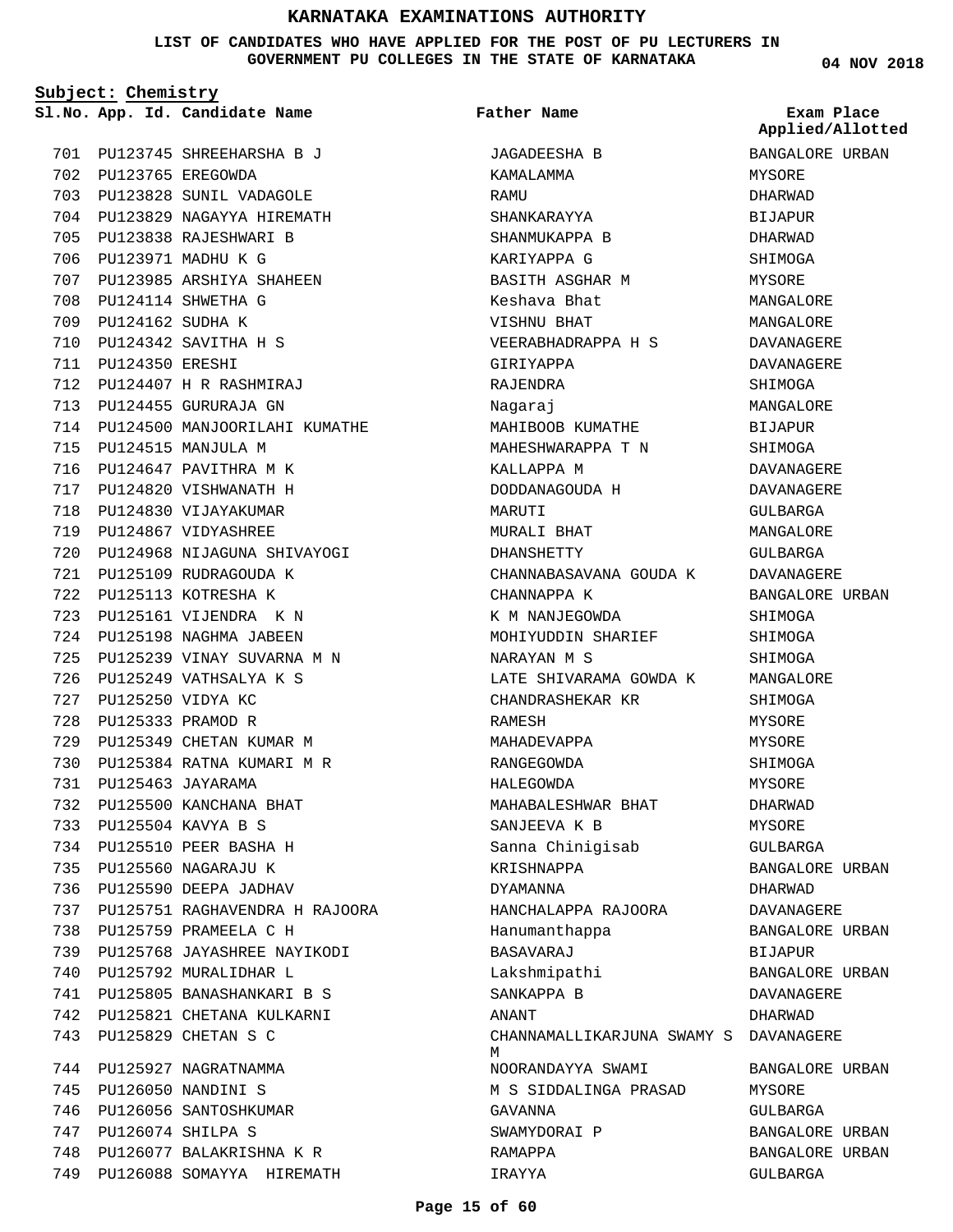# KARNATAKA EXAMINATIONS AUTHORITY

**LIST OF CANDIDATES WHO HAVE APPLIED FOR THE POST OF PU LECTURERS IN GOVERNMENT PU COLLEGES IN THE STATE OF KARNATAKA**

**04 NOV 2018**

**Subject: Chemistry**

| Sl.No. | App. Id. | Candidate Name | Father Name | Exam Place Applied/Allotted |
|---|---|---|---|---|
| 701 | PU123745 | SHREEHARSHA B J | JAGADEESHA B | BANGALORE URBAN |
| 702 | PU123765 | EREGOWDA | KAMALAMMA | MYSORE |
| 703 | PU123828 | SUNIL VADAGOLE | RAMU | DHARWAD |
| 704 | PU123829 | NAGAYYA HIREMATH | SHANKARAYYA | BIJAPUR |
| 705 | PU123838 | RAJESHWARI B | SHANMUKAPPA B | DHARWAD |
| 706 | PU123971 | MADHU K G | KARIYAPPA G | SHIMOGA |
| 707 | PU123985 | ARSHIYA SHAHEEN | BASITH ASGHAR M | MYSORE |
| 708 | PU124114 | SHWETHA G | Keshava Bhat | MANGALORE |
| 709 | PU124162 | SUDHA K | VISHNU BHAT | MANGALORE |
| 710 | PU124342 | SAVITHA H S | VEERABHADRAPPA H S | DAVANAGERE |
| 711 | PU124350 | ERESHI | GIRIYAPPA | DAVANAGERE |
| 712 | PU124407 | H R RASHMIRAJ | RAJENDRA | SHIMOGA |
| 713 | PU124455 | GURURAJA GN | Nagaraj | MANGALORE |
| 714 | PU124500 | MANJOORILAHI KUMATHE | MAHIBOOB KUMATHE | BIJAPUR |
| 715 | PU124515 | MANJULA M | MAHESHWARAPPA T N | SHIMOGA |
| 716 | PU124647 | PAVITHRA M K | KALLAPPA M | DAVANAGERE |
| 717 | PU124820 | VISHWANATH H | DODDANAGOUDA H | DAVANAGERE |
| 718 | PU124830 | VIJAYAKUMAR | MARUTI | GULBARGA |
| 719 | PU124867 | VIDYASHREE | MURALI BHAT | MANGALORE |
| 720 | PU124968 | NIJAGUNA SHIVAYOGI | DHANSHETTY | GULBARGA |
| 721 | PU125109 | RUDRAGOUDA K | CHANNABASAVANA GOUDA K | DAVANAGERE |
| 722 | PU125113 | KOTRESHA K | CHANNAPPA K | BANGALORE URBAN |
| 723 | PU125161 | VIJENDRA K N | K M NANJEGOWDA | SHIMOGA |
| 724 | PU125198 | NAGHMA JABEEN | MOHIYUDDIN SHARIEF | SHIMOGA |
| 725 | PU125239 | VINAY SUVARNA M N | NARAYAN M S | SHIMOGA |
| 726 | PU125249 | VATHSALYA K S | LATE SHIVARAMA GOWDA K | MANGALORE |
| 727 | PU125250 | VIDYA KC | CHANDRASHEKAR KR | SHIMOGA |
| 728 | PU125333 | PRAMOD R | RAMESH | MYSORE |
| 729 | PU125349 | CHETAN KUMAR M | MAHADEVAPPA | MYSORE |
| 730 | PU125384 | RATNA KUMARI M R | RANGEGOWDA | SHIMOGA |
| 731 | PU125463 | JAYARAMA | HALEGOWDA | MYSORE |
| 732 | PU125500 | KANCHANA BHAT | MAHABALESHWAR BHAT | DHARWAD |
| 733 | PU125504 | KAVYA B S | SANJEEVA K B | MYSORE |
| 734 | PU125510 | PEER BASHA H | Sanna Chinigisab | GULBARGA |
| 735 | PU125560 | NAGARAJU K | KRISHNAPPA | BANGALORE URBAN |
| 736 | PU125590 | DEEPA JADHAV | DYAMANNA | DHARWAD |
| 737 | PU125751 | RAGHAVENDRA H RAJOORA | HANCHALAPPA RAJOORA | DAVANAGERE |
| 738 | PU125759 | PRAMEELA C H | Hanumanthappa | BANGALORE URBAN |
| 739 | PU125768 | JAYASHREE NAYIKODI | BASAVARAJ | BIJAPUR |
| 740 | PU125792 | MURALIDHAR L | Lakshmipathi | BANGALORE URBAN |
| 741 | PU125805 | BANASHANKARI B S | SANKAPPA B | DAVANAGERE |
| 742 | PU125821 | CHETANA KULKARNI | ANANT | DHARWAD |
| 743 | PU125829 | CHETAN S C | CHANNAMALLIKARJUNA SWAMY S M | DAVANAGERE |
| 744 | PU125927 | NAGRATNAMMA | NOORANDAYYA SWAMI | BANGALORE URBAN |
| 745 | PU126050 | NANDINI S | M S SIDDALINGA PRASAD | MYSORE |
| 746 | PU126056 | SANTOSHKUMAR | GAVANNA | GULBARGA |
| 747 | PU126074 | SHILPA S | SWAMYDORAI P | BANGALORE URBAN |
| 748 | PU126077 | BALAKRISHNA K R | RAMAPPA | BANGALORE URBAN |
| 749 | PU126088 | SOMAYYA HIREMATH | IRAYYA | GULBARGA |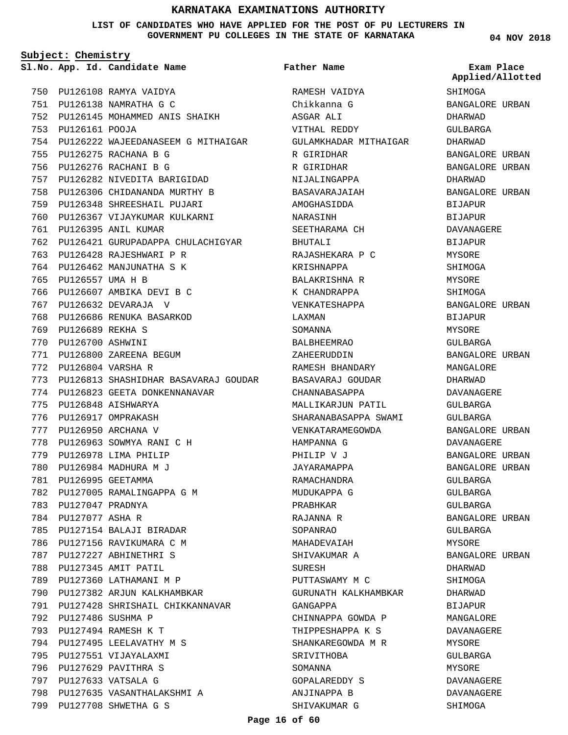# KARNATAKA EXAMINATIONS AUTHORITY

**LIST OF CANDIDATES WHO HAVE APPLIED FOR THE POST OF PU LECTURERS IN GOVERNMENT PU COLLEGES IN THE STATE OF KARNATAKA**

**04 NOV 2018**

**Subject: Chemistry**

| Sl.No. | App. Id. | Candidate Name | Father Name | Exam Place Applied/Allotted |
|---|---|---|---|---|
| 750 | PU126108 | RAMYA VAIDYA | RAMESH VAIDYA | SHIMOGA |
| 751 | PU126138 | NAMRATHA G C | Chikkanna G | BANGALORE URBAN |
| 752 | PU126145 | MOHAMMED ANIS SHAIKH | ASGAR ALI | DHARWAD |
| 753 | PU126161 | POOJA | VITHAL REDDY | GULBARGA |
| 754 | PU126222 | WAJEEDANASEEM G MITHAIGAR | GULAMKHADAR MITHAIGAR | DHARWAD |
| 755 | PU126275 | RACHANA B G | R GIRIDHAR | BANGALORE URBAN |
| 756 | PU126276 | RACHANI B G | R GIRIDHAR | BANGALORE URBAN |
| 757 | PU126282 | NIVEDITA BARIGIDAD | NIJALINGAPPA | DHARWAD |
| 758 | PU126306 | CHIDANANDA MURTHY B | BASAVARAJAIAH | BANGALORE URBAN |
| 759 | PU126348 | SHREESHAIL PUJARI | AMOGHASIDDA | BIJAPUR |
| 760 | PU126367 | VIJAYKUMAR KULKARNI | NARASINH | BIJAPUR |
| 761 | PU126395 | ANIL KUMAR | SEETHARAMA CH | DAVANAGERE |
| 762 | PU126421 | GURUPADAPPA CHULACHIGYAR | BHUTALI | BIJAPUR |
| 763 | PU126428 | RAJESHWARI P R | RAJASHEKARA P C | MYSORE |
| 764 | PU126462 | MANJUNATHA S K | KRISHNAPPA | SHIMOGA |
| 765 | PU126557 | UMA H B | BALAKRISHNA R | MYSORE |
| 766 | PU126607 | AMBIKA DEVI B C | K CHANDRAPPA | SHIMOGA |
| 767 | PU126632 | DEVARAJA V | VENKATESHAPPA | BANGALORE URBAN |
| 768 | PU126686 | RENUKA BASARKOD | LAXMAN | BIJAPUR |
| 769 | PU126689 | REKHA S | SOMANNA | MYSORE |
| 770 | PU126700 | ASHWINI | BALBHEEMRAO | GULBARGA |
| 771 | PU126800 | ZAREENA BEGUM | ZAHEERUDDIN | BANGALORE URBAN |
| 772 | PU126804 | VARSHA R | RAMESH BHANDARY | MANGALORE |
| 773 | PU126813 | SHASHIDHAR BASAVARAJ GOUDAR | BASAVARAJ GOUDAR | DHARWAD |
| 774 | PU126823 | GEETA DONKENNANAVAR | CHANNABASAPPA | DAVANAGERE |
| 775 | PU126848 | AISHWARYA | MALLIKARJUN PATIL | GULBARGA |
| 776 | PU126917 | OMPRAKASH | SHARANABASAPPA SWAMI | GULBARGA |
| 777 | PU126950 | ARCHANA V | VENKATARAMEGOWDA | BANGALORE URBAN |
| 778 | PU126963 | SOWMYA RANI C H | HAMPANNA G | DAVANAGERE |
| 779 | PU126978 | LIMA PHILIP | PHILIP V J | BANGALORE URBAN |
| 780 | PU126984 | MADHURA M J | JAYARAMAPPA | BANGALORE URBAN |
| 781 | PU126995 | GEETAMMA | RAMACHANDRA | GULBARGA |
| 782 | PU127005 | RAMALINGAPPA G M | MUDUKAPPA G | GULBARGA |
| 783 | PU127047 | PRADNYA | PRABHKAR | GULBARGA |
| 784 | PU127077 | ASHA R | RAJANNA R | BANGALORE URBAN |
| 785 | PU127154 | BALAJI BIRADAR | SOPANRAO | GULBARGA |
| 786 | PU127156 | RAVIKUMARA C M | MAHADEVAIAH | MYSORE |
| 787 | PU127227 | ABHINETHRI S | SHIVAKUMAR A | BANGALORE URBAN |
| 788 | PU127345 | AMIT PATIL | SURESH | DHARWAD |
| 789 | PU127360 | LATHAMANI M P | PUTTASWAMY M C | SHIMOGA |
| 790 | PU127382 | ARJUN KALKHAMBKAR | GURUNATH KALKHAMBKAR | DHARWAD |
| 791 | PU127428 | SHRISHAIL CHIKKANNAVAR | GANGAPPA | BIJAPUR |
| 792 | PU127486 | SUSHMA P | CHINNAPPA GOWDA P | MANGALORE |
| 793 | PU127494 | RAMESH K T | THIPPESHAPPA K S | DAVANAGERE |
| 794 | PU127495 | LEELAVATHY M S | SHANKAREGOWDA M R | MYSORE |
| 795 | PU127551 | VIJAYALAXMI | SRIVITHOBA | GULBARGA |
| 796 | PU127629 | PAVITHRA S | SOMANNA | MYSORE |
| 797 | PU127633 | VATSALA G | GOPALAREDDY S | DAVANAGERE |
| 798 | PU127635 | VASANTHALAKSHMI A | ANJINAPPA B | DAVANAGERE |
| 799 | PU127708 | SHWETHA G S | SHIVAKUMAR G | SHIMOGA |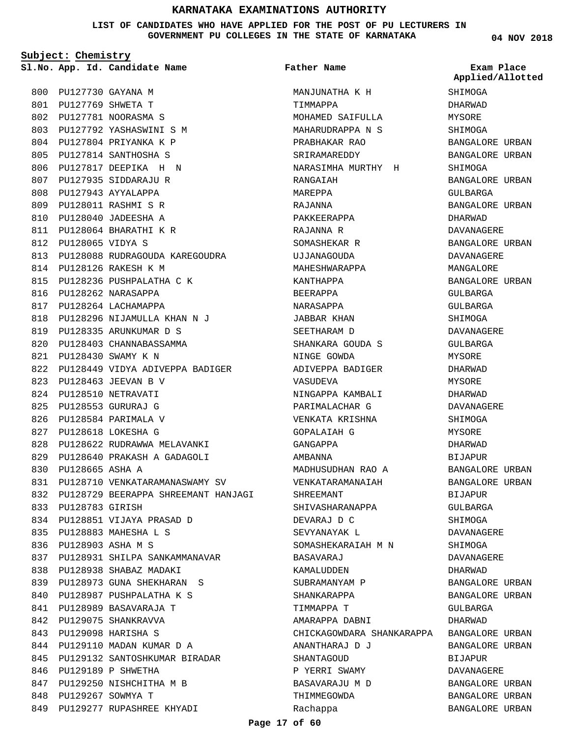# KARNATAKA EXAMINATIONS AUTHORITY

**LIST OF CANDIDATES WHO HAVE APPLIED FOR THE POST OF PU LECTURERS IN GOVERNMENT PU COLLEGES IN THE STATE OF KARNATAKA**

**04 NOV 2018**

**Subject: Chemistry**

| Sl.No. | App. Id. | Candidate Name | Father Name | Exam Place Applied/Allotted |
|---|---|---|---|---|
| 800 | PU127730 | GAYANA M | MANJUNATHA K H | SHIMOGA |
| 801 | PU127769 | SHWETA T | TIMMAPPA | DHARWAD |
| 802 | PU127781 | NOORASMA S | MOHAMED SAIFULLA | MYSORE |
| 803 | PU127792 | YASHASWINI S M | MAHARUDRAPPA N S | SHIMOGA |
| 804 | PU127804 | PRIYANKA K P | PRABHAKAR RAO | BANGALORE URBAN |
| 805 | PU127814 | SANTHOSHA S | SRIRAMAREDDY | BANGALORE URBAN |
| 806 | PU127817 | DEEPIKA H N | NARASIMHA MURTHY H | SHIMOGA |
| 807 | PU127935 | SIDDARAJU R | RANGAIAH | BANGALORE URBAN |
| 808 | PU127943 | AYYALAPPA | MAREPPA | GULBARGA |
| 809 | PU128011 | RASHMI S R | RAJANNA | BANGALORE URBAN |
| 810 | PU128040 | JADEESHA A | PAKKEERAPPA | DHARWAD |
| 811 | PU128064 | BHARATHI K R | RAJANNA R | DAVANAGERE |
| 812 | PU128065 | VIDYA S | SOMASHEKAR R | BANGALORE URBAN |
| 813 | PU128088 | RUDRAGOUDA KAREGOUDRA | UJJANAGOUDA | DAVANAGERE |
| 814 | PU128126 | RAKESH K M | MAHESHWARAPPA | MANGALORE |
| 815 | PU128236 | PUSHPALATHA C K | KANTHAPPA | BANGALORE URBAN |
| 816 | PU128262 | NARASAPPA | BEERAPPA | GULBARGA |
| 817 | PU128264 | LACHAMAPPA | NARASAPPA | GULBARGA |
| 818 | PU128296 | NIJAMULLA KHAN N J | JABBAR KHAN | SHIMOGA |
| 819 | PU128335 | ARUNKUMAR D S | SEETHARAM D | DAVANAGERE |
| 820 | PU128403 | CHANNABASSAMMA | SHANKARA GOUDA S | GULBARGA |
| 821 | PU128430 | SWAMY K N | NINGE GOWDA | MYSORE |
| 822 | PU128449 | VIDYA ADIVEPPA BADIGER | ADIVEPPA BADIGER | DHARWAD |
| 823 | PU128463 | JEEVAN B V | VASUDEVA | MYSORE |
| 824 | PU128510 | NETRAVATI | NINGAPPA KAMBALI | DHARWAD |
| 825 | PU128553 | GURURAJ G | PARIMALACHAR G | DAVANAGERE |
| 826 | PU128584 | PARIMALA V | VENKATA KRISHNA | SHIMOGA |
| 827 | PU128618 | LOKESHA G | GOPALAIAH G | MYSORE |
| 828 | PU128622 | RUDRAWWA MELAVANKI | GANGAPPA | DHARWAD |
| 829 | PU128640 | PRAKASH A GADAGOLI | AMBANNA | BIJAPUR |
| 830 | PU128665 | ASHA A | MADHUSUDHAN RAO A | BANGALORE URBAN |
| 831 | PU128710 | VENKATARAMANASWAMY SV | VENKATARAMANAIAH | BANGALORE URBAN |
| 832 | PU128729 | BEERAPPA SHREEMANT HANJAGI | SHREEMANT | BIJAPUR |
| 833 | PU128783 | GIRISH | SHIVASHARANAPPA | GULBARGA |
| 834 | PU128851 | VIJAYA PRASAD D | DEVARAJ D C | SHIMOGA |
| 835 | PU128883 | MAHESHA L S | SEVYANAYAK L | DAVANAGERE |
| 836 | PU128903 | ASHA M S | SOMASHEKARAIAH M N | SHIMOGA |
| 837 | PU128931 | SHILPA SANKAMMANAVAR | BASAVARAJ | DAVANAGERE |
| 838 | PU128938 | SHABAZ MADAKI | KAMALUDDEN | DHARWAD |
| 839 | PU128973 | GUNA SHEKHARAN S | SUBRAMANYAM P | BANGALORE URBAN |
| 840 | PU128987 | PUSHPALATHA K S | SHANKARAPPA | BANGALORE URBAN |
| 841 | PU128989 | BASAVARAJA T | TIMMAPPA T | GULBARGA |
| 842 | PU129075 | SHANKRAVVA | AMARAPPA DABNI | DHARWAD |
| 843 | PU129098 | HARISHA S | CHICKAGOWDARA SHANKARAPPA | BANGALORE URBAN |
| 844 | PU129110 | MADAN KUMAR D A | ANANTHARAJ D J | BANGALORE URBAN |
| 845 | PU129132 | SANTOSHKUMAR BIRADAR | SHANTAGOUD | BIJAPUR |
| 846 | PU129189 | P SHWETHA | P YERRI SWAMY | DAVANAGERE |
| 847 | PU129250 | NISHCHITHA M B | BASAVARAJU M D | BANGALORE URBAN |
| 848 | PU129267 | SOWMYA T | THIMMEGOWDA | BANGALORE URBAN |
| 849 | PU129277 | RUPASHREE KHYADI | Rachappa | BANGALORE URBAN |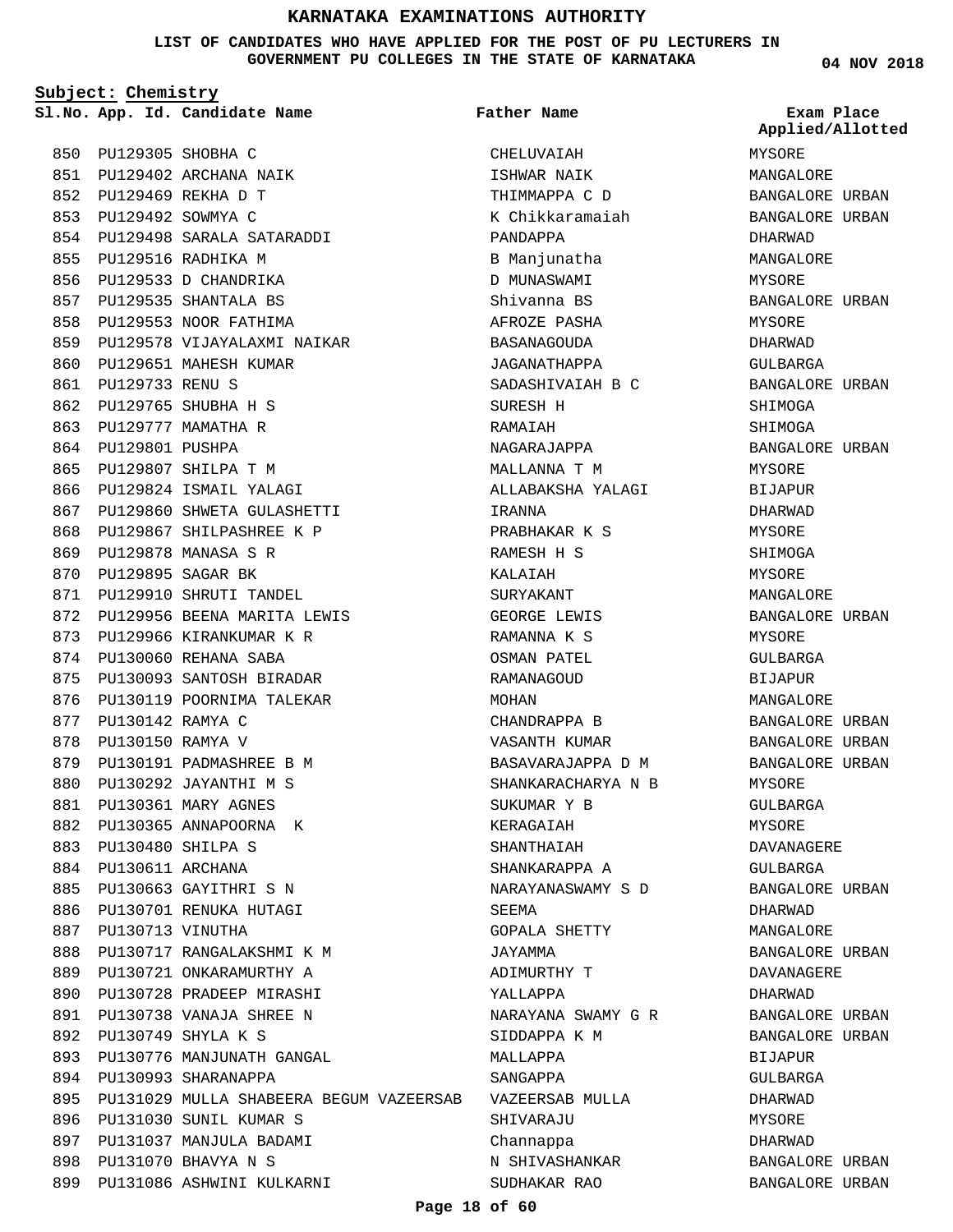# KARNATAKA EXAMINATIONS AUTHORITY

**LIST OF CANDIDATES WHO HAVE APPLIED FOR THE POST OF PU LECTURERS IN GOVERNMENT PU COLLEGES IN THE STATE OF KARNATAKA**

**04 NOV 2018**

**Subject: Chemistry**

| Sl.No. | App. Id. | Candidate Name | Father Name | Exam Place Applied/Allotted |
|---|---|---|---|---|
| 850 | PU129305 | SHOBHA C | CHELUVAIAH | MYSORE |
| 851 | PU129402 | ARCHANA NAIK | ISHWAR NAIK | MANGALORE |
| 852 | PU129469 | REKHA D T | THIMMAPPA C D | BANGALORE URBAN |
| 853 | PU129492 | SOWMYA C | K Chikkaramaiah | BANGALORE URBAN |
| 854 | PU129498 | SARALA SATARADDI | PANDAPPA | DHARWAD |
| 855 | PU129516 | RADHIKA M | B Manjunatha | MANGALORE |
| 856 | PU129533 | D CHANDRIKA | D MUNASWAMI | MYSORE |
| 857 | PU129535 | SHANTALA BS | Shivanna BS | BANGALORE URBAN |
| 858 | PU129553 | NOOR FATHIMA | AFROZE PASHA | MYSORE |
| 859 | PU129578 | VIJAYALAXMI NAIKAR | BASANAGOUDA | DHARWAD |
| 860 | PU129651 | MAHESH KUMAR | JAGANATHAPPA | GULBARGA |
| 861 | PU129733 | RENU S | SADASHIVAIAH B C | BANGALORE URBAN |
| 862 | PU129765 | SHUBHA H S | SURESH H | SHIMOGA |
| 863 | PU129777 | MAMATHA R | RAMAIAH | SHIMOGA |
| 864 | PU129801 | PUSHPA | NAGARAJAPPA | BANGALORE URBAN |
| 865 | PU129807 | SHILPA T M | MALLANNA T M | MYSORE |
| 866 | PU129824 | ISMAIL YALAGI | ALLABAKSHA YALAGI | BIJAPUR |
| 867 | PU129860 | SHWETA GULASHETTI | IRANNA | DHARWAD |
| 868 | PU129867 | SHILPASHREE K P | PRABHAKAR K S | MYSORE |
| 869 | PU129878 | MANASA S R | RAMESH H S | SHIMOGA |
| 870 | PU129895 | SAGAR BK | KALAIAH | MYSORE |
| 871 | PU129910 | SHRUTI TANDEL | SURYAKANT | MANGALORE |
| 872 | PU129956 | BEENA MARITA LEWIS | GEORGE LEWIS | BANGALORE URBAN |
| 873 | PU129966 | KIRANKUMAR K R | RAMANNA K S | MYSORE |
| 874 | PU130060 | REHANA SABA | OSMAN PATEL | GULBARGA |
| 875 | PU130093 | SANTOSH BIRADAR | RAMANAGOUD | BIJAPUR |
| 876 | PU130119 | POORNIMA TALEKAR | MOHAN | MANGALORE |
| 877 | PU130142 | RAMYA C | CHANDRAPPA B | BANGALORE URBAN |
| 878 | PU130150 | RAMYA V | VASANTH KUMAR | BANGALORE URBAN |
| 879 | PU130191 | PADMASHREE B M | BASAVARAJAPPA D M | BANGALORE URBAN |
| 880 | PU130292 | JAYANTHI M S | SHANKARACHARYA N B | MYSORE |
| 881 | PU130361 | MARY AGNES | SUKUMAR Y B | GULBARGA |
| 882 | PU130365 | ANNAPOORNA K | KERAGAIAH | MYSORE |
| 883 | PU130480 | SHILPA S | SHANTHAIAH | DAVANAGERE |
| 884 | PU130611 | ARCHANA | SHANKARAPPA A | GULBARGA |
| 885 | PU130663 | GAYITHRI S N | NARAYANASWAMY S D | BANGALORE URBAN |
| 886 | PU130701 | RENUKA HUTAGI | SEEMA | DHARWAD |
| 887 | PU130713 | VINUTHA | GOPALA SHETTY | MANGALORE |
| 888 | PU130717 | RANGALAKSHMI K M | JAYAMMA | BANGALORE URBAN |
| 889 | PU130721 | ONKARAMURTHY A | ADIMURTHY T | DAVANAGERE |
| 890 | PU130728 | PRADEEP MIRASHI | YALLAPPA | DHARWAD |
| 891 | PU130738 | VANAJA SHREE N | NARAYANA SWAMY G R | BANGALORE URBAN |
| 892 | PU130749 | SHYLA K S | SIDDAPPA K M | BANGALORE URBAN |
| 893 | PU130776 | MANJUNATH GANGAL | MALLAPPA | BIJAPUR |
| 894 | PU130993 | SHARANAPPA | SANGAPPA | GULBARGA |
| 895 | PU131029 | MULLA SHABEERA BEGUM VAZEERSAB | VAZEERSAB MULLA | DHARWAD |
| 896 | PU131030 | SUNIL KUMAR S | SHIVARAJU | MYSORE |
| 897 | PU131037 | MANJULA BADAMI | Channappa | DHARWAD |
| 898 | PU131070 | BHAVYA N S | N SHIVASHANKAR | BANGALORE URBAN |
| 899 | PU131086 | ASHWINI KULKARNI | SUDHAKAR RAO | BANGALORE URBAN |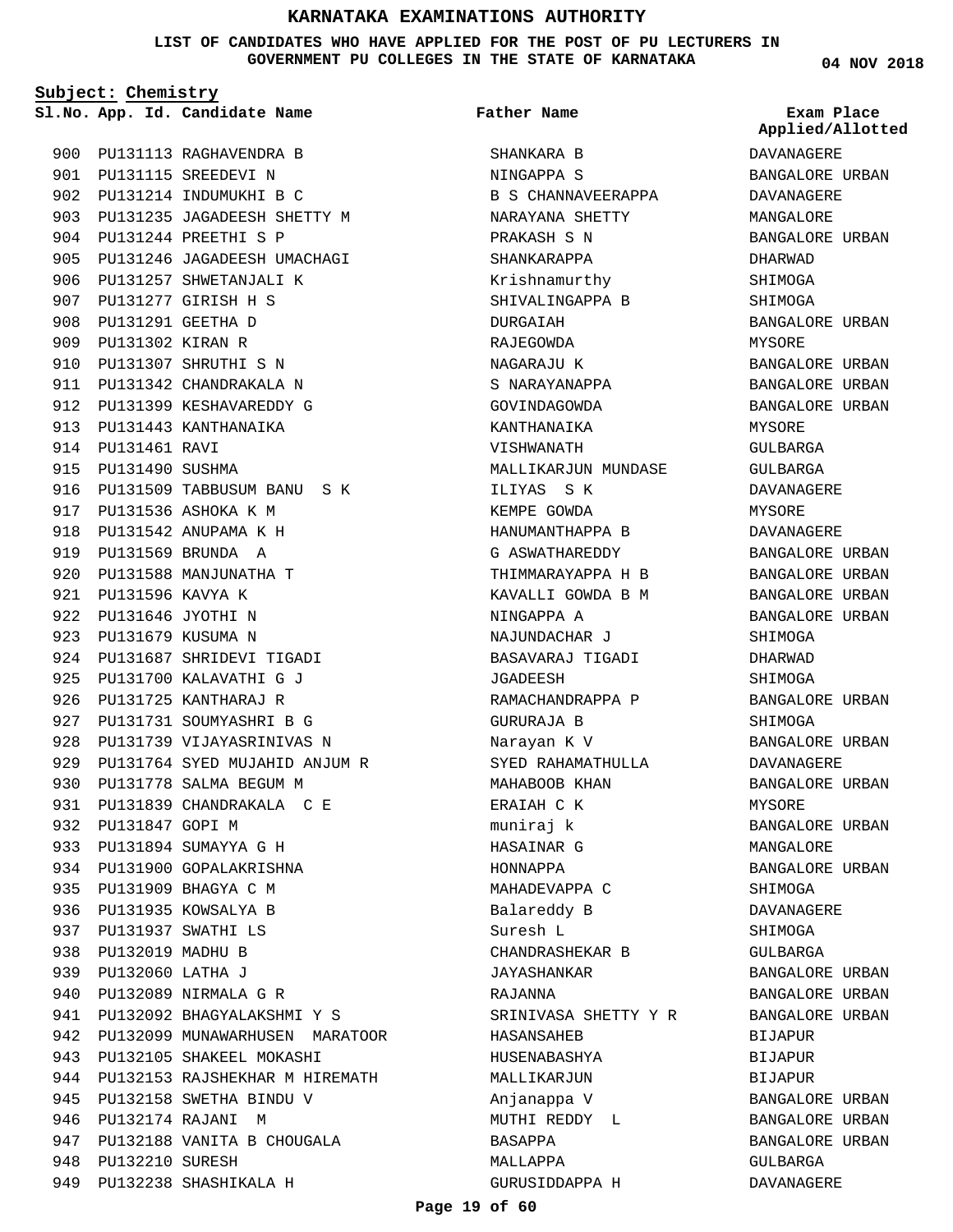# KARNATAKA EXAMINATIONS AUTHORITY

**LIST OF CANDIDATES WHO HAVE APPLIED FOR THE POST OF PU LECTURERS IN GOVERNMENT PU COLLEGES IN THE STATE OF KARNATAKA**

**04 NOV 2018**

**Subject: Chemistry**

| Sl.No. | App. Id. | Candidate Name | Father Name | Exam Place Applied/Allotted |
|---|---|---|---|---|
| 900 | PU131113 | RAGHAVENDRA B | SHANKARA B | DAVANAGERE |
| 901 | PU131115 | SREEDEVI N | NINGAPPA S | BANGALORE URBAN |
| 902 | PU131214 | INDUMUKHI B C | B S CHANNAVEERAPPA | DAVANAGERE |
| 903 | PU131235 | JAGADEESH SHETTY M | NARAYANA SHETTY | MANGALORE |
| 904 | PU131244 | PREETHI S P | PRAKASH S N | BANGALORE URBAN |
| 905 | PU131246 | JAGADEESH UMACHAGI | SHANKARAPPA | DHARWAD |
| 906 | PU131257 | SHWETANJALI K | Krishnamurthy | SHIMOGA |
| 907 | PU131277 | GIRISH H S | SHIVALINGAPPA B | SHIMOGA |
| 908 | PU131291 | GEETHA D | DURGAIAH | BANGALORE URBAN |
| 909 | PU131302 | KIRAN R | RAJEGOWDA | MYSORE |
| 910 | PU131307 | SHRUTHI S N | NAGARAJU K | BANGALORE URBAN |
| 911 | PU131342 | CHANDRAKALA N | S NARAYANAPPA | BANGALORE URBAN |
| 912 | PU131399 | KESHAVAREDDY G | GOVINDAGOWDA | BANGALORE URBAN |
| 913 | PU131443 | KANTHANAIKA | KANTHANAIKA | MYSORE |
| 914 | PU131461 | RAVI | VISHWANATH | GULBARGA |
| 915 | PU131490 | SUSHMA | MALLIKARJUN MUNDASE | GULBARGA |
| 916 | PU131509 | TABBUSUM BANU S K | ILIYAS S K | DAVANAGERE |
| 917 | PU131536 | ASHOKA K M | KEMPE GOWDA | MYSORE |
| 918 | PU131542 | ANUPAMA K H | HANUMANTHAPPA B | DAVANAGERE |
| 919 | PU131569 | BRUNDA A | G ASWATHAREDDY | BANGALORE URBAN |
| 920 | PU131588 | MANJUNATHA T | THIMMARAYAPPA H B | BANGALORE URBAN |
| 921 | PU131596 | KAVYA K | KAVALLI GOWDA B M | BANGALORE URBAN |
| 922 | PU131646 | JYOTHI N | NINGAPPA A | BANGALORE URBAN |
| 923 | PU131679 | KUSUMA N | NAJUNDACHAR J | SHIMOGA |
| 924 | PU131687 | SHRIDEVI TIGADI | BASAVARAJ TIGADI | DHARWAD |
| 925 | PU131700 | KALAVATHI G J | JGADEESH | SHIMOGA |
| 926 | PU131725 | KANTHARAJ R | RAMACHANDRAPPA P | BANGALORE URBAN |
| 927 | PU131731 | SOUMYASHRI B G | GURURAJA B | SHIMOGA |
| 928 | PU131739 | VIJAYASRINIVAS N | Narayan K V | BANGALORE URBAN |
| 929 | PU131764 | SYED MUJAHID ANJUM R | SYED RAHAMATHULLA | DAVANAGERE |
| 930 | PU131778 | SALMA BEGUM M | MAHABOOB KHAN | BANGALORE URBAN |
| 931 | PU131839 | CHANDRAKALA C E | ERAIAH C K | MYSORE |
| 932 | PU131847 | GOPI M | muniraj k | BANGALORE URBAN |
| 933 | PU131894 | SUMAYYA G H | HASAINAR G | MANGALORE |
| 934 | PU131900 | GOPALAKRISHNA | HONNAPPA | BANGALORE URBAN |
| 935 | PU131909 | BHAGYA C M | MAHADEVAPPA C | SHIMOGA |
| 936 | PU131935 | KOWSALYA B | Balareddy B | DAVANAGERE |
| 937 | PU131937 | SWATHI LS | Suresh L | SHIMOGA |
| 938 | PU132019 | MADHU B | CHANDRASHEKAR B | GULBARGA |
| 939 | PU132060 | LATHA J | JAYASHANKAR | BANGALORE URBAN |
| 940 | PU132089 | NIRMALA G R | RAJANNA | BANGALORE URBAN |
| 941 | PU132092 | BHAGYALAKSHMI Y S | SRINIVASA SHETTY Y R | BANGALORE URBAN |
| 942 | PU132099 | MUNAWARHUSEN MARATOOR | HASANSAHEB | BIJAPUR |
| 943 | PU132105 | SHAKEEL MOKASHI | HUSENABASHYA | BIJAPUR |
| 944 | PU132153 | RAJSHEKHAR M HIREMATH | MALLIKARJUN | BIJAPUR |
| 945 | PU132158 | SWETHA BINDU V | Anjanappa V | BANGALORE URBAN |
| 946 | PU132174 | RAJANI M | MUTHI REDDY L | BANGALORE URBAN |
| 947 | PU132188 | VANITA B CHOUGALA | BASAPPA | BANGALORE URBAN |
| 948 | PU132210 | SURESH | MALLAPPA | GULBARGA |
| 949 | PU132238 | SHASHIKALA H | GURUSIDDAPPA H | DAVANAGERE |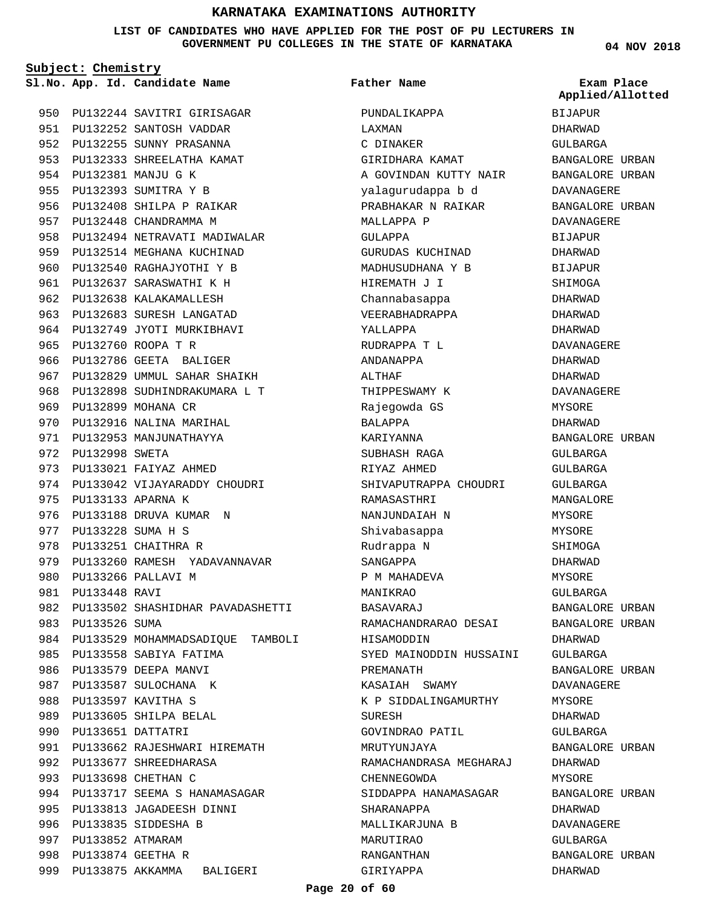# KARNATAKA EXAMINATIONS AUTHORITY

**LIST OF CANDIDATES WHO HAVE APPLIED FOR THE POST OF PU LECTURERS IN GOVERNMENT PU COLLEGES IN THE STATE OF KARNATAKA**

04 NOV 2018

**Subject: Chemistry**

| Sl.No. | App. Id. | Candidate Name | Father Name | Exam Place Applied/Allotted |
|---|---|---|---|---|
| 950 | PU132244 | SAVITRI GIRISAGAR | PUNDALIKAPPA | BIJAPUR |
| 951 | PU132252 | SANTOSH VADDAR | LAXMAN | DHARWAD |
| 952 | PU132255 | SUNNY PRASANNA | C DINAKER | GULBARGA |
| 953 | PU132333 | SHREELATHA KAMAT | GIRIDHARA KAMAT | BANGALORE URBAN |
| 954 | PU132381 | MANJU G K | A GOVINDAN KUTTY NAIR | BANGALORE URBAN |
| 955 | PU132393 | SUMITRA Y B | yalagurudappa b d | DAVANAGERE |
| 956 | PU132408 | SHILPA P RAIKAR | PRABHAKAR N RAIKAR | BANGALORE URBAN |
| 957 | PU132448 | CHANDRAMMA M | MALLAPPA P | DAVANAGERE |
| 958 | PU132494 | NETRAVATI MADIWALAR | GULAPPA | BIJAPUR |
| 959 | PU132514 | MEGHANA KUCHINAD | GURUDAS KUCHINAD | DHARWAD |
| 960 | PU132540 | RAGHAJYOTHI Y B | MADHUSUDHANA Y B | BIJAPUR |
| 961 | PU132637 | SARASWATHI K H | HIREMATH J I | SHIMOGA |
| 962 | PU132638 | KALAKAMALLESH | Channabasappa | DHARWAD |
| 963 | PU132683 | SURESH LANGATAD | VEERABHADRAPPA | DHARWAD |
| 964 | PU132749 | JYOTI MURKIBHAVI | YALLAPPA | DHARWAD |
| 965 | PU132760 | ROOPA T R | RUDRAPPA T L | DAVANAGERE |
| 966 | PU132786 | GEETA BALIGER | ANDANAPPA | DHARWAD |
| 967 | PU132829 | UMMUL SAHAR SHAIKH | ALTHAF | DHARWAD |
| 968 | PU132898 | SUDHINDRAKUMARA L T | THIPPESWAMY K | DAVANAGERE |
| 969 | PU132899 | MOHANA CR | Rajegowda GS | MYSORE |
| 970 | PU132916 | NALINA MARIHAL | BALAPPA | DHARWAD |
| 971 | PU132953 | MANJUNATHAYYA | KARIYANNA | BANGALORE URBAN |
| 972 | PU132998 | SWETA | SUBHASH RAGA | GULBARGA |
| 973 | PU133021 | FAIYAZ AHMED | RIYAZ AHMED | GULBARGA |
| 974 | PU133042 | VIJAYARADDY CHOUDRI | SHIVAPUTRAPPA CHOUDRI | GULBARGA |
| 975 | PU133133 | APARNA K | RAMASASTHRI | MANGALORE |
| 976 | PU133188 | DRUVA KUMAR N | NANJUNDAIAH N | MYSORE |
| 977 | PU133228 | SUMA H S | Shivabasappa | MYSORE |
| 978 | PU133251 | CHAITHRA R | Rudrappa N | SHIMOGA |
| 979 | PU133260 | RAMESH YADAVANNAVAR | SANGAPPA | DHARWAD |
| 980 | PU133266 | PALLAVI M | P M MAHADEVA | MYSORE |
| 981 | PU133448 | RAVI | MANIKRAO | GULBARGA |
| 982 | PU133502 | SHASHIDHAR PAVADASHETTI | BASAVARAJ | BANGALORE URBAN |
| 983 | PU133526 | SUMA | RAMACHANDRARAO DESAI | BANGALORE URBAN |
| 984 | PU133529 | MOHAMMADSADIQUE TAMBOLI | HISAMODDIN | DHARWAD |
| 985 | PU133558 | SABIYA FATIMA | SYED MAINODDIN HUSSAINI | GULBARGA |
| 986 | PU133579 | DEEPA MANVI | PREMANATH | BANGALORE URBAN |
| 987 | PU133587 | SULOCHANA K | KASAIAH SWAMY | DAVANAGERE |
| 988 | PU133597 | KAVITHA S | K P SIDDALINGAMURTHY | MYSORE |
| 989 | PU133605 | SHILPA BELAL | SURESH | DHARWAD |
| 990 | PU133651 | DATTATRI | GOVINDRAO PATIL | GULBARGA |
| 991 | PU133662 | RAJESHWARI HIREMATH | MRUTYUNJAYA | BANGALORE URBAN |
| 992 | PU133677 | SHREEDHARASA | RAMACHANDRASA MEGHARAJ | DHARWAD |
| 993 | PU133698 | CHETHAN C | CHENNEGOWDA | MYSORE |
| 994 | PU133717 | SEEMA S HANAMASAGAR | SIDDAPPA HANAMASAGAR | BANGALORE URBAN |
| 995 | PU133813 | JAGADEESH DINNI | SHARANAPPA | DHARWAD |
| 996 | PU133835 | SIDDESHA B | MALLIKARJUNA B | DAVANAGERE |
| 997 | PU133852 | ATMARAM | MARUTIRAO | GULBARGA |
| 998 | PU133874 | GEETHA R | RANGANTHAN | BANGALORE URBAN |
| 999 | PU133875 | AKKAMMA BALIGERI | GIRIYAPPA | DHARWAD |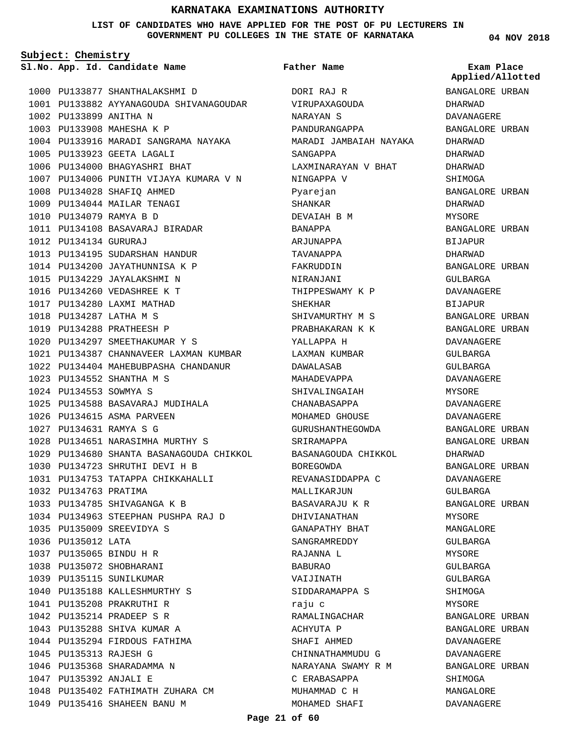# KARNATAKA EXAMINATIONS AUTHORITY

**LIST OF CANDIDATES WHO HAVE APPLIED FOR THE POST OF PU LECTURERS IN GOVERNMENT PU COLLEGES IN THE STATE OF KARNATAKA**

04 NOV 2018

**Subject: Chemistry**

| Sl.No. | App. Id. | Candidate Name | Father Name | Exam Place Applied/Allotted |
|---|---|---|---|---|
| 1000 | PU133877 | SHANTHALAKSHMI D | DORI RAJ R | BANGALORE URBAN |
| 1001 | PU133882 | AYYANAGOUDA SHIVANAGOUDAR | VIRUPAXAGOUDA | DHARWAD |
| 1002 | PU133899 | ANITHA N | NARAYAN S | DAVANAGERE |
| 1003 | PU133908 | MAHESHA K P | PANDURANGAPPA | BANGALORE URBAN |
| 1004 | PU133916 | MARADI SANGRAMA NAYAKA | MARADI JAMBAIAH NAYAKA | DHARWAD |
| 1005 | PU133923 | GEETA LAGALI | SANGAPPA | DHARWAD |
| 1006 | PU134000 | BHAGYASHRI BHAT | LAXMINARAYAN V BHAT | DHARWAD |
| 1007 | PU134006 | PUNITH VIJAYA KUMARA V N | NINGAPPA V | SHIMOGA |
| 1008 | PU134028 | SHAFIQ AHMED | Pyarejan | BANGALORE URBAN |
| 1009 | PU134044 | MAILAR TENAGI | SHANKAR | DHARWAD |
| 1010 | PU134079 | RAMYA B D | DEVAIAH B M | MYSORE |
| 1011 | PU134108 | BASAVARAJ BIRADAR | BANAPPA | BANGALORE URBAN |
| 1012 | PU134134 | GURURAJ | ARJUNAPPA | BIJAPUR |
| 1013 | PU134195 | SUDARSHAN HANDUR | TAVANAPPA | DHARWAD |
| 1014 | PU134200 | JAYATHUNNISA K P | FAKRUDDIN | BANGALORE URBAN |
| 1015 | PU134229 | JAYALAKSHMI N | NIRANJANI | GULBARGA |
| 1016 | PU134260 | VEDASHREE K T | THIPPESWAMY K P | DAVANAGERE |
| 1017 | PU134280 | LAXMI MATHAD | SHEKHAR | BIJAPUR |
| 1018 | PU134287 | LATHA M S | SHIVAMURTHY M S | BANGALORE URBAN |
| 1019 | PU134288 | PRATHEESH P | PRABHAKARAN K K | BANGALORE URBAN |
| 1020 | PU134297 | SMEETHAKUMAR Y S | YALLAPPA H | DAVANAGERE |
| 1021 | PU134387 | CHANNAVEER LAXMAN KUMBAR | LAXMAN KUMBAR | GULBARGA |
| 1022 | PU134404 | MAHEBUBPASHA CHANDANUR | DAWALASAB | GULBARGA |
| 1023 | PU134552 | SHANTHA M S | MAHADEVAPPA | DAVANAGERE |
| 1024 | PU134553 | SOWMYA S | SHIVALINGAIAH | MYSORE |
| 1025 | PU134588 | BASAVARAJ MUDIHALA | CHANABASAPPA | DAVANAGERE |
| 1026 | PU134615 | ASMA PARVEEN | MOHAMED GHOUSE | DAVANAGERE |
| 1027 | PU134631 | RAMYA S G | GURUSHANTHEGOWDA | BANGALORE URBAN |
| 1028 | PU134651 | NARASIMHA MURTHY S | SRIRAMAPPA | BANGALORE URBAN |
| 1029 | PU134680 | SHANTA BASANAGOUDA CHIKKOL | BASANAGOUDA CHIKKOL | DHARWAD |
| 1030 | PU134723 | SHRUTHI DEVI H B | BOREGOWDA | BANGALORE URBAN |
| 1031 | PU134753 | TATAPPA CHIKKAHALLI | REVANASIDDAPPA C | DAVANAGERE |
| 1032 | PU134763 | PRATIMA | MALLIKARJUN | GULBARGA |
| 1033 | PU134785 | SHIVAGANGA K B | BASAVARAJU K R | BANGALORE URBAN |
| 1034 | PU134963 | STEEPHAN PUSHPA RAJ D | DHIVIANATHAN | MYSORE |
| 1035 | PU135009 | SREEVIDYA S | GANAPATHY BHAT | MANGALORE |
| 1036 | PU135012 | LATA | SANGRAMREDDY | GULBARGA |
| 1037 | PU135065 | BINDU H R | RAJANNA L | MYSORE |
| 1038 | PU135072 | SHOBHARANI | BABURAO | GULBARGA |
| 1039 | PU135115 | SUNILKUMAR | VAIJINATH | GULBARGA |
| 1040 | PU135188 | KALLESHMURTHY S | SIDDARAMAPPA S | SHIMOGA |
| 1041 | PU135208 | PRAKRUTHI R | raju c | MYSORE |
| 1042 | PU135214 | PRADEEP S R | RAMALINGACHAR | BANGALORE URBAN |
| 1043 | PU135288 | SHIVA KUMAR A | ACHYUTA P | BANGALORE URBAN |
| 1044 | PU135294 | FIRDOUS FATHIMA | SHAFI AHMED | DAVANAGERE |
| 1045 | PU135313 | RAJESH G | CHINNATHAMMUDU G | DAVANAGERE |
| 1046 | PU135368 | SHARADAMMA N | NARAYANA SWAMY R M | BANGALORE URBAN |
| 1047 | PU135392 | ANJALI E | C ERABASAPPA | SHIMOGA |
| 1048 | PU135402 | FATHIMATH ZUHARA CM | MUHAMMAD C H | MANGALORE |
| 1049 | PU135416 | SHAHEEN BANU M | MOHAMED SHAFI | DAVANAGERE |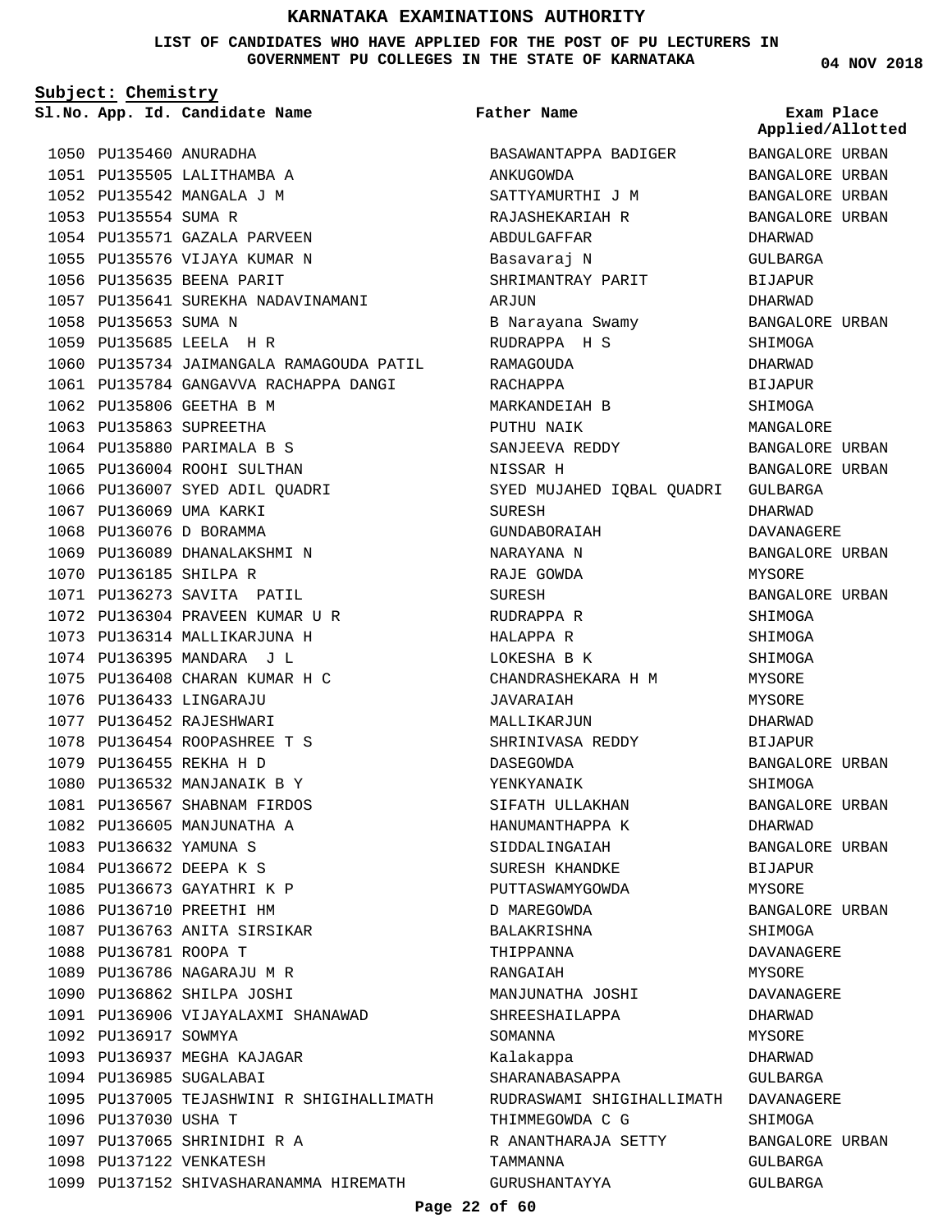# KARNATAKA EXAMINATIONS AUTHORITY

**LIST OF CANDIDATES WHO HAVE APPLIED FOR THE POST OF PU LECTURERS IN GOVERNMENT PU COLLEGES IN THE STATE OF KARNATAKA**

04 NOV 2018

**Subject: Chemistry**

| Sl.No. | App. Id. | Candidate Name | Father Name | Exam Place Applied/Allotted |
|---|---|---|---|---|
| 1050 | PU135460 | ANURADHA | BASAWANTAPPA BADIGER | BANGALORE URBAN |
| 1051 | PU135505 | LALITHAMBA A | ANKUGOWDA | BANGALORE URBAN |
| 1052 | PU135542 | MANGALA J M | SATTYAMURTHI J M | BANGALORE URBAN |
| 1053 | PU135554 | SUMA R | RAJASHEKARIAH R | BANGALORE URBAN |
| 1054 | PU135571 | GAZALA PARVEEN | ABDULGAFFAR | DHARWAD |
| 1055 | PU135576 | VIJAYA KUMAR N | Basavaraj N | GULBARGA |
| 1056 | PU135635 | BEENA PARIT | SHRIMANTRAY PARIT | BIJAPUR |
| 1057 | PU135641 | SUREKHA NADAVINAMANI | ARJUN | DHARWAD |
| 1058 | PU135653 | SUMA N | B Narayana Swamy | BANGALORE URBAN |
| 1059 | PU135685 | LEELA H R | RUDRAPPA H S | SHIMOGA |
| 1060 | PU135734 | JAIMANGALA RAMAGOUDA PATIL | RAMAGOUDA | DHARWAD |
| 1061 | PU135784 | GANGAVVA RACHAPPA DANGI | RACHAPPA | BIJAPUR |
| 1062 | PU135806 | GEETHA B M | MARKANDEIAH B | SHIMOGA |
| 1063 | PU135863 | SUPREETHA | PUTHU NAIK | MANGALORE |
| 1064 | PU135880 | PARIMALA B S | SANJEEVA REDDY | BANGALORE URBAN |
| 1065 | PU136004 | ROOHI SULTHAN | NISSAR H | BANGALORE URBAN |
| 1066 | PU136007 | SYED ADIL QUADRI | SYED MUJAHED IQBAL QUADRI | GULBARGA |
| 1067 | PU136069 | UMA KARKI | SURESH | DHARWAD |
| 1068 | PU136076 | D BORAMMA | GUNDABORAIAH | DAVANAGERE |
| 1069 | PU136089 | DHANALAKSHMI N | NARAYANA N | BANGALORE URBAN |
| 1070 | PU136185 | SHILPA R | RAJE GOWDA | MYSORE |
| 1071 | PU136273 | SAVITA PATIL | SURESH | BANGALORE URBAN |
| 1072 | PU136304 | PRAVEEN KUMAR U R | RUDRAPPA R | SHIMOGA |
| 1073 | PU136314 | MALLIKARJUNA H | HALAPPA R | SHIMOGA |
| 1074 | PU136395 | MANDARA J L | LOKESHA B K | SHIMOGA |
| 1075 | PU136408 | CHARAN KUMAR H C | CHANDRASHEKARA H M | MYSORE |
| 1076 | PU136433 | LINGARAJU | JAVARAIAH | MYSORE |
| 1077 | PU136452 | RAJESHWARI | MALLIKARJUN | DHARWAD |
| 1078 | PU136454 | ROOPASHREE T S | SHRINIVASA REDDY | BIJAPUR |
| 1079 | PU136455 | REKHA H D | DASEGOWDA | BANGALORE URBAN |
| 1080 | PU136532 | MANJANAIK B Y | YENKYANAIK | SHIMOGA |
| 1081 | PU136567 | SHABNAM FIRDOS | SIFATH ULLAKHAN | BANGALORE URBAN |
| 1082 | PU136605 | MANJUNATHA A | HANUMANTHAPPA K | DHARWAD |
| 1083 | PU136632 | YAMUNA S | SIDDALINGAIAH | BANGALORE URBAN |
| 1084 | PU136672 | DEEPA K S | SURESH KHANDKE | BIJAPUR |
| 1085 | PU136673 | GAYATHRI K P | PUTTASWAMYGOWDA | MYSORE |
| 1086 | PU136710 | PREETHI HM | D MAREGOWDA | BANGALORE URBAN |
| 1087 | PU136763 | ANITA SIRSIKAR | BALAKRISHNA | SHIMOGA |
| 1088 | PU136781 | ROOPA T | THIPPANNA | DAVANAGERE |
| 1089 | PU136786 | NAGARAJU M R | RANGAIAH | MYSORE |
| 1090 | PU136862 | SHILPA JOSHI | MANJUNATHA JOSHI | DAVANAGERE |
| 1091 | PU136906 | VIJAYALAXMI SHANAWAD | SHREESHAILAPPA | DHARWAD |
| 1092 | PU136917 | SOWMYA | SOMANNA | MYSORE |
| 1093 | PU136937 | MEGHA KAJAGAR | Kalakappa | DHARWAD |
| 1094 | PU136985 | SUGALABAI | SHARANABASAPPA | GULBARGA |
| 1095 | PU137005 | TEJASHWINI R SHIGIHALLIMATH | RUDRASWAMI SHIGIHALLIMATH | DAVANAGERE |
| 1096 | PU137030 | USHA T | THIMMEGOWDA C G | SHIMOGA |
| 1097 | PU137065 | SHRINIDHI R A | R ANANTHARAJA SETTY | BANGALORE URBAN |
| 1098 | PU137122 | VENKATESH | TAMMANNA | GULBARGA |
| 1099 | PU137152 | SHIVASHARANAMMA HIREMATH | GURUSHANTAYYA | GULBARGA |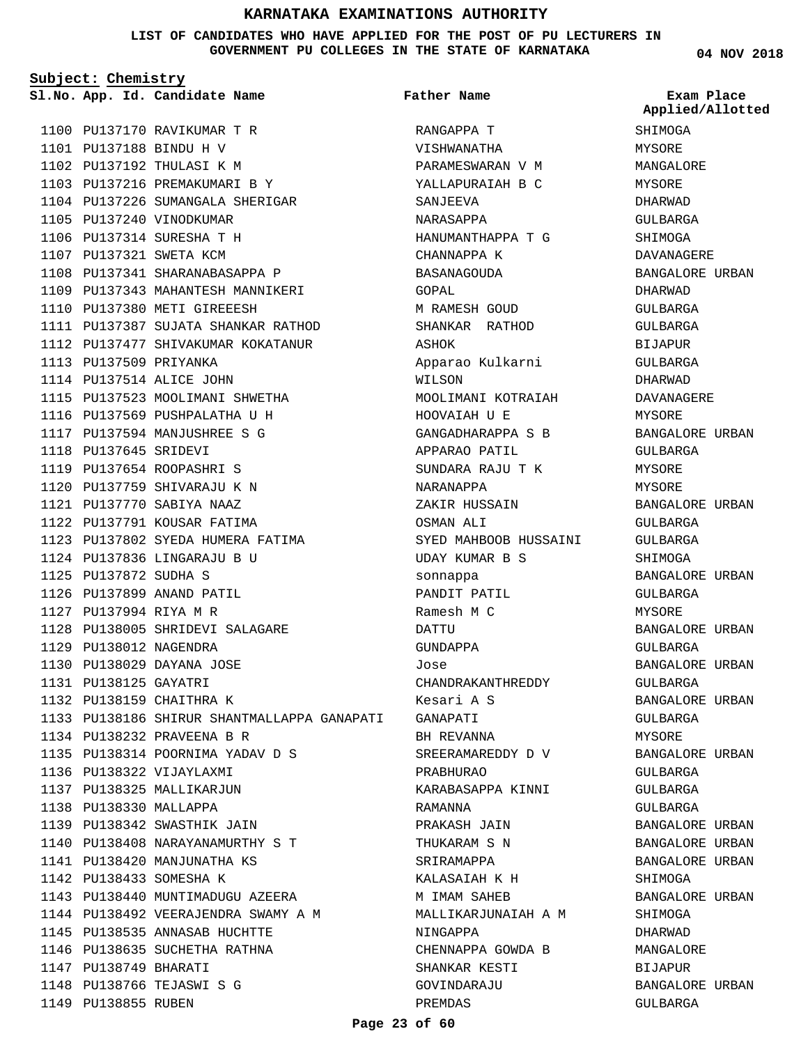# KARNATAKA EXAMINATIONS AUTHORITY

**LIST OF CANDIDATES WHO HAVE APPLIED FOR THE POST OF PU LECTURERS IN GOVERNMENT PU COLLEGES IN THE STATE OF KARNATAKA**

**04 NOV 2018**

**Subject: Chemistry**

| Sl.No. | App. Id. | Candidate Name | Father Name | Exam Place Applied/Allotted |
|---|---|---|---|---|
| 1100 | PU137170 | RAVIKUMAR T R | RANGAPPA T | SHIMOGA |
| 1101 | PU137188 | BINDU H V | VISHWANATHA | MYSORE |
| 1102 | PU137192 | THULASI K M | PARAMESWARAN V M | MANGALORE |
| 1103 | PU137216 | PREMAKUMARI B Y | YALLAPURAIAH B C | MYSORE |
| 1104 | PU137226 | SUMANGALA SHERIGAR | SANJEEVA | DHARWAD |
| 1105 | PU137240 | VINODKUMAR | NARASAPPA | GULBARGA |
| 1106 | PU137314 | SURESHA T H | HANUMANTHAPPA T G | SHIMOGA |
| 1107 | PU137321 | SWETA KCM | CHANNAPPA K | DAVANAGERE |
| 1108 | PU137341 | SHARANABASAPPA P | BASANAGOUDA | BANGALORE URBAN |
| 1109 | PU137343 | MAHANTESH MANNIKERI | GOPAL | DHARWAD |
| 1110 | PU137380 | METI GIREEESH | M RAMESH GOUD | GULBARGA |
| 1111 | PU137387 | SUJATA SHANKAR RATHOD | SHANKAR RATHOD | GULBARGA |
| 1112 | PU137477 | SHIVAKUMAR KOKATANUR | ASHOK | BIJAPUR |
| 1113 | PU137509 | PRIYANKA | Apparao Kulkarni | GULBARGA |
| 1114 | PU137514 | ALICE JOHN | WILSON | DHARWAD |
| 1115 | PU137523 | MOOLIMANI SHWETHA | MOOLIMANI KOTRAIAH | DAVANAGERE |
| 1116 | PU137569 | PUSHPALATHA U H | HOOVAIAH U E | MYSORE |
| 1117 | PU137594 | MANJUSHREE S G | GANGADHARAPPA S B | BANGALORE URBAN |
| 1118 | PU137645 | SRIDEVI | APPARAO PATIL | GULBARGA |
| 1119 | PU137654 | ROOPASHRI S | SUNDARA RAJU T K | MYSORE |
| 1120 | PU137759 | SHIVARAJU K N | NARANAPPA | MYSORE |
| 1121 | PU137770 | SABIYA NAAZ | ZAKIR HUSSAIN | BANGALORE URBAN |
| 1122 | PU137791 | KOUSAR FATIMA | OSMAN ALI | GULBARGA |
| 1123 | PU137802 | SYEDA HUMERA FATIMA | SYED MAHBOOB HUSSAINI | GULBARGA |
| 1124 | PU137836 | LINGARAJU B U | UDAY KUMAR B S | SHIMOGA |
| 1125 | PU137872 | SUDHA S | sonnappa | BANGALORE URBAN |
| 1126 | PU137899 | ANAND PATIL | PANDIT PATIL | GULBARGA |
| 1127 | PU137994 | RIYA M R | Ramesh M C | MYSORE |
| 1128 | PU138005 | SHRIDEVI SALAGARE | DATTU | BANGALORE URBAN |
| 1129 | PU138012 | NAGENDRA | GUNDAPPA | GULBARGA |
| 1130 | PU138029 | DAYANA JOSE | Jose | BANGALORE URBAN |
| 1131 | PU138125 | GAYATRI | CHANDRAKANTHREDDY | GULBARGA |
| 1132 | PU138159 | CHAITHRA K | Kesari A S | BANGALORE URBAN |
| 1133 | PU138186 | SHIRUR SHANTMALLAPPA GANAPATI | GANAPATI | GULBARGA |
| 1134 | PU138232 | PRAVEENA B R | BH REVANNA | MYSORE |
| 1135 | PU138314 | POORNIMA YADAV D S | SREERAMAREDDY D V | BANGALORE URBAN |
| 1136 | PU138322 | VIJAYLAXMI | PRABHURAO | GULBARGA |
| 1137 | PU138325 | MALLIKARJUN | KARABASAPPA KINNI | GULBARGA |
| 1138 | PU138330 | MALLAPPA | RAMANNA | GULBARGA |
| 1139 | PU138342 | SWASTHIK JAIN | PRAKASH JAIN | BANGALORE URBAN |
| 1140 | PU138408 | NARAYANAMURTHY S T | THUKARAM S N | BANGALORE URBAN |
| 1141 | PU138420 | MANJUNATHA KS | SRIRAMAPPA | BANGALORE URBAN |
| 1142 | PU138433 | SOMESHA K | KALASAIAH K H | SHIMOGA |
| 1143 | PU138440 | MUNTIMADUGU AZEERA | M IMAM SAHEB | BANGALORE URBAN |
| 1144 | PU138492 | VEERAJENDRA SWAMY A M | MALLIKARJUNAIAH A M | SHIMOGA |
| 1145 | PU138535 | ANNASAB HUCHTTE | NINGAPPA | DHARWAD |
| 1146 | PU138635 | SUCHETHA RATHNA | CHENNAPPA GOWDA B | MANGALORE |
| 1147 | PU138749 | BHARATI | SHANKAR KESTI | BIJAPUR |
| 1148 | PU138766 | TEJASWI S G | GOVINDARAJU | BANGALORE URBAN |
| 1149 | PU138855 | RUBEN | PREMDAS | GULBARGA |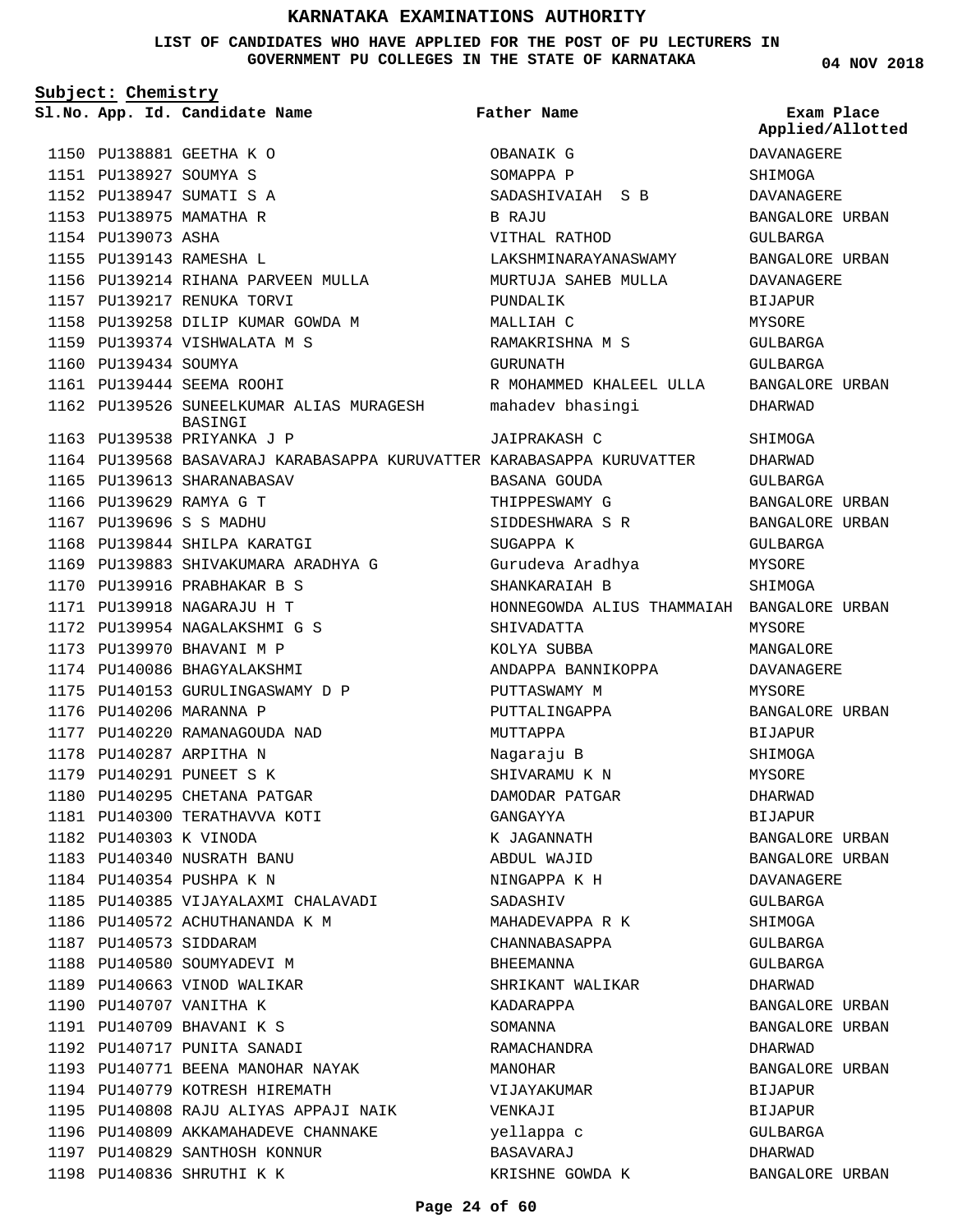# KARNATAKA EXAMINATIONS AUTHORITY

**LIST OF CANDIDATES WHO HAVE APPLIED FOR THE POST OF PU LECTURERS IN GOVERNMENT PU COLLEGES IN THE STATE OF KARNATAKA**

04 NOV 2018

**Subject: Chemistry**

| Sl.No. | App. Id. | Candidate Name | Father Name | Exam Place Applied/Allotted |
|---|---|---|---|---|
| 1150 | PU138881 | GEETHA K O | OBANAIK G | DAVANAGERE |
| 1151 | PU138927 | SOUMYA S | SOMAPPA P | SHIMOGA |
| 1152 | PU138947 | SUMATI S A | SADASHIVAIAH S B | DAVANAGERE |
| 1153 | PU138975 | MAMATHA R | B RAJU | BANGALORE URBAN |
| 1154 | PU139073 | ASHA | VITHAL RATHOD | GULBARGA |
| 1155 | PU139143 | RAMESHA L | LAKSHMINARAYANASWAMY | BANGALORE URBAN |
| 1156 | PU139214 | RIHANA PARVEEN MULLA | MURTUJA SAHEB MULLA | DAVANAGERE |
| 1157 | PU139217 | RENUKA TORVI | PUNDALIK | BIJAPUR |
| 1158 | PU139258 | DILIP KUMAR GOWDA M | MALLIAH C | MYSORE |
| 1159 | PU139374 | VISHWALATA M S | RAMAKRISHNA M S | GULBARGA |
| 1160 | PU139434 | SOUMYA | GURUNATH | GULBARGA |
| 1161 | PU139444 | SEEMA ROOHI | R MOHAMMED KHALEEL ULLA | BANGALORE URBAN |
| 1162 | PU139526 | SUNEELKUMAR ALIAS MURAGESH BASINGI | mahadev bhasingi | DHARWAD |
| 1163 | PU139538 | PRIYANKA J P | JAIPRAKASH C | SHIMOGA |
| 1164 | PU139568 | BASAVARAJ KARABASAPPA KURUVATTER | KARABASAPPA KURUVATTER | DHARWAD |
| 1165 | PU139613 | SHARANABASAV | BASANA GOUDA | GULBARGA |
| 1166 | PU139629 | RAMYA G T | THIPPESWAMY G | BANGALORE URBAN |
| 1167 | PU139696 | S S MADHU | SIDDESHWARA S R | BANGALORE URBAN |
| 1168 | PU139844 | SHILPA KARATGI | SUGAPPA K | GULBARGA |
| 1169 | PU139883 | SHIVAKUMARA ARADHYA G | Gurudeva Aradhya | MYSORE |
| 1170 | PU139916 | PRABHAKAR B S | SHANKARAIAH B | SHIMOGA |
| 1171 | PU139918 | NAGARAJU H T | HONNEGOWDA ALIUS THAMMAIAH | BANGALORE URBAN |
| 1172 | PU139954 | NAGALAKSHMI G S | SHIVADATTA | MYSORE |
| 1173 | PU139970 | BHAVANI M P | KOLYA SUBBA | MANGALORE |
| 1174 | PU140086 | BHAGYALAKSHMI | ANDAPPA BANNIKOPPA | DAVANAGERE |
| 1175 | PU140153 | GURULINGASWAMY D P | PUTTASWAMY M | MYSORE |
| 1176 | PU140206 | MARANNA P | PUTTALINGAPPA | BANGALORE URBAN |
| 1177 | PU140220 | RAMANAGOUDA NAD | MUTTAPPA | BIJAPUR |
| 1178 | PU140287 | ARPITHA N | Nagaraju B | SHIMOGA |
| 1179 | PU140291 | PUNEET S K | SHIVARAMU K N | MYSORE |
| 1180 | PU140295 | CHETANA PATGAR | DAMODAR PATGAR | DHARWAD |
| 1181 | PU140300 | TERATHAVVA KOTI | GANGAYYA | BIJAPUR |
| 1182 | PU140303 | K VINODA | K JAGANNATH | BANGALORE URBAN |
| 1183 | PU140340 | NUSRATH BANU | ABDUL WAJID | BANGALORE URBAN |
| 1184 | PU140354 | PUSHPA K N | NINGAPPA K H | DAVANAGERE |
| 1185 | PU140385 | VIJAYALAXMI CHALAVADI | SADASHIV | GULBARGA |
| 1186 | PU140572 | ACHUTHANANDA K M | MAHADEVAPPA R K | SHIMOGA |
| 1187 | PU140573 | SIDDARAM | CHANNABASAPPA | GULBARGA |
| 1188 | PU140580 | SOUMYADEVI M | BHEEMANNA | GULBARGA |
| 1189 | PU140663 | VINOD WALIKAR | SHRIKANT WALIKAR | DHARWAD |
| 1190 | PU140707 | VANITHA K | KADARAPPA | BANGALORE URBAN |
| 1191 | PU140709 | BHAVANI K S | SOMANNA | BANGALORE URBAN |
| 1192 | PU140717 | PUNITA SANADI | RAMACHANDRA | DHARWAD |
| 1193 | PU140771 | BEENA MANOHAR NAYAK | MANOHAR | BANGALORE URBAN |
| 1194 | PU140779 | KOTRESH HIREMATH | VIJAYAKUMAR | BIJAPUR |
| 1195 | PU140808 | RAJU ALIYAS APPAJI NAIK | VENKAJI | BIJAPUR |
| 1196 | PU140809 | AKKAMAHADEVE CHANNAKE | yellappa c | GULBARGA |
| 1197 | PU140829 | SANTHOSH KONNUR | BASAVARAJ | DHARWAD |
| 1198 | PU140836 | SHRUTHI K K | KRISHNE GOWDA K | BANGALORE URBAN |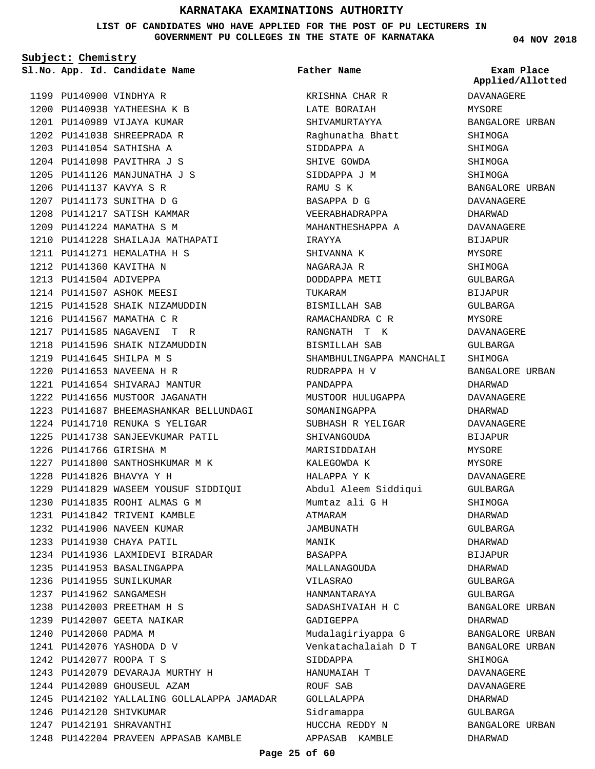# KARNATAKA EXAMINATIONS AUTHORITY

**LIST OF CANDIDATES WHO HAVE APPLIED FOR THE POST OF PU LECTURERS IN GOVERNMENT PU COLLEGES IN THE STATE OF KARNATAKA**

**04 NOV 2018**

**Subject: Chemistry**

| Sl.No. | App. Id. | Candidate Name | Father Name | Exam Place Applied/Allotted |
|---|---|---|---|---|
| 1199 | PU140900 | VINDHYA R | KRISHNA CHAR R | DAVANAGERE |
| 1200 | PU140938 | YATHEESHA K B | LATE BORAIAH | MYSORE |
| 1201 | PU140989 | VIJAYA KUMAR | SHIVAMURTAYYA | BANGALORE URBAN |
| 1202 | PU141038 | SHREEPRADA R | Raghunatha Bhatt | SHIMOGA |
| 1203 | PU141054 | SATHISHA A | SIDDAPPA A | SHIMOGA |
| 1204 | PU141098 | PAVITHRA J S | SHIVE GOWDA | SHIMOGA |
| 1205 | PU141126 | MANJUNATHA J S | SIDDAPPA J M | SHIMOGA |
| 1206 | PU141137 | KAVYA S R | RAMU S K | BANGALORE URBAN |
| 1207 | PU141173 | SUNITHA D G | BASAPPA D G | DAVANAGERE |
| 1208 | PU141217 | SATISH KAMMAR | VEERABHADRAPPA | DHARWAD |
| 1209 | PU141224 | MAMATHA S M | MAHANTHESHAPPA A | DAVANAGERE |
| 1210 | PU141228 | SHAILAJA MATHAPATI | IRAYYA | BIJAPUR |
| 1211 | PU141271 | HEMALATHA H S | SHIVANNA K | MYSORE |
| 1212 | PU141360 | KAVITHA N | NAGARAJA R | SHIMOGA |
| 1213 | PU141504 | ADIVEPPA | DODDAPPA METI | GULBARGA |
| 1214 | PU141507 | ASHOK MEESI | TUKARAM | BIJAPUR |
| 1215 | PU141528 | SHAIK NIZAMUDDIN | BISMILLAH SAB | GULBARGA |
| 1216 | PU141567 | MAMATHA C R | RAMACHANDRA C R | MYSORE |
| 1217 | PU141585 | NAGAVENI T R | RANGNATH T K | DAVANAGERE |
| 1218 | PU141596 | SHAIK NIZAMUDDIN | BISMILLAH SAB | GULBARGA |
| 1219 | PU141645 | SHILPA M S | SHAMBHULINGAPPA MANCHALI | SHIMOGA |
| 1220 | PU141653 | NAVEENA H R | RUDRAPPA H V | BANGALORE URBAN |
| 1221 | PU141654 | SHIVARAJ MANTUR | PANDAPPA | DHARWAD |
| 1222 | PU141656 | MUSTOOR JAGANATH | MUSTOOR HULUGAPPA | DAVANAGERE |
| 1223 | PU141687 | BHEEMASHANKAR BELLUNDAGI | SOMANINGAPPA | DHARWAD |
| 1224 | PU141710 | RENUKA S YELIGAR | SUBHASH R YELIGAR | DAVANAGERE |
| 1225 | PU141738 | SANJEEVKUMAR PATIL | SHIVANGOUDA | BIJAPUR |
| 1226 | PU141766 | GIRISHA M | MARISIDDAIAH | MYSORE |
| 1227 | PU141800 | SANTHOSHKUMAR M K | KALEGOWDA K | MYSORE |
| 1228 | PU141826 | BHAVYA Y H | HALAPPA Y K | DAVANAGERE |
| 1229 | PU141829 | WASEEM YOUSUF SIDDIQUI | Abdul Aleem Siddiqui | GULBARGA |
| 1230 | PU141835 | ROOHI ALMAS G M | Mumtaz ali G H | SHIMOGA |
| 1231 | PU141842 | TRIVENI KAMBLE | ATMARAM | DHARWAD |
| 1232 | PU141906 | NAVEEN KUMAR | JAMBUNATH | GULBARGA |
| 1233 | PU141930 | CHAYA PATIL | MANIK | DHARWAD |
| 1234 | PU141936 | LAXMIDEVI BIRADAR | BASAPPA | BIJAPUR |
| 1235 | PU141953 | BASALINGAPPA | MALLANAGOUDA | DHARWAD |
| 1236 | PU141955 | SUNILKUMAR | VILASRAO | GULBARGA |
| 1237 | PU141962 | SANGAMESH | HANMANTARAYA | GULBARGA |
| 1238 | PU142003 | PREETHAM H S | SADASHIVAIAH H C | BANGALORE URBAN |
| 1239 | PU142007 | GEETA NAIKAR | GADIGEPPA | DHARWAD |
| 1240 | PU142060 | PADMA M | Mudalagiriyappa G | BANGALORE URBAN |
| 1241 | PU142076 | YASHODA D V | Venkatachalaiah D T | BANGALORE URBAN |
| 1242 | PU142077 | ROOPA T S | SIDDAPPA | SHIMOGA |
| 1243 | PU142079 | DEVARAJA MURTHY H | HANUMAIAH T | DAVANAGERE |
| 1244 | PU142089 | GHOUSEUL AZAM | ROUF SAB | DAVANAGERE |
| 1245 | PU142102 | YALLALING GOLLALAPPA JAMADAR | GOLLALAPPA | DHARWAD |
| 1246 | PU142120 | SHIVKUMAR | Sidramappa | GULBARGA |
| 1247 | PU142191 | SHRAVANTHI | HUCCHA REDDY N | BANGALORE URBAN |
| 1248 | PU142204 | PRAVEEN APPASAB KAMBLE | APPASAB KAMBLE | DHARWAD |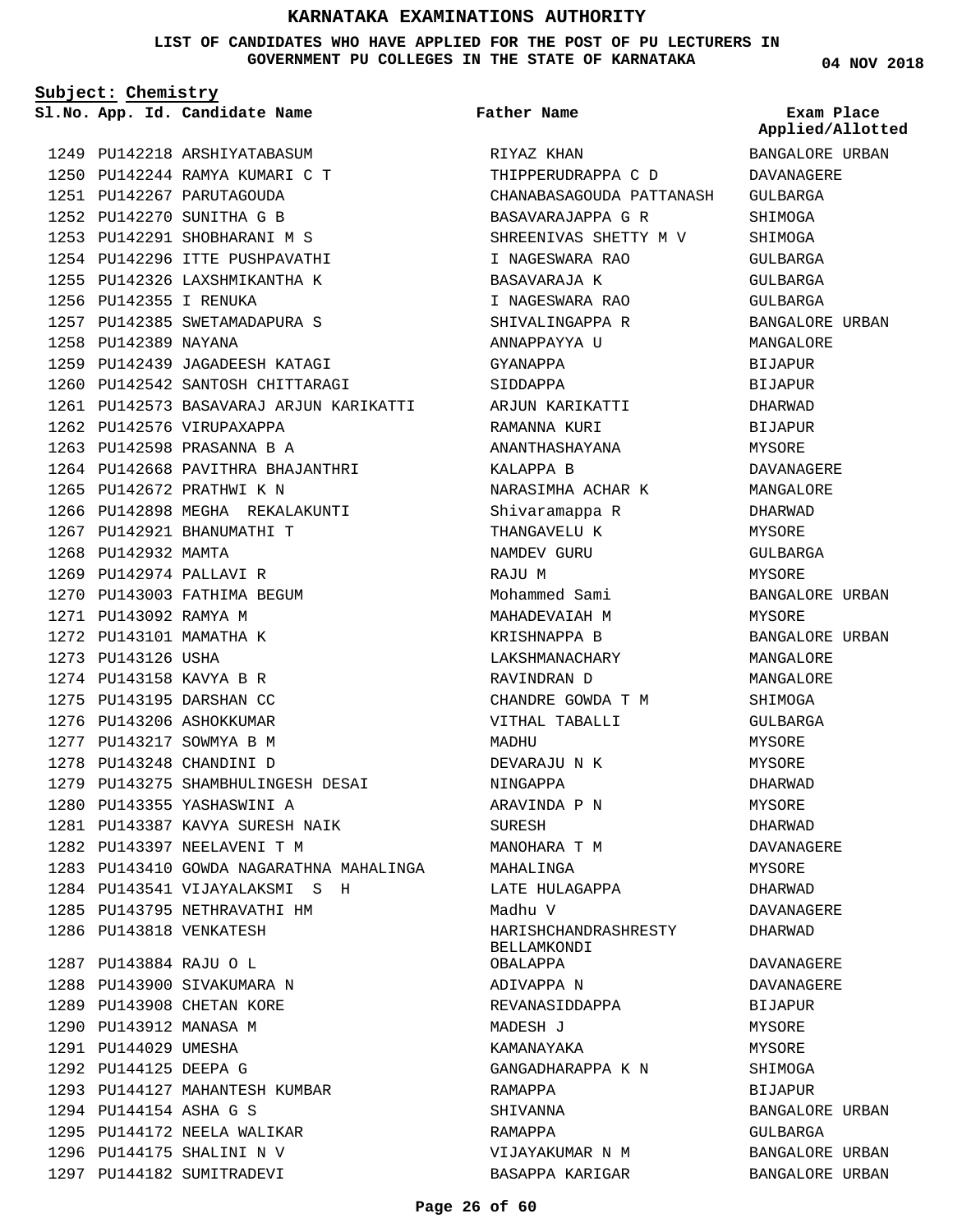# KARNATAKA EXAMINATIONS AUTHORITY

**LIST OF CANDIDATES WHO HAVE APPLIED FOR THE POST OF PU LECTURERS IN GOVERNMENT PU COLLEGES IN THE STATE OF KARNATAKA**

04 NOV 2018

**Subject: Chemistry**

| Sl.No. | App. Id. | Candidate Name | Father Name | Exam Place Applied/Allotted |
|---|---|---|---|---|
| 1249 | PU142218 | ARSHIYATABASUM | RIYAZ KHAN | BANGALORE URBAN |
| 1250 | PU142244 | RAMYA KUMARI C T | THIPPERUDRAPPA C D | DAVANAGERE |
| 1251 | PU142267 | PARUTAGOUDA | CHANABASAGOUDA PATTANASH | GULBARGA |
| 1252 | PU142270 | SUNITHA G B | BASAVARAJAPPA G R | SHIMOGA |
| 1253 | PU142291 | SHOBHARANI M S | SHREENIVAS SHETTY M V | SHIMOGA |
| 1254 | PU142296 | ITTE PUSHPAVATHI | I NAGESWARA RAO | GULBARGA |
| 1255 | PU142326 | LAXSHMIKANTHA K | BASAVARAJA K | GULBARGA |
| 1256 | PU142355 | I RENUKA | I NAGESWARA RAO | GULBARGA |
| 1257 | PU142385 | SWETAMADAPURA S | SHIVALINGAPPA R | BANGALORE URBAN |
| 1258 | PU142389 | NAYANA | ANNAPPAYYA U | MANGALORE |
| 1259 | PU142439 | JAGADEESH KATAGI | GYANAPPA | BIJAPUR |
| 1260 | PU142542 | SANTOSH CHITTARAGI | SIDDAPPA | BIJAPUR |
| 1261 | PU142573 | BASAVARAJ ARJUN KARIKATTI | ARJUN KARIKATTI | DHARWAD |
| 1262 | PU142576 | VIRUPAXAPPA | RAMANNA KURI | BIJAPUR |
| 1263 | PU142598 | PRASANNA B A | ANANTHASHAYANA | MYSORE |
| 1264 | PU142668 | PAVITHRA BHAJANTHRI | KALAPPA B | DAVANAGERE |
| 1265 | PU142672 | PRATHWI K N | NARASIMHA ACHAR K | MANGALORE |
| 1266 | PU142898 | MEGHA REKALAKUNTI | Shivaramappa R | DHARWAD |
| 1267 | PU142921 | BHANUMATHI T | THANGAVELU K | MYSORE |
| 1268 | PU142932 | MAMTA | NAMDEV GURU | GULBARGA |
| 1269 | PU142974 | PALLAVI R | RAJU M | MYSORE |
| 1270 | PU143003 | FATHIMA BEGUM | Mohammed Sami | BANGALORE URBAN |
| 1271 | PU143092 | RAMYA M | MAHADEVAIAH M | MYSORE |
| 1272 | PU143101 | MAMATHA K | KRISHNAPPA B | BANGALORE URBAN |
| 1273 | PU143126 | USHA | LAKSHMANACHARY | MANGALORE |
| 1274 | PU143158 | KAVYA B R | RAVINDRAN D | MANGALORE |
| 1275 | PU143195 | DARSHAN CC | CHANDRE GOWDA T M | SHIMOGA |
| 1276 | PU143206 | ASHOKKUMAR | VITHAL TABALLI | GULBARGA |
| 1277 | PU143217 | SOWMYA B M | MADHU | MYSORE |
| 1278 | PU143248 | CHANDINI D | DEVARAJU N K | MYSORE |
| 1279 | PU143275 | SHAMBHULINGESH DESAI | NINGAPPA | DHARWAD |
| 1280 | PU143355 | YASHASWINI A | ARAVINDA P N | MYSORE |
| 1281 | PU143387 | KAVYA SURESH NAIK | SURESH | DHARWAD |
| 1282 | PU143397 | NEELAVENI T M | MANOHARA T M | DAVANAGERE |
| 1283 | PU143410 | GOWDA NAGARATHNA MAHALINGA | MAHALINGA | MYSORE |
| 1284 | PU143541 | VIJAYALAKSMI S H | LATE HULAGAPPA | DHARWAD |
| 1285 | PU143795 | NETHRAVATHI HM | Madhu V | DAVANAGERE |
| 1286 | PU143818 | VENKATESH | HARISHCHANDRASHRESTY BELLAMKONDI | DHARWAD |
| 1287 | PU143884 | RAJU O L | OBALAPPA | DAVANAGERE |
| 1288 | PU143900 | SIVAKUMARA N | ADIVAPPA N | DAVANAGERE |
| 1289 | PU143908 | CHETAN KORE | REVANASIDDAPPA | BIJAPUR |
| 1290 | PU143912 | MANASA M | MADESH J | MYSORE |
| 1291 | PU144029 | UMESHA | KAMANAYAKA | MYSORE |
| 1292 | PU144125 | DEEPA G | GANGADHARAPPA K N | SHIMOGA |
| 1293 | PU144127 | MAHANTESH KUMBAR | RAMAPPA | BIJAPUR |
| 1294 | PU144154 | ASHA G S | SHIVANNA | BANGALORE URBAN |
| 1295 | PU144172 | NEELA WALIKAR | RAMAPPA | GULBARGA |
| 1296 | PU144175 | SHALINI N V | VIJAYAKUMAR N M | BANGALORE URBAN |
| 1297 | PU144182 | SUMITRADEVI | BASAPPA KARIGAR | BANGALORE URBAN |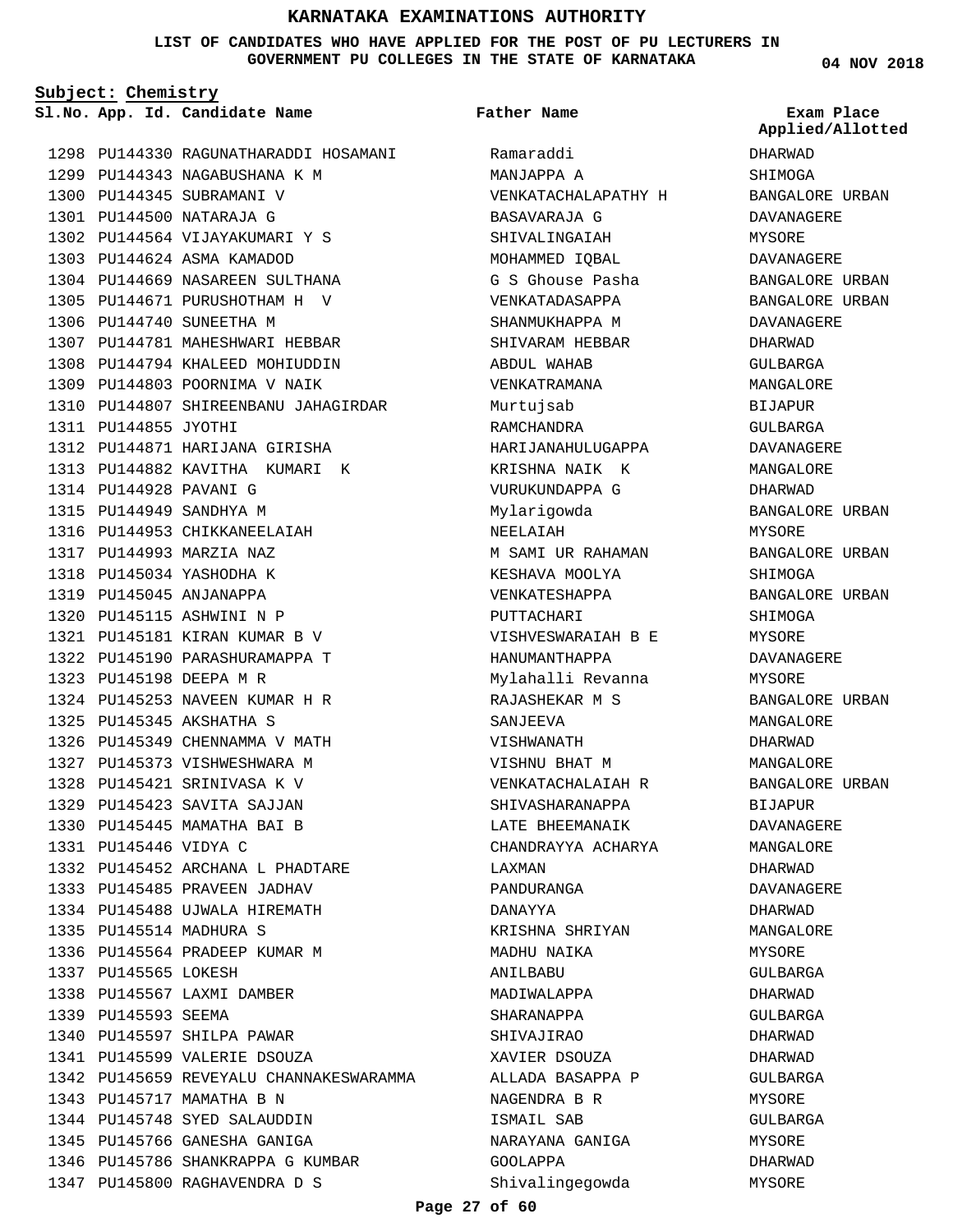# KARNATAKA EXAMINATIONS AUTHORITY

**LIST OF CANDIDATES WHO HAVE APPLIED FOR THE POST OF PU LECTURERS IN GOVERNMENT PU COLLEGES IN THE STATE OF KARNATAKA**

04 NOV 2018

**Subject: Chemistry**

| Sl.No. | App. Id. | Candidate Name | Father Name | Exam Place Applied/Allotted |
|---|---|---|---|---|
| 1298 | PU144330 | RAGUNATHARADDI HOSAMANI | Ramaraddi | DHARWAD |
| 1299 | PU144343 | NAGABUSHANA K M | MANJAPPA A | SHIMOGA |
| 1300 | PU144345 | SUBRAMANI V | VENKATACHALAPATHY H | BANGALORE URBAN |
| 1301 | PU144500 | NATARAJA G | BASAVARAJA G | DAVANAGERE |
| 1302 | PU144564 | VIJAYAKUMARI Y S | SHIVALINGAIAH | MYSORE |
| 1303 | PU144624 | ASMA KAMADOD | MOHAMMED IQBAL | DAVANAGERE |
| 1304 | PU144669 | NASAREEN SULTHANA | G S Ghouse Pasha | BANGALORE URBAN |
| 1305 | PU144671 | PURUSHOTHAM H V | VENKATADASAPPA | BANGALORE URBAN |
| 1306 | PU144740 | SUNEETHA M | SHANMUKHAPPA M | DAVANAGERE |
| 1307 | PU144781 | MAHESHWARI HEBBAR | SHIVARAM HEBBAR | DHARWAD |
| 1308 | PU144794 | KHALEED MOHIUDDIN | ABDUL WAHAB | GULBARGA |
| 1309 | PU144803 | POORNIMA V NAIK | VENKATRAMANA | MANGALORE |
| 1310 | PU144807 | SHIREENBANU JAHAGIRDAR | Murtujsab | BIJAPUR |
| 1311 | PU144855 | JYOTHI | RAMCHANDRA | GULBARGA |
| 1312 | PU144871 | HARIJANA GIRISHA | HARIJANAHULUGAPPA | DAVANAGERE |
| 1313 | PU144882 | KAVITHA KUMARI K | KRISHNA NAIK K | MANGALORE |
| 1314 | PU144928 | PAVANI G | VURUKUNDAPPA G | DHARWAD |
| 1315 | PU144949 | SANDHYA M | Mylarigowda | BANGALORE URBAN |
| 1316 | PU144953 | CHIKKANEELAIAH | NEELAIAH | MYSORE |
| 1317 | PU144993 | MARZIA NAZ | M SAMI UR RAHAMAN | BANGALORE URBAN |
| 1318 | PU145034 | YASHODHA K | KESHAVA MOOLYA | SHIMOGA |
| 1319 | PU145045 | ANJANAPPA | VENKATESHAPPA | BANGALORE URBAN |
| 1320 | PU145115 | ASHWINI N P | PUTTACHARI | SHIMOGA |
| 1321 | PU145181 | KIRAN KUMAR B V | VISHVESWARAIAH B E | MYSORE |
| 1322 | PU145190 | PARASHURAMAPPA T | HANUMANTHAPPA | DAVANAGERE |
| 1323 | PU145198 | DEEPA M R | Mylahalli Revanna | MYSORE |
| 1324 | PU145253 | NAVEEN KUMAR H R | RAJASHEKAR M S | BANGALORE URBAN |
| 1325 | PU145345 | AKSHATHA S | SANJEEVA | MANGALORE |
| 1326 | PU145349 | CHENNAMMA V MATH | VISHWANATH | DHARWAD |
| 1327 | PU145373 | VISHWESHWARA M | VISHNU BHAT M | MANGALORE |
| 1328 | PU145421 | SRINIVASA K V | VENKATACHALAIAH R | BANGALORE URBAN |
| 1329 | PU145423 | SAVITA SAJJAN | SHIVASHARANAPPA | BIJAPUR |
| 1330 | PU145445 | MAMATHA BAI B | LATE BHEEMANAIK | DAVANAGERE |
| 1331 | PU145446 | VIDYA C | CHANDRAYYA ACHARYA | MANGALORE |
| 1332 | PU145452 | ARCHANA L PHADTARE | LAXMAN | DHARWAD |
| 1333 | PU145485 | PRAVEEN JADHAV | PANDURANGA | DAVANAGERE |
| 1334 | PU145488 | UJWALA HIREMATH | DANAYYA | DHARWAD |
| 1335 | PU145514 | MADHURA S | KRISHNA SHRIYAN | MANGALORE |
| 1336 | PU145564 | PRADEEP KUMAR M | MADHU NAIKA | MYSORE |
| 1337 | PU145565 | LOKESH | ANILBABU | GULBARGA |
| 1338 | PU145567 | LAXMI DAMBER | MADIWALAPPA | DHARWAD |
| 1339 | PU145593 | SEEMA | SHARANAPPA | GULBARGA |
| 1340 | PU145597 | SHILPA PAWAR | SHIVAJIRAO | DHARWAD |
| 1341 | PU145599 | VALERIE DSOUZA | XAVIER DSOUZA | DHARWAD |
| 1342 | PU145659 | REVEYALU CHANNAKESWARAMMA | ALLADA BASAPPA P | GULBARGA |
| 1343 | PU145717 | MAMATHA B N | NAGENDRA B R | MYSORE |
| 1344 | PU145748 | SYED SALAUDDIN | ISMAIL SAB | GULBARGA |
| 1345 | PU145766 | GANESHA GANIGA | NARAYANA GANIGA | MYSORE |
| 1346 | PU145786 | SHANKRAPPA G KUMBAR | GOOLAPPA | DHARWAD |
| 1347 | PU145800 | RAGHAVENDRA D S | Shivalingegowda | MYSORE |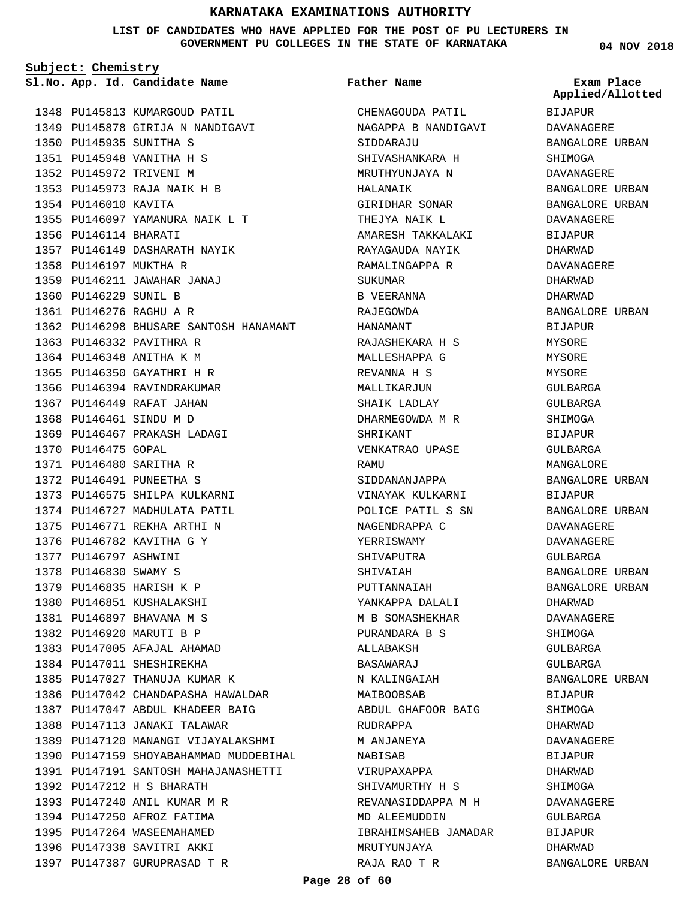# KARNATAKA EXAMINATIONS AUTHORITY

**LIST OF CANDIDATES WHO HAVE APPLIED FOR THE POST OF PU LECTURERS IN GOVERNMENT PU COLLEGES IN THE STATE OF KARNATAKA**

04 NOV 2018

**Subject: Chemistry**

| Sl.No. | App. Id. | Candidate Name | Father Name | Exam Place Applied/Allotted |
|---|---|---|---|---|
| 1348 | PU145813 | KUMARGOUD PATIL | CHENAGOUDA PATIL | BIJAPUR |
| 1349 | PU145878 | GIRIJA N NANDIGAVI | NAGAPPA B NANDIGAVI | DAVANAGERE |
| 1350 | PU145935 | SUNITHA S | SIDDARAJU | BANGALORE URBAN |
| 1351 | PU145948 | VANITHA H S | SHIVASHANKARA H | SHIMOGA |
| 1352 | PU145972 | TRIVENI M | MRUTHYUNJAYA N | DAVANAGERE |
| 1353 | PU145973 | RAJA NAIK H B | HALANAIK | BANGALORE URBAN |
| 1354 | PU146010 | KAVITA | GIRIDHAR SONAR | BANGALORE URBAN |
| 1355 | PU146097 | YAMANURA NAIK L T | THEJYA NAIK L | DAVANAGERE |
| 1356 | PU146114 | BHARATI | AMARESH TAKKALAKI | BIJAPUR |
| 1357 | PU146149 | DASHARATH NAYIK | RAYAGAUDA NAYIK | DHARWAD |
| 1358 | PU146197 | MUKTHA R | RAMALINGAPPA R | DAVANAGERE |
| 1359 | PU146211 | JAWAHAR JANAJ | SUKUMAR | DHARWAD |
| 1360 | PU146229 | SUNIL B | B VEERANNA | DHARWAD |
| 1361 | PU146276 | RAGHU A R | RAJEGOWDA | BANGALORE URBAN |
| 1362 | PU146298 | BHUSARE SANTOSH HANAMANT | HANAMANT | BIJAPUR |
| 1363 | PU146332 | PAVITHRA R | RAJASHEKARA H S | MYSORE |
| 1364 | PU146348 | ANITHA K M | MALLESHAPPA G | MYSORE |
| 1365 | PU146350 | GAYATHRI H R | REVANNA H S | MYSORE |
| 1366 | PU146394 | RAVINDRAKUMAR | MALLIKARJUN | GULBARGA |
| 1367 | PU146449 | RAFAT JAHAN | SHAIK LADLAY | GULBARGA |
| 1368 | PU146461 | SINDU M D | DHARMEGOWDA M R | SHIMOGA |
| 1369 | PU146467 | PRAKASH LADAGI | SHRIKANT | BIJAPUR |
| 1370 | PU146475 | GOPAL | VENKATRAO UPASE | GULBARGA |
| 1371 | PU146480 | SARITHA R | RAMU | MANGALORE |
| 1372 | PU146491 | PUNEETHA S | SIDDANANJAPPA | BANGALORE URBAN |
| 1373 | PU146575 | SHILPA KULKARNI | VINAYAK KULKARNI | BIJAPUR |
| 1374 | PU146727 | MADHULATA PATIL | POLICE PATIL S SN | BANGALORE URBAN |
| 1375 | PU146771 | REKHA ARTHI N | NAGENDRAPPA C | DAVANAGERE |
| 1376 | PU146782 | KAVITHA G Y | YERRISWAMY | DAVANAGERE |
| 1377 | PU146797 | ASHWINI | SHIVAPUTRA | GULBARGA |
| 1378 | PU146830 | SWAMY S | SHIVAIAH | BANGALORE URBAN |
| 1379 | PU146835 | HARISH K P | PUTTANNAIAH | BANGALORE URBAN |
| 1380 | PU146851 | KUSHALAKSHI | YANKAPPA DALALI | DHARWAD |
| 1381 | PU146897 | BHAVANA M S | M B SOMASHEKHAR | DAVANAGERE |
| 1382 | PU146920 | MARUTI B P | PURANDARA B S | SHIMOGA |
| 1383 | PU147005 | AFAJAL AHAMAD | ALLABAKSH | GULBARGA |
| 1384 | PU147011 | SHESHIREKHA | BASAWARAJ | GULBARGA |
| 1385 | PU147027 | THANUJA KUMAR K | N KALINGAIAH | BANGALORE URBAN |
| 1386 | PU147042 | CHANDAPASHA HAWALDAR | MAIBOOBSAB | BIJAPUR |
| 1387 | PU147047 | ABDUL KHADEER BAIG | ABDUL GHAFOOR BAIG | SHIMOGA |
| 1388 | PU147113 | JANAKI TALAWAR | RUDRAPPA | DHARWAD |
| 1389 | PU147120 | MANANGI VIJAYALAKSHMI | M ANJANEYA | DAVANAGERE |
| 1390 | PU147159 | SHOYABAHAMMAD MUDDEBIHAL | NABISAB | BIJAPUR |
| 1391 | PU147191 | SANTOSH MAHAJANASHETTI | VIRUPAXAPPA | DHARWAD |
| 1392 | PU147212 | H S BHARATH | SHIVAMURTHY H S | SHIMOGA |
| 1393 | PU147240 | ANIL KUMAR M R | REVANASIDDAPPA M H | DAVANAGERE |
| 1394 | PU147250 | AFROZ FATIMA | MD ALEEMUDDIN | GULBARGA |
| 1395 | PU147264 | WASEEMAHAMED | IBRAHIMSAHEB JAMADAR | BIJAPUR |
| 1396 | PU147338 | SAVITRI AKKI | MRUTYUNJAYA | DHARWAD |
| 1397 | PU147387 | GURUPRASAD T R | RAJA RAO T R | BANGALORE URBAN |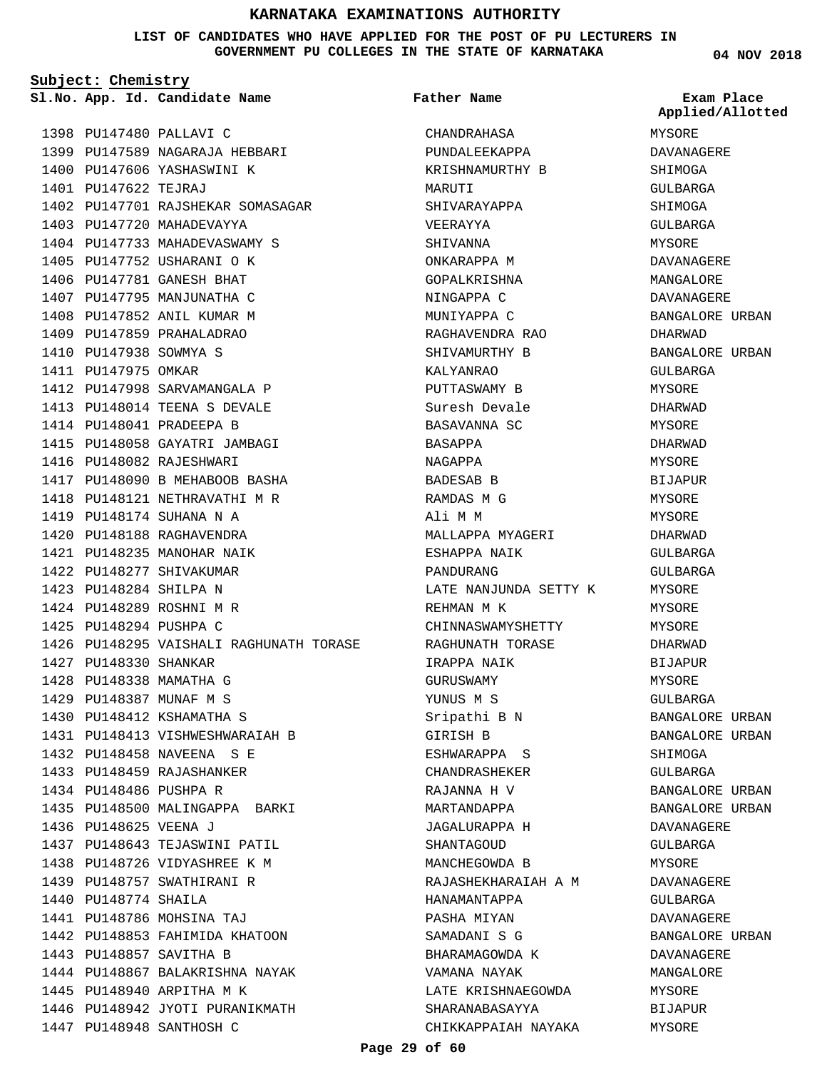# KARNATAKA EXAMINATIONS AUTHORITY

**LIST OF CANDIDATES WHO HAVE APPLIED FOR THE POST OF PU LECTURERS IN GOVERNMENT PU COLLEGES IN THE STATE OF KARNATAKA**

**04 NOV 2018**

**Subject: Chemistry**

| Sl.No. | App. Id. | Candidate Name | Father Name | Exam Place Applied/Allotted |
|---|---|---|---|---|
| 1398 | PU147480 | PALLAVI C | CHANDRAHASA | MYSORE |
| 1399 | PU147589 | NAGARAJA HEBBARI | PUNDALEEKAPPA | DAVANAGERE |
| 1400 | PU147606 | YASHASWINI K | KRISHNAMURTHY B | SHIMOGA |
| 1401 | PU147622 | TEJRAJ | MARUTI | GULBARGA |
| 1402 | PU147701 | RAJSHEKAR SOMASAGAR | SHIVARAYAPPA | SHIMOGA |
| 1403 | PU147720 | MAHADEVAYYA | VEERAYYA | GULBARGA |
| 1404 | PU147733 | MAHADEVASWAMY S | SHIVANNA | MYSORE |
| 1405 | PU147752 | USHARANI O K | ONKARAPPA M | DAVANAGERE |
| 1406 | PU147781 | GANESH BHAT | GOPALKRISHNA | MANGALORE |
| 1407 | PU147795 | MANJUNATHA C | NINGAPPA C | DAVANAGERE |
| 1408 | PU147852 | ANIL KUMAR M | MUNIYAPPA C | BANGALORE URBAN |
| 1409 | PU147859 | PRAHALADRAO | RAGHAVENDRA RAO | DHARWAD |
| 1410 | PU147938 | SOWMYA S | SHIVAMURTHY B | BANGALORE URBAN |
| 1411 | PU147975 | OMKAR | KALYANRAO | GULBARGA |
| 1412 | PU147998 | SARVAMANGALA P | PUTTASWAMY B | MYSORE |
| 1413 | PU148014 | TEENA S DEVALE | Suresh Devale | DHARWAD |
| 1414 | PU148041 | PRADEEPA B | BASAVANNA SC | MYSORE |
| 1415 | PU148058 | GAYATRI JAMBAGI | BASAPPA | DHARWAD |
| 1416 | PU148082 | RAJESHWARI | NAGAPPA | MYSORE |
| 1417 | PU148090 | B MEHABOOB BASHA | BADESAB B | BIJAPUR |
| 1418 | PU148121 | NETHRAVATHI M R | RAMDAS M G | MYSORE |
| 1419 | PU148174 | SUHANA N A | Ali M M | MYSORE |
| 1420 | PU148188 | RAGHAVENDRA | MALLAPPA MYAGERI | DHARWAD |
| 1421 | PU148235 | MANOHAR NAIK | ESHAPPA NAIK | GULBARGA |
| 1422 | PU148277 | SHIVAKUMAR | PANDURANG | GULBARGA |
| 1423 | PU148284 | SHILPA N | LATE NANJUNDA SETTY K | MYSORE |
| 1424 | PU148289 | ROSHNI M R | REHMAN M K | MYSORE |
| 1425 | PU148294 | PUSHPA C | CHINNASWAMYSHETTY | MYSORE |
| 1426 | PU148295 | VAISHALI RAGHUNATH TORASE | RAGHUNATH TORASE | DHARWAD |
| 1427 | PU148330 | SHANKAR | IRAPPA NAIK | BIJAPUR |
| 1428 | PU148338 | MAMATHA G | GURUSWAMY | MYSORE |
| 1429 | PU148387 | MUNAF M S | YUNUS M S | GULBARGA |
| 1430 | PU148412 | KSHAMATHA S | Sripathi B N | BANGALORE URBAN |
| 1431 | PU148413 | VISHWESHWARAIAH B | GIRISH B | BANGALORE URBAN |
| 1432 | PU148458 | NAVEENA S E | ESHWARAPPA S | SHIMOGA |
| 1433 | PU148459 | RAJASHANKER | CHANDRASHEKER | GULBARGA |
| 1434 | PU148486 | PUSHPA R | RAJANNA H V | BANGALORE URBAN |
| 1435 | PU148500 | MALINGAPPA BARKI | MARTANDAPPA | BANGALORE URBAN |
| 1436 | PU148625 | VEENA J | JAGALURAPPA H | DAVANAGERE |
| 1437 | PU148643 | TEJASWINI PATIL | SHANTAGOUD | GULBARGA |
| 1438 | PU148726 | VIDYASHREE K M | MANCHEGOWDA B | MYSORE |
| 1439 | PU148757 | SWATHIRANI R | RAJASHEKHARAIAH A M | DAVANAGERE |
| 1440 | PU148774 | SHAILA | HANAMANTAPPA | GULBARGA |
| 1441 | PU148786 | MOHSINA TAJ | PASHA MIYAN | DAVANAGERE |
| 1442 | PU148853 | FAHIMIDA KHATOON | SAMADANI S G | BANGALORE URBAN |
| 1443 | PU148857 | SAVITHA B | BHARAMAGOWDA K | DAVANAGERE |
| 1444 | PU148867 | BALAKRISHNA NAYAK | VAMANA NAYAK | MANGALORE |
| 1445 | PU148940 | ARPITHA M K | LATE KRISHNAEGOWDA | MYSORE |
| 1446 | PU148942 | JYOTI PURANIKMATH | SHARANABASAYYA | BIJAPUR |
| 1447 | PU148948 | SANTHOSH C | CHIKKAPPAIAH NAYAKA | MYSORE |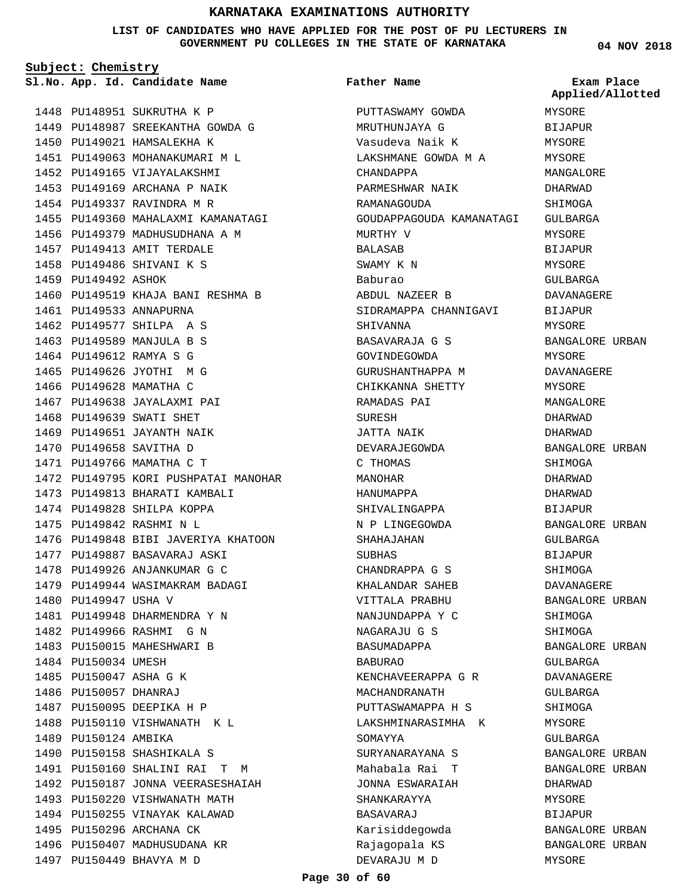# KARNATAKA EXAMINATIONS AUTHORITY

**LIST OF CANDIDATES WHO HAVE APPLIED FOR THE POST OF PU LECTURERS IN GOVERNMENT PU COLLEGES IN THE STATE OF KARNATAKA**

**04 NOV 2018**

**Subject: Chemistry**

| Sl.No. | App. Id. | Candidate Name | Father Name | Exam Place Applied/Allotted |
|---|---|---|---|---|
| 1448 | PU148951 | SUKRUTHA K P | PUTTASWAMY GOWDA | MYSORE |
| 1449 | PU148987 | SREEKANTHA GOWDA G | MRUTHUNJAYA G | BIJAPUR |
| 1450 | PU149021 | HAMSALEKHA K | Vasudeva Naik K | MYSORE |
| 1451 | PU149063 | MOHANAKUMARI M L | LAKSHMANE GOWDA M A | MYSORE |
| 1452 | PU149165 | VIJAYALAKSHMI | CHANDAPPA | MANGALORE |
| 1453 | PU149169 | ARCHANA P NAIK | PARMESHWAR NAIK | DHARWAD |
| 1454 | PU149337 | RAVINDRA M R | RAMANAGOUDA | SHIMOGA |
| 1455 | PU149360 | MAHALAXMI KAMANATAGI | GOUDAPPAGOUDA KAMANATAGI | GULBARGA |
| 1456 | PU149379 | MADHUSUDHANA A M | MURTHY V | MYSORE |
| 1457 | PU149413 | AMIT TERDALE | BALASAB | BIJAPUR |
| 1458 | PU149486 | SHIVANI K S | SWAMY K N | MYSORE |
| 1459 | PU149492 | ASHOK | Baburao | GULBARGA |
| 1460 | PU149519 | KHAJA BANI RESHMA B | ABDUL NAZEER B | DAVANAGERE |
| 1461 | PU149533 | ANNAPURNA | SIDRAMAPPA CHANNIGAVI | BIJAPUR |
| 1462 | PU149577 | SHILPA A S | SHIVANNA | MYSORE |
| 1463 | PU149589 | MANJULA B S | BASAVARAJA G S | BANGALORE URBAN |
| 1464 | PU149612 | RAMYA S G | GOVINDEGOWDA | MYSORE |
| 1465 | PU149626 | JYOTHI M G | GURUSHANTHAPPA M | DAVANAGERE |
| 1466 | PU149628 | MAMATHA C | CHIKKANNA SHETTY | MYSORE |
| 1467 | PU149638 | JAYALAXMI PAI | RAMADAS PAI | MANGALORE |
| 1468 | PU149639 | SWATI SHET | SURESH | DHARWAD |
| 1469 | PU149651 | JAYANTH NAIK | JATTA NAIK | DHARWAD |
| 1470 | PU149658 | SAVITHA D | DEVARAJEGOWDA | BANGALORE URBAN |
| 1471 | PU149766 | MAMATHA C T | C THOMAS | SHIMOGA |
| 1472 | PU149795 | KORI PUSHPATAI MANOHAR | MANOHAR | DHARWAD |
| 1473 | PU149813 | BHARATI KAMBALI | HANUMAPPA | DHARWAD |
| 1474 | PU149828 | SHILPA KOPPA | SHIVALINGAPPA | BIJAPUR |
| 1475 | PU149842 | RASHMI N L | N P LINGEGOWDA | BANGALORE URBAN |
| 1476 | PU149848 | BIBI JAVERIYA KHATOON | SHAHAJAHAN | GULBARGA |
| 1477 | PU149887 | BASAVARAJ ASKI | SUBHAS | BIJAPUR |
| 1478 | PU149926 | ANJANKUMAR G C | CHANDRAPPA G S | SHIMOGA |
| 1479 | PU149944 | WASIMAKRAM BADAGI | KHALANDAR SAHEB | DAVANAGERE |
| 1480 | PU149947 | USHA V | VITTALA PRABHU | BANGALORE URBAN |
| 1481 | PU149948 | DHARMENDRA Y N | NANJUNDAPPA Y C | SHIMOGA |
| 1482 | PU149966 | RASHMI G N | NAGARAJU G S | SHIMOGA |
| 1483 | PU150015 | MAHESHWARI B | BASUMADAPPA | BANGALORE URBAN |
| 1484 | PU150034 | UMESH | BABURAO | GULBARGA |
| 1485 | PU150047 | ASHA G K | KENCHAVEERAPPA G R | DAVANAGERE |
| 1486 | PU150057 | DHANRAJ | MACHANDRANATH | GULBARGA |
| 1487 | PU150095 | DEEPIKA H P | PUTTASWAMAPPA H S | SHIMOGA |
| 1488 | PU150110 | VISHWANATH K L | LAKSHMINARASIMHA K | MYSORE |
| 1489 | PU150124 | AMBIKA | SOMAYYA | GULBARGA |
| 1490 | PU150158 | SHASHIKALA S | SURYANARAYANA S | BANGALORE URBAN |
| 1491 | PU150160 | SHALINI RAI T M | Mahabala Rai T | BANGALORE URBAN |
| 1492 | PU150187 | JONNA VEERASESHAIAH | JONNA ESWARAIAH | DHARWAD |
| 1493 | PU150220 | VISHWANATH MATH | SHANKARAYYA | MYSORE |
| 1494 | PU150255 | VINAYAK KALAWAD | BASAVARAJ | BIJAPUR |
| 1495 | PU150296 | ARCHANA CK | Karisiddegowda | BANGALORE URBAN |
| 1496 | PU150407 | MADHUSUDANA KR | Rajagopala KS | BANGALORE URBAN |
| 1497 | PU150449 | BHAVYA M D | DEVARAJU M D | MYSORE |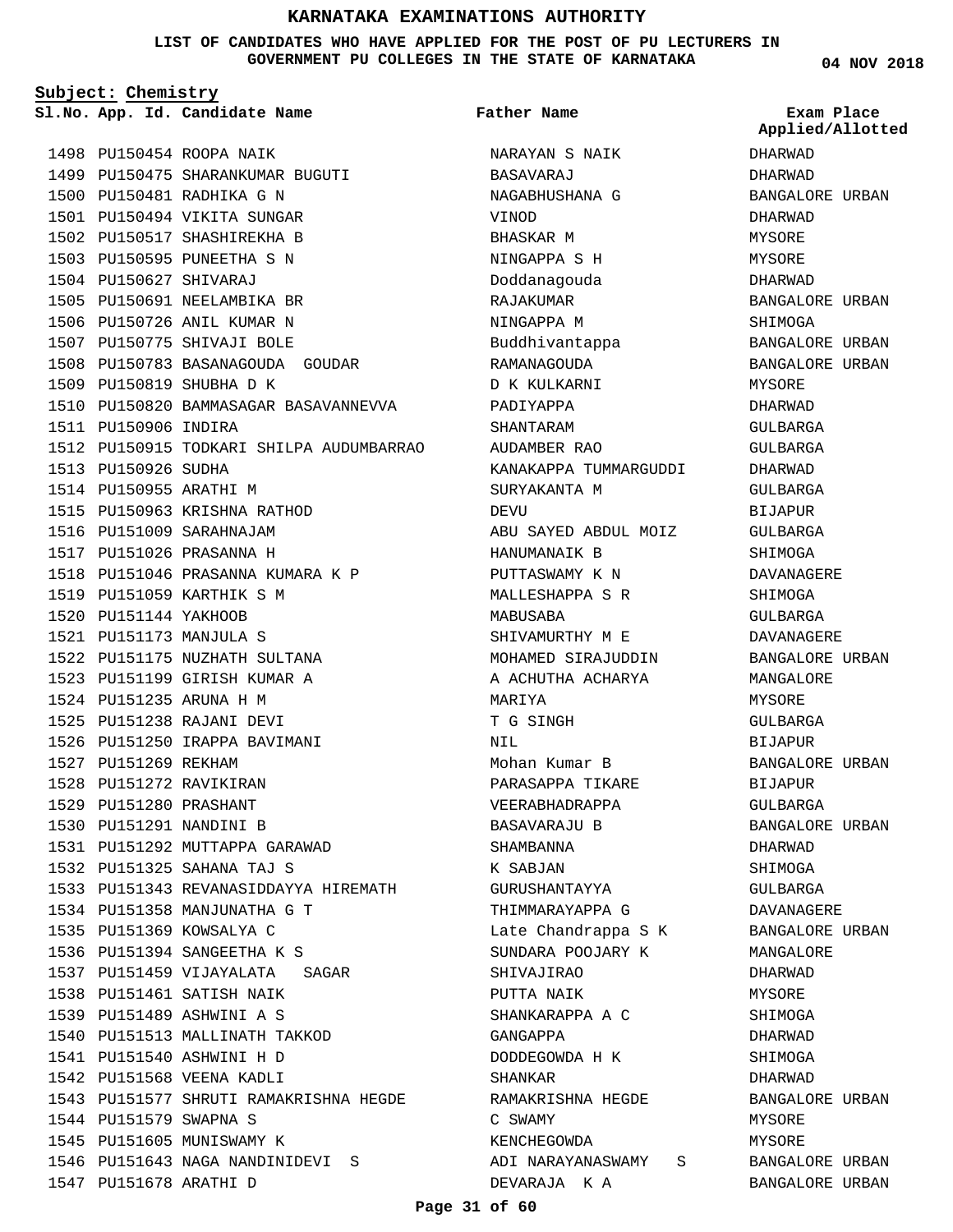# KARNATAKA EXAMINATIONS AUTHORITY

**LIST OF CANDIDATES WHO HAVE APPLIED FOR THE POST OF PU LECTURERS IN GOVERNMENT PU COLLEGES IN THE STATE OF KARNATAKA**

04 NOV 2018

**Subject: Chemistry**

| Sl.No. | App. Id. | Candidate Name | Father Name | Exam Place Applied/Allotted |
|---|---|---|---|---|
| 1498 | PU150454 | ROOPA NAIK | NARAYAN S NAIK | DHARWAD |
| 1499 | PU150475 | SHARANKUMAR BUGUTI | BASAVARAJ | DHARWAD |
| 1500 | PU150481 | RADHIKA G N | NAGABHUSHANA G | BANGALORE URBAN |
| 1501 | PU150494 | VIKITA SUNGAR | VINOD | DHARWAD |
| 1502 | PU150517 | SHASHIREKHA B | BHASKAR M | MYSORE |
| 1503 | PU150595 | PUNEETHA S N | NINGAPPA S H | MYSORE |
| 1504 | PU150627 | SHIVARAJ | Doddanagouda | DHARWAD |
| 1505 | PU150691 | NEELAMBIKA BR | RAJAKUMAR | BANGALORE URBAN |
| 1506 | PU150726 | ANIL KUMAR N | NINGAPPA M | SHIMOGA |
| 1507 | PU150775 | SHIVAJI BOLE | Buddhivantappa | BANGALORE URBAN |
| 1508 | PU150783 | BASANAGOUDA GOUDAR | RAMANAGOUDA | BANGALORE URBAN |
| 1509 | PU150819 | SHUBHA D K | D K KULKARNI | MYSORE |
| 1510 | PU150820 | BAMMASAGAR BASAVANNEVVA | PADIYAPPA | DHARWAD |
| 1511 | PU150906 | INDIRA | SHANTARAM | GULBARGA |
| 1512 | PU150915 | TODKARI SHILPA AUDUMBARRAO | AUDAMBER RAO | GULBARGA |
| 1513 | PU150926 | SUDHA | KANAKAPPA TUMMARGUDDI | DHARWAD |
| 1514 | PU150955 | ARATHI M | SURYAKANTA M | GULBARGA |
| 1515 | PU150963 | KRISHNA RATHOD | DEVU | BIJAPUR |
| 1516 | PU151009 | SARAHNAJAM | ABU SAYED ABDUL MOIZ | GULBARGA |
| 1517 | PU151026 | PRASANNA H | HANUMANAIK B | SHIMOGA |
| 1518 | PU151046 | PRASANNA KUMARA K P | PUTTASWAMY K N | DAVANAGERE |
| 1519 | PU151059 | KARTHIK S M | MALLESHAPPA S R | SHIMOGA |
| 1520 | PU151144 | YAKHOOB | MABUSABA | GULBARGA |
| 1521 | PU151173 | MANJULA S | SHIVAMURTHY M E | DAVANAGERE |
| 1522 | PU151175 | NUZHATH SULTANA | MOHAMED SIRAJUDDIN | BANGALORE URBAN |
| 1523 | PU151199 | GIRISH KUMAR A | A ACHUTHA ACHARYA | MANGALORE |
| 1524 | PU151235 | ARUNA H M | MARIYA | MYSORE |
| 1525 | PU151238 | RAJANI DEVI | T G SINGH | GULBARGA |
| 1526 | PU151250 | IRAPPA BAVIMANI | NIL | BIJAPUR |
| 1527 | PU151269 | REKHAM | Mohan Kumar B | BANGALORE URBAN |
| 1528 | PU151272 | RAVIKIRAN | PARASAPPA TIKARE | BIJAPUR |
| 1529 | PU151280 | PRASHANT | VEERABHADRAPPA | GULBARGA |
| 1530 | PU151291 | NANDINI B | BASAVARAJU B | BANGALORE URBAN |
| 1531 | PU151292 | MUTTAPPA GARAWAD | SHAMBANNA | DHARWAD |
| 1532 | PU151325 | SAHANA TAJ S | K SABJAN | SHIMOGA |
| 1533 | PU151343 | REVANASIDDAYYA HIREMATH | GURUSHANTAYYA | GULBARGA |
| 1534 | PU151358 | MANJUNATHA G T | THIMMARAYAPPA G | DAVANAGERE |
| 1535 | PU151369 | KOWSALYA C | Late Chandrappa S K | BANGALORE URBAN |
| 1536 | PU151394 | SANGEETHA K S | SUNDARA POOJARY K | MANGALORE |
| 1537 | PU151459 | VIJAYALATA SAGAR | SHIVAJIRAO | DHARWAD |
| 1538 | PU151461 | SATISH NAIK | PUTTA NAIK | MYSORE |
| 1539 | PU151489 | ASHWINI A S | SHANKARAPPA A C | SHIMOGA |
| 1540 | PU151513 | MALLINATH TAKKOD | GANGAPPA | DHARWAD |
| 1541 | PU151540 | ASHWINI H D | DODDEGOWDA H K | SHIMOGA |
| 1542 | PU151568 | VEENA KADLI | SHANKAR | DHARWAD |
| 1543 | PU151577 | SHRUTI RAMAKRISHNA HEGDE | RAMAKRISHNA HEGDE | BANGALORE URBAN |
| 1544 | PU151579 | SWAPNA S | C SWAMY | MYSORE |
| 1545 | PU151605 | MUNISWAMY K | KENCHEGOWDA | MYSORE |
| 1546 | PU151643 | NAGA NANDINIDEVI S | ADI NARAYANASWAMY S | BANGALORE URBAN |
| 1547 | PU151678 | ARATHI D | DEVARAJA K A | BANGALORE URBAN |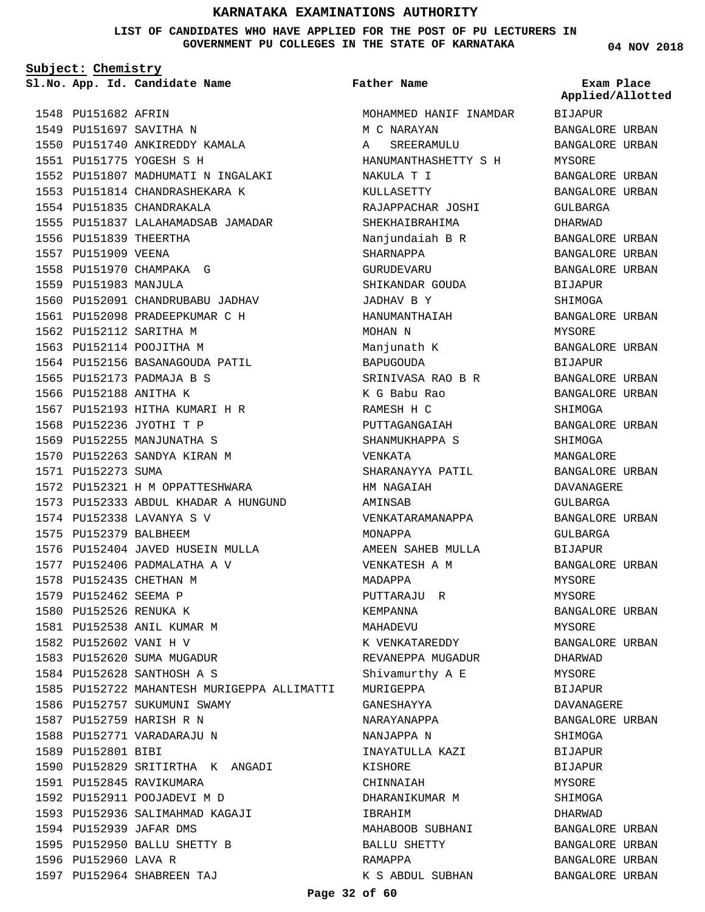# KARNATAKA EXAMINATIONS AUTHORITY

**LIST OF CANDIDATES WHO HAVE APPLIED FOR THE POST OF PU LECTURERS IN GOVERNMENT PU COLLEGES IN THE STATE OF KARNATAKA**

04 NOV 2018

**Subject: Chemistry**

| Sl.No. | App. Id. | Candidate Name | Father Name | Exam Place Applied/Allotted |
|---|---|---|---|---|
| 1548 | PU151682 | AFRIN | MOHAMMED HANIF INAMDAR | BIJAPUR |
| 1549 | PU151697 | SAVITHA N | M C NARAYAN | BANGALORE URBAN |
| 1550 | PU151740 | ANKIREDDY KAMALA | A SREERAMULU | BANGALORE URBAN |
| 1551 | PU151775 | YOGESH S H | HANUMANTHASHETTY S H | MYSORE |
| 1552 | PU151807 | MADHUMATI N INGALAKI | NAKULA T I | BANGALORE URBAN |
| 1553 | PU151814 | CHANDRASHEKARA K | KULLASETTY | BANGALORE URBAN |
| 1554 | PU151835 | CHANDRAKALA | RAJAPPACHAR JOSHI | GULBARGA |
| 1555 | PU151837 | LALAHAMADSAB JAMADAR | SHEKHAIBRAHIMA | DHARWAD |
| 1556 | PU151839 | THEERTHA | Nanjundaiah B R | BANGALORE URBAN |
| 1557 | PU151909 | VEENA | SHARNAPPA | BANGALORE URBAN |
| 1558 | PU151970 | CHAMPAKA G | GURUDEVARU | BANGALORE URBAN |
| 1559 | PU151983 | MANJULA | SHIKANDAR GOUDA | BIJAPUR |
| 1560 | PU152091 | CHANDRUBABU JADHAV | JADHAV B Y | SHIMOGA |
| 1561 | PU152098 | PRADEEPKUMAR C H | HANUMANTHAIAH | BANGALORE URBAN |
| 1562 | PU152112 | SARITHA M | MOHAN N | MYSORE |
| 1563 | PU152114 | POOJITHA M | Manjunath K | BANGALORE URBAN |
| 1564 | PU152156 | BASANAGOUDA PATIL | BAPUGOUDA | BIJAPUR |
| 1565 | PU152173 | PADMAJA B S | SRINIVASA RAO B R | BANGALORE URBAN |
| 1566 | PU152188 | ANITHA K | K G Babu Rao | BANGALORE URBAN |
| 1567 | PU152193 | HITHA KUMARI H R | RAMESH H C | SHIMOGA |
| 1568 | PU152236 | JYOTHI T P | PUTTAGANGAIAH | BANGALORE URBAN |
| 1569 | PU152255 | MANJUNATHA S | SHANMUKHAPPA S | SHIMOGA |
| 1570 | PU152263 | SANDYA KIRAN M | VENKATA | MANGALORE |
| 1571 | PU152273 | SUMA | SHARANAYYA PATIL | BANGALORE URBAN |
| 1572 | PU152321 | H M OPPATTESHWARA | HM NAGAIAH | DAVANAGERE |
| 1573 | PU152333 | ABDUL KHADAR A HUNGUND | AMINSAB | GULBARGA |
| 1574 | PU152338 | LAVANYA S V | VENKATARAMANAPPA | BANGALORE URBAN |
| 1575 | PU152379 | BALBHEEM | MONAPPA | GULBARGA |
| 1576 | PU152404 | JAVED HUSEIN MULLA | AMEEN SAHEB MULLA | BIJAPUR |
| 1577 | PU152406 | PADMALATHA A V | VENKATESH A M | BANGALORE URBAN |
| 1578 | PU152435 | CHETHAN M | MADAPPA | MYSORE |
| 1579 | PU152462 | SEEMA P | PUTTARAJU R | MYSORE |
| 1580 | PU152526 | RENUKA K | KEMPANNA | BANGALORE URBAN |
| 1581 | PU152538 | ANIL KUMAR M | MAHADEVU | MYSORE |
| 1582 | PU152602 | VANI H V | K VENKATAREDDY | BANGALORE URBAN |
| 1583 | PU152620 | SUMA MUGADUR | REVANEPPA MUGADUR | DHARWAD |
| 1584 | PU152628 | SANTHOSH A S | Shivamurthy A E | MYSORE |
| 1585 | PU152722 | MAHANTESH MURIGEPPA ALLIMATTI | MURIGEPPA | BIJAPUR |
| 1586 | PU152757 | SUKUMUNI SWAMY | GANESHAYYA | DAVANAGERE |
| 1587 | PU152759 | HARISH R N | NARAYANAPPA | BANGALORE URBAN |
| 1588 | PU152771 | VARADARAJU N | NANJAPPA N | SHIMOGA |
| 1589 | PU152801 | BIBI | INAYATULLA KAZI | BIJAPUR |
| 1590 | PU152829 | SRITIRTHA K ANGADI | KISHORE | BIJAPUR |
| 1591 | PU152845 | RAVIKUMARA | CHINNAIAH | MYSORE |
| 1592 | PU152911 | POOJADEVI M D | DHARANIKUMAR M | SHIMOGA |
| 1593 | PU152936 | SALIMAHMAD KAGAJI | IBRAHIM | DHARWAD |
| 1594 | PU152939 | JAFAR DMS | MAHABOOB SUBHANI | BANGALORE URBAN |
| 1595 | PU152950 | BALLU SHETTY B | BALLU SHETTY | BANGALORE URBAN |
| 1596 | PU152960 | LAVA R | RAMAPPA | BANGALORE URBAN |
| 1597 | PU152964 | SHABREEN TAJ | K S ABDUL SUBHAN | BANGALORE URBAN |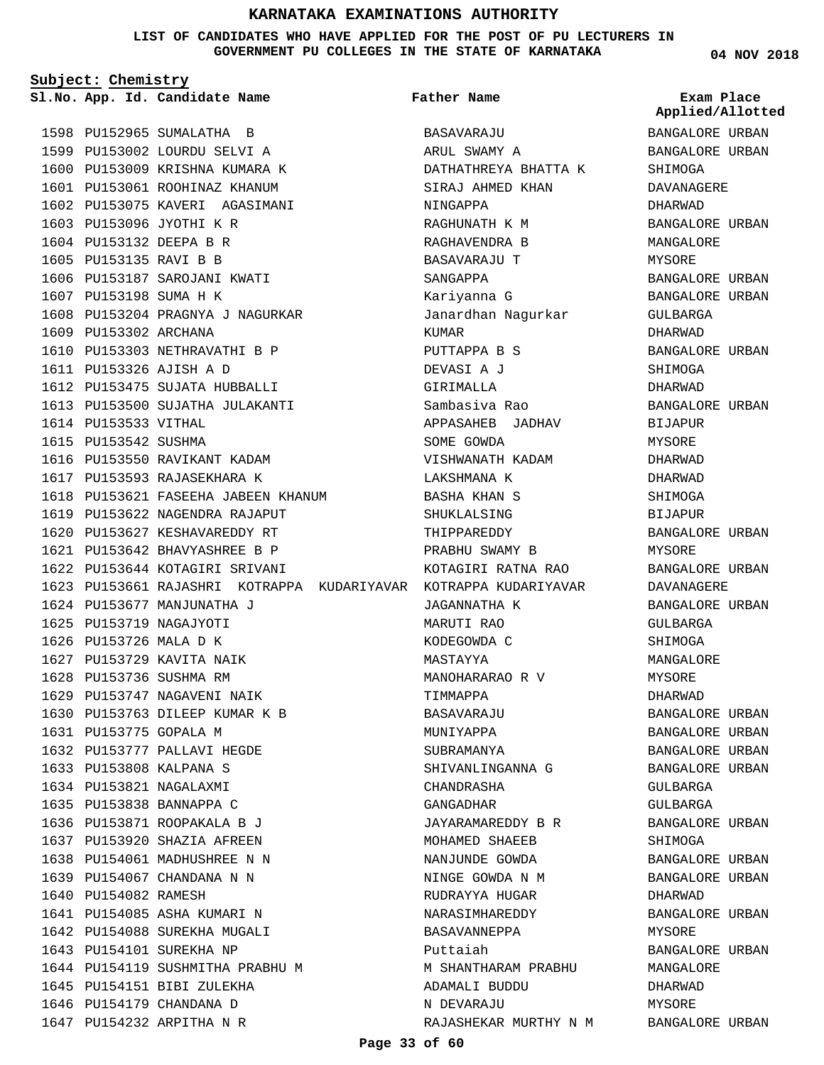# KARNATAKA EXAMINATIONS AUTHORITY

**LIST OF CANDIDATES WHO HAVE APPLIED FOR THE POST OF PU LECTURERS IN GOVERNMENT PU COLLEGES IN THE STATE OF KARNATAKA**

**04 NOV 2018**

**Subject: Chemistry**

| Sl.No. | App. Id. | Candidate Name | Father Name | Exam Place Applied/Allotted |
|---|---|---|---|---|
| 1598 | PU152965 | SUMALATHA B | BASAVARAJU | BANGALORE URBAN |
| 1599 | PU153002 | LOURDU SELVI A | ARUL SWAMY A | BANGALORE URBAN |
| 1600 | PU153009 | KRISHNA KUMARA K | DATHATHREYA BHATTA K | SHIMOGA |
| 1601 | PU153061 | ROOHINAZ KHANUM | SIRAJ AHMED KHAN | DAVANAGERE |
| 1602 | PU153075 | KAVERI AGASIMANI | NINGAPPA | DHARWAD |
| 1603 | PU153096 | JYOTHI K R | RAGHUNATH K M | BANGALORE URBAN |
| 1604 | PU153132 | DEEPA B R | RAGHAVENDRA B | MANGALORE |
| 1605 | PU153135 | RAVI B B | BASAVARAJU T | MYSORE |
| 1606 | PU153187 | SAROJANI KWATI | SANGAPPA | BANGALORE URBAN |
| 1607 | PU153198 | SUMA H K | Kariyanna G | BANGALORE URBAN |
| 1608 | PU153204 | PRAGNYA J NAGURKAR | Janardhan Nagurkar | GULBARGA |
| 1609 | PU153302 | ARCHANA | KUMAR | DHARWAD |
| 1610 | PU153303 | NETHRAVATHI B P | PUTTAPPA B S | BANGALORE URBAN |
| 1611 | PU153326 | AJISH A D | DEVASI A J | SHIMOGA |
| 1612 | PU153475 | SUJATA HUBBALLI | GIRIMALLA | DHARWAD |
| 1613 | PU153500 | SUJATHA JULAKANTI | Sambasiva Rao | BANGALORE URBAN |
| 1614 | PU153533 | VITHAL | APPASAHEB JADHAV | BIJAPUR |
| 1615 | PU153542 | SUSHMA | SOME GOWDA | MYSORE |
| 1616 | PU153550 | RAVIKANT KADAM | VISHWANATH KADAM | DHARWAD |
| 1617 | PU153593 | RAJASEKHARA K | LAKSHMANA K | DHARWAD |
| 1618 | PU153621 | FASEEHA JABEEN KHANUM | BASHA KHAN S | SHIMOGA |
| 1619 | PU153622 | NAGENDRA RAJAPUT | SHUKLALSING | BIJAPUR |
| 1620 | PU153627 | KESHAVAREDDY RT | THIPPAREDDY | BANGALORE URBAN |
| 1621 | PU153642 | BHAVYASHREE B P | PRABHU SWAMY B | MYSORE |
| 1622 | PU153644 | KOTAGIRI SRIVANI | KOTAGIRI RATNA RAO | BANGALORE URBAN |
| 1623 | PU153661 | RAJASHRI KOTRAPPA KUDARIYAVAR | KOTRAPPA KUDARIYAVAR | DAVANAGERE |
| 1624 | PU153677 | MANJUNATHA J | JAGANNATHA K | BANGALORE URBAN |
| 1625 | PU153719 | NAGAJYOTI | MARUTI RAO | GULBARGA |
| 1626 | PU153726 | MALA D K | KODEGOWDA C | SHIMOGA |
| 1627 | PU153729 | KAVITA NAIK | MASTAYYA | MANGALORE |
| 1628 | PU153736 | SUSHMA RM | MANOHARARAO R V | MYSORE |
| 1629 | PU153747 | NAGAVENI NAIK | TIMMAPPA | DHARWAD |
| 1630 | PU153763 | DILEEP KUMAR K B | BASAVARAJU | BANGALORE URBAN |
| 1631 | PU153775 | GOPALA M | MUNIYAPPA | BANGALORE URBAN |
| 1632 | PU153777 | PALLAVI HEGDE | SUBRAMANYA | BANGALORE URBAN |
| 1633 | PU153808 | KALPANA S | SHIVANLINGANNA G | BANGALORE URBAN |
| 1634 | PU153821 | NAGALAXMI | CHANDRASHA | GULBARGA |
| 1635 | PU153838 | BANNAPPA C | GANGADHAR | GULBARGA |
| 1636 | PU153871 | ROOPAKALA B J | JAYARAMAREDDY B R | BANGALORE URBAN |
| 1637 | PU153920 | SHAZIA AFREEN | MOHAMED SHAEEB | SHIMOGA |
| 1638 | PU154061 | MADHUSHREE N N | NANJUNDE GOWDA | BANGALORE URBAN |
| 1639 | PU154067 | CHANDANA N N | NINGE GOWDA N M | BANGALORE URBAN |
| 1640 | PU154082 | RAMESH | RUDRAYYA HUGAR | DHARWAD |
| 1641 | PU154085 | ASHA KUMARI N | NARASIMHAREDDY | BANGALORE URBAN |
| 1642 | PU154088 | SUREKHA MUGALI | BASAVANNEPPA | MYSORE |
| 1643 | PU154101 | SUREKHA NP | Puttaiah | BANGALORE URBAN |
| 1644 | PU154119 | SUSHMITHA PRABHU M | M SHANTHARAM PRABHU | MANGALORE |
| 1645 | PU154151 | BIBI ZULEKHA | ADAMALI BUDDU | DHARWAD |
| 1646 | PU154179 | CHANDANA D | N DEVARAJU | MYSORE |
| 1647 | PU154232 | ARPITHA N R | RAJASHEKAR MURTHY N M | BANGALORE URBAN |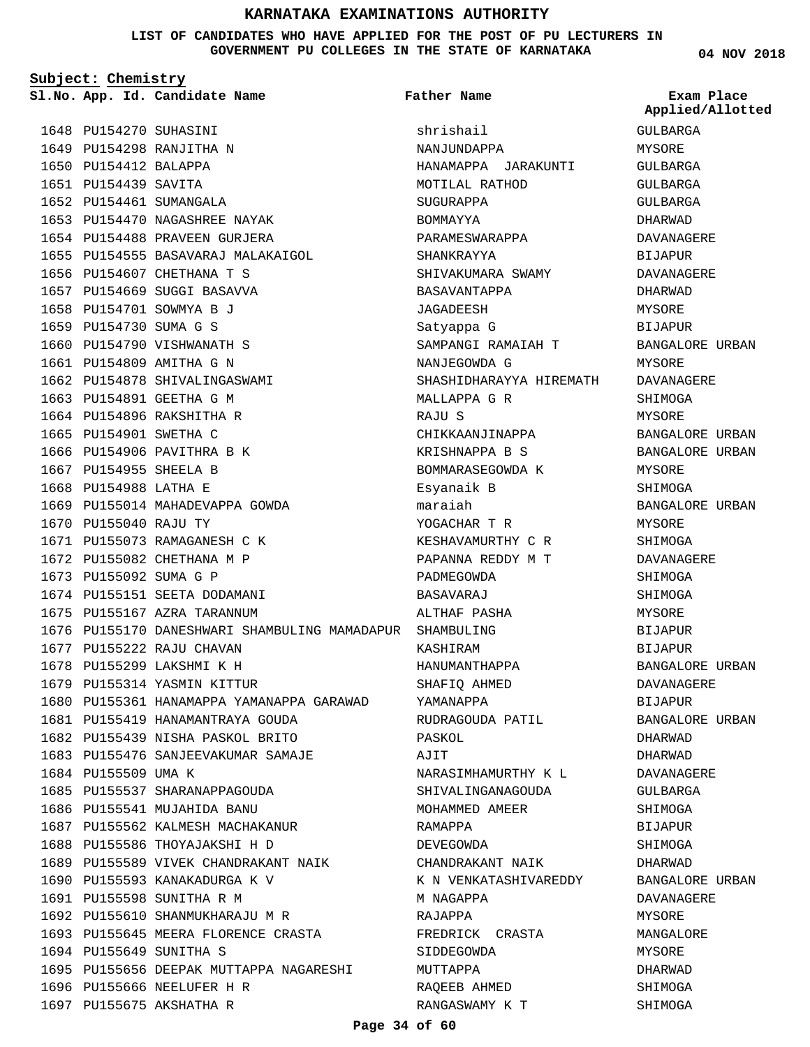# KARNATAKA EXAMINATIONS AUTHORITY

**LIST OF CANDIDATES WHO HAVE APPLIED FOR THE POST OF PU LECTURERS IN GOVERNMENT PU COLLEGES IN THE STATE OF KARNATAKA**

04 NOV 2018

**Subject: Chemistry**

| Sl.No. | App. Id. | Candidate Name | Father Name | Exam Place Applied/Allotted |
|---|---|---|---|---|
| 1648 | PU154270 | SUHASINI | shrishail | GULBARGA |
| 1649 | PU154298 | RANJITHA N | NANJUNDAPPA | MYSORE |
| 1650 | PU154412 | BALAPPA | HANAMAPPA JARAKUNTI | GULBARGA |
| 1651 | PU154439 | SAVITA | MOTILAL RATHOD | GULBARGA |
| 1652 | PU154461 | SUMANGALA | SUGURAPPA | GULBARGA |
| 1653 | PU154470 | NAGASHREE NAYAK | BOMMAYYA | DHARWAD |
| 1654 | PU154488 | PRAVEEN GURJERA | PARAMESWARAPPA | DAVANAGERE |
| 1655 | PU154555 | BASAVARAJ MALAKAIGOL | SHANKRAYYA | BIJAPUR |
| 1656 | PU154607 | CHETHANA T S | SHIVAKUMARA SWAMY | DAVANAGERE |
| 1657 | PU154669 | SUGGI BASAVVA | BASAVANTAPPA | DHARWAD |
| 1658 | PU154701 | SOWMYA B J | JAGADEESH | MYSORE |
| 1659 | PU154730 | SUMA G S | Satyappa G | BIJAPUR |
| 1660 | PU154790 | VISHWANATH S | SAMPANGI RAMAIAH T | BANGALORE URBAN |
| 1661 | PU154809 | AMITHA G N | NANJEGOWDA G | MYSORE |
| 1662 | PU154878 | SHIVALINGASWAMI | SHASHIDHARAYYA HIREMATH | DAVANAGERE |
| 1663 | PU154891 | GEETHA G M | MALLAPPA G R | SHIMOGA |
| 1664 | PU154896 | RAKSHITHA R | RAJU S | MYSORE |
| 1665 | PU154901 | SWETHA C | CHIKKAANJINAPPA | BANGALORE URBAN |
| 1666 | PU154906 | PAVITHRA B K | KRISHNAPPA B S | BANGALORE URBAN |
| 1667 | PU154955 | SHEELA B | BOMMARASEGOWDA K | MYSORE |
| 1668 | PU154988 | LATHA E | Esyanaik B | SHIMOGA |
| 1669 | PU155014 | MAHADEVAPPA GOWDA | maraiah | BANGALORE URBAN |
| 1670 | PU155040 | RAJU TY | YOGACHAR T R | MYSORE |
| 1671 | PU155073 | RAMAGANESH C K | KESHAVAMURTHY C R | SHIMOGA |
| 1672 | PU155082 | CHETHANA M P | PAPANNA REDDY M T | DAVANAGERE |
| 1673 | PU155092 | SUMA G P | PADMEGOWDA | SHIMOGA |
| 1674 | PU155151 | SEETA DODAMANI | BASAVARAJ | SHIMOGA |
| 1675 | PU155167 | AZRA TARANNUM | ALTHAF PASHA | MYSORE |
| 1676 | PU155170 | DANESHWARI SHAMBULING MAMADAPUR | SHAMBULING | BIJAPUR |
| 1677 | PU155222 | RAJU CHAVAN | KASHIRAM | BIJAPUR |
| 1678 | PU155299 | LAKSHMI K H | HANUMANTHAPPA | BANGALORE URBAN |
| 1679 | PU155314 | YASMIN KITTUR | SHAFIQ AHMED | DAVANAGERE |
| 1680 | PU155361 | HANAMAPPA YAMANAPPA GARAWAD | YAMANAPPA | BIJAPUR |
| 1681 | PU155419 | HANAMANTRAYA GOUDA | RUDRAGOUDA PATIL | BANGALORE URBAN |
| 1682 | PU155439 | NISHA PASKOL BRITO | PASKOL | DHARWAD |
| 1683 | PU155476 | SANJEEVAKUMAR SAMAJE | AJIT | DHARWAD |
| 1684 | PU155509 | UMA K | NARASIMHAMURTHY K L | DAVANAGERE |
| 1685 | PU155537 | SHARANAPPAGOUDA | SHIVALINGANAGOUDA | GULBARGA |
| 1686 | PU155541 | MUJAHIDA BANU | MOHAMMED AMEER | SHIMOGA |
| 1687 | PU155562 | KALMESH MACHAKANUR | RAMAPPA | BIJAPUR |
| 1688 | PU155586 | THOYAJAKSHI H D | DEVEGOWDA | SHIMOGA |
| 1689 | PU155589 | VIVEK CHANDRAKANT NAIK | CHANDRAKANT NAIK | DHARWAD |
| 1690 | PU155593 | KANAKADURGA K V | K N VENKATASHIVAREDDY | BANGALORE URBAN |
| 1691 | PU155598 | SUNITHA R M | M NAGAPPA | DAVANAGERE |
| 1692 | PU155610 | SHANMUKHARAJU M R | RAJAPPA | MYSORE |
| 1693 | PU155645 | MEERA FLORENCE CRASTA | FREDRICK CRASTA | MANGALORE |
| 1694 | PU155649 | SUNITHA S | SIDDEGOWDA | MYSORE |
| 1695 | PU155656 | DEEPAK MUTTAPPA NAGARESHI | MUTTAPPA | DHARWAD |
| 1696 | PU155666 | NEELUFER H R | RAQEEB AHMED | SHIMOGA |
| 1697 | PU155675 | AKSHATHA R | RANGASWAMY K T | SHIMOGA |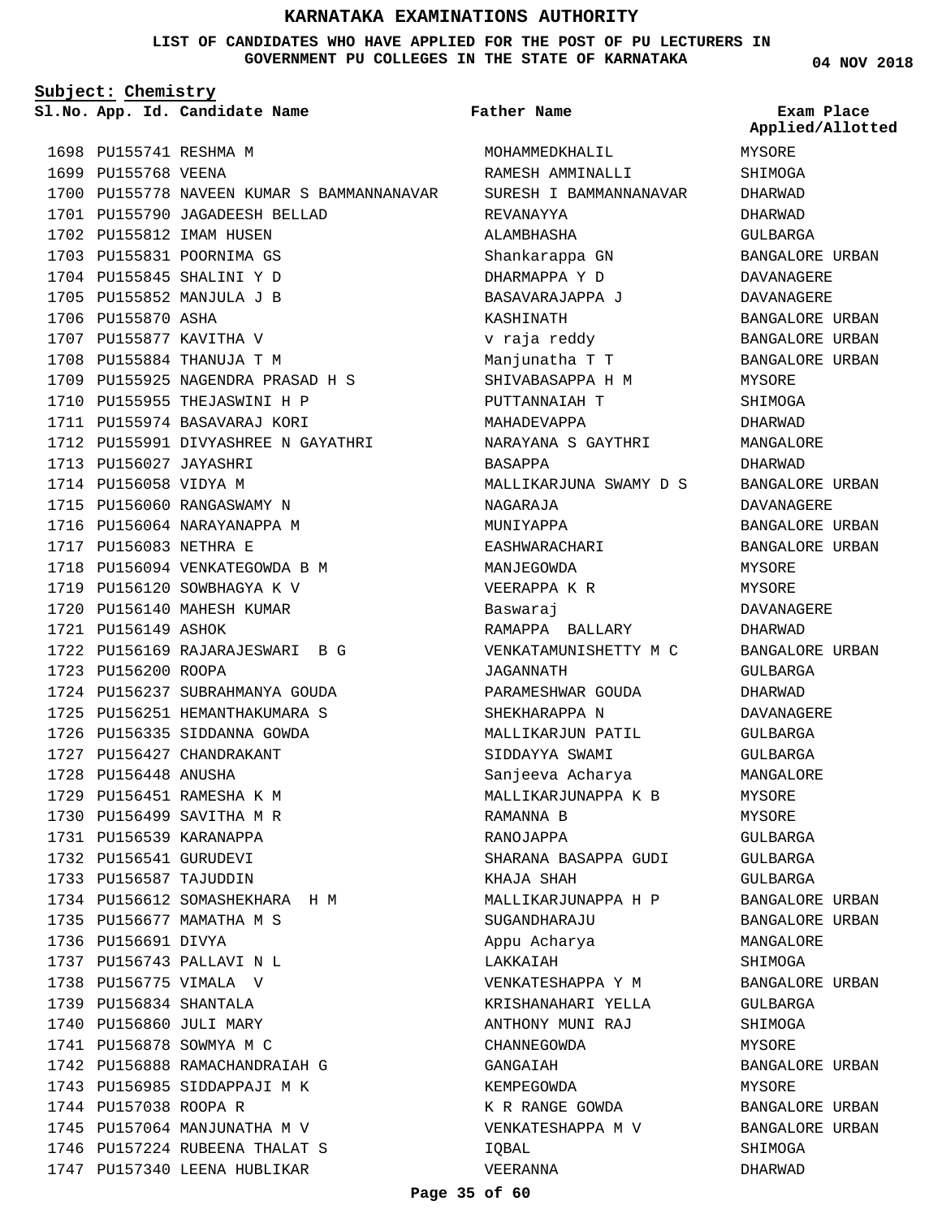# KARNATAKA EXAMINATIONS AUTHORITY

**LIST OF CANDIDATES WHO HAVE APPLIED FOR THE POST OF PU LECTURERS IN GOVERNMENT PU COLLEGES IN THE STATE OF KARNATAKA**

**04 NOV 2018**

**Subject: Chemistry**

| Sl.No. | App. Id. | Candidate Name | Father Name | Exam Place Applied/Allotted |
|---|---|---|---|---|
| 1698 | PU155741 | RESHMA M | MOHAMMEDKHALIL | MYSORE |
| 1699 | PU155768 | VEENA | RAMESH AMMINALLI | SHIMOGA |
| 1700 | PU155778 | NAVEEN KUMAR S BAMMANNANAVAR | SURESH I BAMMANNANAVAR | DHARWAD |
| 1701 | PU155790 | JAGADEESH BELLAD | REVANAYYA | DHARWAD |
| 1702 | PU155812 | IMAM HUSEN | ALAMBHASHA | GULBARGA |
| 1703 | PU155831 | POORNIMA GS | Shankarappa GN | BANGALORE URBAN |
| 1704 | PU155845 | SHALINI Y D | DHARMAPPA Y D | DAVANAGERE |
| 1705 | PU155852 | MANJULA J B | BASAVARAJAPPA J | DAVANAGERE |
| 1706 | PU155870 | ASHA | KASHINATH | BANGALORE URBAN |
| 1707 | PU155877 | KAVITHA V | v raja reddy | BANGALORE URBAN |
| 1708 | PU155884 | THANUJA T M | Manjunatha T T | BANGALORE URBAN |
| 1709 | PU155925 | NAGENDRA PRASAD H S | SHIVABASAPPA H M | MYSORE |
| 1710 | PU155955 | THEJASWINI H P | PUTTANNAIAH T | SHIMOGA |
| 1711 | PU155974 | BASAVARAJ KORI | MAHADEVAPPA | DHARWAD |
| 1712 | PU155991 | DIVYASHREE N GAYATHRI | NARAYANA S GAYTHRI | MANGALORE |
| 1713 | PU156027 | JAYASHRI | BASAPPA | DHARWAD |
| 1714 | PU156058 | VIDYA M | MALLIKARJUNA SWAMY D S | BANGALORE URBAN |
| 1715 | PU156060 | RANGASWAMY N | NAGARAJA | DAVANAGERE |
| 1716 | PU156064 | NARAYANAPPA M | MUNIYAPPA | BANGALORE URBAN |
| 1717 | PU156083 | NETHRA E | EASHWARACHARI | BANGALORE URBAN |
| 1718 | PU156094 | VENKATEGOWDA B M | MANJEGOWDA | MYSORE |
| 1719 | PU156120 | SOWBHAGYA K V | VEERAPPA K R | MYSORE |
| 1720 | PU156140 | MAHESH KUMAR | Baswaraj | DAVANAGERE |
| 1721 | PU156149 | ASHOK | RAMAPPA BALLARY | DHARWAD |
| 1722 | PU156169 | RAJARAJESWARI B G | VENKATAMUNISHETTY M C | BANGALORE URBAN |
| 1723 | PU156200 | ROOPA | JAGANNATH | GULBARGA |
| 1724 | PU156237 | SUBRAHMANYA GOUDA | PARAMESHWAR GOUDA | DHARWAD |
| 1725 | PU156251 | HEMANTHAKUMARA S | SHEKHARAPPA N | DAVANAGERE |
| 1726 | PU156335 | SIDDANNA GOWDA | MALLIKARJUN PATIL | GULBARGA |
| 1727 | PU156427 | CHANDRAKANT | SIDDAYYA SWAMI | GULBARGA |
| 1728 | PU156448 | ANUSHA | Sanjeeva Acharya | MANGALORE |
| 1729 | PU156451 | RAMESHA K M | MALLIKARJUNAPPA K B | MYSORE |
| 1730 | PU156499 | SAVITHA M R | RAMANNA B | MYSORE |
| 1731 | PU156539 | KARANAPPA | RANOJAPPA | GULBARGA |
| 1732 | PU156541 | GURUDEVI | SHARANA BASAPPA GUDI | GULBARGA |
| 1733 | PU156587 | TAJUDDIN | KHAJA SHAH | GULBARGA |
| 1734 | PU156612 | SOMASHEKHARA H M | MALLIKARJUNAPPA H P | BANGALORE URBAN |
| 1735 | PU156677 | MAMATHA M S | SUGANDHARAJU | BANGALORE URBAN |
| 1736 | PU156691 | DIVYA | Appu Acharya | MANGALORE |
| 1737 | PU156743 | PALLAVI N L | LAKKAIAH | SHIMOGA |
| 1738 | PU156775 | VIMALA V | VENKATESHAPPA Y M | BANGALORE URBAN |
| 1739 | PU156834 | SHANTALA | KRISHANAHARI YELLA | GULBARGA |
| 1740 | PU156860 | JULI MARY | ANTHONY MUNI RAJ | SHIMOGA |
| 1741 | PU156878 | SOWMYA M C | CHANNEGOWDA | MYSORE |
| 1742 | PU156888 | RAMACHANDRAIAH G | GANGAIAH | BANGALORE URBAN |
| 1743 | PU156985 | SIDDAPPAJI M K | KEMPEGOWDA | MYSORE |
| 1744 | PU157038 | ROOPA R | K R RANGE GOWDA | BANGALORE URBAN |
| 1745 | PU157064 | MANJUNATHA M V | VENKATESHAPPA M V | BANGALORE URBAN |
| 1746 | PU157224 | RUBEENA THALAT S | IQBAL | SHIMOGA |
| 1747 | PU157340 | LEENA HUBLIKAR | VEERANNA | DHARWAD |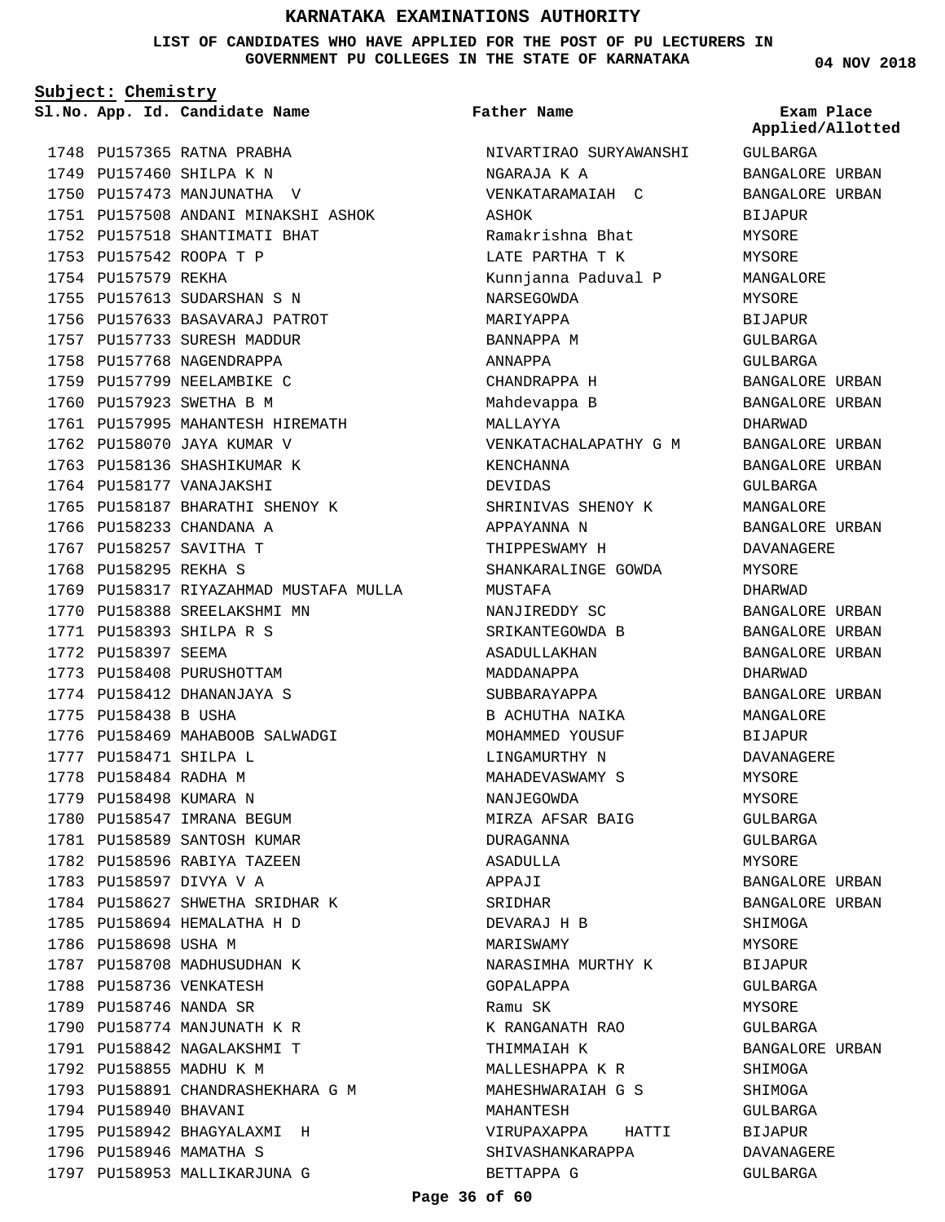# KARNATAKA EXAMINATIONS AUTHORITY

**LIST OF CANDIDATES WHO HAVE APPLIED FOR THE POST OF PU LECTURERS IN GOVERNMENT PU COLLEGES IN THE STATE OF KARNATAKA**

04 NOV 2018

**Subject: Chemistry**

| Sl.No. | App. Id. | Candidate Name | Father Name | Exam Place Applied/Allotted |
|---|---|---|---|---|
| 1748 | PU157365 | RATNA PRABHA | NIVARTIRAO SURYAWANSHI | GULBARGA |
| 1749 | PU157460 | SHILPA K N | NGARAJA K A | BANGALORE URBAN |
| 1750 | PU157473 | MANJUNATHA V | VENKATARAMAIAH C | BANGALORE URBAN |
| 1751 | PU157508 | ANDANI MINAKSHI ASHOK | ASHOK | BIJAPUR |
| 1752 | PU157518 | SHANTIMATI BHAT | Ramakrishna Bhat | MYSORE |
| 1753 | PU157542 | ROOPA T P | LATE PARTHA T K | MYSORE |
| 1754 | PU157579 | REKHA | Kunnjanna Paduval P | MANGALORE |
| 1755 | PU157613 | SUDARSHAN S N | NARSEGOWDA | MYSORE |
| 1756 | PU157633 | BASAVARAJ PATROT | MARIYAPPA | BIJAPUR |
| 1757 | PU157733 | SURESH MADDUR | BANNAPPA M | GULBARGA |
| 1758 | PU157768 | NAGENDRAPPA | ANNAPPA | GULBARGA |
| 1759 | PU157799 | NEELAMBIKE C | CHANDRAPPA H | BANGALORE URBAN |
| 1760 | PU157923 | SWETHA B M | Mahdevappa B | BANGALORE URBAN |
| 1761 | PU157995 | MAHANTESH HIREMATH | MALLAYYA | DHARWAD |
| 1762 | PU158070 | JAYA KUMAR V | VENKATACHALAPATHY G M | BANGALORE URBAN |
| 1763 | PU158136 | SHASHIKUMAR K | KENCHANNA | BANGALORE URBAN |
| 1764 | PU158177 | VANAJAKSHI | DEVIDAS | GULBARGA |
| 1765 | PU158187 | BHARATHI SHENOY K | SHRINIVAS SHENOY K | MANGALORE |
| 1766 | PU158233 | CHANDANA A | APPAYANNA N | BANGALORE URBAN |
| 1767 | PU158257 | SAVITHA T | THIPPESWAMY H | DAVANAGERE |
| 1768 | PU158295 | REKHA S | SHANKARALINGE GOWDA | MYSORE |
| 1769 | PU158317 | RIYAZAHMAD MUSTAFA MULLA | MUSTAFA | DHARWAD |
| 1770 | PU158388 | SREELAKSHMI MN | NANJIREDDY SC | BANGALORE URBAN |
| 1771 | PU158393 | SHILPA R S | SRIKANTEGOWDA B | BANGALORE URBAN |
| 1772 | PU158397 | SEEMA | ASADULLAKHAN | BANGALORE URBAN |
| 1773 | PU158408 | PURUSHOTTAM | MADDANAPPA | DHARWAD |
| 1774 | PU158412 | DHANANJAYA S | SUBBARAYAPPA | BANGALORE URBAN |
| 1775 | PU158438 | B USHA | B ACHUTHA NAIKA | MANGALORE |
| 1776 | PU158469 | MAHABOOB SALWADGI | MOHAMMED YOUSUF | BIJAPUR |
| 1777 | PU158471 | SHILPA L | LINGAMURTHY N | DAVANAGERE |
| 1778 | PU158484 | RADHA M | MAHADEVASWAMY S | MYSORE |
| 1779 | PU158498 | KUMARA N | NANJEGOWDA | MYSORE |
| 1780 | PU158547 | IMRANA BEGUM | MIRZA AFSAR BAIG | GULBARGA |
| 1781 | PU158589 | SANTOSH KUMAR | DURAGANNA | GULBARGA |
| 1782 | PU158596 | RABIYA TAZEEN | ASADULLA | MYSORE |
| 1783 | PU158597 | DIVYA V A | APPAJI | BANGALORE URBAN |
| 1784 | PU158627 | SHWETHA SRIDHAR K | SRIDHAR | BANGALORE URBAN |
| 1785 | PU158694 | HEMALATHA H D | DEVARAJ H B | SHIMOGA |
| 1786 | PU158698 | USHA M | MARISWAMY | MYSORE |
| 1787 | PU158708 | MADHUSUDHAN K | NARASIMHA MURTHY K | BIJAPUR |
| 1788 | PU158736 | VENKATESH | GOPALAPPA | GULBARGA |
| 1789 | PU158746 | NANDA SR | Ramu SK | MYSORE |
| 1790 | PU158774 | MANJUNATH K R | K RANGANATH RAO | GULBARGA |
| 1791 | PU158842 | NAGALAKSHMI T | THIMMAIAH K | BANGALORE URBAN |
| 1792 | PU158855 | MADHU K M | MALLESHAPPA K R | SHIMOGA |
| 1793 | PU158891 | CHANDRASHEKHARA G M | MAHESHWARAIAH G S | SHIMOGA |
| 1794 | PU158940 | BHAVANI | MAHANTESH | GULBARGA |
| 1795 | PU158942 | BHAGYALAXMI H | VIRUPAXAPPA HATTI | BIJAPUR |
| 1796 | PU158946 | MAMATHA S | SHIVASHANKARAPPA | DAVANAGERE |
| 1797 | PU158953 | MALLIKARJUNA G | BETTAPPA G | GULBARGA |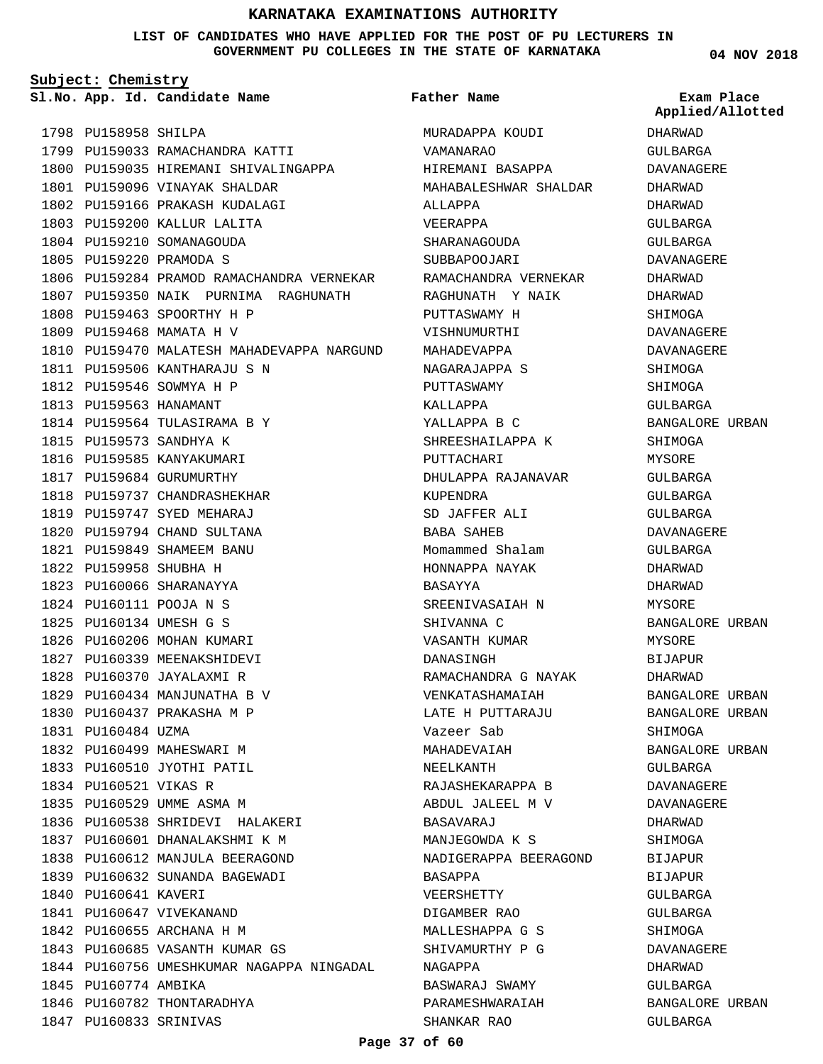# KARNATAKA EXAMINATIONS AUTHORITY

**LIST OF CANDIDATES WHO HAVE APPLIED FOR THE POST OF PU LECTURERS IN GOVERNMENT PU COLLEGES IN THE STATE OF KARNATAKA**

04 NOV 2018

**Subject: Chemistry**

| Sl.No. | App. Id. | Candidate Name | Father Name | Exam Place Applied/Allotted |
|---|---|---|---|---|
| 1798 | PU158958 | SHILPA | MURADAPPA KOUDI | DHARWAD |
| 1799 | PU159033 | RAMACHANDRA KATTI | VAMANARAO | GULBARGA |
| 1800 | PU159035 | HIREMANI SHIVALINGAPPA | HIREMANI BASAPPA | DAVANAGERE |
| 1801 | PU159096 | VINAYAK SHALDAR | MAHABALESHWAR SHALDAR | DHARWAD |
| 1802 | PU159166 | PRAKASH KUDALAGI | ALLAPPA | DHARWAD |
| 1803 | PU159200 | KALLUR LALITA | VEERAPPA | GULBARGA |
| 1804 | PU159210 | SOMANAGOUDA | SHARANAGOUDA | GULBARGA |
| 1805 | PU159220 | PRAMODA S | SUBBAPOOJARI | DAVANAGERE |
| 1806 | PU159284 | PRAMOD RAMACHANDRA VERNEKAR | RAMACHANDRA VERNEKAR | DHARWAD |
| 1807 | PU159350 | NAIK PURNIMA RAGHUNATH | RAGHUNATH Y NAIK | DHARWAD |
| 1808 | PU159463 | SPOORTHY H P | PUTTASWAMY H | SHIMOGA |
| 1809 | PU159468 | MAMATA H V | VISHNUMURTHI | DAVANAGERE |
| 1810 | PU159470 | MALATESH MAHADEVAPPA NARGUND | MAHADEVAPPA | DAVANAGERE |
| 1811 | PU159506 | KANTHARAJU S N | NAGARAJAPPA S | SHIMOGA |
| 1812 | PU159546 | SOWMYA H P | PUTTASWAMY | SHIMOGA |
| 1813 | PU159563 | HANAMANT | KALLAPPA | GULBARGA |
| 1814 | PU159564 | TULASIRAMA B Y | YALLAPPA B C | BANGALORE URBAN |
| 1815 | PU159573 | SANDHYA K | SHREESHAILAPPA K | SHIMOGA |
| 1816 | PU159585 | KANYAKUMARI | PUTTACHARI | MYSORE |
| 1817 | PU159684 | GURUMURTHY | DHULAPPA RAJANAVAR | GULBARGA |
| 1818 | PU159737 | CHANDRASHEKHAR | KUPENDRA | GULBARGA |
| 1819 | PU159747 | SYED MEHARAJ | SD JAFFER ALI | GULBARGA |
| 1820 | PU159794 | CHAND SULTANA | BABA SAHEB | DAVANAGERE |
| 1821 | PU159849 | SHAMEEM BANU | Momammed Shalam | GULBARGA |
| 1822 | PU159958 | SHUBHA H | HONNAPPA NAYAK | DHARWAD |
| 1823 | PU160066 | SHARANAYYA | BASAYYA | DHARWAD |
| 1824 | PU160111 | POOJA N S | SREENIVASAIAH N | MYSORE |
| 1825 | PU160134 | UMESH G S | SHIVANNA C | BANGALORE URBAN |
| 1826 | PU160206 | MOHAN KUMARI | VASANTH KUMAR | MYSORE |
| 1827 | PU160339 | MEENAKSHIDEVI | DANASINGH | BIJAPUR |
| 1828 | PU160370 | JAYALAXMI R | RAMACHANDRA G NAYAK | DHARWAD |
| 1829 | PU160434 | MANJUNATHA B V | VENKATASHAMAIAH | BANGALORE URBAN |
| 1830 | PU160437 | PRAKASHA M P | LATE H PUTTARAJU | BANGALORE URBAN |
| 1831 | PU160484 | UZMA | Vazeer Sab | SHIMOGA |
| 1832 | PU160499 | MAHESWARI M | MAHADEVAIAH | BANGALORE URBAN |
| 1833 | PU160510 | JYOTHI PATIL | NEELKANTH | GULBARGA |
| 1834 | PU160521 | VIKAS R | RAJASHEKARAPPA B | DAVANAGERE |
| 1835 | PU160529 | UMME ASMA M | ABDUL JALEEL M V | DAVANAGERE |
| 1836 | PU160538 | SHRIDEVI HALAKERI | BASAVARAJ | DHARWAD |
| 1837 | PU160601 | DHANALAKSHMI K M | MANJEGOWDA K S | SHIMOGA |
| 1838 | PU160612 | MANJULA BEERAGOND | NADIGERAPPA BEERAGOND | BIJAPUR |
| 1839 | PU160632 | SUNANDA BAGEWADI | BASAPPA | BIJAPUR |
| 1840 | PU160641 | KAVERI | VEERSHETTY | GULBARGA |
| 1841 | PU160647 | VIVEKANAND | DIGAMBER RAO | GULBARGA |
| 1842 | PU160655 | ARCHANA H M | MALLESHAPPA G S | SHIMOGA |
| 1843 | PU160685 | VASANTH KUMAR GS | SHIVAMURTHY P G | DAVANAGERE |
| 1844 | PU160756 | UMESHKUMAR NAGAPPA NINGADAL | NAGAPPA | DHARWAD |
| 1845 | PU160774 | AMBIKA | BASWARAJ SWAMY | GULBARGA |
| 1846 | PU160782 | THONTARADHYA | PARAMESHWARAIAH | BANGALORE URBAN |
| 1847 | PU160833 | SRINIVAS | SHANKAR RAO | GULBARGA |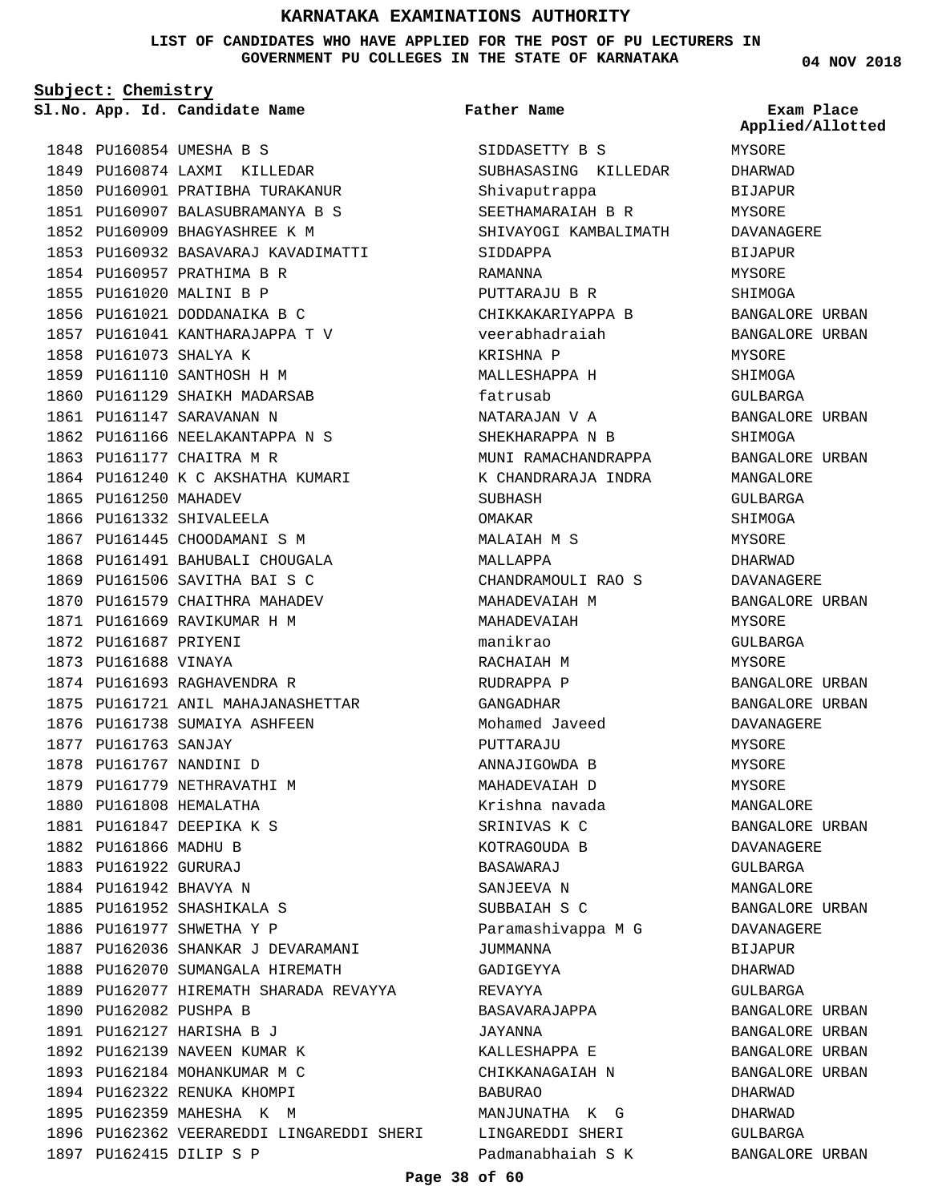# KARNATAKA EXAMINATIONS AUTHORITY

**LIST OF CANDIDATES WHO HAVE APPLIED FOR THE POST OF PU LECTURERS IN GOVERNMENT PU COLLEGES IN THE STATE OF KARNATAKA**

**04 NOV 2018**

**Subject: Chemistry**

| Sl.No. | App. Id. | Candidate Name | Father Name | Exam Place Applied/Allotted |
|---|---|---|---|---|
| 1848 | PU160854 | UMESHA B S | SIDDASETTY B S | MYSORE |
| 1849 | PU160874 | LAXMI KILLEDAR | SUBHASASING KILLEDAR | DHARWAD |
| 1850 | PU160901 | PRATIBHA TURAKANUR | Shivaputrappa | BIJAPUR |
| 1851 | PU160907 | BALASUBRAMANYA B S | SEETHAMARAIAH B R | MYSORE |
| 1852 | PU160909 | BHAGYASHREE K M | SHIVAYOGI KAMBALIMATH | DAVANAGERE |
| 1853 | PU160932 | BASAVARAJ KAVADIMATTI | SIDDAPPA | BIJAPUR |
| 1854 | PU160957 | PRATHIMA B R | RAMANNA | MYSORE |
| 1855 | PU161020 | MALINI B P | PUTTARAJU B R | SHIMOGA |
| 1856 | PU161021 | DODDANAIKA B C | CHIKKAKARIYAPPA B | BANGALORE URBAN |
| 1857 | PU161041 | KANTHARAJAPPA T V | veerabhadraiah | BANGALORE URBAN |
| 1858 | PU161073 | SHALYA K | KRISHNA P | MYSORE |
| 1859 | PU161110 | SANTHOSH H M | MALLESHAPPA H | SHIMOGA |
| 1860 | PU161129 | SHAIKH MADARSAB | fatrusab | GULBARGA |
| 1861 | PU161147 | SARAVANAN N | NATARAJAN V A | BANGALORE URBAN |
| 1862 | PU161166 | NEELAKANTAPPA N S | SHEKHARAPPA N B | SHIMOGA |
| 1863 | PU161177 | CHAITRA M R | MUNI RAMACHANDRAPPA | BANGALORE URBAN |
| 1864 | PU161240 | K C AKSHATHA KUMARI | K CHANDRARAJA INDRA | MANGALORE |
| 1865 | PU161250 | MAHADEV | SUBHASH | GULBARGA |
| 1866 | PU161332 | SHIVALEELA | OMAKAR | SHIMOGA |
| 1867 | PU161445 | CHOODAMANI S M | MALAIAH M S | MYSORE |
| 1868 | PU161491 | BAHUBALI CHOUGALA | MALLAPPA | DHARWAD |
| 1869 | PU161506 | SAVITHA BAI S C | CHANDRAMOULI RAO S | DAVANAGERE |
| 1870 | PU161579 | CHAITHRA MAHADEV | MAHADEVAIAH M | BANGALORE URBAN |
| 1871 | PU161669 | RAVIKUMAR H M | MAHADEVAIAH | MYSORE |
| 1872 | PU161687 | PRIYENI | manikrao | GULBARGA |
| 1873 | PU161688 | VINAYA | RACHAIAH M | MYSORE |
| 1874 | PU161693 | RAGHAVENDRA R | RUDRAPPA P | BANGALORE URBAN |
| 1875 | PU161721 | ANIL MAHAJANASHETTAR | GANGADHAR | BANGALORE URBAN |
| 1876 | PU161738 | SUMAIYA ASHFEEN | Mohamed Javeed | DAVANAGERE |
| 1877 | PU161763 | SANJAY | PUTTARAJU | MYSORE |
| 1878 | PU161767 | NANDINI D | ANNAJIGOWDA B | MYSORE |
| 1879 | PU161779 | NETHRAVATHI M | MAHADEVAIAH D | MYSORE |
| 1880 | PU161808 | HEMALATHA | Krishna navada | MANGALORE |
| 1881 | PU161847 | DEEPIKA K S | SRINIVAS K C | BANGALORE URBAN |
| 1882 | PU161866 | MADHU B | KOTRAGOUDA B | DAVANAGERE |
| 1883 | PU161922 | GURURAJ | BASAWARAJ | GULBARGA |
| 1884 | PU161942 | BHAVYA N | SANJEEVA N | MANGALORE |
| 1885 | PU161952 | SHASHIKALA S | SUBBAIAH S C | BANGALORE URBAN |
| 1886 | PU161977 | SHWETHA Y P | Paramashivappa M G | DAVANAGERE |
| 1887 | PU162036 | SHANKAR J DEVARAMANI | JUMMANNA | BIJAPUR |
| 1888 | PU162070 | SUMANGALA HIREMATH | GADIGEYYA | DHARWAD |
| 1889 | PU162077 | HIREMATH SHARADA REVAYYA | REVAYYA | GULBARGA |
| 1890 | PU162082 | PUSHPA B | BASAVARAJAPPA | BANGALORE URBAN |
| 1891 | PU162127 | HARISHA B J | JAYANNA | BANGALORE URBAN |
| 1892 | PU162139 | NAVEEN KUMAR K | KALLESHAPPA E | BANGALORE URBAN |
| 1893 | PU162184 | MOHANKUMAR M C | CHIKKANAGAIAH N | BANGALORE URBAN |
| 1894 | PU162322 | RENUKA KHOMPI | BABURAO | DHARWAD |
| 1895 | PU162359 | MAHESHA K M | MANJUNATHA K G | DHARWAD |
| 1896 | PU162362 | VEERAREDDI LINGAREDDI SHERI | LINGAREDDI SHERI | GULBARGA |
| 1897 | PU162415 | DILIP S P | Padmanabhaiah S K | BANGALORE URBAN |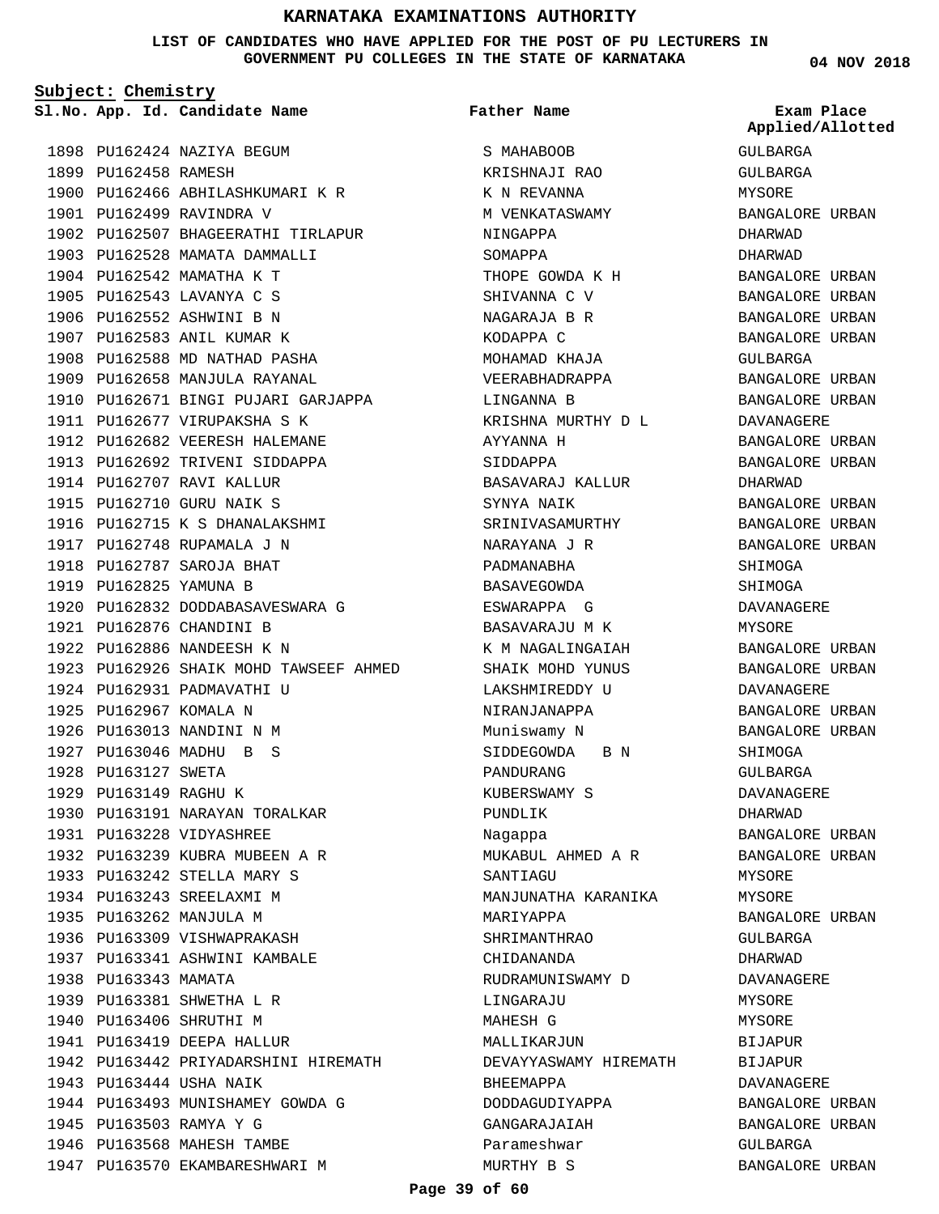# KARNATAKA EXAMINATIONS AUTHORITY

**LIST OF CANDIDATES WHO HAVE APPLIED FOR THE POST OF PU LECTURERS IN GOVERNMENT PU COLLEGES IN THE STATE OF KARNATAKA**

**04 NOV 2018**

**Subject: Chemistry**

| Sl.No. | App. Id. | Candidate Name | Father Name | Exam Place Applied/Allotted |
|---|---|---|---|---|
| 1898 | PU162424 | NAZIYA BEGUM | S MAHABOOB | GULBARGA |
| 1899 | PU162458 | RAMESH | KRISHNAJI RAO | GULBARGA |
| 1900 | PU162466 | ABHILASHKUMARI K R | K N REVANNA | MYSORE |
| 1901 | PU162499 | RAVINDRA V | M VENKATASWAMY | BANGALORE URBAN |
| 1902 | PU162507 | BHAGEERATHI TIRLAPUR | NINGAPPA | DHARWAD |
| 1903 | PU162528 | MAMATA DAMMALLI | SOMAPPA | DHARWAD |
| 1904 | PU162542 | MAMATHA K T | THOPE GOWDA K H | BANGALORE URBAN |
| 1905 | PU162543 | LAVANYA C S | SHIVANNA C V | BANGALORE URBAN |
| 1906 | PU162552 | ASHWINI B N | NAGARAJA B R | BANGALORE URBAN |
| 1907 | PU162583 | ANIL KUMAR K | KODAPPA C | BANGALORE URBAN |
| 1908 | PU162588 | MD NATHAD PASHA | MOHAMAD KHAJA | GULBARGA |
| 1909 | PU162658 | MANJULA RAYANAL | VEERABHADRAPPA | BANGALORE URBAN |
| 1910 | PU162671 | BINGI PUJARI GARJAPPA | LINGANNA B | BANGALORE URBAN |
| 1911 | PU162677 | VIRUPAKSHA S K | KRISHNA MURTHY D L | DAVANAGERE |
| 1912 | PU162682 | VEERESH HALEMANE | AYYANNA H | BANGALORE URBAN |
| 1913 | PU162692 | TRIVENI SIDDAPPA | SIDDAPPA | BANGALORE URBAN |
| 1914 | PU162707 | RAVI KALLUR | BASAVARAJ KALLUR | DHARWAD |
| 1915 | PU162710 | GURU NAIK S | SYNYA NAIK | BANGALORE URBAN |
| 1916 | PU162715 | K S DHANALAKSHMI | SRINIVASAMURTHY | BANGALORE URBAN |
| 1917 | PU162748 | RUPAMALA J N | NARAYANA J R | BANGALORE URBAN |
| 1918 | PU162787 | SAROJA BHAT | PADMANABHA | SHIMOGA |
| 1919 | PU162825 | YAMUNA B | BASAVEGOWDA | SHIMOGA |
| 1920 | PU162832 | DODDABASAVESWARA G | ESWARAPPA G | DAVANAGERE |
| 1921 | PU162876 | CHANDINI B | BASAVARAJU M K | MYSORE |
| 1922 | PU162886 | NANDEESH K N | K M NAGALINGAIAH | BANGALORE URBAN |
| 1923 | PU162926 | SHAIK MOHD TAWSEEF AHMED | SHAIK MOHD YUNUS | BANGALORE URBAN |
| 1924 | PU162931 | PADMAVATHI U | LAKSHMIREDDY U | DAVANAGERE |
| 1925 | PU162967 | KOMALA N | NIRANJANAPPA | BANGALORE URBAN |
| 1926 | PU163013 | NANDINI N M | Muniswamy N | BANGALORE URBAN |
| 1927 | PU163046 | MADHU B S | SIDDEGOWDA B N | SHIMOGA |
| 1928 | PU163127 | SWETA | PANDURANG | GULBARGA |
| 1929 | PU163149 | RAGHU K | KUBERSWAMY S | DAVANAGERE |
| 1930 | PU163191 | NARAYAN TORALKAR | PUNDLIK | DHARWAD |
| 1931 | PU163228 | VIDYASHREE | Nagappa | BANGALORE URBAN |
| 1932 | PU163239 | KUBRA MUBEEN A R | MUKABUL AHMED A R | BANGALORE URBAN |
| 1933 | PU163242 | STELLA MARY S | SANTIAGU | MYSORE |
| 1934 | PU163243 | SREELAXMI M | MANJUNATHA KARANIKA | MYSORE |
| 1935 | PU163262 | MANJULA M | MARIYAPPA | BANGALORE URBAN |
| 1936 | PU163309 | VISHWAPRAKASH | SHRIMANTHRAO | GULBARGA |
| 1937 | PU163341 | ASHWINI KAMBALE | CHIDANANDA | DHARWAD |
| 1938 | PU163343 | MAMATA | RUDRAMUNISWAMY D | DAVANAGERE |
| 1939 | PU163381 | SHWETHA L R | LINGARAJU | MYSORE |
| 1940 | PU163406 | SHRUTHI M | MAHESH G | MYSORE |
| 1941 | PU163419 | DEEPA HALLUR | MALLIKARJUN | BIJAPUR |
| 1942 | PU163442 | PRIYADARSHINI HIREMATH | DEVAYYASWAMY HIREMATH | BIJAPUR |
| 1943 | PU163444 | USHA NAIK | BHEEMAPPA | DAVANAGERE |
| 1944 | PU163493 | MUNISHAMEY GOWDA G | DODDAGUDIYAPPA | BANGALORE URBAN |
| 1945 | PU163503 | RAMYA Y G | GANGARAJAIAH | BANGALORE URBAN |
| 1946 | PU163568 | MAHESH TAMBE | Parameshwar | GULBARGA |
| 1947 | PU163570 | EKAMBARESHWARI M | MURTHY B S | BANGALORE URBAN |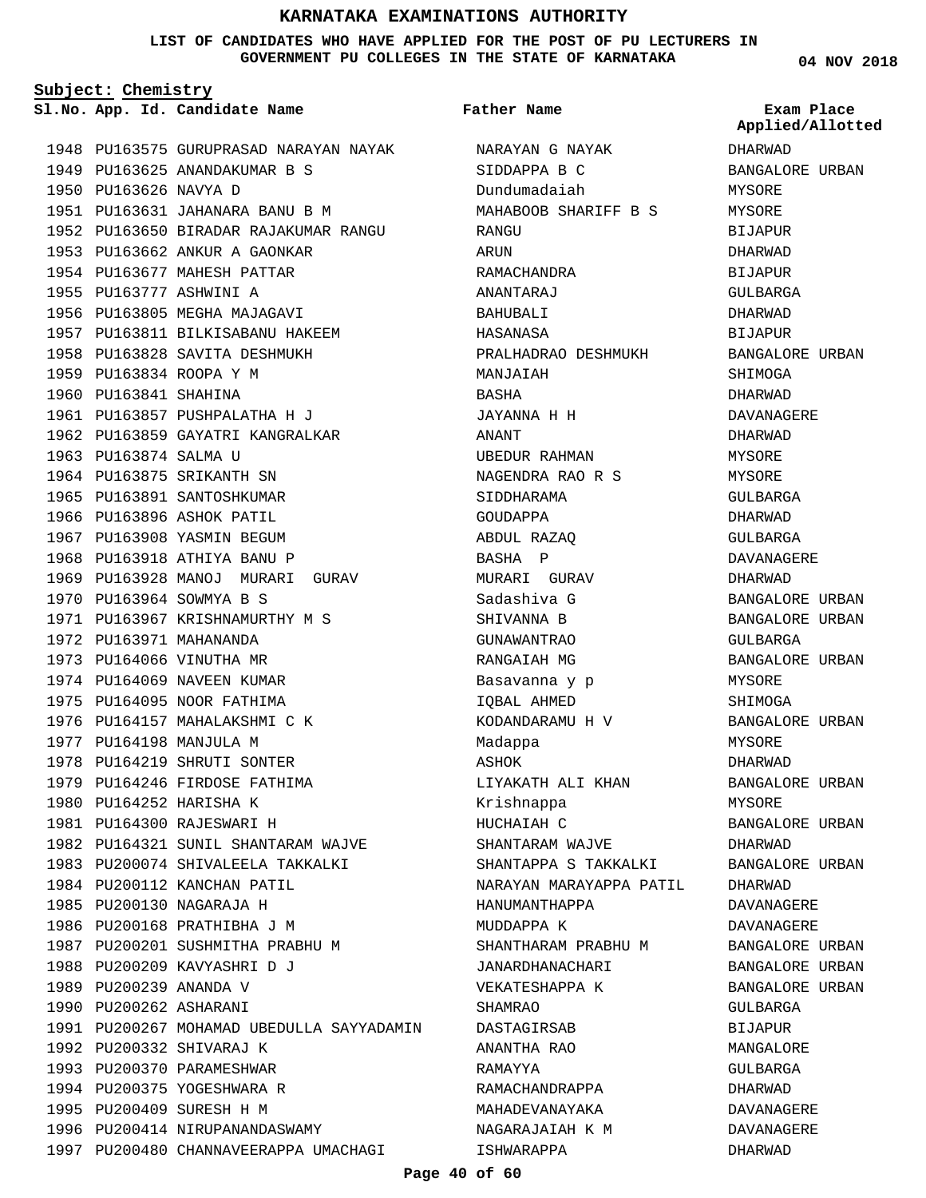# KARNATAKA EXAMINATIONS AUTHORITY

**LIST OF CANDIDATES WHO HAVE APPLIED FOR THE POST OF PU LECTURERS IN GOVERNMENT PU COLLEGES IN THE STATE OF KARNATAKA**

04 NOV 2018

**Subject: Chemistry**

| Sl.No. | App. Id. | Candidate Name | Father Name | Exam Place Applied/Allotted |
|---|---|---|---|---|
| 1948 | PU163575 | GURUPRASAD NARAYAN NAYAK | NARAYAN G NAYAK | DHARWAD |
| 1949 | PU163625 | ANANDAKUMAR B S | SIDDAPPA B C | BANGALORE URBAN |
| 1950 | PU163626 | NAVYA D | Dundumadaiah | MYSORE |
| 1951 | PU163631 | JAHANARA BANU B M | MAHABOOB SHARIFF B S | MYSORE |
| 1952 | PU163650 | BIRADAR RAJAKUMAR RANGU | RANGU | BIJAPUR |
| 1953 | PU163662 | ANKUR A GAONKAR | ARUN | DHARWAD |
| 1954 | PU163677 | MAHESH PATTAR | RAMACHANDRA | BIJAPUR |
| 1955 | PU163777 | ASHWINI A | ANANTARAJ | GULBARGA |
| 1956 | PU163805 | MEGHA MAJAGAVI | BAHUBALI | DHARWAD |
| 1957 | PU163811 | BILKISABANU HAKEEM | HASANASA | BIJAPUR |
| 1958 | PU163828 | SAVITA DESHMUKH | PRALHADRAO DESHMUKH | BANGALORE URBAN |
| 1959 | PU163834 | ROOPA Y M | MANJAIAH | SHIMOGA |
| 1960 | PU163841 | SHAHINA | BASHA | DHARWAD |
| 1961 | PU163857 | PUSHPALATHA H J | JAYANNA H H | DAVANAGERE |
| 1962 | PU163859 | GAYATRI KANGRALKAR | ANANT | DHARWAD |
| 1963 | PU163874 | SALMA U | UBEDUR RAHMAN | MYSORE |
| 1964 | PU163875 | SRIKANTH SN | NAGENDRA RAO R S | MYSORE |
| 1965 | PU163891 | SANTOSHKUMAR | SIDDHARAMA | GULBARGA |
| 1966 | PU163896 | ASHOK PATIL | GOUDAPPA | DHARWAD |
| 1967 | PU163908 | YASMIN BEGUM | ABDUL RAZAQ | GULBARGA |
| 1968 | PU163918 | ATHIYA BANU P | BASHA P | DAVANAGERE |
| 1969 | PU163928 | MANOJ MURARI GURAV | MURARI GURAV | DHARWAD |
| 1970 | PU163964 | SOWMYA B S | Sadashiva G | BANGALORE URBAN |
| 1971 | PU163967 | KRISHNAMURTHY M S | SHIVANNA B | BANGALORE URBAN |
| 1972 | PU163971 | MAHANANDA | GUNAWANTRAO | GULBARGA |
| 1973 | PU164066 | VINUTHA MR | RANGAIAH MG | BANGALORE URBAN |
| 1974 | PU164069 | NAVEEN KUMAR | Basavanna y p | MYSORE |
| 1975 | PU164095 | NOOR FATHIMA | IQBAL AHMED | SHIMOGA |
| 1976 | PU164157 | MAHALAKSHMI C K | KODANDARAMU H V | BANGALORE URBAN |
| 1977 | PU164198 | MANJULA M | Madappa | MYSORE |
| 1978 | PU164219 | SHRUTI SONTER | ASHOK | DHARWAD |
| 1979 | PU164246 | FIRDOSE FATHIMA | LIYAKATH ALI KHAN | BANGALORE URBAN |
| 1980 | PU164252 | HARISHA K | Krishnappa | MYSORE |
| 1981 | PU164300 | RAJESWARI H | HUCHAIAH C | BANGALORE URBAN |
| 1982 | PU164321 | SUNIL SHANTARAM WAJVE | SHANTARAM WAJVE | DHARWAD |
| 1983 | PU200074 | SHIVALEELA TAKKALKI | SHANTAPPA S TAKKALKI | BANGALORE URBAN |
| 1984 | PU200112 | KANCHAN PATIL | NARAYAN MARAYAPPA PATIL | DHARWAD |
| 1985 | PU200130 | NAGARAJA H | HANUMANTHAPPA | DAVANAGERE |
| 1986 | PU200168 | PRATHIBHA J M | MUDDAPPA K | DAVANAGERE |
| 1987 | PU200201 | SUSHMITHA PRABHU M | SHANTHARAM PRABHU M | BANGALORE URBAN |
| 1988 | PU200209 | KAVYASHRI D J | JANARDHANACHARI | BANGALORE URBAN |
| 1989 | PU200239 | ANANDA V | VEKATESHAPPA K | BANGALORE URBAN |
| 1990 | PU200262 | ASHARANI | SHAMRAO | GULBARGA |
| 1991 | PU200267 | MOHAMAD UBEDULLA SAYYADAMIN | DASTAGIRSAB | BIJAPUR |
| 1992 | PU200332 | SHIVARAJ K | ANANTHA RAO | MANGALORE |
| 1993 | PU200370 | PARAMESHWAR | RAMAYYA | GULBARGA |
| 1994 | PU200375 | YOGESHWARA R | RAMACHANDRAPPA | DHARWAD |
| 1995 | PU200409 | SURESH H M | MAHADEVANAYAKA | DAVANAGERE |
| 1996 | PU200414 | NIRUPANANDASWAMY | NAGARAJAIAH K M | DAVANAGERE |
| 1997 | PU200480 | CHANNAVEERAPPA UMACHAGI | ISHWARAPPA | DHARWAD |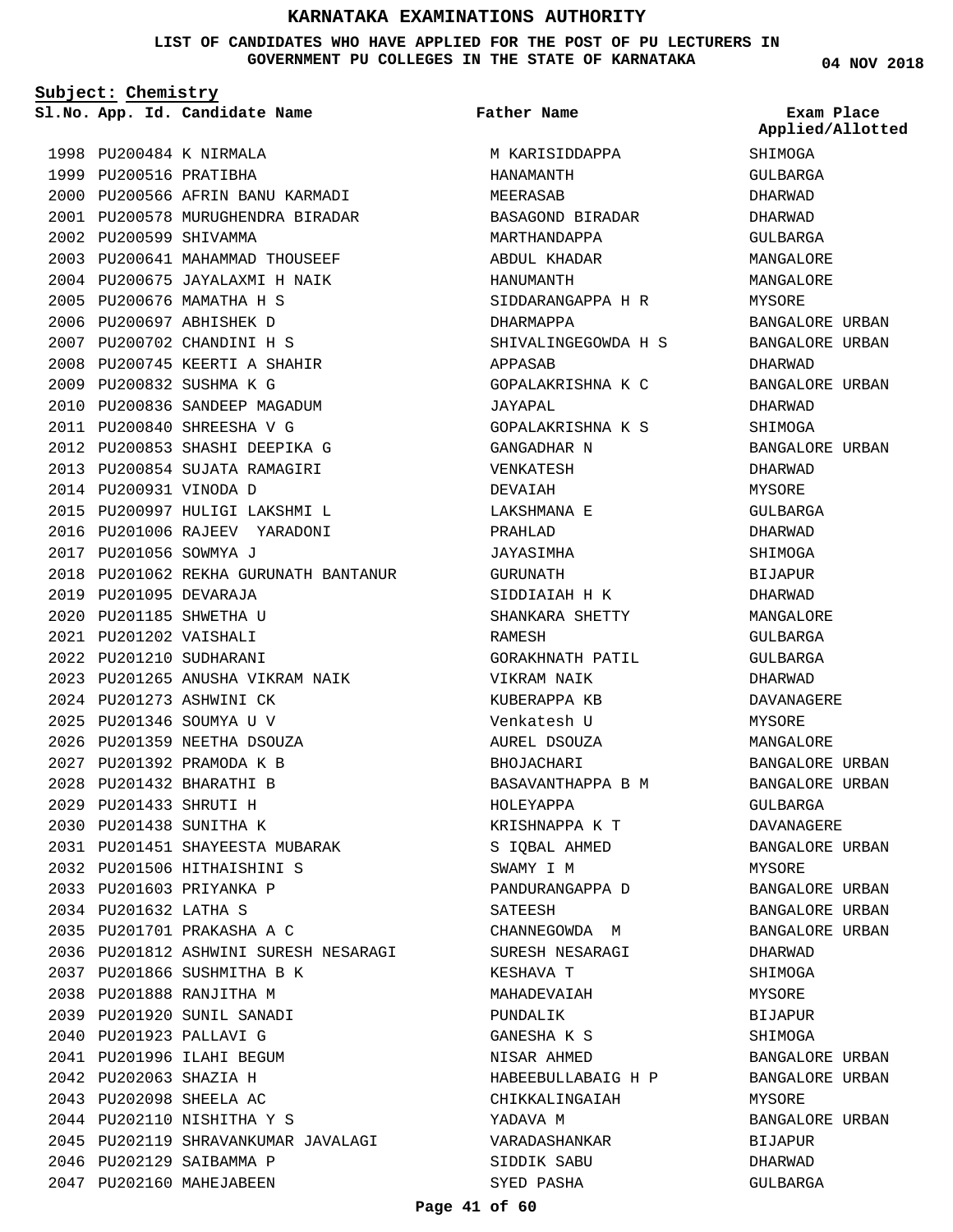# KARNATAKA EXAMINATIONS AUTHORITY

**LIST OF CANDIDATES WHO HAVE APPLIED FOR THE POST OF PU LECTURERS IN GOVERNMENT PU COLLEGES IN THE STATE OF KARNATAKA**

04 NOV 2018

**Subject: Chemistry**

| Sl.No. | App. Id. | Candidate Name | Father Name | Exam Place Applied/Allotted |
|---|---|---|---|---|
| 1998 | PU200484 | K NIRMALA | M KARISIDDAPPA | SHIMOGA |
| 1999 | PU200516 | PRATIBHA | HANAMANTH | GULBARGA |
| 2000 | PU200566 | AFRIN BANU KARMADI | MEERASAB | DHARWAD |
| 2001 | PU200578 | MURUGHENDRA BIRADAR | BASAGOND BIRADAR | DHARWAD |
| 2002 | PU200599 | SHIVAMMA | MARTHANDAPPA | GULBARGA |
| 2003 | PU200641 | MAHAMMAD THOUSEEF | ABDUL KHADAR | MANGALORE |
| 2004 | PU200675 | JAYALAXMI H NAIK | HANUMANTH | MANGALORE |
| 2005 | PU200676 | MAMATHA H S | SIDDARANGAPPA H R | MYSORE |
| 2006 | PU200697 | ABHISHEK D | DHARMAPPA | BANGALORE URBAN |
| 2007 | PU200702 | CHANDINI H S | SHIVALINGEGOWDA H S | BANGALORE URBAN |
| 2008 | PU200745 | KEERTI A SHAHIR | APPASAB | DHARWAD |
| 2009 | PU200832 | SUSHMA K G | GOPALAKRISHNA K C | BANGALORE URBAN |
| 2010 | PU200836 | SANDEEP MAGADUM | JAYAPAL | DHARWAD |
| 2011 | PU200840 | SHREESHA V G | GOPALAKRISHNA K S | SHIMOGA |
| 2012 | PU200853 | SHASHI DEEPIKA G | GANGADHAR N | BANGALORE URBAN |
| 2013 | PU200854 | SUJATA RAMAGIRI | VENKATESH | DHARWAD |
| 2014 | PU200931 | VINODA D | DEVAIAH | MYSORE |
| 2015 | PU200997 | HULIGI LAKSHMI L | LAKSHMANA E | GULBARGA |
| 2016 | PU201006 | RAJEEV YARADONI | PRAHLAD | DHARWAD |
| 2017 | PU201056 | SOWMYA J | JAYASIMHA | SHIMOGA |
| 2018 | PU201062 | REKHA GURUNATH BANTANUR | GURUNATH | BIJAPUR |
| 2019 | PU201095 | DEVARAJA | SIDDIAIAH H K | DHARWAD |
| 2020 | PU201185 | SHWETHA U | SHANKARA SHETTY | MANGALORE |
| 2021 | PU201202 | VAISHALI | RAMESH | GULBARGA |
| 2022 | PU201210 | SUDHARANI | GORAKHNATH PATIL | GULBARGA |
| 2023 | PU201265 | ANUSHA VIKRAM NAIK | VIKRAM NAIK | DHARWAD |
| 2024 | PU201273 | ASHWINI CK | KUBERAPPA KB | DAVANAGERE |
| 2025 | PU201346 | SOUMYA U V | Venkatesh U | MYSORE |
| 2026 | PU201359 | NEETHA DSOUZA | AUREL DSOUZA | MANGALORE |
| 2027 | PU201392 | PRAMODA K B | BHOJACHARI | BANGALORE URBAN |
| 2028 | PU201432 | BHARATHI B | BASAVANTHAPPA B M | BANGALORE URBAN |
| 2029 | PU201433 | SHRUTI H | HOLEYAPPA | GULBARGA |
| 2030 | PU201438 | SUNITHA K | KRISHNAPPA K T | DAVANAGERE |
| 2031 | PU201451 | SHAYEESTA MUBARAK | S IQBAL AHMED | BANGALORE URBAN |
| 2032 | PU201506 | HITHAISHINI S | SWAMY I M | MYSORE |
| 2033 | PU201603 | PRIYANKA P | PANDURANGAPPA D | BANGALORE URBAN |
| 2034 | PU201632 | LATHA S | SATEESH | BANGALORE URBAN |
| 2035 | PU201701 | PRAKASHA A C | CHANNEGOWDA M | BANGALORE URBAN |
| 2036 | PU201812 | ASHWINI SURESH NESARAGI | SURESH NESARAGI | DHARWAD |
| 2037 | PU201866 | SUSHMITHA B K | KESHAVA T | SHIMOGA |
| 2038 | PU201888 | RANJITHA M | MAHADEVAIAH | MYSORE |
| 2039 | PU201920 | SUNIL SANADI | PUNDALIK | BIJAPUR |
| 2040 | PU201923 | PALLAVI G | GANESHA K S | SHIMOGA |
| 2041 | PU201996 | ILAHI BEGUM | NISAR AHMED | BANGALORE URBAN |
| 2042 | PU202063 | SHAZIA H | HABEEBULLABAIG H P | BANGALORE URBAN |
| 2043 | PU202098 | SHEELA AC | CHIKKALINGAIAH | MYSORE |
| 2044 | PU202110 | NISHITHA Y S | YADAVA M | BANGALORE URBAN |
| 2045 | PU202119 | SHRAVANKUMAR JAVALAGI | VARADASHANKAR | BIJAPUR |
| 2046 | PU202129 | SAIBAMMA P | SIDDIK SABU | DHARWAD |
| 2047 | PU202160 | MAHEJABEEN | SYED PASHA | GULBARGA |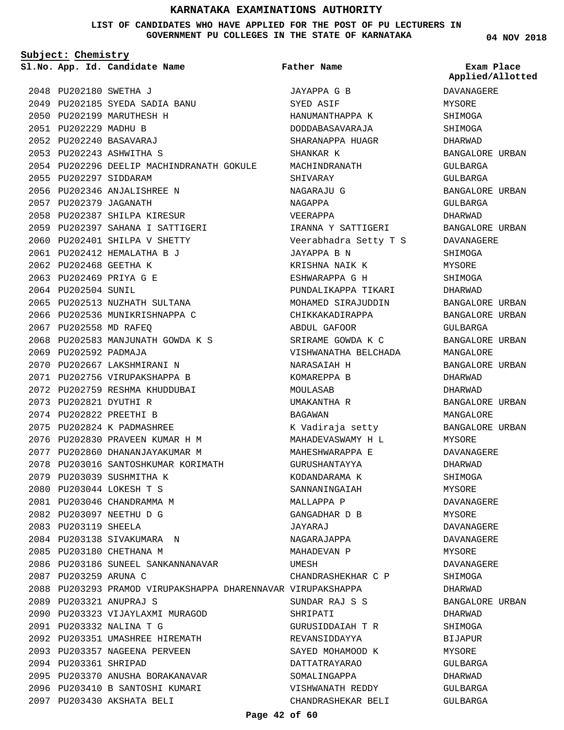# KARNATAKA EXAMINATIONS AUTHORITY

**LIST OF CANDIDATES WHO HAVE APPLIED FOR THE POST OF PU LECTURERS IN GOVERNMENT PU COLLEGES IN THE STATE OF KARNATAKA**

04 NOV 2018

**Subject: Chemistry**

| Sl.No. | App. Id. | Candidate Name | Father Name | Exam Place Applied/Allotted |
|---|---|---|---|---|
| 2048 | PU202180 | SWETHA J | JAYAPPA G B | DAVANAGERE |
| 2049 | PU202185 | SYEDA SADIA BANU | SYED ASIF | MYSORE |
| 2050 | PU202199 | MARUTHESH H | HANUMANTHAPPA K | SHIMOGA |
| 2051 | PU202229 | MADHU B | DODDABASAVARAJA | SHIMOGA |
| 2052 | PU202240 | BASAVARAJ | SHARANAPPA HUAGR | DHARWAD |
| 2053 | PU202243 | ASHWITHA S | SHANKAR K | BANGALORE URBAN |
| 2054 | PU202296 | DEELIP MACHINDRANATH GOKULE | MACHINDRANATH | GULBARGA |
| 2055 | PU202297 | SIDDARAM | SHIVARAY | GULBARGA |
| 2056 | PU202346 | ANJALISHREE N | NAGARAJU G | BANGALORE URBAN |
| 2057 | PU202379 | JAGANATH | NAGAPPA | GULBARGA |
| 2058 | PU202387 | SHILPA KIRESUR | VEERAPPA | DHARWAD |
| 2059 | PU202397 | SAHANA I SATTIGERI | IRANNA Y SATTIGERI | BANGALORE URBAN |
| 2060 | PU202401 | SHILPA V SHETTY | Veerabhadra Setty T S | DAVANAGERE |
| 2061 | PU202412 | HEMALATHA B J | JAYAPPA B N | SHIMOGA |
| 2062 | PU202468 | GEETHA K | KRISHNA NAIK K | MYSORE |
| 2063 | PU202469 | PRIYA G E | ESHWARAPPA G H | SHIMOGA |
| 2064 | PU202504 | SUNIL | PUNDALIKAPPA TIKARI | DHARWAD |
| 2065 | PU202513 | NUZHATH SULTANA | MOHAMED SIRAJUDDIN | BANGALORE URBAN |
| 2066 | PU202536 | MUNIKRISHNAPPA C | CHIKKAKADIRAPPA | BANGALORE URBAN |
| 2067 | PU202558 | MD RAFEQ | ABDUL GAFOOR | GULBARGA |
| 2068 | PU202583 | MANJUNATH GOWDA K S | SRIRAME GOWDA K C | BANGALORE URBAN |
| 2069 | PU202592 | PADMAJA | VISHWANATHA BELCHADA | MANGALORE |
| 2070 | PU202667 | LAKSHMIRANI N | NARASAIAH H | BANGALORE URBAN |
| 2071 | PU202756 | VIRUPAKSHAPPA B | KOMAREPPA B | DHARWAD |
| 2072 | PU202759 | RESHMA KHUDDUBAI | MOULASAB | DHARWAD |
| 2073 | PU202821 | DYUTHI R | UMAKANTHA R | BANGALORE URBAN |
| 2074 | PU202822 | PREETHI B | BAGAWAN | MANGALORE |
| 2075 | PU202824 | K PADMASHREE | K Vadiraja setty | BANGALORE URBAN |
| 2076 | PU202830 | PRAVEEN KUMAR H M | MAHADEVASWAMY H L | MYSORE |
| 2077 | PU202860 | DHANANJAYAKUMAR M | MAHESHWARAPPA E | DAVANAGERE |
| 2078 | PU203016 | SANTOSHKUMAR KORIMATH | GURUSHANTAYYA | DHARWAD |
| 2079 | PU203039 | SUSHMITHA K | KODANDARAMA K | SHIMOGA |
| 2080 | PU203044 | LOKESH T S | SANNANINGAIAH | MYSORE |
| 2081 | PU203046 | CHANDRAMMA M | MALLAPPA P | DAVANAGERE |
| 2082 | PU203097 | NEETHU D G | GANGADHAR D B | MYSORE |
| 2083 | PU203119 | SHEELA | JAYARAJ | DAVANAGERE |
| 2084 | PU203138 | SIVAKUMARA N | NAGARAJAPPA | DAVANAGERE |
| 2085 | PU203180 | CHETHANA M | MAHADEVAN P | MYSORE |
| 2086 | PU203186 | SUNEEL SANKANNANAVAR | UMESH | DAVANAGERE |
| 2087 | PU203259 | ARUNA C | CHANDRASHEKHAR C P | SHIMOGA |
| 2088 | PU203293 | PRAMOD VIRUPAKSHAPPA DHARENNAVAR | VIRUPAKSHAPPA | DHARWAD |
| 2089 | PU203321 | ANUPRAJ S | SUNDAR RAJ S S | BANGALORE URBAN |
| 2090 | PU203323 | VIJAYLAXMI MURAGOD | SHRIPATI | DHARWAD |
| 2091 | PU203332 | NALINA T G | GURUSIDDAIAH T R | SHIMOGA |
| 2092 | PU203351 | UMASHREE HIREMATH | REVANSIDDAYYA | BIJAPUR |
| 2093 | PU203357 | NAGEENA PERVEEN | SAYED MOHAMOOD K | MYSORE |
| 2094 | PU203361 | SHRIPAD | DATTATRAYARAO | GULBARGA |
| 2095 | PU203370 | ANUSHA BORAKANAVAR | SOMALINGAPPA | DHARWAD |
| 2096 | PU203410 | B SANTOSHI KUMARI | VISHWANATH REDDY | GULBARGA |
| 2097 | PU203430 | AKSHATA BELI | CHANDRASHEKAR BELI | GULBARGA |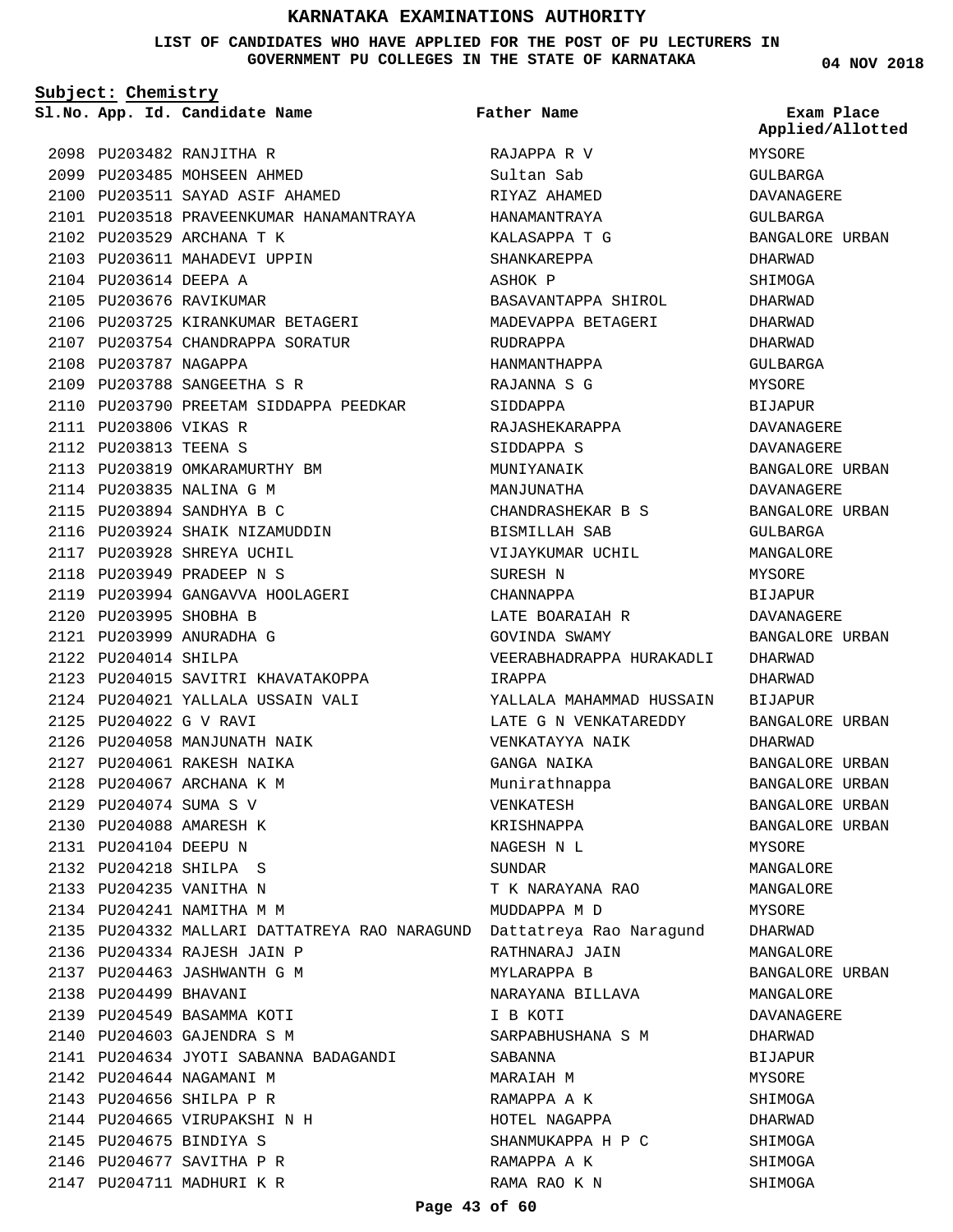# KARNATAKA EXAMINATIONS AUTHORITY

**LIST OF CANDIDATES WHO HAVE APPLIED FOR THE POST OF PU LECTURERS IN GOVERNMENT PU COLLEGES IN THE STATE OF KARNATAKA**

**04 NOV 2018**

**Subject: Chemistry**

| Sl.No. | App. Id. | Candidate Name | Father Name | Exam Place Applied/Allotted |
|---|---|---|---|---|
| 2098 | PU203482 | RANJITHA R | RAJAPPA R V | MYSORE |
| 2099 | PU203485 | MOHSEEN AHMED | Sultan Sab | GULBARGA |
| 2100 | PU203511 | SAYAD ASIF AHAMED | RIYAZ AHAMED | DAVANAGERE |
| 2101 | PU203518 | PRAVEENKUMAR HANAMANTRAYA | HANAMANTRAYA | GULBARGA |
| 2102 | PU203529 | ARCHANA T K | KALASAPPA T G | BANGALORE URBAN |
| 2103 | PU203611 | MAHADEVI UPPIN | SHANKAREPPA | DHARWAD |
| 2104 | PU203614 | DEEPA A | ASHOK P | SHIMOGA |
| 2105 | PU203676 | RAVIKUMAR | BASAVANTAPPA SHIROL | DHARWAD |
| 2106 | PU203725 | KIRANKUMAR BETAGERI | MADEVAPPA BETAGERI | DHARWAD |
| 2107 | PU203754 | CHANDRAPPA SORATUR | RUDRAPPA | DHARWAD |
| 2108 | PU203787 | NAGAPPA | HANMANTHAPPA | GULBARGA |
| 2109 | PU203788 | SANGEETHA S R | RAJANNA S G | MYSORE |
| 2110 | PU203790 | PREETAM SIDDAPPA PEEDKAR | SIDDAPPA | BIJAPUR |
| 2111 | PU203806 | VIKAS R | RAJASHEKARAPPA | DAVANAGERE |
| 2112 | PU203813 | TEENA S | SIDDAPPA S | DAVANAGERE |
| 2113 | PU203819 | OMKARAMURTHY BM | MUNIYANAIK | BANGALORE URBAN |
| 2114 | PU203835 | NALINA G M | MANJUNATHA | DAVANAGERE |
| 2115 | PU203894 | SANDHYA B C | CHANDRASHEKAR B S | BANGALORE URBAN |
| 2116 | PU203924 | SHAIK NIZAMUDDIN | BISMILLAH SAB | GULBARGA |
| 2117 | PU203928 | SHREYA UCHIL | VIJAYKUMAR UCHIL | MANGALORE |
| 2118 | PU203949 | PRADEEP N S | SURESH N | MYSORE |
| 2119 | PU203994 | GANGAVVA HOOLAGERI | CHANNAPPA | BIJAPUR |
| 2120 | PU203995 | SHOBHA B | LATE BOARAIAH R | DAVANAGERE |
| 2121 | PU203999 | ANURADHA G | GOVINDA SWAMY | BANGALORE URBAN |
| 2122 | PU204014 | SHILPA | VEERABHADRAPPA HURAKADLI | DHARWAD |
| 2123 | PU204015 | SAVITRI KHAVATAKOPPA | IRAPPA | DHARWAD |
| 2124 | PU204021 | YALLALA USSAIN VALI | YALLALA MAHAMMAD HUSSAIN | BIJAPUR |
| 2125 | PU204022 | G V RAVI | LATE G N VENKATAREDDY | BANGALORE URBAN |
| 2126 | PU204058 | MANJUNATH NAIK | VENKATAYYA NAIK | DHARWAD |
| 2127 | PU204061 | RAKESH NAIKA | GANGA NAIKA | BANGALORE URBAN |
| 2128 | PU204067 | ARCHANA K M | Munirathnappa | BANGALORE URBAN |
| 2129 | PU204074 | SUMA S V | VENKATESH | BANGALORE URBAN |
| 2130 | PU204088 | AMARESH K | KRISHNAPPA | BANGALORE URBAN |
| 2131 | PU204104 | DEEPU N | NAGESH N L | MYSORE |
| 2132 | PU204218 | SHILPA S | SUNDAR | MANGALORE |
| 2133 | PU204235 | VANITHA N | T K NARAYANA RAO | MANGALORE |
| 2134 | PU204241 | NAMITHA M M | MUDDAPPA M D | MYSORE |
| 2135 | PU204332 | MALLARI DATTATREYA RAO NARAGUND | Dattatreya Rao Naragund | DHARWAD |
| 2136 | PU204334 | RAJESH JAIN P | RATHNARAJ JAIN | MANGALORE |
| 2137 | PU204463 | JASHWANTH G M | MYLARAPPA B | BANGALORE URBAN |
| 2138 | PU204499 | BHAVANI | NARAYANA BILLAVA | MANGALORE |
| 2139 | PU204549 | BASAMMA KOTI | I B KOTI | DAVANAGERE |
| 2140 | PU204603 | GAJENDRA S M | SARPABHUSHANA S M | DHARWAD |
| 2141 | PU204634 | JYOTI SABANNA BADAGANDI | SABANNA | BIJAPUR |
| 2142 | PU204644 | NAGAMANI M | MARAIAH M | MYSORE |
| 2143 | PU204656 | SHILPA P R | RAMAPPA A K | SHIMOGA |
| 2144 | PU204665 | VIRUPAKSHI N H | HOTEL NAGAPPA | DHARWAD |
| 2145 | PU204675 | BINDIYA S | SHANMUKAPPA H P C | SHIMOGA |
| 2146 | PU204677 | SAVITHA P R | RAMAPPA A K | SHIMOGA |
| 2147 | PU204711 | MADHURI K R | RAMA RAO K N | SHIMOGA |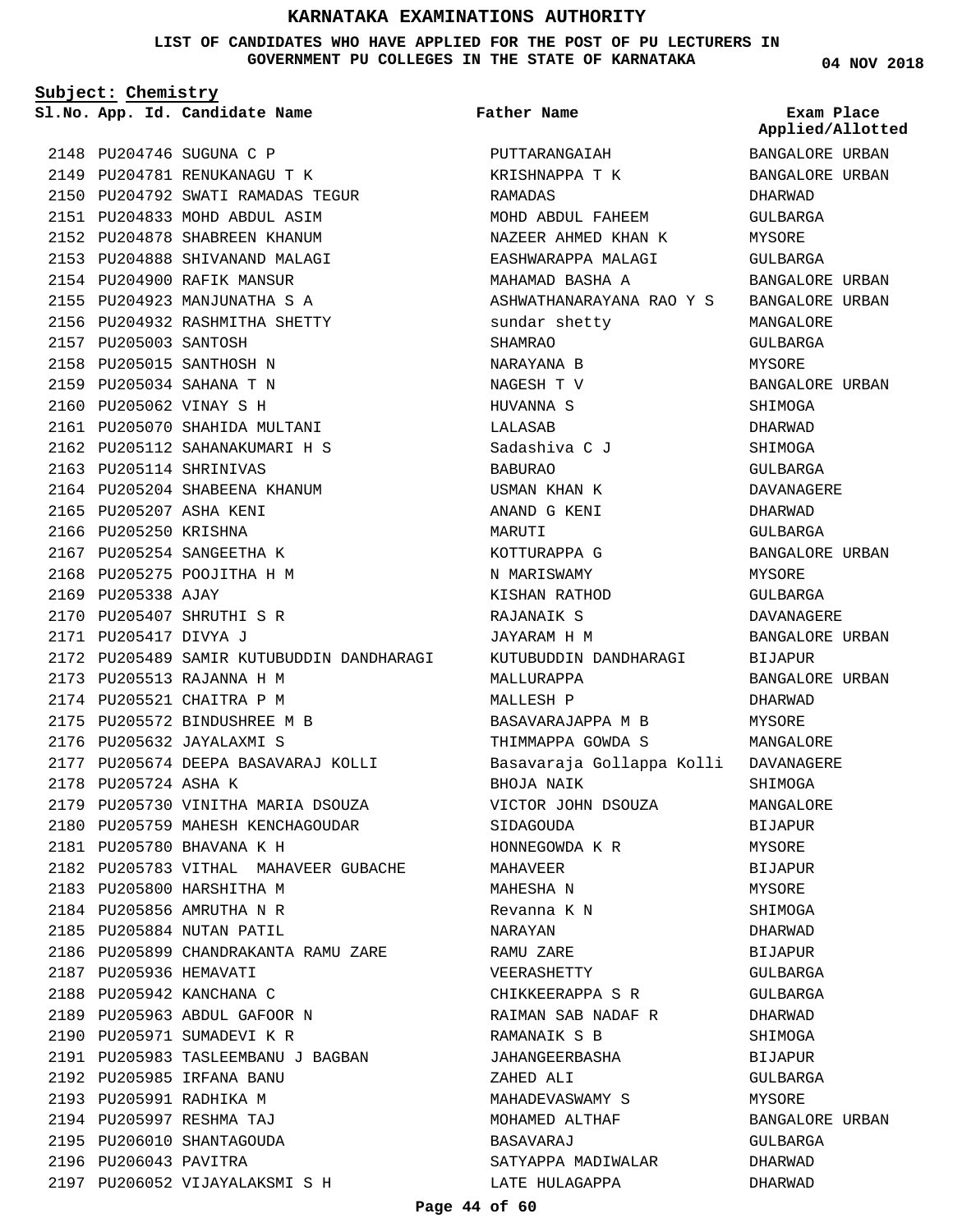# KARNATAKA EXAMINATIONS AUTHORITY

**LIST OF CANDIDATES WHO HAVE APPLIED FOR THE POST OF PU LECTURERS IN GOVERNMENT PU COLLEGES IN THE STATE OF KARNATAKA**

**04 NOV 2018**

**Subject: Chemistry**

| Sl.No. | App. Id. | Candidate Name | Father Name | Exam Place Applied/Allotted |
|---|---|---|---|---|
| 2148 | PU204746 | SUGUNA C P | PUTTARANGAIAH | BANGALORE URBAN |
| 2149 | PU204781 | RENUKANAGU T K | KRISHNAPPA T K | BANGALORE URBAN |
| 2150 | PU204792 | SWATI RAMADAS TEGUR | RAMADAS | DHARWAD |
| 2151 | PU204833 | MOHD ABDUL ASIM | MOHD ABDUL FAHEEM | GULBARGA |
| 2152 | PU204878 | SHABREEN KHANUM | NAZEER AHMED KHAN K | MYSORE |
| 2153 | PU204888 | SHIVANAND MALAGI | EASHWARAPPA MALAGI | GULBARGA |
| 2154 | PU204900 | RAFIK MANSUR | MAHAMAD BASHA A | BANGALORE URBAN |
| 2155 | PU204923 | MANJUNATHA S A | ASHWATHANARAYANA RAO Y S | BANGALORE URBAN |
| 2156 | PU204932 | RASHMITHA SHETTY | sundar shetty | MANGALORE |
| 2157 | PU205003 | SANTOSH | SHAMRAO | GULBARGA |
| 2158 | PU205015 | SANTHOSH N | NARAYANA B | MYSORE |
| 2159 | PU205034 | SAHANA T N | NAGESH T V | BANGALORE URBAN |
| 2160 | PU205062 | VINAY S H | HUVANNA S | SHIMOGA |
| 2161 | PU205070 | SHAHIDA MULTANI | LALASAB | DHARWAD |
| 2162 | PU205112 | SAHANAKUMARI H S | Sadashiva C J | SHIMOGA |
| 2163 | PU205114 | SHRINIVAS | BABURAO | GULBARGA |
| 2164 | PU205204 | SHABEENA KHANUM | USMAN KHAN K | DAVANAGERE |
| 2165 | PU205207 | ASHA KENI | ANAND G KENI | DHARWAD |
| 2166 | PU205250 | KRISHNA | MARUTI | GULBARGA |
| 2167 | PU205254 | SANGEETHA K | KOTTURAPPA G | BANGALORE URBAN |
| 2168 | PU205275 | POOJITHA H M | N MARISWAMY | MYSORE |
| 2169 | PU205338 | AJAY | KISHAN RATHOD | GULBARGA |
| 2170 | PU205407 | SHRUTHI S R | RAJANAIK S | DAVANAGERE |
| 2171 | PU205417 | DIVYA J | JAYARAM H M | BANGALORE URBAN |
| 2172 | PU205489 | SAMIR KUTUBUDDIN DANDHARAGI | KUTUBUDDIN DANDHARAGI | BIJAPUR |
| 2173 | PU205513 | RAJANNA H M | MALLURAPPA | BANGALORE URBAN |
| 2174 | PU205521 | CHAITRA P M | MALLESH P | DHARWAD |
| 2175 | PU205572 | BINDUSHREE M B | BASAVARAJAPPA M B | MYSORE |
| 2176 | PU205632 | JAYALAXMI S | THIMMAPPA GOWDA S | MANGALORE |
| 2177 | PU205674 | DEEPA BASAVARAJ KOLLI | Basavaraja Gollappa Kolli | DAVANAGERE |
| 2178 | PU205724 | ASHA K | BHOJA NAIK | SHIMOGA |
| 2179 | PU205730 | VINITHA MARIA DSOUZA | VICTOR JOHN DSOUZA | MANGALORE |
| 2180 | PU205759 | MAHESH KENCHAGOUDAR | SIDAGOUDA | BIJAPUR |
| 2181 | PU205780 | BHAVANA K H | HONNEGOWDA K R | MYSORE |
| 2182 | PU205783 | VITHAL MAHAVEER GUBACHE | MAHAVEER | BIJAPUR |
| 2183 | PU205800 | HARSHITHA M | MAHESHA N | MYSORE |
| 2184 | PU205856 | AMRUTHA N R | Revanna K N | SHIMOGA |
| 2185 | PU205884 | NUTAN PATIL | NARAYAN | DHARWAD |
| 2186 | PU205899 | CHANDRAKANTA RAMU ZARE | RAMU ZARE | BIJAPUR |
| 2187 | PU205936 | HEMAVATI | VEERASHETTY | GULBARGA |
| 2188 | PU205942 | KANCHANA C | CHIKKEERAPPA S R | GULBARGA |
| 2189 | PU205963 | ABDUL GAFOOR N | RAIMAN SAB NADAF R | DHARWAD |
| 2190 | PU205971 | SUMADEVI K R | RAMANAIK S B | SHIMOGA |
| 2191 | PU205983 | TASLEEMBANU J BAGBAN | JAHANGEERBASHA | BIJAPUR |
| 2192 | PU205985 | IRFANA BANU | ZAHED ALI | GULBARGA |
| 2193 | PU205991 | RADHIKA M | MAHADEVASWAMY S | MYSORE |
| 2194 | PU205997 | RESHMA TAJ | MOHAMED ALTHAF | BANGALORE URBAN |
| 2195 | PU206010 | SHANTAGOUDA | BASAVARAJ | GULBARGA |
| 2196 | PU206043 | PAVITRA | SATYAPPA MADIWALAR | DHARWAD |
| 2197 | PU206052 | VIJAYALAKSMI S H | LATE HULAGAPPA | DHARWAD |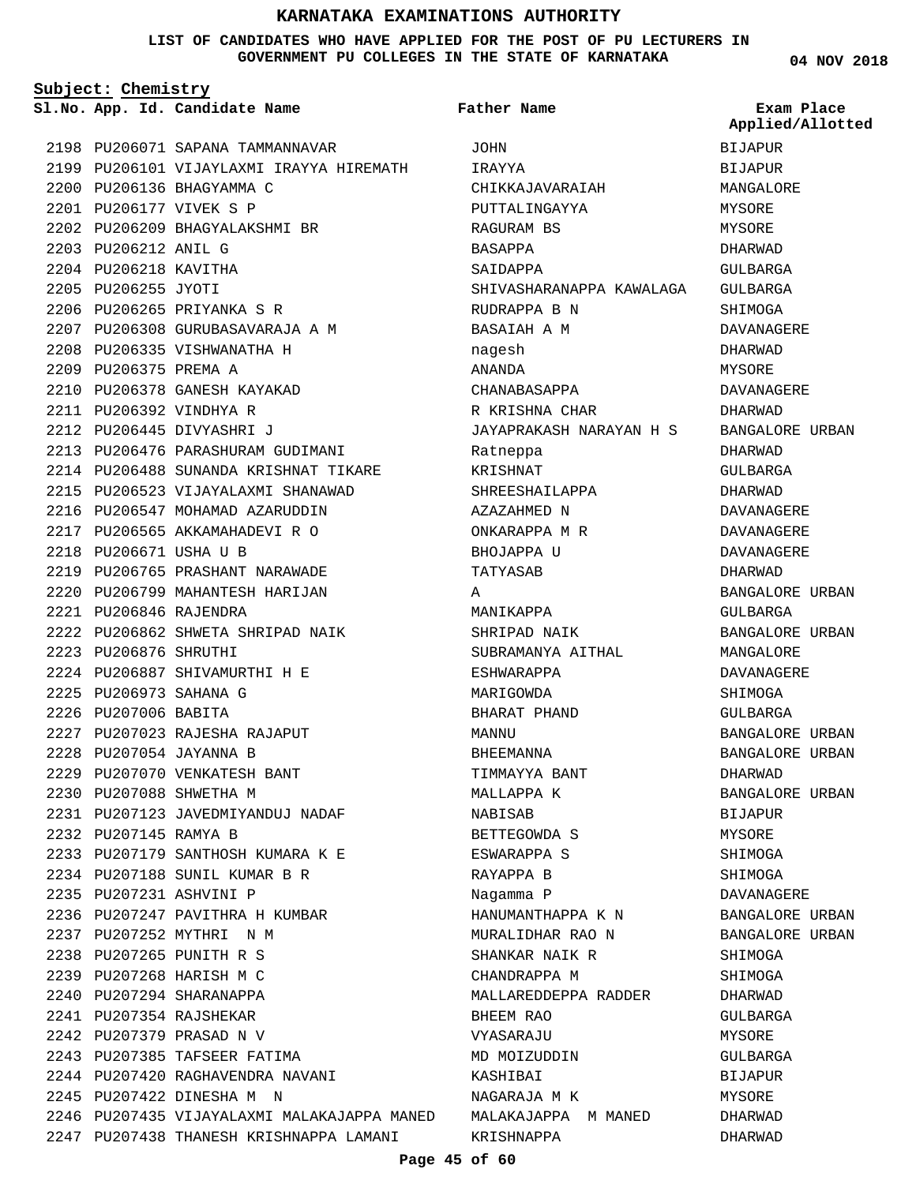# KARNATAKA EXAMINATIONS AUTHORITY

**LIST OF CANDIDATES WHO HAVE APPLIED FOR THE POST OF PU LECTURERS IN GOVERNMENT PU COLLEGES IN THE STATE OF KARNATAKA**

04 NOV 2018

**Subject: Chemistry**

| Sl.No. | App. Id. | Candidate Name | Father Name | Exam Place Applied/Allotted |
|---|---|---|---|---|
| 2198 | PU206071 | SAPANA TAMMANNAVAR | JOHN | BIJAPUR |
| 2199 | PU206101 | VIJAYLAXMI IRAYYA HIREMATH | IRAYYA | BIJAPUR |
| 2200 | PU206136 | BHAGYAMMA C | CHIKKAJAVARAIAH | MANGALORE |
| 2201 | PU206177 | VIVEK S P | PUTTALINGAYYA | MYSORE |
| 2202 | PU206209 | BHAGYALAKSHMI BR | RAGURAM BS | MYSORE |
| 2203 | PU206212 | ANIL G | BASAPPA | DHARWAD |
| 2204 | PU206218 | KAVITHA | SAIDAPPA | GULBARGA |
| 2205 | PU206255 | JYOTI | SHIVASHARANAPPA KAWALAGA | GULBARGA |
| 2206 | PU206265 | PRIYANKA S R | RUDRAPPA B N | SHIMOGA |
| 2207 | PU206308 | GURUBASAVARAJA A M | BASAIAH A M | DAVANAGERE |
| 2208 | PU206335 | VISHWANATHA H | nagesh | DHARWAD |
| 2209 | PU206375 | PREMA A | ANANDA | MYSORE |
| 2210 | PU206378 | GANESH KAYAKAD | CHANABASAPPA | DAVANAGERE |
| 2211 | PU206392 | VINDHYA R | R KRISHNA CHAR | DHARWAD |
| 2212 | PU206445 | DIVYASHRI J | JAYAPRAKASH NARAYAN H S | BANGALORE URBAN |
| 2213 | PU206476 | PARASHURAM GUDIMANI | Ratneppa | DHARWAD |
| 2214 | PU206488 | SUNANDA KRISHNAT TIKARE | KRISHNAT | GULBARGA |
| 2215 | PU206523 | VIJAYALAXMI SHANAWAD | SHREESHAILAPPA | DHARWAD |
| 2216 | PU206547 | MOHAMAD AZARUDDIN | AZAZAHMED N | DAVANAGERE |
| 2217 | PU206565 | AKKAMAHADEVI R O | ONKARAPPA M R | DAVANAGERE |
| 2218 | PU206671 | USHA U B | BHOJAPPA U | DAVANAGERE |
| 2219 | PU206765 | PRASHANT NARAWADE | TATYASAB | DHARWAD |
| 2220 | PU206799 | MAHANTESH HARIJAN | A | BANGALORE URBAN |
| 2221 | PU206846 | RAJENDRA | MANIKAPPA | GULBARGA |
| 2222 | PU206862 | SHWETA SHRIPAD NAIK | SHRIPAD NAIK | BANGALORE URBAN |
| 2223 | PU206876 | SHRUTHI | SUBRAMANYA AITHAL | MANGALORE |
| 2224 | PU206887 | SHIVAMURTHI H E | ESHWARAPPA | DAVANAGERE |
| 2225 | PU206973 | SAHANA G | MARIGOWDA | SHIMOGA |
| 2226 | PU207006 | BABITA | BHARAT PHAND | GULBARGA |
| 2227 | PU207023 | RAJESHA RAJAPUT | MANNU | BANGALORE URBAN |
| 2228 | PU207054 | JAYANNA B | BHEEMANNA | BANGALORE URBAN |
| 2229 | PU207070 | VENKATESH BANT | TIMMAYYA BANT | DHARWAD |
| 2230 | PU207088 | SHWETHA M | MALLAPPA K | BANGALORE URBAN |
| 2231 | PU207123 | JAVEDMIYANDUJ NADAF | NABISAB | BIJAPUR |
| 2232 | PU207145 | RAMYA B | BETTEGOWDA S | MYSORE |
| 2233 | PU207179 | SANTHOSH KUMARA K E | ESWARAPPA S | SHIMOGA |
| 2234 | PU207188 | SUNIL KUMAR B R | RAYAPPA B | SHIMOGA |
| 2235 | PU207231 | ASHVINI P | Nagamma P | DAVANAGERE |
| 2236 | PU207247 | PAVITHRA H KUMBAR | HANUMANTHAPPA K N | BANGALORE URBAN |
| 2237 | PU207252 | MYTHRI N M | MURALIDHAR RAO N | BANGALORE URBAN |
| 2238 | PU207265 | PUNITH R S | SHANKAR NAIK R | SHIMOGA |
| 2239 | PU207268 | HARISH M C | CHANDRAPPA M | SHIMOGA |
| 2240 | PU207294 | SHARANAPPA | MALLAREDDEPPA RADDER | DHARWAD |
| 2241 | PU207354 | RAJSHEKAR | BHEEM RAO | GULBARGA |
| 2242 | PU207379 | PRASAD N V | VYASARAJU | MYSORE |
| 2243 | PU207385 | TAFSEER FATIMA | MD MOIZUDDIN | GULBARGA |
| 2244 | PU207420 | RAGHAVENDRA NAVANI | KASHIBAI | BIJAPUR |
| 2245 | PU207422 | DINESHA M N | NAGARAJA M K | MYSORE |
| 2246 | PU207435 | VIJAYALAXMI MALAKAJAPPA MANED | MALAKAJAPPA M MANED | DHARWAD |
| 2247 | PU207438 | THANESH KRISHNAPPA LAMANI | KRISHNAPPA | DHARWAD |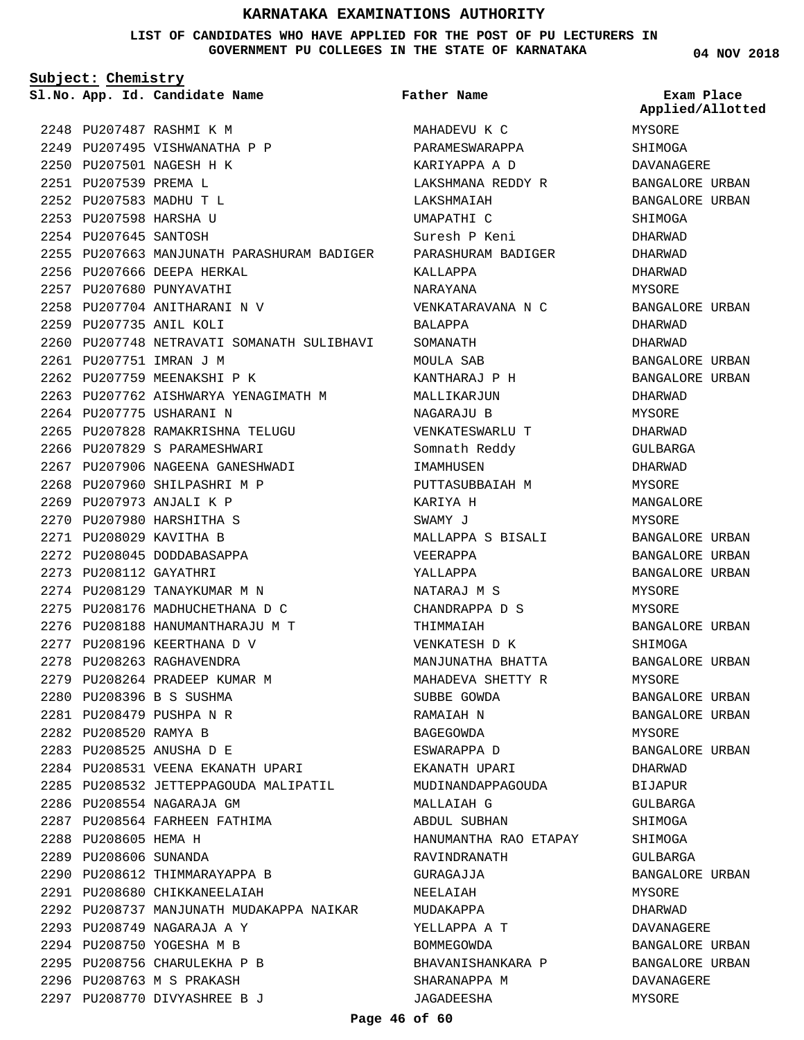# KARNATAKA EXAMINATIONS AUTHORITY

**LIST OF CANDIDATES WHO HAVE APPLIED FOR THE POST OF PU LECTURERS IN GOVERNMENT PU COLLEGES IN THE STATE OF KARNATAKA**

04 NOV 2018

**Subject: Chemistry**

| Sl.No. | App. Id. | Candidate Name | Father Name | Exam Place Applied/Allotted |
|---|---|---|---|---|
| 2248 | PU207487 | RASHMI K M | MAHADEVU K C | MYSORE |
| 2249 | PU207495 | VISHWANATHA P P | PARAMESWARAPPA | SHIMOGA |
| 2250 | PU207501 | NAGESH H K | KARIYAPPA A D | DAVANAGERE |
| 2251 | PU207539 | PREMA L | LAKSHMANA REDDY R | BANGALORE URBAN |
| 2252 | PU207583 | MADHU T L | LAKSHMAIAH | BANGALORE URBAN |
| 2253 | PU207598 | HARSHA U | UMAPATHI C | SHIMOGA |
| 2254 | PU207645 | SANTOSH | Suresh P Keni | DHARWAD |
| 2255 | PU207663 | MANJUNATH PARASHURAM BADIGER | PARASHURAM BADIGER | DHARWAD |
| 2256 | PU207666 | DEEPA HERKAL | KALLAPPA | DHARWAD |
| 2257 | PU207680 | PUNYAVATHI | NARAYANA | MYSORE |
| 2258 | PU207704 | ANITHARANI N V | VENKATARAVANA N C | BANGALORE URBAN |
| 2259 | PU207735 | ANIL KOLI | BALAPPA | DHARWAD |
| 2260 | PU207748 | NETRAVATI SOMANATH SULIBHAVI | SOMANATH | DHARWAD |
| 2261 | PU207751 | IMRAN J M | MOULA SAB | BANGALORE URBAN |
| 2262 | PU207759 | MEENAKSHI P K | KANTHARAJ P H | BANGALORE URBAN |
| 2263 | PU207762 | AISHWARYA YENAGIMATH M | MALLIKARJUN | DHARWAD |
| 2264 | PU207775 | USHARANI N | NAGARAJU B | MYSORE |
| 2265 | PU207828 | RAMAKRISHNA TELUGU | VENKATESWARLU T | DHARWAD |
| 2266 | PU207829 | S PARAMESHWARI | Somnath Reddy | GULBARGA |
| 2267 | PU207906 | NAGEENA GANESHWADI | IMAMHUSEN | DHARWAD |
| 2268 | PU207960 | SHILPASHRI M P | PUTTASUBBAIAH M | MYSORE |
| 2269 | PU207973 | ANJALI K P | KARIYA H | MANGALORE |
| 2270 | PU207980 | HARSHITHA S | SWAMY J | MYSORE |
| 2271 | PU208029 | KAVITHA B | MALLAPPA S BISALI | BANGALORE URBAN |
| 2272 | PU208045 | DODDABASAPPA | VEERAPPA | BANGALORE URBAN |
| 2273 | PU208112 | GAYATHRI | YALLAPPA | BANGALORE URBAN |
| 2274 | PU208129 | TANAYKUMAR M N | NATARAJ M S | MYSORE |
| 2275 | PU208176 | MADHUCHETHANA D C | CHANDRAPPA D S | MYSORE |
| 2276 | PU208188 | HANUMANTHARAJU M T | THIMMAIAH | BANGALORE URBAN |
| 2277 | PU208196 | KEERTHANA D V | VENKATESH D K | SHIMOGA |
| 2278 | PU208263 | RAGHAVENDRA | MANJUNATHA BHATTA | BANGALORE URBAN |
| 2279 | PU208264 | PRADEEP KUMAR M | MAHADEVA SHETTY R | MYSORE |
| 2280 | PU208396 | B S SUSHMA | SUBBE GOWDA | BANGALORE URBAN |
| 2281 | PU208479 | PUSHPA N R | RAMAIAH N | BANGALORE URBAN |
| 2282 | PU208520 | RAMYA B | BAGEGOWDA | MYSORE |
| 2283 | PU208525 | ANUSHA D E | ESWARAPPA D | BANGALORE URBAN |
| 2284 | PU208531 | VEENA EKANATH UPARI | EKANATH UPARI | DHARWAD |
| 2285 | PU208532 | JETTEPPAGOUDA MALIPATIL | MUDINANDAPPAGOUDA | BIJAPUR |
| 2286 | PU208554 | NAGARAJA GM | MALLAIAH G | GULBARGA |
| 2287 | PU208564 | FARHEEN FATHIMA | ABDUL SUBHAN | SHIMOGA |
| 2288 | PU208605 | HEMA H | HANUMANTHA RAO ETAPAY | SHIMOGA |
| 2289 | PU208606 | SUNANDA | RAVINDRANATH | GULBARGA |
| 2290 | PU208612 | THIMMARAYAPPA B | GURAGAJJA | BANGALORE URBAN |
| 2291 | PU208680 | CHIKKANEELAIAH | NEELAIAH | MYSORE |
| 2292 | PU208737 | MANJUNATH MUDAKAPPA NAIKAR | MUDAKAPPA | DHARWAD |
| 2293 | PU208749 | NAGARAJA A Y | YELLAPPA A T | DAVANAGERE |
| 2294 | PU208750 | YOGESHA M B | BOMMEGOWDA | BANGALORE URBAN |
| 2295 | PU208756 | CHARULEKHA P B | BHAVANISHANKARA P | BANGALORE URBAN |
| 2296 | PU208763 | M S PRAKASH | SHARANAPPA M | DAVANAGERE |
| 2297 | PU208770 | DIVYASHREE B J | JAGADEESHA | MYSORE |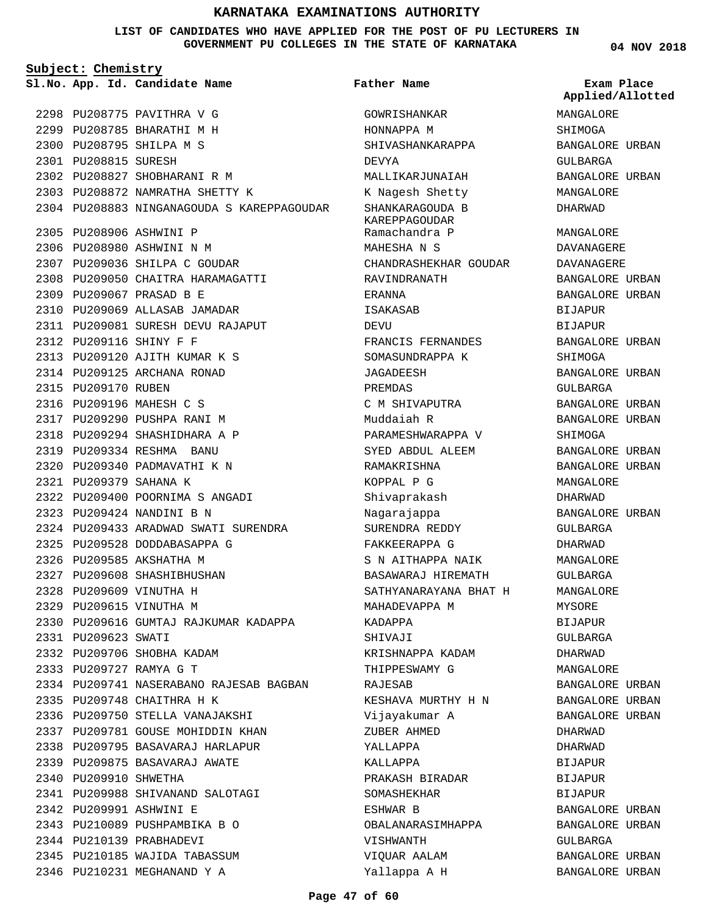# KARNATAKA EXAMINATIONS AUTHORITY

**LIST OF CANDIDATES WHO HAVE APPLIED FOR THE POST OF PU LECTURERS IN GOVERNMENT PU COLLEGES IN THE STATE OF KARNATAKA**

04 NOV 2018

**Subject: Chemistry**

| Sl.No. | App. Id. | Candidate Name | Father Name | Exam Place Applied/Allotted |
|---|---|---|---|---|
| 2298 | PU208775 | PAVITHRA V G | GOWRISHANKAR | MANGALORE |
| 2299 | PU208785 | BHARATHI M H | HONNAPPA M | SHIMOGA |
| 2300 | PU208795 | SHILPA M S | SHIVASHANKARAPPA | BANGALORE URBAN |
| 2301 | PU208815 | SURESH | DEVYA | GULBARGA |
| 2302 | PU208827 | SHOBHARANI R M | MALLIKARJUNAIAH | BANGALORE URBAN |
| 2303 | PU208872 | NAMRATHA SHETTY K | K Nagesh Shetty | MANGALORE |
| 2304 | PU208883 | NINGANAGOUDA S KAREPPAGOUDAR | SHANKARAGOUDA B KAREPPAGOUDAR | DHARWAD |
| 2305 | PU208906 | ASHWINI P | Ramachandra P | MANGALORE |
| 2306 | PU208980 | ASHWINI N M | MAHESHA N S | DAVANAGERE |
| 2307 | PU209036 | SHILPA C GOUDAR | CHANDRASHEKHAR GOUDAR | DAVANAGERE |
| 2308 | PU209050 | CHAITRA HARAMAGATTI | RAVINDRANATH | BANGALORE URBAN |
| 2309 | PU209067 | PRASAD B E | ERANNA | BANGALORE URBAN |
| 2310 | PU209069 | ALLASAB JAMADAR | ISAKASAB | BIJAPUR |
| 2311 | PU209081 | SURESH DEVU RAJAPUT | DEVU | BIJAPUR |
| 2312 | PU209116 | SHINY F F | FRANCIS FERNANDES | BANGALORE URBAN |
| 2313 | PU209120 | AJITH KUMAR K S | SOMASUNDRAPPA K | SHIMOGA |
| 2314 | PU209125 | ARCHANA RONAD | JAGADEESH | BANGALORE URBAN |
| 2315 | PU209170 | RUBEN | PREMDAS | GULBARGA |
| 2316 | PU209196 | MAHESH C S | C M SHIVAPUTRA | BANGALORE URBAN |
| 2317 | PU209290 | PUSHPA RANI M | Muddaiah R | BANGALORE URBAN |
| 2318 | PU209294 | SHASHIDHARA A P | PARAMESHWARAPPA V | SHIMOGA |
| 2319 | PU209334 | RESHMA BANU | SYED ABDUL ALEEM | BANGALORE URBAN |
| 2320 | PU209340 | PADMAVATHI K N | RAMAKRISHNA | BANGALORE URBAN |
| 2321 | PU209379 | SAHANA K | KOPPAL P G | MANGALORE |
| 2322 | PU209400 | POORNIMA S ANGADI | Shivaprakash | DHARWAD |
| 2323 | PU209424 | NANDINI B N | Nagarajappa | BANGALORE URBAN |
| 2324 | PU209433 | ARADWAD SWATI SURENDRA | SURENDRA REDDY | GULBARGA |
| 2325 | PU209528 | DODDABASAPPA G | FAKKEERAPPA G | DHARWAD |
| 2326 | PU209585 | AKSHATHA M | S N AITHAPPA NAIK | MANGALORE |
| 2327 | PU209608 | SHASHIBHUSHAN | BASAWARAJ HIREMATH | GULBARGA |
| 2328 | PU209609 | VINUTHA H | SATHYANARAYANA BHAT H | MANGALORE |
| 2329 | PU209615 | VINUTHA M | MAHADEVAPPA M | MYSORE |
| 2330 | PU209616 | GUMTAJ RAJKUMAR KADAPPA | KADAPPA | BIJAPUR |
| 2331 | PU209623 | SWATI | SHIVAJI | GULBARGA |
| 2332 | PU209706 | SHOBHA KADAM | KRISHNAPPA KADAM | DHARWAD |
| 2333 | PU209727 | RAMYA G T | THIPPESWAMY G | MANGALORE |
| 2334 | PU209741 | NASERABANO RAJESAB BAGBAN | RAJESAB | BANGALORE URBAN |
| 2335 | PU209748 | CHAITHRA H K | KESHAVA MURTHY H N | BANGALORE URBAN |
| 2336 | PU209750 | STELLA VANAJAKSHI | Vijayakumar A | BANGALORE URBAN |
| 2337 | PU209781 | GOUSE MOHIDDIN KHAN | ZUBER AHMED | DHARWAD |
| 2338 | PU209795 | BASAVARAJ HARLAPUR | YALLAPPA | DHARWAD |
| 2339 | PU209875 | BASAVARAJ AWATE | KALLAPPA | BIJAPUR |
| 2340 | PU209910 | SHWETHA | PRAKASH BIRADAR | BIJAPUR |
| 2341 | PU209988 | SHIVANAND SALOTAGI | SOMASHEKHAR | BIJAPUR |
| 2342 | PU209991 | ASHWINI E | ESHWAR B | BANGALORE URBAN |
| 2343 | PU210089 | PUSHPAMBIKA B O | OBALANARASIMHAPPA | BANGALORE URBAN |
| 2344 | PU210139 | PRABHADEVI | VISHWANTH | GULBARGA |
| 2345 | PU210185 | WAJIDA TABASSUM | VIQUAR AALAM | BANGALORE URBAN |
| 2346 | PU210231 | MEGHANAND Y A | Yallappa A H | BANGALORE URBAN |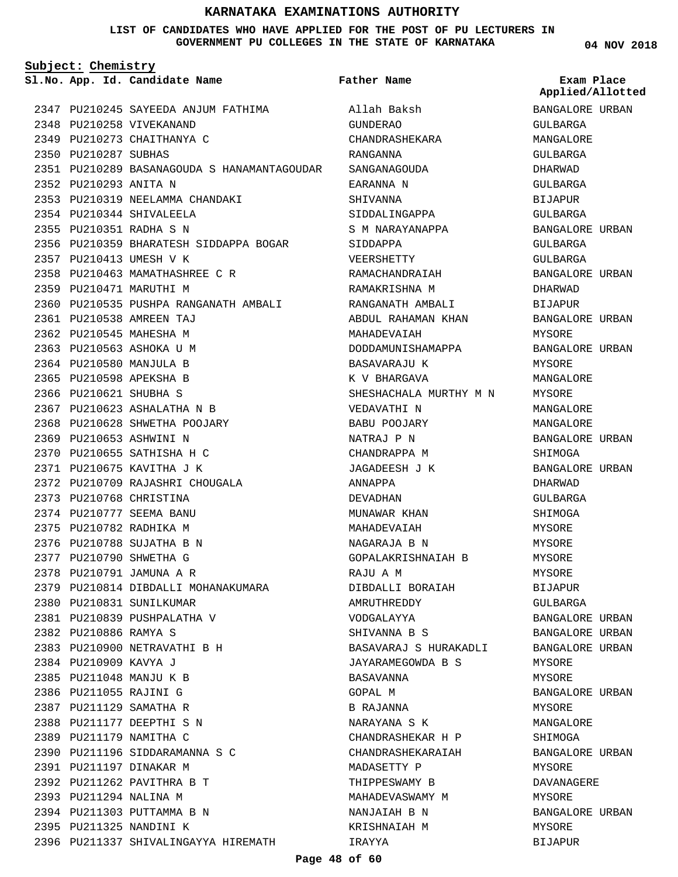# KARNATAKA EXAMINATIONS AUTHORITY

**LIST OF CANDIDATES WHO HAVE APPLIED FOR THE POST OF PU LECTURERS IN GOVERNMENT PU COLLEGES IN THE STATE OF KARNATAKA**

04 NOV 2018

**Subject: Chemistry**

| Sl.No. | App. Id. | Candidate Name | Father Name | Exam Place Applied/Allotted |
|---|---|---|---|---|
| 2347 | PU210245 | SAYEEDA ANJUM FATHIMA | Allah Baksh | BANGALORE URBAN |
| 2348 | PU210258 | VIVEKANAND | GUNDERAO | GULBARGA |
| 2349 | PU210273 | CHAITHANYA C | CHANDRASHEKARA | MANGALORE |
| 2350 | PU210287 | SUBHAS | RANGANNA | GULBARGA |
| 2351 | PU210289 | BASANAGOUDA S HANAMANTAGOUDAR | SANGANAGOUDA | DHARWAD |
| 2352 | PU210293 | ANITA N | EARANNA N | GULBARGA |
| 2353 | PU210319 | NEELAMMA CHANDAKI | SHIVANNA | BIJAPUR |
| 2354 | PU210344 | SHIVALEELA | SIDDALINGAPPA | GULBARGA |
| 2355 | PU210351 | RADHA S N | S M NARAYANAPPA | BANGALORE URBAN |
| 2356 | PU210359 | BHARATESH SIDDAPPA BOGAR | SIDDAPPA | GULBARGA |
| 2357 | PU210413 | UMESH V K | VEERSHETTY | GULBARGA |
| 2358 | PU210463 | MAMATHASHREE C R | RAMACHANDRAIAH | BANGALORE URBAN |
| 2359 | PU210471 | MARUTHI M | RAMAKRISHNA M | DHARWAD |
| 2360 | PU210535 | PUSHPA RANGANATH AMBALI | RANGANATH AMBALI | BIJAPUR |
| 2361 | PU210538 | AMREEN TAJ | ABDUL RAHAMAN KHAN | BANGALORE URBAN |
| 2362 | PU210545 | MAHESHA M | MAHADEVAIAH | MYSORE |
| 2363 | PU210563 | ASHOKA U M | DODDAMUNISHAMAPPA | BANGALORE URBAN |
| 2364 | PU210580 | MANJULA B | BASAVARAJU K | MYSORE |
| 2365 | PU210598 | APEKSHA B | K V BHARGAVA | MANGALORE |
| 2366 | PU210621 | SHUBHA S | SHESHACHALA MURTHY M N | MYSORE |
| 2367 | PU210623 | ASHALATHA N B | VEDAVATHI N | MANGALORE |
| 2368 | PU210628 | SHWETHA POOJARY | BABU POOJARY | MANGALORE |
| 2369 | PU210653 | ASHWINI N | NATRAJ P N | BANGALORE URBAN |
| 2370 | PU210655 | SATHISHA H C | CHANDRAPPA M | SHIMOGA |
| 2371 | PU210675 | KAVITHA J K | JAGADEESH J K | BANGALORE URBAN |
| 2372 | PU210709 | RAJASHRI CHOUGALA | ANNAPPA | DHARWAD |
| 2373 | PU210768 | CHRISTINA | DEVADHAN | GULBARGA |
| 2374 | PU210777 | SEEMA BANU | MUNAWAR KHAN | SHIMOGA |
| 2375 | PU210782 | RADHIKA M | MAHADEVAIAH | MYSORE |
| 2376 | PU210788 | SUJATHA B N | NAGARAJA B N | MYSORE |
| 2377 | PU210790 | SHWETHA G | GOPALAKRISHNAIAH B | MYSORE |
| 2378 | PU210791 | JAMUNA A R | RAJU A M | MYSORE |
| 2379 | PU210814 | DIBDALLI MOHANAKUMARA | DIBDALLI BORAIAH | BIJAPUR |
| 2380 | PU210831 | SUNILKUMAR | AMRUTHREDDY | GULBARGA |
| 2381 | PU210839 | PUSHPALATHA V | VODGALAYYA | BANGALORE URBAN |
| 2382 | PU210886 | RAMYA S | SHIVANNA B S | BANGALORE URBAN |
| 2383 | PU210900 | NETRAVATHI B H | BASAVARAJ S HURAKADLI | BANGALORE URBAN |
| 2384 | PU210909 | KAVYA J | JAYARAMEGOWDA B S | MYSORE |
| 2385 | PU211048 | MANJU K B | BASAVANNA | MYSORE |
| 2386 | PU211055 | RAJINI G | GOPAL M | BANGALORE URBAN |
| 2387 | PU211129 | SAMATHA R | B RAJANNA | MYSORE |
| 2388 | PU211177 | DEEPTHI S N | NARAYANA S K | MANGALORE |
| 2389 | PU211179 | NAMITHA C | CHANDRASHEKAR H P | SHIMOGA |
| 2390 | PU211196 | SIDDARAMANNA S C | CHANDRASHEKARAIAH | BANGALORE URBAN |
| 2391 | PU211197 | DINAKAR M | MADASETTY P | MYSORE |
| 2392 | PU211262 | PAVITHRA B T | THIPPESWAMY B | DAVANAGERE |
| 2393 | PU211294 | NALINA M | MAHADEVASWAMY M | MYSORE |
| 2394 | PU211303 | PUTTAMMA B N | NANJAIAH B N | BANGALORE URBAN |
| 2395 | PU211325 | NANDINI K | KRISHNAIAH M | MYSORE |
| 2396 | PU211337 | SHIVALINGAYYA HIREMATH | IRAYYA | BIJAPUR |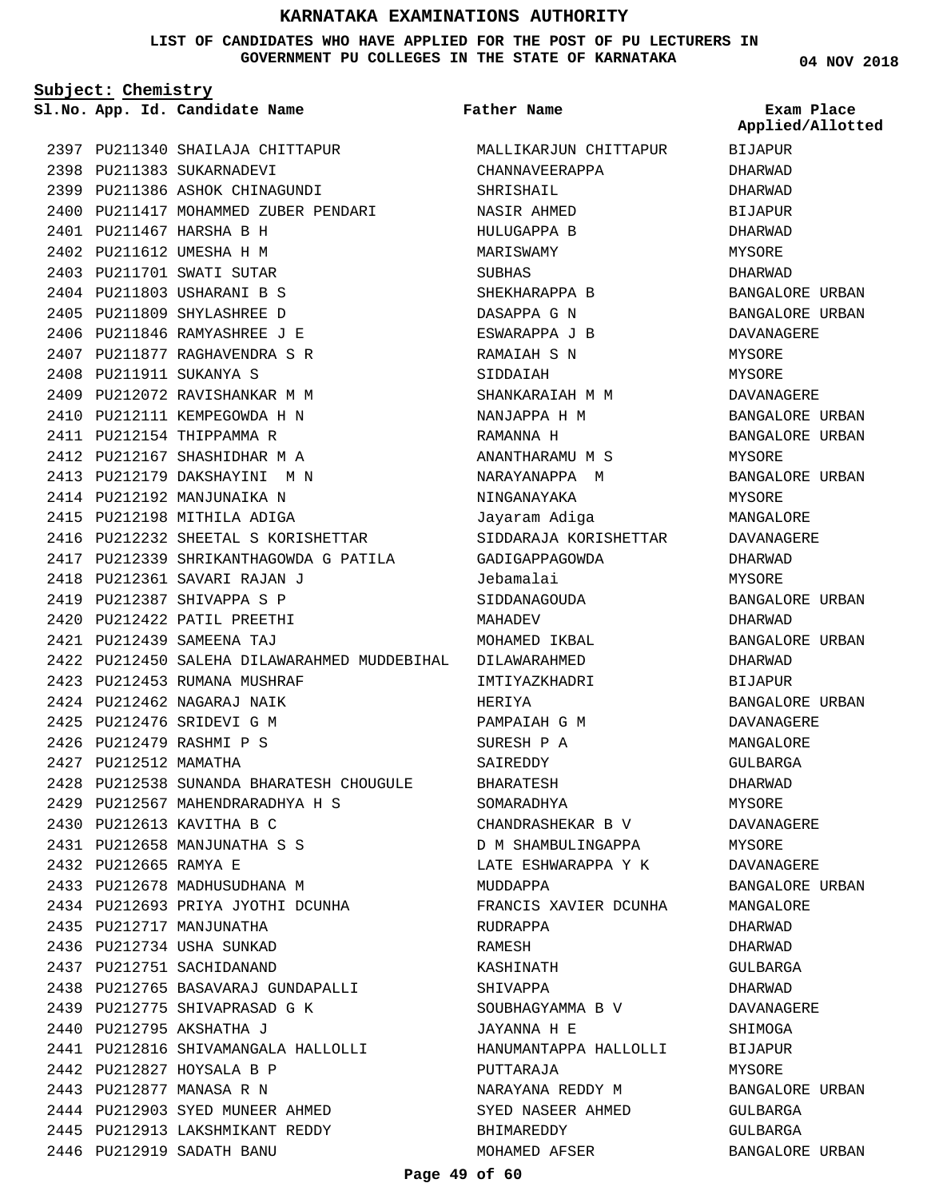# KARNATAKA EXAMINATIONS AUTHORITY

**LIST OF CANDIDATES WHO HAVE APPLIED FOR THE POST OF PU LECTURERS IN GOVERNMENT PU COLLEGES IN THE STATE OF KARNATAKA**

04 NOV 2018

**Subject: Chemistry**

| Sl.No. | App. Id. | Candidate Name | Father Name | Exam Place Applied/Allotted |
|---|---|---|---|---|
| 2397 | PU211340 | SHAILAJA CHITTAPUR | MALLIKARJUN CHITTAPUR | BIJAPUR |
| 2398 | PU211383 | SUKARNADEVI | CHANNAVEERAPPA | DHARWAD |
| 2399 | PU211386 | ASHOK CHINAGUNDI | SHRISHAIL | DHARWAD |
| 2400 | PU211417 | MOHAMMED ZUBER PENDARI | NASIR AHMED | BIJAPUR |
| 2401 | PU211467 | HARSHA B H | HULUGAPPA B | DHARWAD |
| 2402 | PU211612 | UMESHA H M | MARISWAMY | MYSORE |
| 2403 | PU211701 | SWATI SUTAR | SUBHAS | DHARWAD |
| 2404 | PU211803 | USHARANI B S | SHEKHARAPPA B | BANGALORE URBAN |
| 2405 | PU211809 | SHYLASHREE D | DASAPPA G N | BANGALORE URBAN |
| 2406 | PU211846 | RAMYASHREE J E | ESWARAPPA J B | DAVANAGERE |
| 2407 | PU211877 | RAGHAVENDRA S R | RAMAIAH S N | MYSORE |
| 2408 | PU211911 | SUKANYA S | SIDDAIAH | MYSORE |
| 2409 | PU212072 | RAVISHANKAR M M | SHANKARAIAH M M | DAVANAGERE |
| 2410 | PU212111 | KEMPEGOWDA H N | NANJAPPA H M | BANGALORE URBAN |
| 2411 | PU212154 | THIPPAMMA R | RAMANNA H | BANGALORE URBAN |
| 2412 | PU212167 | SHASHIDHAR M A | ANANTHARAMU M S | MYSORE |
| 2413 | PU212179 | DAKSHAYINI M N | NARAYANAPPA M | BANGALORE URBAN |
| 2414 | PU212192 | MANJUNAIKA N | NINGANAYAKA | MYSORE |
| 2415 | PU212198 | MITHILA ADIGA | Jayaram Adiga | MANGALORE |
| 2416 | PU212232 | SHEETAL S KORISHETTAR | SIDDARAJA KORISHETTAR | DAVANAGERE |
| 2417 | PU212339 | SHRIKANTHAGOWDA G PATILA | GADIGAPPAGOWDA | DHARWAD |
| 2418 | PU212361 | SAVARI RAJAN J | Jebamalai | MYSORE |
| 2419 | PU212387 | SHIVAPPA S P | SIDDANAGOUDA | BANGALORE URBAN |
| 2420 | PU212422 | PATIL PREETHI | MAHADEV | DHARWAD |
| 2421 | PU212439 | SAMEENA TAJ | MOHAMED IKBAL | BANGALORE URBAN |
| 2422 | PU212450 | SALEHA DILAWARAHMED MUDDEBIHAL | DILAWARAHMED | DHARWAD |
| 2423 | PU212453 | RUMANA MUSHRAF | IMTIYAZKHADRI | BIJAPUR |
| 2424 | PU212462 | NAGARAJ NAIK | HERIYA | BANGALORE URBAN |
| 2425 | PU212476 | SRIDEVI G M | PAMPAIAH G M | DAVANAGERE |
| 2426 | PU212479 | RASHMI P S | SURESH P A | MANGALORE |
| 2427 | PU212512 | MAMATHA | SAIREDDY | GULBARGA |
| 2428 | PU212538 | SUNANDA BHARATESH CHOUGULE | BHARATESH | DHARWAD |
| 2429 | PU212567 | MAHENDRARADHYA H S | SOMARADHYA | MYSORE |
| 2430 | PU212613 | KAVITHA B C | CHANDRASHEKAR B V | DAVANAGERE |
| 2431 | PU212658 | MANJUNATHA S S | D M SHAMBULINGAPPA | MYSORE |
| 2432 | PU212665 | RAMYA E | LATE ESHWARAPPA Y K | DAVANAGERE |
| 2433 | PU212678 | MADHUSUDHANA M | MUDDAPPA | BANGALORE URBAN |
| 2434 | PU212693 | PRIYA JYOTHI DCUNHA | FRANCIS XAVIER DCUNHA | MANGALORE |
| 2435 | PU212717 | MANJUNATHA | RUDRAPPA | DHARWAD |
| 2436 | PU212734 | USHA SUNKAD | RAMESH | DHARWAD |
| 2437 | PU212751 | SACHIDANAND | KASHINATH | GULBARGA |
| 2438 | PU212765 | BASAVARAJ GUNDAPALLI | SHIVAPPA | DHARWAD |
| 2439 | PU212775 | SHIVAPRASAD G K | SOUBHAGYAMMA B V | DAVANAGERE |
| 2440 | PU212795 | AKSHATHA J | JAYANNA H E | SHIMOGA |
| 2441 | PU212816 | SHIVAMANGALA HALLOLLI | HANUMANTAPPA HALLOLLI | BIJAPUR |
| 2442 | PU212827 | HOYSALA B P | PUTTARAJA | MYSORE |
| 2443 | PU212877 | MANASA R N | NARAYANA REDDY M | BANGALORE URBAN |
| 2444 | PU212903 | SYED MUNEER AHMED | SYED NASEER AHMED | GULBARGA |
| 2445 | PU212913 | LAKSHMIKANT REDDY | BHIMAREDDY | GULBARGA |
| 2446 | PU212919 | SADATH BANU | MOHAMED AFSER | BANGALORE URBAN |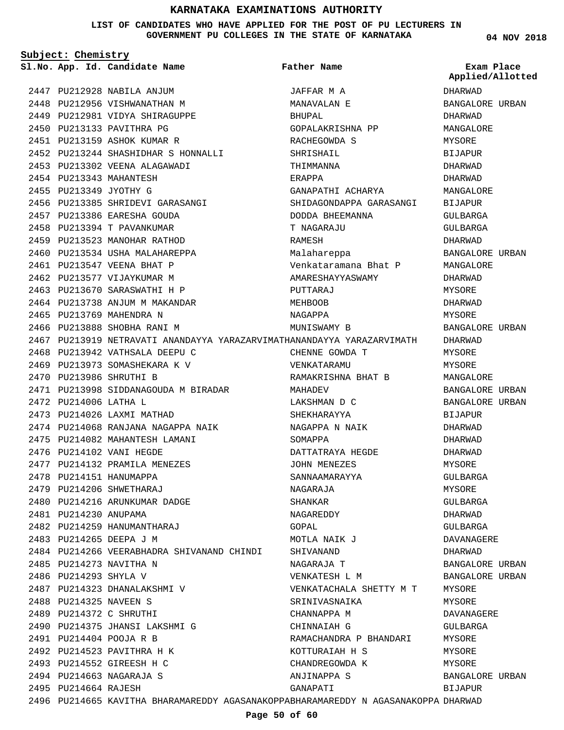# KARNATAKA EXAMINATIONS AUTHORITY

**LIST OF CANDIDATES WHO HAVE APPLIED FOR THE POST OF PU LECTURERS IN GOVERNMENT PU COLLEGES IN THE STATE OF KARNATAKA**

04 NOV 2018

**Subject: Chemistry**

| Sl.No. | App. Id. | Candidate Name | Father Name | Exam Place Applied/Allotted |
|---|---|---|---|---|
| 2447 | PU212928 | NABILA ANJUM | JAFFAR M A | DHARWAD |
| 2448 | PU212956 | VISHWANATHAN M | MANAVALAN E | BANGALORE URBAN |
| 2449 | PU212981 | VIDYA SHIRAGUPPE | BHUPAL | DHARWAD |
| 2450 | PU213133 | PAVITHRA PG | GOPALAKRISHNA PP | MANGALORE |
| 2451 | PU213159 | ASHOK KUMAR R | RACHEGOWDA S | MYSORE |
| 2452 | PU213244 | SHASHIDHAR S HONNALLI | SHRISHAIL | BIJAPUR |
| 2453 | PU213302 | VEENA ALAGAWADI | THIMMANNA | DHARWAD |
| 2454 | PU213343 | MAHANTESH | ERAPPA | DHARWAD |
| 2455 | PU213349 | JYOTHY G | GANAPATHI ACHARYA | MANGALORE |
| 2456 | PU213385 | SHRIDEVI GARASANGI | SHIDAGONDAPPA GARASANGI | BIJAPUR |
| 2457 | PU213386 | EARESHA GOUDA | DODDA BHEEMANNA | GULBARGA |
| 2458 | PU213394 | T PAVANKUMAR | T NAGARAJU | GULBARGA |
| 2459 | PU213523 | MANOHAR RATHOD | RAMESH | DHARWAD |
| 2460 | PU213534 | USHA MALAHAREPPA | Malahareppa | BANGALORE URBAN |
| 2461 | PU213547 | VEENA BHAT P | Venkataramana Bhat P | MANGALORE |
| 2462 | PU213577 | VIJAYKUMAR M | AMARESHAYYASWAMY | DHARWAD |
| 2463 | PU213670 | SARASWATHI H P | PUTTARAJ | MYSORE |
| 2464 | PU213738 | ANJUM M MAKANDAR | MEHBOOB | DHARWAD |
| 2465 | PU213769 | MAHENDRA N | NAGAPPA | MYSORE |
| 2466 | PU213888 | SHOBHA RANI M | MUNISWAMY B | BANGALORE URBAN |
| 2467 | PU213919 | NETRAVATI ANANDAYYA YARAZARVIMATH | ANANDAYYA YARAZARVIMATH | DHARWAD |
| 2468 | PU213942 | VATHSALA DEEPU C | CHENNE GOWDA T | MYSORE |
| 2469 | PU213973 | SOMASHEKARA K V | VENKATARAMU | MYSORE |
| 2470 | PU213986 | SHRUTHI B | RAMAKRISHNA BHAT B | MANGALORE |
| 2471 | PU213998 | SIDDANAGOUDA M BIRADAR | MAHADEV | BANGALORE URBAN |
| 2472 | PU214006 | LATHA L | LAKSHMAN D C | BANGALORE URBAN |
| 2473 | PU214026 | LAXMI MATHAD | SHEKHARAYYA | BIJAPUR |
| 2474 | PU214068 | RANJANA NAGAPPA NAIK | NAGAPPA N NAIK | DHARWAD |
| 2475 | PU214082 | MAHANTESH LAMANI | SOMAPPA | DHARWAD |
| 2476 | PU214102 | VANI HEGDE | DATTATRAYA HEGDE | DHARWAD |
| 2477 | PU214132 | PRAMILA MENEZES | JOHN MENEZES | MYSORE |
| 2478 | PU214151 | HANUMAPPA | SANNAAMARAYYA | GULBARGA |
| 2479 | PU214206 | SHWETHARAJ | NAGARAJA | MYSORE |
| 2480 | PU214216 | ARUNKUMAR DADGE | SHANKAR | GULBARGA |
| 2481 | PU214230 | ANUPAMA | NAGAREDDY | DHARWAD |
| 2482 | PU214259 | HANUMANTHARAJ | GOPAL | GULBARGA |
| 2483 | PU214265 | DEEPA J M | MOTLA NAIK J | DAVANAGERE |
| 2484 | PU214266 | VEERABHADRA SHIVANAND CHINDI | SHIVANAND | DHARWAD |
| 2485 | PU214273 | NAVITHA N | NAGARAJA T | BANGALORE URBAN |
| 2486 | PU214293 | SHYLA V | VENKATESH L M | BANGALORE URBAN |
| 2487 | PU214323 | DHANALAKSHMI V | VENKATACHALA SHETTY M T | MYSORE |
| 2488 | PU214325 | NAVEEN S | SRINIVASNAIKA | MYSORE |
| 2489 | PU214372 | C SHRUTHI | CHANNAPPA M | DAVANAGERE |
| 2490 | PU214375 | JHANSI LAKSHMI G | CHINNAIAH G | GULBARGA |
| 2491 | PU214404 | POOJA R B | RAMACHANDRA P BHANDARI | MYSORE |
| 2492 | PU214523 | PAVITHRA H K | KOTTURAIAH H S | MYSORE |
| 2493 | PU214552 | GIREESH H C | CHANDREGOWDA K | MYSORE |
| 2494 | PU214663 | NAGARAJA S | ANJINAPPA S | BANGALORE URBAN |
| 2495 | PU214664 | RAJESH | GANAPATI | BIJAPUR |
| 2496 | PU214665 | KAVITHA BHARAMAREDDY AGASANAKOPPA | BHARAMAREDDY N AGASANAKOPPA | DHARWAD |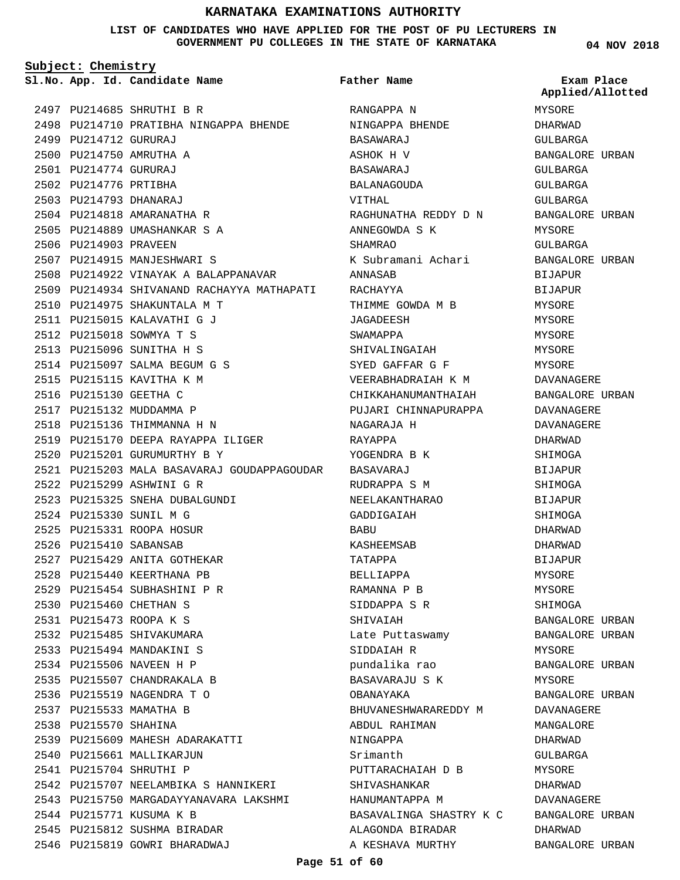# KARNATAKA EXAMINATIONS AUTHORITY

**LIST OF CANDIDATES WHO HAVE APPLIED FOR THE POST OF PU LECTURERS IN GOVERNMENT PU COLLEGES IN THE STATE OF KARNATAKA**

04 NOV 2018

**Subject: Chemistry**

| Sl.No. | App. Id. | Candidate Name | Father Name | Exam Place Applied/Allotted |
|---|---|---|---|---|
| 2497 | PU214685 | SHRUTHI B R | RANGAPPA N | MYSORE |
| 2498 | PU214710 | PRATIBHA NINGAPPA BHENDE | NINGAPPA BHENDE | DHARWAD |
| 2499 | PU214712 | GURURAJ | BASAWARAJ | GULBARGA |
| 2500 | PU214750 | AMRUTHA A | ASHOK H V | BANGALORE URBAN |
| 2501 | PU214774 | GURURAJ | BASAWARAJ | GULBARGA |
| 2502 | PU214776 | PRTIBHA | BALANAGOUDA | GULBARGA |
| 2503 | PU214793 | DHANARAJ | VITHAL | GULBARGA |
| 2504 | PU214818 | AMARANATHA R | RAGHUNATHA REDDY D N | BANGALORE URBAN |
| 2505 | PU214889 | UMASHANKAR S A | ANNEGOWDA S K | MYSORE |
| 2506 | PU214903 | PRAVEEN | SHAMRAO | GULBARGA |
| 2507 | PU214915 | MANJESHWARI S | K Subramani Achari | BANGALORE URBAN |
| 2508 | PU214922 | VINAYAK A BALAPPANAVAR | ANNASAB | BIJAPUR |
| 2509 | PU214934 | SHIVANAND RACHAYYA MATHAPATI | RACHAYYA | BIJAPUR |
| 2510 | PU214975 | SHAKUNTALA M T | THIMME GOWDA M B | MYSORE |
| 2511 | PU215015 | KALAVATHI G J | JAGADEESH | MYSORE |
| 2512 | PU215018 | SOWMYA T S | SWAMAPPA | MYSORE |
| 2513 | PU215096 | SUNITHA H S | SHIVALINGAIAH | MYSORE |
| 2514 | PU215097 | SALMA BEGUM G S | SYED GAFFAR G F | MYSORE |
| 2515 | PU215115 | KAVITHA K M | VEERABHADRAIAH K M | DAVANAGERE |
| 2516 | PU215130 | GEETHA C | CHIKKAHANUMANTHAIAH | BANGALORE URBAN |
| 2517 | PU215132 | MUDDAMMA P | PUJARI CHINNAPURAPPA | DAVANAGERE |
| 2518 | PU215136 | THIMMANNA H N | NAGARAJA H | DAVANAGERE |
| 2519 | PU215170 | DEEPA RAYAPPA ILIGER | RAYAPPA | DHARWAD |
| 2520 | PU215201 | GURUMURTHY B Y | YOGENDRA B K | SHIMOGA |
| 2521 | PU215203 | MALA BASAVARAJ GOUDAPPAGOUDAR | BASAVARAJ | BIJAPUR |
| 2522 | PU215299 | ASHWINI G R | RUDRAPPA S M | SHIMOGA |
| 2523 | PU215325 | SNEHA DUBALGUNDI | NEELAKANTHARAO | BIJAPUR |
| 2524 | PU215330 | SUNIL M G | GADDIGAIAH | SHIMOGA |
| 2525 | PU215331 | ROOPA HOSUR | BABU | DHARWAD |
| 2526 | PU215410 | SABANSAB | KASHEEMSAB | DHARWAD |
| 2527 | PU215429 | ANITA GOTHEKAR | TATAPPA | BIJAPUR |
| 2528 | PU215440 | KEERTHANA PB | BELLIAPPA | MYSORE |
| 2529 | PU215454 | SUBHASHINI P R | RAMANNA P B | MYSORE |
| 2530 | PU215460 | CHETHAN S | SIDDAPPA S R | SHIMOGA |
| 2531 | PU215473 | ROOPA K S | SHIVAIAH | BANGALORE URBAN |
| 2532 | PU215485 | SHIVAKUMARA | Late Puttaswamy | BANGALORE URBAN |
| 2533 | PU215494 | MANDAKINI S | SIDDAIAH R | MYSORE |
| 2534 | PU215506 | NAVEEN H P | pundalika rao | BANGALORE URBAN |
| 2535 | PU215507 | CHANDRAKALA B | BASAVARAJU S K | MYSORE |
| 2536 | PU215519 | NAGENDRA T O | OBANAYAKA | BANGALORE URBAN |
| 2537 | PU215533 | MAMATHA B | BHUVANESHWARAREDDY M | DAVANAGERE |
| 2538 | PU215570 | SHAHINA | ABDUL RAHIMAN | MANGALORE |
| 2539 | PU215609 | MAHESH ADARAKATTI | NINGAPPA | DHARWAD |
| 2540 | PU215661 | MALLIKARJUN | Srimanth | GULBARGA |
| 2541 | PU215704 | SHRUTHI P | PUTTARACHAIAH D B | MYSORE |
| 2542 | PU215707 | NEELAMBIKA S HANNIKERI | SHIVASHANKAR | DHARWAD |
| 2543 | PU215750 | MARGADAYYANAVARA LAKSHMI | HANUMANTAPPA M | DAVANAGERE |
| 2544 | PU215771 | KUSUMA K B | BASAVALINGA SHASTRY K C | BANGALORE URBAN |
| 2545 | PU215812 | SUSHMA BIRADAR | ALAGONDA BIRADAR | DHARWAD |
| 2546 | PU215819 | GOWRI BHARADWAJ | A KESHAVA MURTHY | BANGALORE URBAN |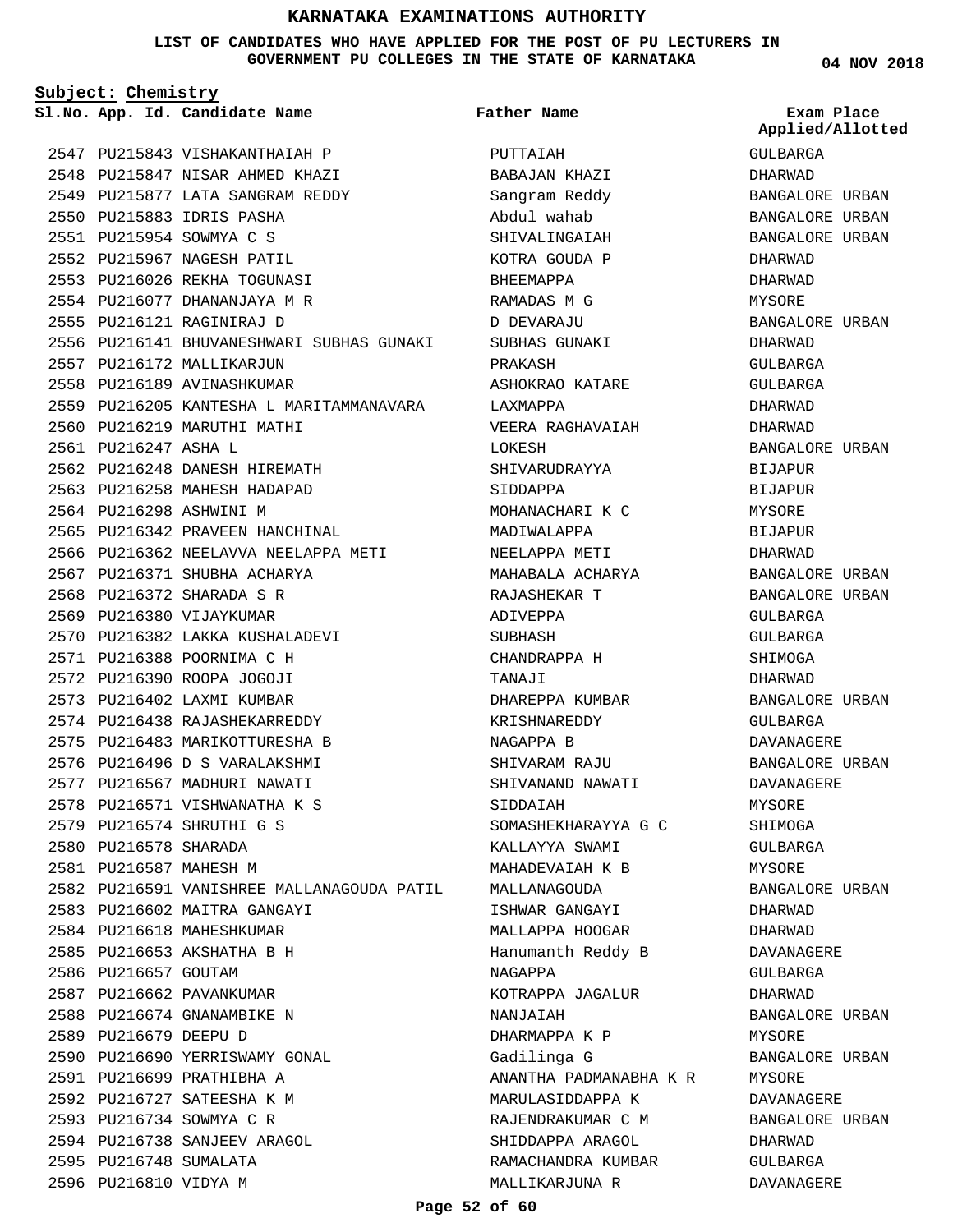# KARNATAKA EXAMINATIONS AUTHORITY

**LIST OF CANDIDATES WHO HAVE APPLIED FOR THE POST OF PU LECTURERS IN GOVERNMENT PU COLLEGES IN THE STATE OF KARNATAKA**

04 NOV 2018

**Subject: Chemistry**

| Sl.No. | App. Id. | Candidate Name | Father Name | Exam Place Applied/Allotted |
|---|---|---|---|---|
| 2547 | PU215843 | VISHAKANTHAIAH P | PUTTAIAH | GULBARGA |
| 2548 | PU215847 | NISAR AHMED KHAZI | BABAJAN KHAZI | DHARWAD |
| 2549 | PU215877 | LATA SANGRAM REDDY | Sangram Reddy | BANGALORE URBAN |
| 2550 | PU215883 | IDRIS PASHA | Abdul wahab | BANGALORE URBAN |
| 2551 | PU215954 | SOWMYA C S | SHIVALINGAIAH | BANGALORE URBAN |
| 2552 | PU215967 | NAGESH PATIL | KOTRA GOUDA P | DHARWAD |
| 2553 | PU216026 | REKHA TOGUNASI | BHEEMAPPA | DHARWAD |
| 2554 | PU216077 | DHANANJAYA M R | RAMADAS M G | MYSORE |
| 2555 | PU216121 | RAGINIRAJ D | D DEVARAJU | BANGALORE URBAN |
| 2556 | PU216141 | BHUVANESHWARI SUBHAS GUNAKI | SUBHAS GUNAKI | DHARWAD |
| 2557 | PU216172 | MALLIKARJUN | PRAKASH | GULBARGA |
| 2558 | PU216189 | AVINASHKUMAR | ASHOKRAO KATARE | GULBARGA |
| 2559 | PU216205 | KANTESHA L MARITAMMANAVARA | LAXMAPPA | DHARWAD |
| 2560 | PU216219 | MARUTHI MATHI | VEERA RAGHAVAIAH | DHARWAD |
| 2561 | PU216247 | ASHA L | LOKESH | BANGALORE URBAN |
| 2562 | PU216248 | DANESH HIREMATH | SHIVARUDRAYYA | BIJAPUR |
| 2563 | PU216258 | MAHESH HADAPAD | SIDDAPPA | BIJAPUR |
| 2564 | PU216298 | ASHWINI M | MOHANACHARI K C | MYSORE |
| 2565 | PU216342 | PRAVEEN HANCHINAL | MADIWALAPPA | BIJAPUR |
| 2566 | PU216362 | NEELAVVA NEELAPPA METI | NEELAPPA METI | DHARWAD |
| 2567 | PU216371 | SHUBHA ACHARYA | MAHABALA ACHARYA | BANGALORE URBAN |
| 2568 | PU216372 | SHARADA S R | RAJASHEKAR T | BANGALORE URBAN |
| 2569 | PU216380 | VIJAYKUMAR | ADIVEPPA | GULBARGA |
| 2570 | PU216382 | LAKKA KUSHALADEVI | SUBHASH | GULBARGA |
| 2571 | PU216388 | POORNIMA C H | CHANDRAPPA H | SHIMOGA |
| 2572 | PU216390 | ROOPA JOGOJI | TANAJI | DHARWAD |
| 2573 | PU216402 | LAXMI KUMBAR | DHAREPPA KUMBAR | BANGALORE URBAN |
| 2574 | PU216438 | RAJASHEKARREDDY | KRISHNAREDDY | GULBARGA |
| 2575 | PU216483 | MARIKOTTURESHA B | NAGAPPA B | DAVANAGERE |
| 2576 | PU216496 | D S VARALAKSHMI | SHIVARAM RAJU | BANGALORE URBAN |
| 2577 | PU216567 | MADHURI NAWATI | SHIVANAND NAWATI | DAVANAGERE |
| 2578 | PU216571 | VISHWANATHA K S | SIDDAIAH | MYSORE |
| 2579 | PU216574 | SHRUTHI G S | SOMASHEKHARAYYA G C | SHIMOGA |
| 2580 | PU216578 | SHARADA | KALLAYYA SWAMI | GULBARGA |
| 2581 | PU216587 | MAHESH M | MAHADEVAIAH K B | MYSORE |
| 2582 | PU216591 | VANISHREE MALLANAGOUDA PATIL | MALLANAGOUDA | BANGALORE URBAN |
| 2583 | PU216602 | MAITRA GANGAYI | ISHWAR GANGAYI | DHARWAD |
| 2584 | PU216618 | MAHESHKUMAR | MALLAPPA HOOGAR | DHARWAD |
| 2585 | PU216653 | AKSHATHA B H | Hanumanth Reddy B | DAVANAGERE |
| 2586 | PU216657 | GOUTAM | NAGAPPA | GULBARGA |
| 2587 | PU216662 | PAVANKUMAR | KOTRAPPA JAGALUR | DHARWAD |
| 2588 | PU216674 | GNANAMBIKE N | NANJAIAH | BANGALORE URBAN |
| 2589 | PU216679 | DEEPU D | DHARMAPPA K P | MYSORE |
| 2590 | PU216690 | YERRISWAMY GONAL | Gadilinga G | BANGALORE URBAN |
| 2591 | PU216699 | PRATHIBHA A | ANANTHA PADMANABHA K R | MYSORE |
| 2592 | PU216727 | SATEESHA K M | MARULASIDDAPPA K | DAVANAGERE |
| 2593 | PU216734 | SOWMYA C R | RAJENDRAKUMAR C M | BANGALORE URBAN |
| 2594 | PU216738 | SANJEEV ARAGOL | SHIDDAPPA ARAGOL | DHARWAD |
| 2595 | PU216748 | SUMALATA | RAMACHANDRA KUMBAR | GULBARGA |
| 2596 | PU216810 | VIDYA M | MALLIKARJUNA R | DAVANAGERE |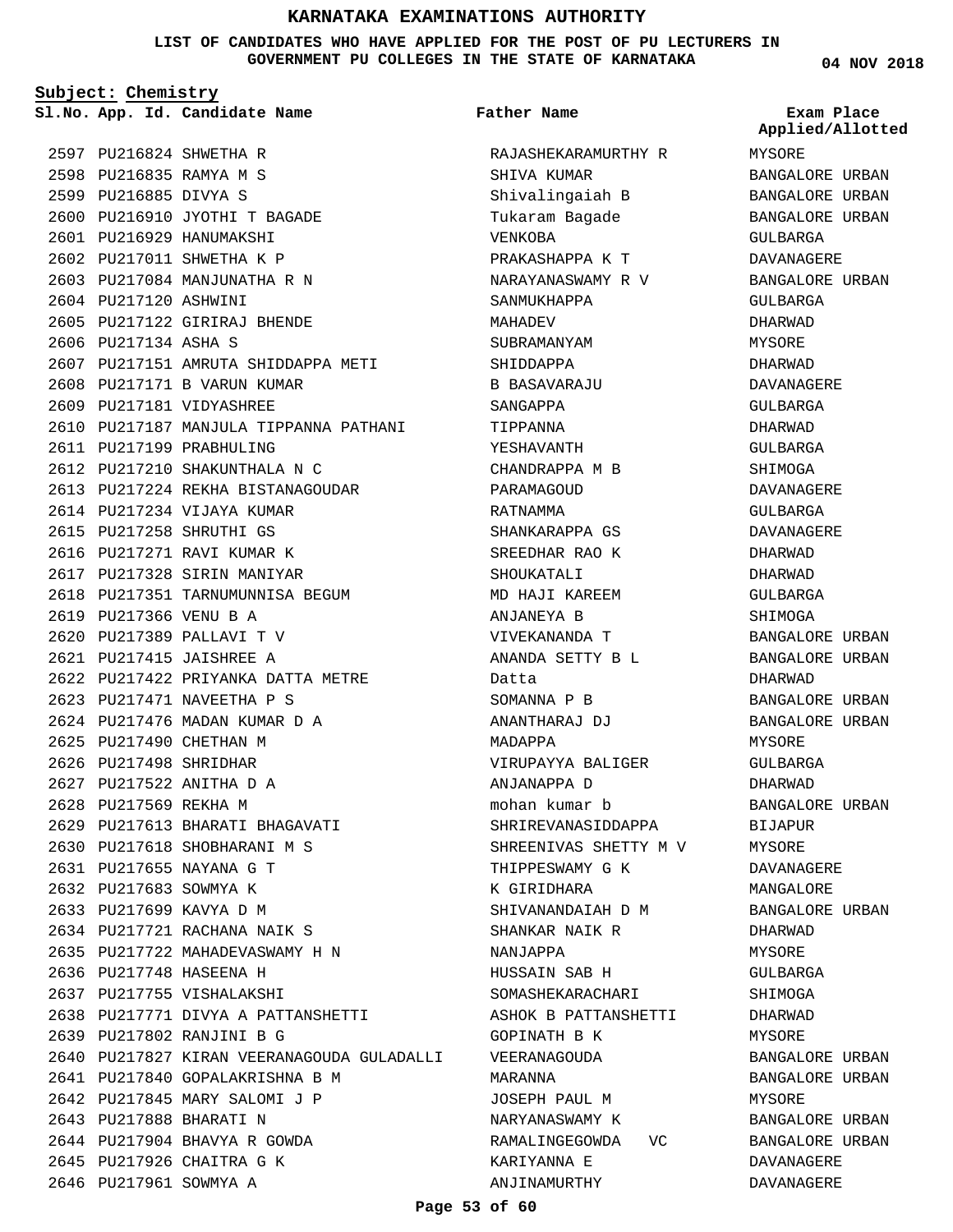# KARNATAKA EXAMINATIONS AUTHORITY

**LIST OF CANDIDATES WHO HAVE APPLIED FOR THE POST OF PU LECTURERS IN GOVERNMENT PU COLLEGES IN THE STATE OF KARNATAKA**

**04 NOV 2018**

**Subject: Chemistry**

| Sl.No. | App. Id. | Candidate Name | Father Name | Exam Place Applied/Allotted |
|---|---|---|---|---|
| 2597 | PU216824 | SHWETHA R | RAJASHEKARAMURTHY R | MYSORE |
| 2598 | PU216835 | RAMYA M S | SHIVA KUMAR | BANGALORE URBAN |
| 2599 | PU216885 | DIVYA S | Shivalingaiah B | BANGALORE URBAN |
| 2600 | PU216910 | JYOTHI T BAGADE | Tukaram Bagade | BANGALORE URBAN |
| 2601 | PU216929 | HANUMAKSHI | VENKOBA | GULBARGA |
| 2602 | PU217011 | SHWETHA K P | PRAKASHAPPA K T | DAVANAGERE |
| 2603 | PU217084 | MANJUNATHA R N | NARAYANASWAMY R V | BANGALORE URBAN |
| 2604 | PU217120 | ASHWINI | SANMUKHAPPA | GULBARGA |
| 2605 | PU217122 | GIRIRAJ BHENDE | MAHADEV | DHARWAD |
| 2606 | PU217134 | ASHA S | SUBRAMANYAM | MYSORE |
| 2607 | PU217151 | AMRUTA SHIDDAPPA METI | SHIDDAPPA | DHARWAD |
| 2608 | PU217171 | B VARUN KUMAR | B BASAVARAJU | DAVANAGERE |
| 2609 | PU217181 | VIDYASHREE | SANGAPPA | GULBARGA |
| 2610 | PU217187 | MANJULA TIPPANNA PATHANI | TIPPANNA | DHARWAD |
| 2611 | PU217199 | PRABHULING | YESHAVANTH | GULBARGA |
| 2612 | PU217210 | SHAKUNTHALA N C | CHANDRAPPA M B | SHIMOGA |
| 2613 | PU217224 | REKHA BISTANAGOUDAR | PARAMAGOUD | DAVANAGERE |
| 2614 | PU217234 | VIJAYA KUMAR | RATNAMMA | GULBARGA |
| 2615 | PU217258 | SHRUTHI GS | SHANKARAPPA GS | DAVANAGERE |
| 2616 | PU217271 | RAVI KUMAR K | SREEDHAR RAO K | DHARWAD |
| 2617 | PU217328 | SIRIN MANIYAR | SHOUKATALI | DHARWAD |
| 2618 | PU217351 | TARNUMUNNISA BEGUM | MD HAJI KAREEM | GULBARGA |
| 2619 | PU217366 | VENU B A | ANJANEYA B | SHIMOGA |
| 2620 | PU217389 | PALLAVI T V | VIVEKANANDA T | BANGALORE URBAN |
| 2621 | PU217415 | JAISHREE A | ANANDA SETTY B L | BANGALORE URBAN |
| 2622 | PU217422 | PRIYANKA DATTA METRE | Datta | DHARWAD |
| 2623 | PU217471 | NAVEETHA P S | SOMANNA P B | BANGALORE URBAN |
| 2624 | PU217476 | MADAN KUMAR D A | ANANTHARAJ DJ | BANGALORE URBAN |
| 2625 | PU217490 | CHETHAN M | MADAPPA | MYSORE |
| 2626 | PU217498 | SHRIDHAR | VIRUPAYYA BALIGER | GULBARGA |
| 2627 | PU217522 | ANITHA D A | ANJANAPPA D | DHARWAD |
| 2628 | PU217569 | REKHA M | mohan kumar b | BANGALORE URBAN |
| 2629 | PU217613 | BHARATI BHAGAVATI | SHRIREVANASIDDAPPA | BIJAPUR |
| 2630 | PU217618 | SHOBHARANI M S | SHREENIVAS SHETTY M V | MYSORE |
| 2631 | PU217655 | NAYANA G T | THIPPESWAMY G K | DAVANAGERE |
| 2632 | PU217683 | SOWMYA K | K GIRIDHARA | MANGALORE |
| 2633 | PU217699 | KAVYA D M | SHIVANANDAIAH D M | BANGALORE URBAN |
| 2634 | PU217721 | RACHANA NAIK S | SHANKAR NAIK R | DHARWAD |
| 2635 | PU217722 | MAHADEVASWAMY H N | NANJAPPA | MYSORE |
| 2636 | PU217748 | HASEENA H | HUSSAIN SAB H | GULBARGA |
| 2637 | PU217755 | VISHALAKSHI | SOMASHEKARACHARI | SHIMOGA |
| 2638 | PU217771 | DIVYA A PATTANSHETTI | ASHOK B PATTANSHETTI | DHARWAD |
| 2639 | PU217802 | RANJINI B G | GOPINATH B K | MYSORE |
| 2640 | PU217827 | KIRAN VEERANAGOUDA GULADALLI | VEERANAGOUDA | BANGALORE URBAN |
| 2641 | PU217840 | GOPALAKRISHNA B M | MARANNA | BANGALORE URBAN |
| 2642 | PU217845 | MARY SALOMI J P | JOSEPH PAUL M | MYSORE |
| 2643 | PU217888 | BHARATI N | NARYANASWAMY K | BANGALORE URBAN |
| 2644 | PU217904 | BHAVYA R GOWDA | RAMALINGEGOWDA VC | BANGALORE URBAN |
| 2645 | PU217926 | CHAITRA G K | KARIYANNA E | DAVANAGERE |
| 2646 | PU217961 | SOWMYA A | ANJINAMURTHY | DAVANAGERE |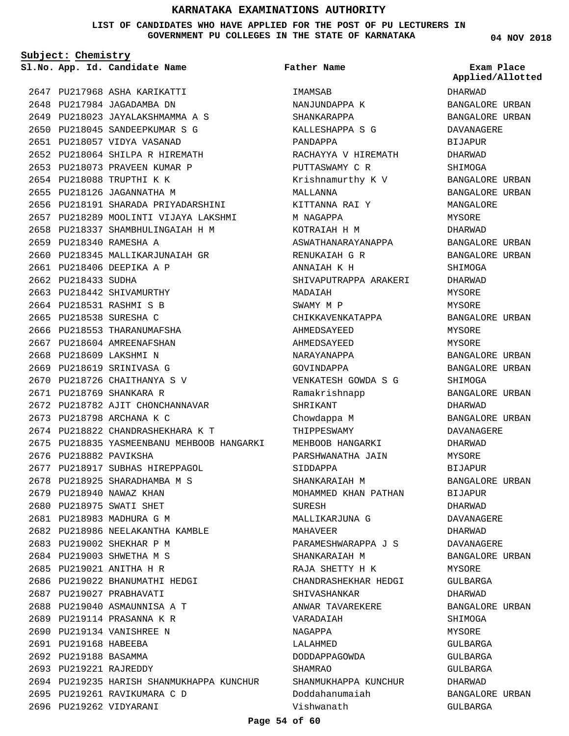# KARNATAKA EXAMINATIONS AUTHORITY

**LIST OF CANDIDATES WHO HAVE APPLIED FOR THE POST OF PU LECTURERS IN GOVERNMENT PU COLLEGES IN THE STATE OF KARNATAKA**

04 NOV 2018

**Subject: Chemistry**

| Sl.No. | App. Id. | Candidate Name | Father Name | Exam Place Applied/Allotted |
|---|---|---|---|---|
| 2647 | PU217968 | ASHA KARIKATTI | IMAMSAB | DHARWAD |
| 2648 | PU217984 | JAGADAMBA DN | NANJUNDAPPA K | BANGALORE URBAN |
| 2649 | PU218023 | JAYALAKSHMAMMA A S | SHANKARAPPA | BANGALORE URBAN |
| 2650 | PU218045 | SANDEEPKUMAR S G | KALLESHAPPA S G | DAVANAGERE |
| 2651 | PU218057 | VIDYA VASANAD | PANDAPPA | BIJAPUR |
| 2652 | PU218064 | SHILPA R HIREMATH | RACHAYYA V HIREMATH | DHARWAD |
| 2653 | PU218073 | PRAVEEN KUMAR P | PUTTASWAMY C R | SHIMOGA |
| 2654 | PU218088 | TRUPTHI K K | Krishnamurthy K V | BANGALORE URBAN |
| 2655 | PU218126 | JAGANNATHA M | MALLANNA | BANGALORE URBAN |
| 2656 | PU218191 | SHARADA PRIYADARSHINI | KITTANNA RAI Y | MANGALORE |
| 2657 | PU218289 | MOOLINTI VIJAYA LAKSHMI | M NAGAPPA | MYSORE |
| 2658 | PU218337 | SHAMBHULINGAIAH H M | KOTRAIAH H M | DHARWAD |
| 2659 | PU218340 | RAMESHA A | ASWATHANARAYANAPPA | BANGALORE URBAN |
| 2660 | PU218345 | MALLIKARJUNAIAH GR | RENUKAIAH G R | BANGALORE URBAN |
| 2661 | PU218406 | DEEPIKA A P | ANNAIAH K H | SHIMOGA |
| 2662 | PU218433 | SUDHA | SHIVAPUTRAPPA ARAKERI | DHARWAD |
| 2663 | PU218442 | SHIVAMURTHY | MADAIAH | MYSORE |
| 2664 | PU218531 | RASHMI S B | SWAMY M P | MYSORE |
| 2665 | PU218538 | SURESHA C | CHIKKAVENKATAPPA | BANGALORE URBAN |
| 2666 | PU218553 | THARANUMAFSHA | AHMEDSAYEED | MYSORE |
| 2667 | PU218604 | AMREENAFSHAN | AHMEDSAYEED | MYSORE |
| 2668 | PU218609 | LAKSHMI N | NARAYANAPPA | BANGALORE URBAN |
| 2669 | PU218619 | SRINIVASA G | GOVINDAPPA | BANGALORE URBAN |
| 2670 | PU218726 | CHAITHANYA S V | VENKATESH GOWDA S G | SHIMOGA |
| 2671 | PU218769 | SHANKARA R | Ramakrishnapp | BANGALORE URBAN |
| 2672 | PU218782 | AJIT CHONCHANNAVAR | SHRIKANT | DHARWAD |
| 2673 | PU218798 | ARCHANA K C | Chowdappa M | BANGALORE URBAN |
| 2674 | PU218822 | CHANDRASHEKHARA K T | THIPPESWAMY | DAVANAGERE |
| 2675 | PU218835 | YASMEENBANU MEHBOOB HANGARKI | MEHBOOB HANGARKI | DHARWAD |
| 2676 | PU218882 | PAVIKSHA | PARSHWANATHA JAIN | MYSORE |
| 2677 | PU218917 | SUBHAS HIREPPAGOL | SIDDAPPA | BIJAPUR |
| 2678 | PU218925 | SHARADHAMBA M S | SHANKARAIAH M | BANGALORE URBAN |
| 2679 | PU218940 | NAWAZ KHAN | MOHAMMED KHAN PATHAN | BIJAPUR |
| 2680 | PU218975 | SWATI SHET | SURESH | DHARWAD |
| 2681 | PU218983 | MADHURA G M | MALLIKARJUNA G | DAVANAGERE |
| 2682 | PU218986 | NEELAKANTHA KAMBLE | MAHAVEER | DHARWAD |
| 2683 | PU219002 | SHEKHAR P M | PARAMESHWARAPPA J S | DAVANAGERE |
| 2684 | PU219003 | SHWETHA M S | SHANKARAIAH M | BANGALORE URBAN |
| 2685 | PU219021 | ANITHA H R | RAJA SHETTY H K | MYSORE |
| 2686 | PU219022 | BHANUMATHI HEDGI | CHANDRASHEKHAR HEDGI | GULBARGA |
| 2687 | PU219027 | PRABHAVATI | SHIVASHANKAR | DHARWAD |
| 2688 | PU219040 | ASMAUNNISA A T | ANWAR TAVAREKERE | BANGALORE URBAN |
| 2689 | PU219114 | PRASANNA K R | VARADAIAH | SHIMOGA |
| 2690 | PU219134 | VANISHREE N | NAGAPPA | MYSORE |
| 2691 | PU219168 | HABEEBA | LALAHMED | GULBARGA |
| 2692 | PU219188 | BASAMMA | DODDAPPAGOWDA | GULBARGA |
| 2693 | PU219221 | RAJREDDY | SHAMRAO | GULBARGA |
| 2694 | PU219235 | HARISH SHANMUKHAPPA KUNCHUR | SHANMUKHAPPA KUNCHUR | DHARWAD |
| 2695 | PU219261 | RAVIKUMARA C D | Doddahanumaiah | BANGALORE URBAN |
| 2696 | PU219262 | VIDYARANI | Vishwanath | GULBARGA |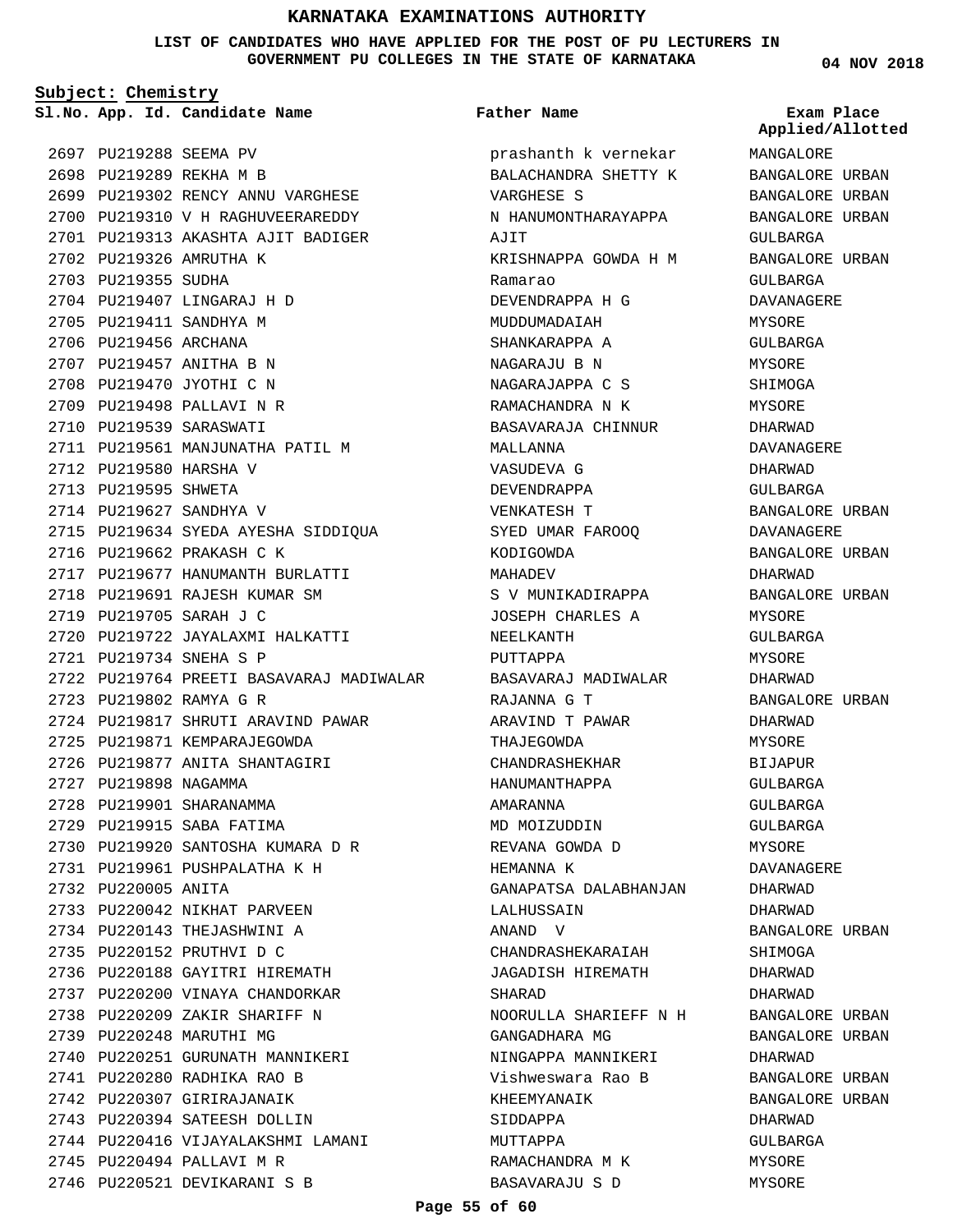# KARNATAKA EXAMINATIONS AUTHORITY

**LIST OF CANDIDATES WHO HAVE APPLIED FOR THE POST OF PU LECTURERS IN GOVERNMENT PU COLLEGES IN THE STATE OF KARNATAKA**

04 NOV 2018

**Subject: Chemistry**

| Sl.No. | App. Id. | Candidate Name | Father Name | Exam Place Applied/Allotted |
|---|---|---|---|---|
| 2697 | PU219288 | SEEMA PV | prashanth k vernekar | MANGALORE |
| 2698 | PU219289 | REKHA M B | BALACHANDRA SHETTY K | BANGALORE URBAN |
| 2699 | PU219302 | RENCY ANNU VARGHESE | VARGHESE S | BANGALORE URBAN |
| 2700 | PU219310 | V H RAGHUVEERAREDDY | N HANUMONTHARAYAPPA | BANGALORE URBAN |
| 2701 | PU219313 | AKASHTA AJIT BADIGER | AJIT | GULBARGA |
| 2702 | PU219326 | AMRUTHA K | KRISHNAPPA GOWDA H M | BANGALORE URBAN |
| 2703 | PU219355 | SUDHA | Ramarao | GULBARGA |
| 2704 | PU219407 | LINGARAJ H D | DEVENDRAPPA H G | DAVANAGERE |
| 2705 | PU219411 | SANDHYA M | MUDDUMADAIAH | MYSORE |
| 2706 | PU219456 | ARCHANA | SHANKARAPPA A | GULBARGA |
| 2707 | PU219457 | ANITHA B N | NAGARAJU B N | MYSORE |
| 2708 | PU219470 | JYOTHI C N | NAGARAJAPPA C S | SHIMOGA |
| 2709 | PU219498 | PALLAVI N R | RAMACHANDRA N K | MYSORE |
| 2710 | PU219539 | SARASWATI | BASAVARAJA CHINNUR | DHARWAD |
| 2711 | PU219561 | MANJUNATHA PATIL M | MALLANNA | DAVANAGERE |
| 2712 | PU219580 | HARSHA V | VASUDEVA G | DHARWAD |
| 2713 | PU219595 | SHWETA | DEVENDRAPPA | GULBARGA |
| 2714 | PU219627 | SANDHYA V | VENKATESH T | BANGALORE URBAN |
| 2715 | PU219634 | SYEDA AYESHA SIDDIQUA | SYED UMAR FAROOQ | DAVANAGERE |
| 2716 | PU219662 | PRAKASH C K | KODIGOWDA | BANGALORE URBAN |
| 2717 | PU219677 | HANUMANTH BURLATTI | MAHADEV | DHARWAD |
| 2718 | PU219691 | RAJESH KUMAR SM | S V MUNIKADIRAPPA | BANGALORE URBAN |
| 2719 | PU219705 | SARAH J C | JOSEPH CHARLES A | MYSORE |
| 2720 | PU219722 | JAYALAXMI HALKATTI | NEELKANTH | GULBARGA |
| 2721 | PU219734 | SNEHA S P | PUTTAPPA | MYSORE |
| 2722 | PU219764 | PREETI BASAVARAJ MADIWALAR | BASAVARAJ MADIWALAR | DHARWAD |
| 2723 | PU219802 | RAMYA G R | RAJANNA G T | BANGALORE URBAN |
| 2724 | PU219817 | SHRUTI ARAVIND PAWAR | ARAVIND T PAWAR | DHARWAD |
| 2725 | PU219871 | KEMPARAJEGOWDA | THAJEGOWDA | MYSORE |
| 2726 | PU219877 | ANITA SHANTAGIRI | CHANDRASHEKHAR | BIJAPUR |
| 2727 | PU219898 | NAGAMMA | HANUMANTHAPPA | GULBARGA |
| 2728 | PU219901 | SHARANAMMA | AMARANNA | GULBARGA |
| 2729 | PU219915 | SABA FATIMA | MD MOIZUDDIN | GULBARGA |
| 2730 | PU219920 | SANTOSHA KUMARA D R | REVANA GOWDA D | MYSORE |
| 2731 | PU219961 | PUSHPALATHA K H | HEMANNA K | DAVANAGERE |
| 2732 | PU220005 | ANITA | GANAPATSA DALABHANJAN | DHARWAD |
| 2733 | PU220042 | NIKHAT PARVEEN | LALHUSSAIN | DHARWAD |
| 2734 | PU220143 | THEJASHWINI A | ANAND V | BANGALORE URBAN |
| 2735 | PU220152 | PRUTHVI D C | CHANDRASHEKARAIAH | SHIMOGA |
| 2736 | PU220188 | GAYITRI HIREMATH | JAGADISH HIREMATH | DHARWAD |
| 2737 | PU220200 | VINAYA CHANDORKAR | SHARAD | DHARWAD |
| 2738 | PU220209 | ZAKIR SHARIFF N | NOORULLA SHARIEFF N H | BANGALORE URBAN |
| 2739 | PU220248 | MARUTHI MG | GANGADHARA MG | BANGALORE URBAN |
| 2740 | PU220251 | GURUNATH MANNIKERI | NINGAPPA MANNIKERI | DHARWAD |
| 2741 | PU220280 | RADHIKA RAO B | Vishweswara Rao B | BANGALORE URBAN |
| 2742 | PU220307 | GIRIRAJANAIK | KHEEMYANAIK | BANGALORE URBAN |
| 2743 | PU220394 | SATEESH DOLLIN | SIDDAPPA | DHARWAD |
| 2744 | PU220416 | VIJAYALAKSHMI LAMANI | MUTTAPPA | GULBARGA |
| 2745 | PU220494 | PALLAVI M R | RAMACHANDRA M K | MYSORE |
| 2746 | PU220521 | DEVIKARANI S B | BASAVARAJU S D | MYSORE |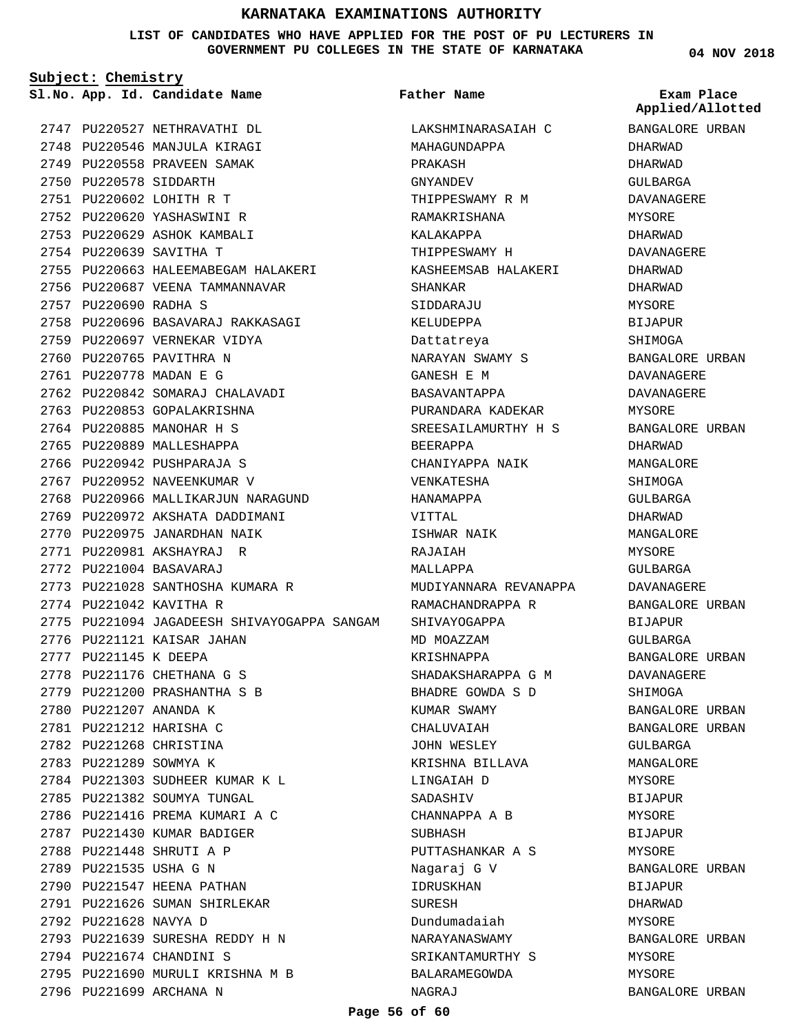# KARNATAKA EXAMINATIONS AUTHORITY

**LIST OF CANDIDATES WHO HAVE APPLIED FOR THE POST OF PU LECTURERS IN GOVERNMENT PU COLLEGES IN THE STATE OF KARNATAKA**

**04 NOV 2018**

**Subject: Chemistry**

| Sl.No. | App. Id. | Candidate Name | Father Name | Exam Place Applied/Allotted |
|---|---|---|---|---|
| 2747 | PU220527 | NETHRAVATHI DL | LAKSHMINARASAIAH C | BANGALORE URBAN |
| 2748 | PU220546 | MANJULA KIRAGI | MAHAGUNDAPPA | DHARWAD |
| 2749 | PU220558 | PRAVEEN SAMAK | PRAKASH | DHARWAD |
| 2750 | PU220578 | SIDDARTH | GNYANDEV | GULBARGA |
| 2751 | PU220602 | LOHITH R T | THIPPESWAMY R M | DAVANAGERE |
| 2752 | PU220620 | YASHASWINI R | RAMAKRISHANA | MYSORE |
| 2753 | PU220629 | ASHOK KAMBALI | KALAKAPPA | DHARWAD |
| 2754 | PU220639 | SAVITHA T | THIPPESWAMY H | DAVANAGERE |
| 2755 | PU220663 | HALEEMABEGAM HALAKERI | KASHEEMSAB HALAKERI | DHARWAD |
| 2756 | PU220687 | VEENA TAMMANNAVAR | SHANKAR | DHARWAD |
| 2757 | PU220690 | RADHA S | SIDDARAJU | MYSORE |
| 2758 | PU220696 | BASAVARAJ RAKKASAGI | KELUDEPPA | BIJAPUR |
| 2759 | PU220697 | VERNEKAR VIDYA | Dattatreya | SHIMOGA |
| 2760 | PU220765 | PAVITHRA N | NARAYAN SWAMY S | BANGALORE URBAN |
| 2761 | PU220778 | MADAN E G | GANESH E M | DAVANAGERE |
| 2762 | PU220842 | SOMARAJ CHALAVADI | BASAVANTAPPA | DAVANAGERE |
| 2763 | PU220853 | GOPALAKRISHNA | PURANDARA KADEKAR | MYSORE |
| 2764 | PU220885 | MANOHAR H S | SREESAILAMURTHY H S | BANGALORE URBAN |
| 2765 | PU220889 | MALLESHAPPA | BEERAPPA | DHARWAD |
| 2766 | PU220942 | PUSHPARAJA S | CHANIYAPPA NAIK | MANGALORE |
| 2767 | PU220952 | NAVEENKUMAR V | VENKATESHA | SHIMOGA |
| 2768 | PU220966 | MALLIKARJUN NARAGUND | HANAMAPPA | GULBARGA |
| 2769 | PU220972 | AKSHATA DADDIMANI | VITTAL | DHARWAD |
| 2770 | PU220975 | JANARDHAN NAIK | ISHWAR NAIK | MANGALORE |
| 2771 | PU220981 | AKSHAYRAJ R | RAJAIAH | MYSORE |
| 2772 | PU221004 | BASAVARAJ | MALLAPPA | GULBARGA |
| 2773 | PU221028 | SANTHOSHA KUMARA R | MUDIYANNARA REVANAPPA | DAVANAGERE |
| 2774 | PU221042 | KAVITHA R | RAMACHANDRAPPA R | BANGALORE URBAN |
| 2775 | PU221094 | JAGADEESH SHIVAYOGAPPA SANGAM | SHIVAYOGAPPA | BIJAPUR |
| 2776 | PU221121 | KAISAR JAHAN | MD MOAZZAM | GULBARGA |
| 2777 | PU221145 | K DEEPA | KRISHNAPPA | BANGALORE URBAN |
| 2778 | PU221176 | CHETHANA G S | SHADAKSHARAPPA G M | DAVANAGERE |
| 2779 | PU221200 | PRASHANTHA S B | BHADRE GOWDA S D | SHIMOGA |
| 2780 | PU221207 | ANANDA K | KUMAR SWAMY | BANGALORE URBAN |
| 2781 | PU221212 | HARISHA C | CHALUVAIAH | BANGALORE URBAN |
| 2782 | PU221268 | CHRISTINA | JOHN WESLEY | GULBARGA |
| 2783 | PU221289 | SOWMYA K | KRISHNA BILLAVA | MANGALORE |
| 2784 | PU221303 | SUDHEER KUMAR K L | LINGAIAH D | MYSORE |
| 2785 | PU221382 | SOUMYA TUNGAL | SADASHIV | BIJAPUR |
| 2786 | PU221416 | PREMA KUMARI A C | CHANNAPPA A B | MYSORE |
| 2787 | PU221430 | KUMAR BADIGER | SUBHASH | BIJAPUR |
| 2788 | PU221448 | SHRUTI A P | PUTTASHANKAR A S | MYSORE |
| 2789 | PU221535 | USHA G N | Nagaraj G V | BANGALORE URBAN |
| 2790 | PU221547 | HEENA PATHAN | IDRUSKHAN | BIJAPUR |
| 2791 | PU221626 | SUMAN SHIRLEKAR | SURESH | DHARWAD |
| 2792 | PU221628 | NAVYA D | Dundumadaiah | MYSORE |
| 2793 | PU221639 | SURESHA REDDY H N | NARAYANASWAMY | BANGALORE URBAN |
| 2794 | PU221674 | CHANDINI S | SRIKANTAMURTHY S | MYSORE |
| 2795 | PU221690 | MURULI KRISHNA M B | BALARAMEGOWDA | MYSORE |
| 2796 | PU221699 | ARCHANA N | NAGRAJ | BANGALORE URBAN |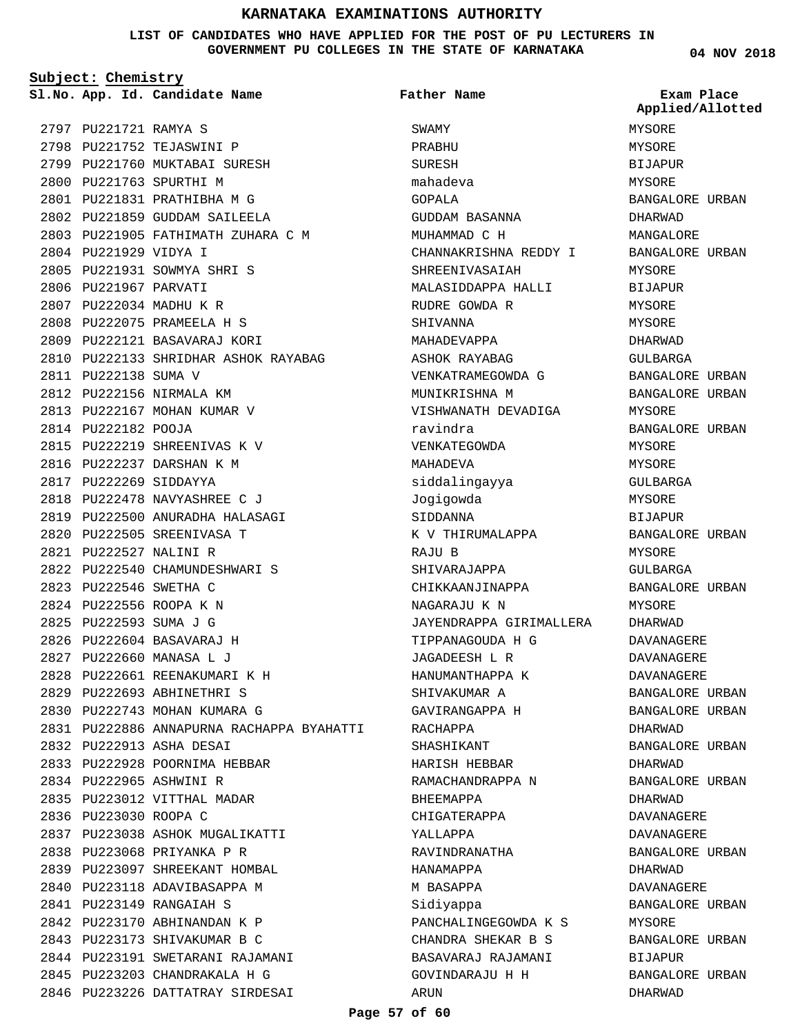# KARNATAKA EXAMINATIONS AUTHORITY

**LIST OF CANDIDATES WHO HAVE APPLIED FOR THE POST OF PU LECTURERS IN GOVERNMENT PU COLLEGES IN THE STATE OF KARNATAKA**

**04 NOV 2018**

**Subject: Chemistry**

| Sl.No. | App. Id. | Candidate Name | Father Name | Exam Place Applied/Allotted |
|---|---|---|---|---|
| 2797 | PU221721 | RAMYA S | SWAMY | MYSORE |
| 2798 | PU221752 | TEJASWINI P | PRABHU | MYSORE |
| 2799 | PU221760 | MUKTABAI SURESH | SURESH | BIJAPUR |
| 2800 | PU221763 | SPURTHI M | mahadeva | MYSORE |
| 2801 | PU221831 | PRATHIBHA M G | GOPALA | BANGALORE URBAN |
| 2802 | PU221859 | GUDDAM SAILEELA | GUDDAM BASANNA | DHARWAD |
| 2803 | PU221905 | FATHIMATH ZUHARA C M | MUHAMMAD C H | MANGALORE |
| 2804 | PU221929 | VIDYA I | CHANNAKRISHNA REDDY I | BANGALORE URBAN |
| 2805 | PU221931 | SOWMYA SHRI S | SHREENIVASAIAH | MYSORE |
| 2806 | PU221967 | PARVATI | MALASIDDAPPA HALLI | BIJAPUR |
| 2807 | PU222034 | MADHU K R | RUDRE GOWDA R | MYSORE |
| 2808 | PU222075 | PRAMEELA H S | SHIVANNA | MYSORE |
| 2809 | PU222121 | BASAVARAJ KORI | MAHADEVAPPA | DHARWAD |
| 2810 | PU222133 | SHRIDHAR ASHOK RAYABAG | ASHOK RAYABAG | GULBARGA |
| 2811 | PU222138 | SUMA V | VENKATRAMEGOWDA G | BANGALORE URBAN |
| 2812 | PU222156 | NIRMALA KM | MUNIKRISHNA M | BANGALORE URBAN |
| 2813 | PU222167 | MOHAN KUMAR V | VISHWANATH DEVADIGA | MYSORE |
| 2814 | PU222182 | POOJA | ravindra | BANGALORE URBAN |
| 2815 | PU222219 | SHREENIVAS K V | VENKATEGOWDA | MYSORE |
| 2816 | PU222237 | DARSHAN K M | MAHADEVA | MYSORE |
| 2817 | PU222269 | SIDDAYYA | siddalingayya | GULBARGA |
| 2818 | PU222478 | NAVYASHREE C J | Jogigowda | MYSORE |
| 2819 | PU222500 | ANURADHA HALASAGI | SIDDANNA | BIJAPUR |
| 2820 | PU222505 | SREENIVASA T | K V THIRUMALAPPA | BANGALORE URBAN |
| 2821 | PU222527 | NALINI R | RAJU B | MYSORE |
| 2822 | PU222540 | CHAMUNDESHWARI S | SHIVARAJAPPA | GULBARGA |
| 2823 | PU222546 | SWETHA C | CHIKKAANJINAPPA | BANGALORE URBAN |
| 2824 | PU222556 | ROOPA K N | NAGARAJU K N | MYSORE |
| 2825 | PU222593 | SUMA J G | JAYENDRAPPA GIRIMALLERA | DHARWAD |
| 2826 | PU222604 | BASAVARAJ H | TIPPANAGOUDA H G | DAVANAGERE |
| 2827 | PU222660 | MANASA L J | JAGADEESH L R | DAVANAGERE |
| 2828 | PU222661 | REENAKUMARI K H | HANUMANTHAPPA K | DAVANAGERE |
| 2829 | PU222693 | ABHINETHRI S | SHIVAKUMAR A | BANGALORE URBAN |
| 2830 | PU222743 | MOHAN KUMARA G | GAVIRANGAPPA H | BANGALORE URBAN |
| 2831 | PU222886 | ANNAPURNA RACHAPPA BYAHATTI | RACHAPPA | DHARWAD |
| 2832 | PU222913 | ASHA DESAI | SHASHIKANT | BANGALORE URBAN |
| 2833 | PU222928 | POORNIMA HEBBAR | HARISH HEBBAR | DHARWAD |
| 2834 | PU222965 | ASHWINI R | RAMACHANDRAPPA N | BANGALORE URBAN |
| 2835 | PU223012 | VITTHAL MADAR | BHEEMAPPA | DHARWAD |
| 2836 | PU223030 | ROOPA C | CHIGATERAPPA | DAVANAGERE |
| 2837 | PU223038 | ASHOK MUGALIKATTI | YALLAPPA | DAVANAGERE |
| 2838 | PU223068 | PRIYANKA P R | RAVINDRANATHA | BANGALORE URBAN |
| 2839 | PU223097 | SHREEKANT HOMBAL | HANAMAPPA | DHARWAD |
| 2840 | PU223118 | ADAVIBASAPPA M | M BASAPPA | DAVANAGERE |
| 2841 | PU223149 | RANGAIAH S | Sidiyappa | BANGALORE URBAN |
| 2842 | PU223170 | ABHINANDAN K P | PANCHALINGEGOWDA K S | MYSORE |
| 2843 | PU223173 | SHIVAKUMAR B C | CHANDRA SHEKAR B S | BANGALORE URBAN |
| 2844 | PU223191 | SWETARANI RAJAMANI | BASAVARAJ RAJAMANI | BIJAPUR |
| 2845 | PU223203 | CHANDRAKALA H G | GOVINDARAJU H H | BANGALORE URBAN |
| 2846 | PU223226 | DATTATRAY SIRDESAI | ARUN | DHARWAD |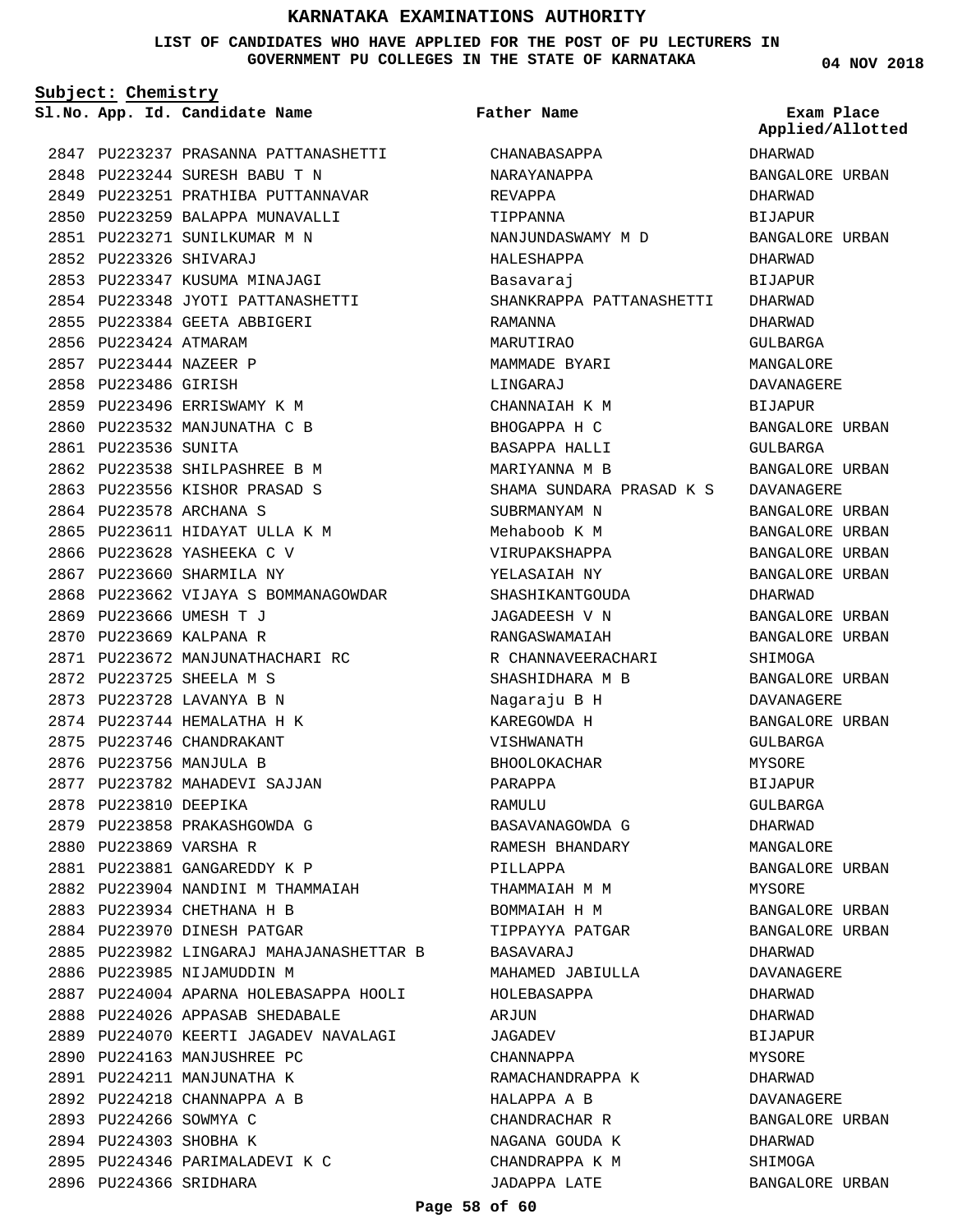# KARNATAKA EXAMINATIONS AUTHORITY

**LIST OF CANDIDATES WHO HAVE APPLIED FOR THE POST OF PU LECTURERS IN GOVERNMENT PU COLLEGES IN THE STATE OF KARNATAKA**

04 NOV 2018

**Subject: Chemistry**

| Sl.No. | App. Id. | Candidate Name | Father Name | Exam Place Applied/Allotted |
|---|---|---|---|---|
| 2847 | PU223237 | PRASANNA PATTANASHETTI | CHANABASAPPA | DHARWAD |
| 2848 | PU223244 | SURESH BABU T N | NARAYANAPPA | BANGALORE URBAN |
| 2849 | PU223251 | PRATHIBA PUTTANNAVAR | REVAPPA | DHARWAD |
| 2850 | PU223259 | BALAPPA MUNAVALLI | TIPPANNA | BIJAPUR |
| 2851 | PU223271 | SUNILKUMAR M N | NANJUNDASWAMY M D | BANGALORE URBAN |
| 2852 | PU223326 | SHIVARAJ | HALESHAPPA | DHARWAD |
| 2853 | PU223347 | KUSUMA MINAJAGI | Basavaraj | BIJAPUR |
| 2854 | PU223348 | JYOTI PATTANASHETTI | SHANKRAPPA PATTANASHETTI | DHARWAD |
| 2855 | PU223384 | GEETA ABBIGERI | RAMANNA | DHARWAD |
| 2856 | PU223424 | ATMARAM | MARUTIRAO | GULBARGA |
| 2857 | PU223444 | NAZEER P | MAMMADE BYARI | MANGALORE |
| 2858 | PU223486 | GIRISH | LINGARAJ | DAVANAGERE |
| 2859 | PU223496 | ERRISWAMY K M | CHANNAIAH K M | BIJAPUR |
| 2860 | PU223532 | MANJUNATHA C B | BHOGAPPA H C | BANGALORE URBAN |
| 2861 | PU223536 | SUNITA | BASAPPA HALLI | GULBARGA |
| 2862 | PU223538 | SHILPASHREE B M | MARIYANNA M B | BANGALORE URBAN |
| 2863 | PU223556 | KISHOR PRASAD S | SHAMA SUNDARA PRASAD K S | DAVANAGERE |
| 2864 | PU223578 | ARCHANA S | SUBRMANYAM N | BANGALORE URBAN |
| 2865 | PU223611 | HIDAYAT ULLA K M | Mehaboob K M | BANGALORE URBAN |
| 2866 | PU223628 | YASHEEKA C V | VIRUPAKSHAPPA | BANGALORE URBAN |
| 2867 | PU223660 | SHARMILA NY | YELASAIAH NY | BANGALORE URBAN |
| 2868 | PU223662 | VIJAYA S BOMMANAGOWDAR | SHASHIKANTGOUDA | DHARWAD |
| 2869 | PU223666 | UMESH T J | JAGADEESH V N | BANGALORE URBAN |
| 2870 | PU223669 | KALPANA R | RANGASWAMAIAH | BANGALORE URBAN |
| 2871 | PU223672 | MANJUNATHACHARI RC | R CHANNAVEERACHARI | SHIMOGA |
| 2872 | PU223725 | SHEELA M S | SHASHIDHARA M B | BANGALORE URBAN |
| 2873 | PU223728 | LAVANYA B N | Nagaraju B H | DAVANAGERE |
| 2874 | PU223744 | HEMALATHA H K | KAREGOWDA H | BANGALORE URBAN |
| 2875 | PU223746 | CHANDRAKANT | VISHWANATH | GULBARGA |
| 2876 | PU223756 | MANJULA B | BHOOLOKACHAR | MYSORE |
| 2877 | PU223782 | MAHADEVI SAJJAN | PARAPPA | BIJAPUR |
| 2878 | PU223810 | DEEPIKA | RAMULU | GULBARGA |
| 2879 | PU223858 | PRAKASHGOWDA G | BASAVANAGOWDA G | DHARWAD |
| 2880 | PU223869 | VARSHA R | RAMESH BHANDARY | MANGALORE |
| 2881 | PU223881 | GANGAREDDY K P | PILLAPPA | BANGALORE URBAN |
| 2882 | PU223904 | NANDINI M THAMMAIAH | THAMMAIAH M M | MYSORE |
| 2883 | PU223934 | CHETHANA H B | BOMMAIAH H M | BANGALORE URBAN |
| 2884 | PU223970 | DINESH PATGAR | TIPPAYYA PATGAR | BANGALORE URBAN |
| 2885 | PU223982 | LINGARAJ MAHAJANASHETTAR B | BASAVARAJ | DHARWAD |
| 2886 | PU223985 | NIJAMUDDIN M | MAHAMED JABIULLA | DAVANAGERE |
| 2887 | PU224004 | APARNA HOLEBASAPPA HOOLI | HOLEBASAPPA | DHARWAD |
| 2888 | PU224026 | APPASAB SHEDABALE | ARJUN | DHARWAD |
| 2889 | PU224070 | KEERTI JAGADEV NAVALAGI | JAGADEV | BIJAPUR |
| 2890 | PU224163 | MANJUSHREE PC | CHANNAPPA | MYSORE |
| 2891 | PU224211 | MANJUNATHA K | RAMACHANDRAPPA K | DHARWAD |
| 2892 | PU224218 | CHANNAPPA A B | HALAPPA A B | DAVANAGERE |
| 2893 | PU224266 | SOWMYA C | CHANDRACHAR R | BANGALORE URBAN |
| 2894 | PU224303 | SHOBHA K | NAGANA GOUDA K | DHARWAD |
| 2895 | PU224346 | PARIMALADEVI K C | CHANDRAPPA K M | SHIMOGA |
| 2896 | PU224366 | SRIDHARA | JADAPPA LATE | BANGALORE URBAN |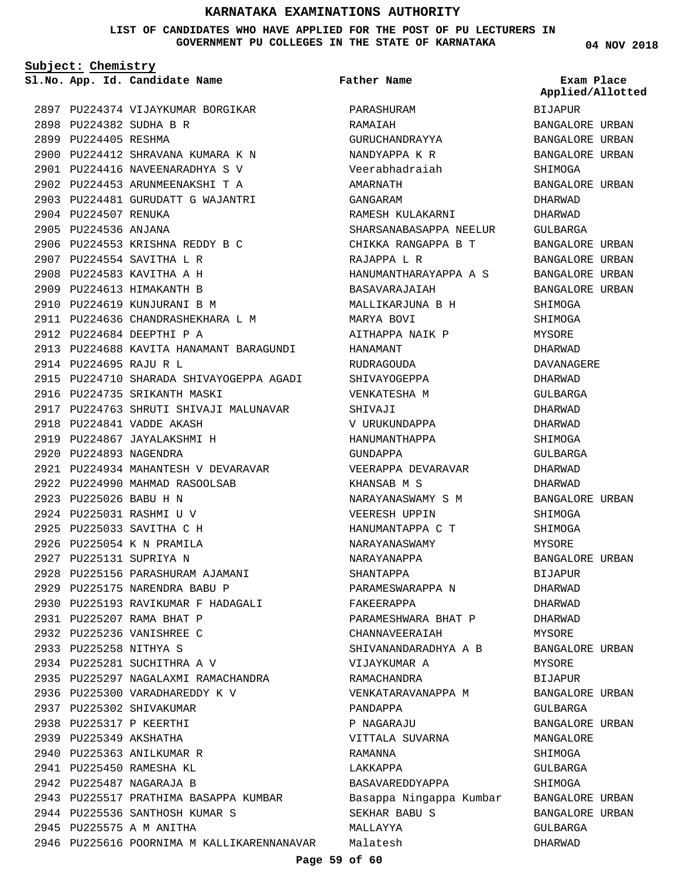# KARNATAKA EXAMINATIONS AUTHORITY

**LIST OF CANDIDATES WHO HAVE APPLIED FOR THE POST OF PU LECTURERS IN GOVERNMENT PU COLLEGES IN THE STATE OF KARNATAKA**

**04 NOV 2018**

**Subject: Chemistry**

| Sl.No. | App. Id. | Candidate Name | Father Name | Exam Place Applied/Allotted |
|---|---|---|---|---|
| 2897 | PU224374 | VIJAYKUMAR BORGIKAR | PARASHURAM | BIJAPUR |
| 2898 | PU224382 | SUDHA B R | RAMAIAH | BANGALORE URBAN |
| 2899 | PU224405 | RESHMA | GURUCHANDRAYYA | BANGALORE URBAN |
| 2900 | PU224412 | SHRAVANA KUMARA K N | NANDYAPPA K R | BANGALORE URBAN |
| 2901 | PU224416 | NAVEENARADHYA S V | Veerabhadraiah | SHIMOGA |
| 2902 | PU224453 | ARUNMEENAKSHI T A | AMARNATH | BANGALORE URBAN |
| 2903 | PU224481 | GURUDATT G WAJANTRI | GANGARAM | DHARWAD |
| 2904 | PU224507 | RENUKA | RAMESH KULAKARNI | DHARWAD |
| 2905 | PU224536 | ANJANA | SHARSANABASAPPA NEELUR | GULBARGA |
| 2906 | PU224553 | KRISHNA REDDY B C | CHIKKA RANGAPPA B T | BANGALORE URBAN |
| 2907 | PU224554 | SAVITHA L R | RAJAPPA L R | BANGALORE URBAN |
| 2908 | PU224583 | KAVITHA A H | HANUMANTHARAYAPPA A S | BANGALORE URBAN |
| 2909 | PU224613 | HIMAKANTH B | BASAVARAJAIAH | BANGALORE URBAN |
| 2910 | PU224619 | KUNJURANI B M | MALLIKARJUNA B H | SHIMOGA |
| 2911 | PU224636 | CHANDRASHEKHARA L M | MARYA BOVI | SHIMOGA |
| 2912 | PU224684 | DEEPTHI P A | AITHAPPA NAIK P | MYSORE |
| 2913 | PU224688 | KAVITA HANAMANT BARAGUNDI | HANAMANT | DHARWAD |
| 2914 | PU224695 | RAJU R L | RUDRAGOUDA | DAVANAGERE |
| 2915 | PU224710 | SHARADA SHIVAYOGEPPA AGADI | SHIVAYOGEPPA | DHARWAD |
| 2916 | PU224735 | SRIKANTH MASKI | VENKATESHA M | GULBARGA |
| 2917 | PU224763 | SHRUTI SHIVAJI MALUNAVAR | SHIVAJI | DHARWAD |
| 2918 | PU224841 | VADDE AKASH | V URUKUNDAPPA | DHARWAD |
| 2919 | PU224867 | JAYALAKSHMI H | HANUMANTHAPPA | SHIMOGA |
| 2920 | PU224893 | NAGENDRA | GUNDAPPA | GULBARGA |
| 2921 | PU224934 | MAHANTESH V DEVARAVAR | VEERAPPA DEVARAVAR | DHARWAD |
| 2922 | PU224990 | MAHMAD RASOOLSAB | KHANSAB M S | DHARWAD |
| 2923 | PU225026 | BABU H N | NARAYANASWAMY S M | BANGALORE URBAN |
| 2924 | PU225031 | RASHMI U V | VEERESH UPPIN | SHIMOGA |
| 2925 | PU225033 | SAVITHA C H | HANUMANTAPPA C T | SHIMOGA |
| 2926 | PU225054 | K N PRAMILA | NARAYANASWAMY | MYSORE |
| 2927 | PU225131 | SUPRIYA N | NARAYANAPPA | BANGALORE URBAN |
| 2928 | PU225156 | PARASHURAM AJAMANI | SHANTAPPA | BIJAPUR |
| 2929 | PU225175 | NARENDRA BABU P | PARAMESWARAPPA N | DHARWAD |
| 2930 | PU225193 | RAVIKUMAR F HADAGALI | FAKEERAPPA | DHARWAD |
| 2931 | PU225207 | RAMA BHAT P | PARAMESHWARA BHAT P | DHARWAD |
| 2932 | PU225236 | VANISHREE C | CHANNAVEERAIAH | MYSORE |
| 2933 | PU225258 | NITHYA S | SHIVANANDARADHYA A B | BANGALORE URBAN |
| 2934 | PU225281 | SUCHITHRA A V | VIJAYKUMAR A | MYSORE |
| 2935 | PU225297 | NAGALAXMI RAMACHANDRA | RAMACHANDRA | BIJAPUR |
| 2936 | PU225300 | VARADHAREDDY K V | VENKATARAVANAPPA M | BANGALORE URBAN |
| 2937 | PU225302 | SHIVAKUMAR | PANDAPPA | GULBARGA |
| 2938 | PU225317 | P KEERTHI | P NAGARAJU | BANGALORE URBAN |
| 2939 | PU225349 | AKSHATHA | VITTALA SUVARNA | MANGALORE |
| 2940 | PU225363 | ANILKUMAR R | RAMANNA | SHIMOGA |
| 2941 | PU225450 | RAMESHA KL | LAKKAPPA | GULBARGA |
| 2942 | PU225487 | NAGARAJA B | BASAVAREDDYAPPA | SHIMOGA |
| 2943 | PU225517 | PRATHIMA BASAPPA KUMBAR | Basappa Ningappa Kumbar | BANGALORE URBAN |
| 2944 | PU225536 | SANTHOSH KUMAR S | SEKHAR BABU S | BANGALORE URBAN |
| 2945 | PU225575 | A M ANITHA | MALLAYYA | GULBARGA |
| 2946 | PU225616 | POORNIMA M KALLIKARENNANAVAR | Malatesh | DHARWAD |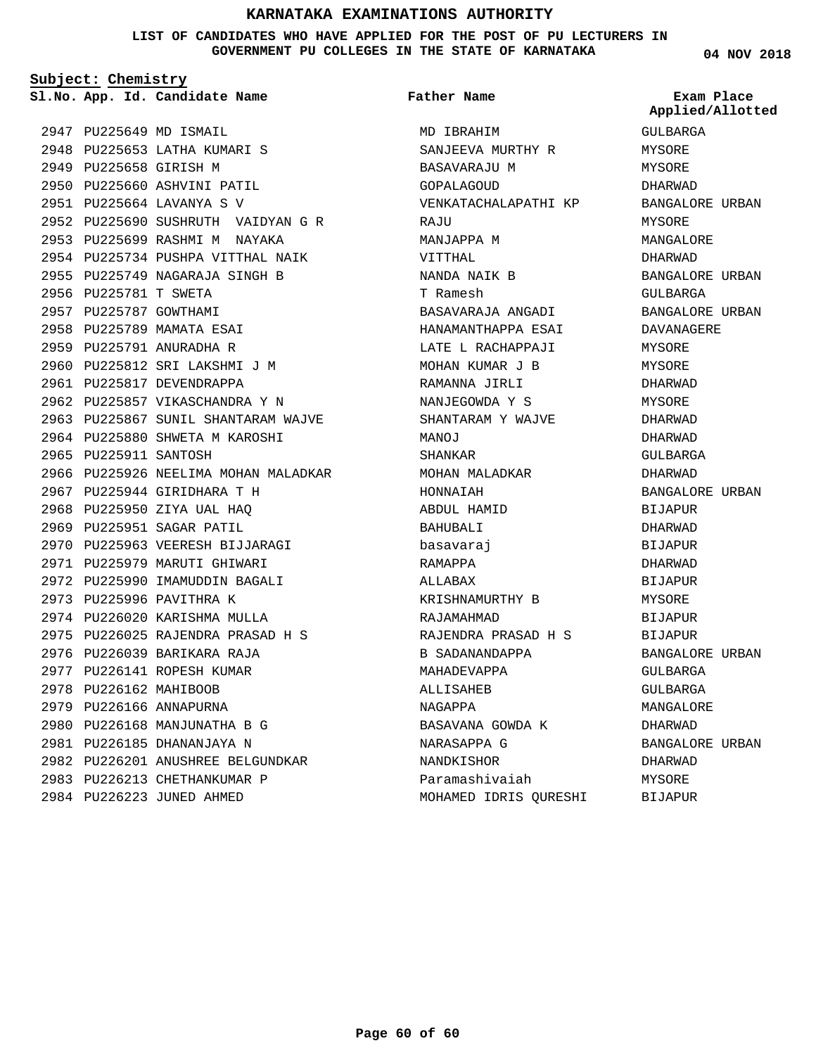# KARNATAKA EXAMINATIONS AUTHORITY

**LIST OF CANDIDATES WHO HAVE APPLIED FOR THE POST OF PU LECTURERS IN GOVERNMENT PU COLLEGES IN THE STATE OF KARNATAKA**

**04 NOV 2018**

**Subject: Chemistry**

| Sl.No. | App. Id. | Candidate Name | Father Name | Exam Place Applied/Allotted |
|---|---|---|---|---|
| 2947 | PU225649 | MD ISMAIL | MD IBRAHIM | GULBARGA |
| 2948 | PU225653 | LATHA KUMARI S | SANJEEVA MURTHY R | MYSORE |
| 2949 | PU225658 | GIRISH M | BASAVARAJU M | MYSORE |
| 2950 | PU225660 | ASHVINI PATIL | GOPALAGOUD | DHARWAD |
| 2951 | PU225664 | LAVANYA S V | VENKATACHALAPATHI KP | BANGALORE URBAN |
| 2952 | PU225690 | SUSHRUTH VAIDYAN G R | RAJU | MYSORE |
| 2953 | PU225699 | RASHMI M NAYAKA | MANJAPPA M | MANGALORE |
| 2954 | PU225734 | PUSHPA VITTHAL NAIK | VITTHAL | DHARWAD |
| 2955 | PU225749 | NAGARAJA SINGH B | NANDA NAIK B | BANGALORE URBAN |
| 2956 | PU225781 | T SWETA | T Ramesh | GULBARGA |
| 2957 | PU225787 | GOWTHAMI | BASAVARAJA ANGADI | BANGALORE URBAN |
| 2958 | PU225789 | MAMATA ESAI | HANAMANTHAPPA ESAI | DAVANAGERE |
| 2959 | PU225791 | ANURADHA R | LATE L RACHAPPAJI | MYSORE |
| 2960 | PU225812 | SRI LAKSHMI J M | MOHAN KUMAR J B | MYSORE |
| 2961 | PU225817 | DEVENDRAPPA | RAMANNA JIRLI | DHARWAD |
| 2962 | PU225857 | VIKASCHANDRA Y N | NANJEGOWDA Y S | MYSORE |
| 2963 | PU225867 | SUNIL SHANTARAM WAJVE | SHANTARAM Y WAJVE | DHARWAD |
| 2964 | PU225880 | SHWETA M KAROSHI | MANOJ | DHARWAD |
| 2965 | PU225911 | SANTOSH | SHANKAR | GULBARGA |
| 2966 | PU225926 | NEELIMA MOHAN MALADKAR | MOHAN MALADKAR | DHARWAD |
| 2967 | PU225944 | GIRIDHARA T H | HONNAIAH | BANGALORE URBAN |
| 2968 | PU225950 | ZIYA UAL HAQ | ABDUL HAMID | BIJAPUR |
| 2969 | PU225951 | SAGAR PATIL | BAHUBALI | DHARWAD |
| 2970 | PU225963 | VEERESH BIJJARAGI | basavaraj | BIJAPUR |
| 2971 | PU225979 | MARUTI GHIWARI | RAMAPPA | DHARWAD |
| 2972 | PU225990 | IMAMUDDIN BAGALI | ALLABAX | BIJAPUR |
| 2973 | PU225996 | PAVITHRA K | KRISHNAMURTHY B | MYSORE |
| 2974 | PU226020 | KARISHMA MULLA | RAJAMAHMAD | BIJAPUR |
| 2975 | PU226025 | RAJENDRA PRASAD H S | RAJENDRA PRASAD H S | BIJAPUR |
| 2976 | PU226039 | BARIKARA RAJA | B SADANANDAPPA | BANGALORE URBAN |
| 2977 | PU226141 | ROPESH KUMAR | MAHADEVAPPA | GULBARGA |
| 2978 | PU226162 | MAHIBOOB | ALLISAHEB | GULBARGA |
| 2979 | PU226166 | ANNAPURNA | NAGAPPA | MANGALORE |
| 2980 | PU226168 | MANJUNATHA B G | BASAVANA GOWDA K | DHARWAD |
| 2981 | PU226185 | DHANANJAYA N | NARASAPPA G | BANGALORE URBAN |
| 2982 | PU226201 | ANUSHREE BELGUNDKAR | NANDKISHOR | DHARWAD |
| 2983 | PU226213 | CHETHANKUMAR P | Paramashivaiah | MYSORE |
| 2984 | PU226223 | JUNED AHMED | MOHAMED IDRIS QURESHI | BIJAPUR |